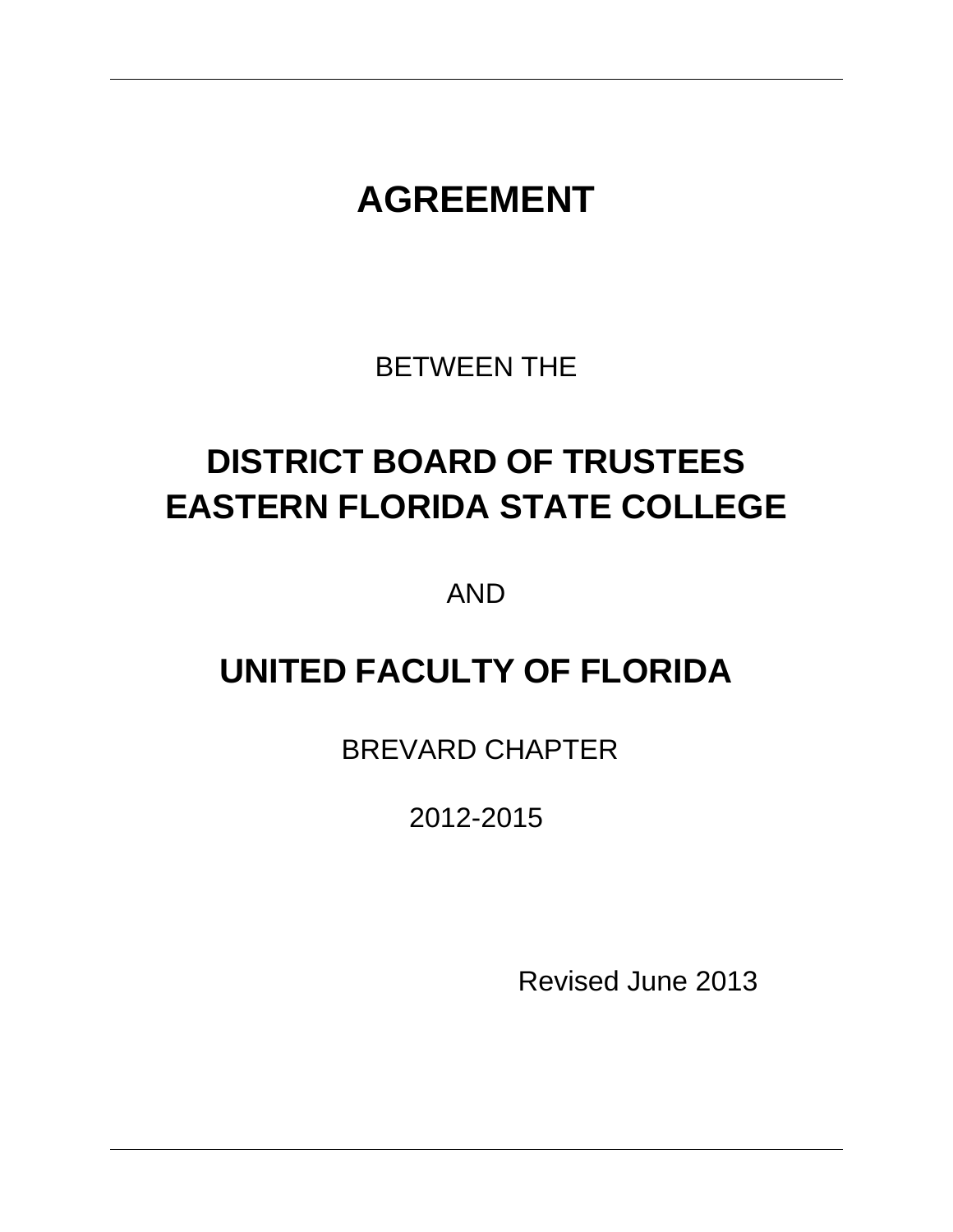# AGREEMENT

BETWEEN THE

## DISTRICT BOARD OF TRUSTEES
## EASTERN FLORIDA STATE COLLEGE

AND

## UNITED FACULTY OF FLORIDA

BREVARD CHAPTER

2012-2015

Revised June 2013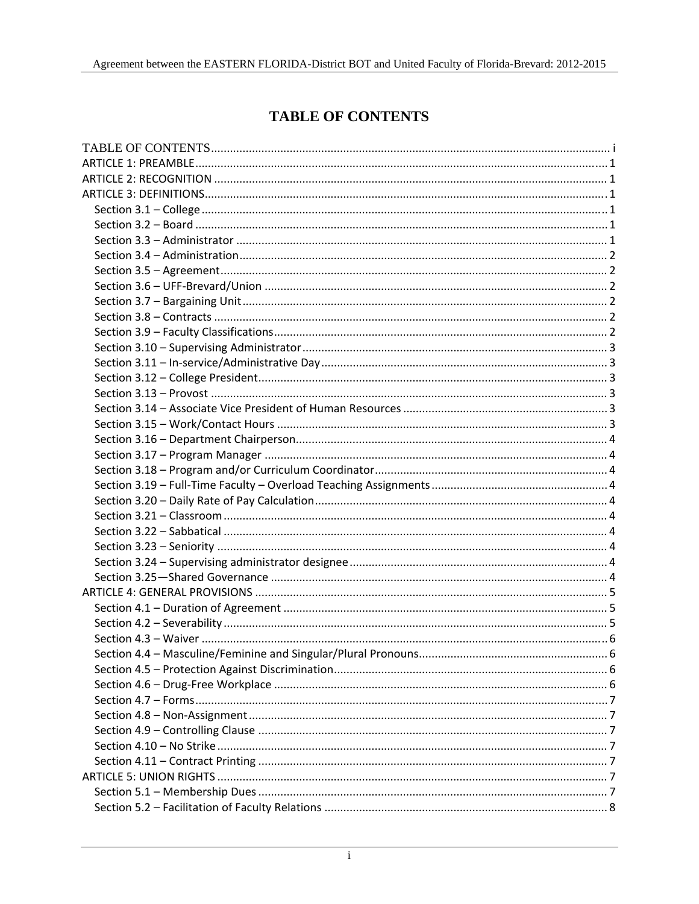# TABLE OF CONTENTS

TABLE OF CONTENTS ..... i
ARTICLE 1: PREAMBLE ..... 1
ARTICLE 2: RECOGNITION ..... 1
ARTICLE 3: DEFINITIONS ..... 1
- Section 3.1 – College ..... 1
- Section 3.2 – Board ..... 1
- Section 3.3 – Administrator ..... 1
- Section 3.4 – Administration ..... 2
- Section 3.5 – Agreement ..... 2
- Section 3.6 – UFF-Brevard/Union ..... 2
- Section 3.7 – Bargaining Unit ..... 2
- Section 3.8 – Contracts ..... 2
- Section 3.9 – Faculty Classifications ..... 2
- Section 3.10 – Supervising Administrator ..... 3
- Section 3.11 – In-service/Administrative Day ..... 3
- Section 3.12 – College President ..... 3
- Section 3.13 – Provost ..... 3
- Section 3.14 – Associate Vice President of Human Resources ..... 3
- Section 3.15 – Work/Contact Hours ..... 3
- Section 3.16 – Department Chairperson ..... 4
- Section 3.17 – Program Manager ..... 4
- Section 3.18 – Program and/or Curriculum Coordinator ..... 4
- Section 3.19 – Full-Time Faculty – Overload Teaching Assignments ..... 4
- Section 3.20 – Daily Rate of Pay Calculation ..... 4
- Section 3.21 – Classroom ..... 4
- Section 3.22 – Sabbatical ..... 4
- Section 3.23 – Seniority ..... 4
- Section 3.24 – Supervising administrator designee ..... 4
- Section 3.25—Shared Governance ..... 4

ARTICLE 4: GENERAL PROVISIONS ..... 5
- Section 4.1 – Duration of Agreement ..... 5
- Section 4.2 – Severability ..... 5
- Section 4.3 – Waiver ..... 6
- Section 4.4 – Masculine/Feminine and Singular/Plural Pronouns ..... 6
- Section 4.5 – Protection Against Discrimination ..... 6
- Section 4.6 – Drug-Free Workplace ..... 6
- Section 4.7 – Forms ..... 7
- Section 4.8 – Non-Assignment ..... 7
- Section 4.9 – Controlling Clause ..... 7
- Section 4.10 – No Strike ..... 7
- Section 4.11 – Contract Printing ..... 7

ARTICLE 5: UNION RIGHTS ..... 7
- Section 5.1 – Membership Dues ..... 7
- Section 5.2 – Facilitation of Faculty Relations ..... 8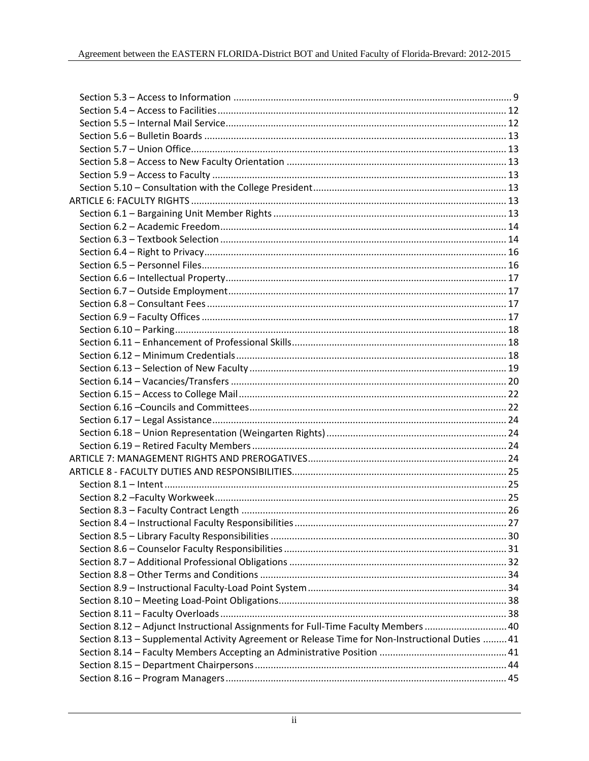Section 5.3 – Access to Information ........................................................................................................ 9
Section 5.4 – Access to Facilities ............................................................................................................ 12
Section 5.5 – Internal Mail Service ......................................................................................................... 12
Section 5.6 – Bulletin Boards ................................................................................................................. 13
Section 5.7 – Union Office ...................................................................................................................... 13
Section 5.8 – Access to New Faculty Orientation .................................................................................. 13
Section 5.9 – Access to Faculty .............................................................................................................. 13
Section 5.10 – Consultation with the College President ......................................................................... 13
ARTICLE 6: FACULTY RIGHTS ...................................................................................................................... 13
Section 6.1 – Bargaining Unit Member Rights ....................................................................................... 13
Section 6.2 – Academic Freedom ........................................................................................................... 14
Section 6.3 – Textbook Selection ........................................................................................................... 14
Section 6.4 – Right to Privacy ................................................................................................................. 16
Section 6.5 – Personnel Files .................................................................................................................. 16
Section 6.6 – Intellectual Property ......................................................................................................... 17
Section 6.7 – Outside Employment ........................................................................................................ 17
Section 6.8 – Consultant Fees ................................................................................................................ 17
Section 6.9 – Faculty Offices .................................................................................................................. 17
Section 6.10 – Parking ............................................................................................................................ 18
Section 6.11 – Enhancement of Professional Skills ................................................................................ 18
Section 6.12 – Minimum Credentials ..................................................................................................... 18
Section 6.13 – Selection of New Faculty ................................................................................................ 19
Section 6.14 – Vacancies/Transfers ....................................................................................................... 20
Section 6.15 – Access to College Mail .................................................................................................... 22
Section 6.16 –Councils and Committees ................................................................................................ 22
Section 6.17 – Legal Assistance .............................................................................................................. 24
Section 6.18 – Union Representation (Weingarten Rights) ................................................................... 24
Section 6.19 – Retired Faculty Members ............................................................................................... 24
ARTICLE 7: MANAGEMENT RIGHTS AND PREROGATIVES ........................................................................... 24
ARTICLE 8 - FACULTY DUTIES AND RESPONSIBILITIES ................................................................................. 25
Section 8.1 – Intent ................................................................................................................................ 25
Section 8.2 –Faculty Workweek ............................................................................................................. 25
Section 8.3 – Faculty Contract Length ................................................................................................... 26
Section 8.4 – Instructional Faculty Responsibilities ................................................................................ 27
Section 8.5 – Library Faculty Responsibilities ......................................................................................... 30
Section 8.6 – Counselor Faculty Responsibilities .................................................................................... 31
Section 8.7 – Additional Professional Obligations .................................................................................. 32
Section 8.8 – Other Terms and Conditions ............................................................................................. 34
Section 8.9 – Instructional Faculty-Load Point System ........................................................................... 34
Section 8.10 – Meeting Load-Point Obligations ...................................................................................... 38
Section 8.11 – Faculty Overloads ........................................................................................................... 38
Section 8.12 – Adjunct Instructional Assignments for Full-Time Faculty Members ............................... 40
Section 8.13 – Supplemental Activity Agreement or Release Time for Non-Instructional Duties ......... 41
Section 8.14 – Faculty Members Accepting an Administrative Position ................................................ 41
Section 8.15 – Department Chairpersons ............................................................................................... 44
Section 8.16 – Program Managers .......................................................................................................... 45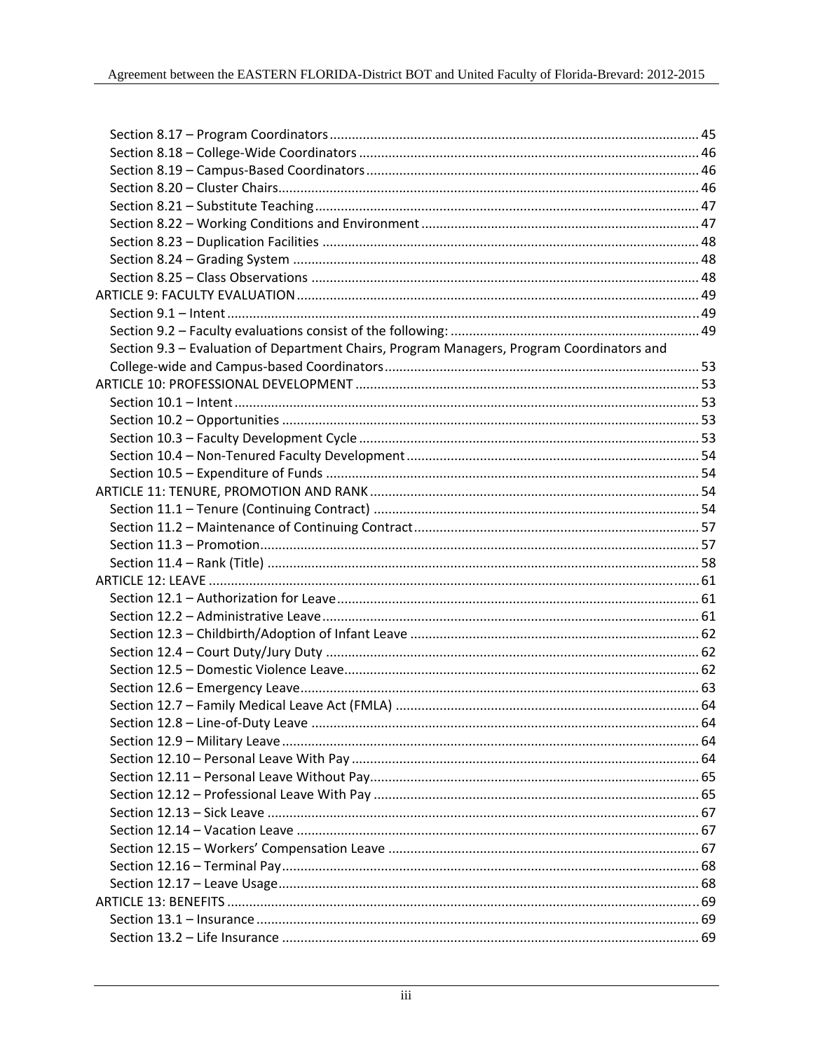Section 8.17 – Program Coordinators .......... 45
Section 8.18 – College-Wide Coordinators .......... 46
Section 8.19 – Campus-Based Coordinators .......... 46
Section 8.20 – Cluster Chairs .......... 46
Section 8.21 – Substitute Teaching .......... 47
Section 8.22 – Working Conditions and Environment .......... 47
Section 8.23 – Duplication Facilities .......... 48
Section 8.24 – Grading System .......... 48
Section 8.25 – Class Observations .......... 48

ARTICLE 9: FACULTY EVALUATION .......... 49
Section 9.1 – Intent .......... 49
Section 9.2 – Faculty evaluations consist of the following: .......... 49
Section 9.3 – Evaluation of Department Chairs, Program Managers, Program Coordinators and College-wide and Campus-based Coordinators .......... 53

ARTICLE 10: PROFESSIONAL DEVELOPMENT .......... 53
Section 10.1 – Intent .......... 53
Section 10.2 – Opportunities .......... 53
Section 10.3 – Faculty Development Cycle .......... 53
Section 10.4 – Non-Tenured Faculty Development .......... 54
Section 10.5 – Expenditure of Funds .......... 54

ARTICLE 11: TENURE, PROMOTION AND RANK .......... 54
Section 11.1 – Tenure (Continuing Contract) .......... 54
Section 11.2 – Maintenance of Continuing Contract .......... 57
Section 11.3 – Promotion .......... 57
Section 11.4 – Rank (Title) .......... 58

ARTICLE 12: LEAVE .......... 61
Section 12.1 – Authorization for Leave .......... 61
Section 12.2 – Administrative Leave .......... 61
Section 12.3 – Childbirth/Adoption of Infant Leave .......... 62
Section 12.4 – Court Duty/Jury Duty .......... 62
Section 12.5 – Domestic Violence Leave .......... 62
Section 12.6 – Emergency Leave .......... 63
Section 12.7 – Family Medical Leave Act (FMLA) .......... 64
Section 12.8 – Line-of-Duty Leave .......... 64
Section 12.9 – Military Leave .......... 64
Section 12.10 – Personal Leave With Pay .......... 64
Section 12.11 – Personal Leave Without Pay .......... 65
Section 12.12 – Professional Leave With Pay .......... 65
Section 12.13 – Sick Leave .......... 67
Section 12.14 – Vacation Leave .......... 67
Section 12.15 – Workers' Compensation Leave .......... 67
Section 12.16 – Terminal Pay .......... 68
Section 12.17 – Leave Usage .......... 68

ARTICLE 13: BENEFITS .......... 69
Section 13.1 – Insurance .......... 69
Section 13.2 – Life Insurance .......... 69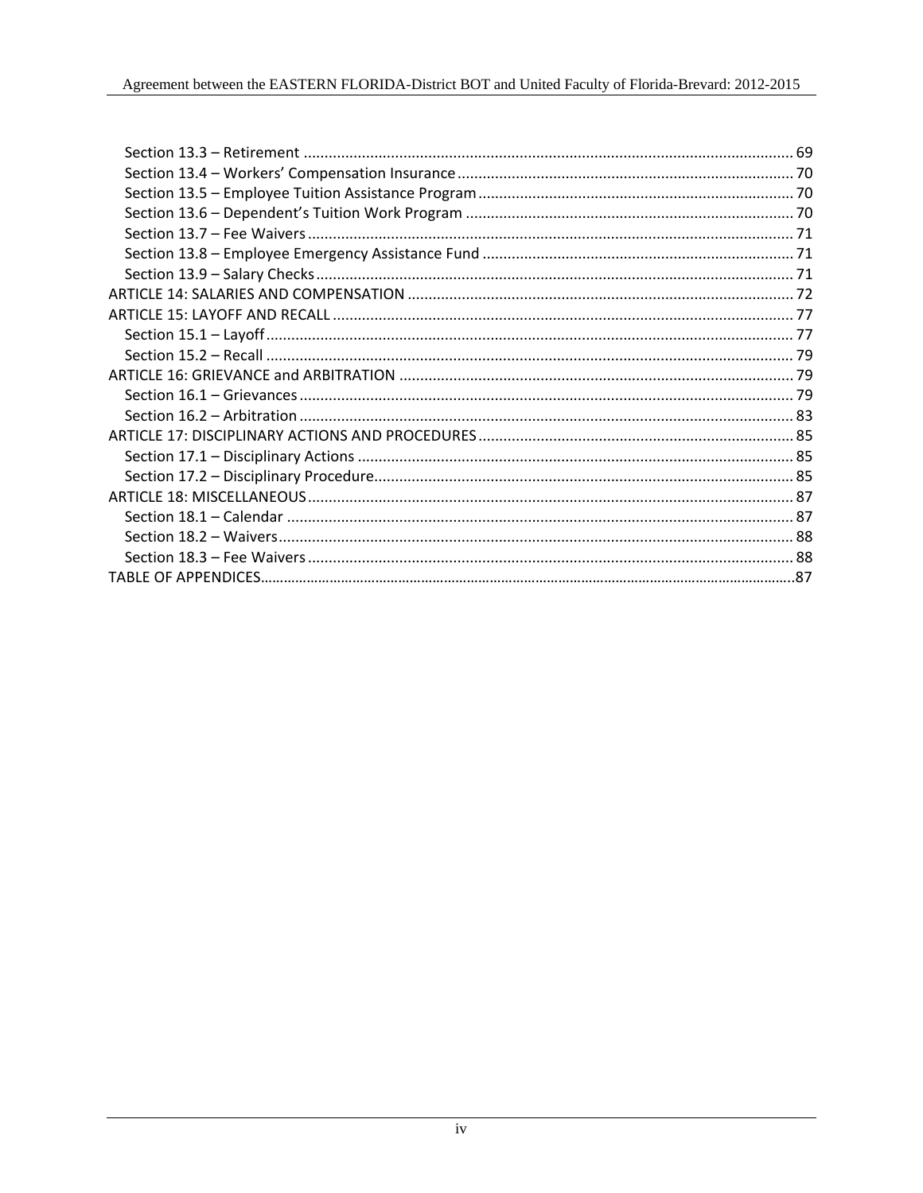Section 13.3 – Retirement ..................................................................................................................... 69
Section 13.4 – Workers' Compensation Insurance ................................................................................. 70
Section 13.5 – Employee Tuition Assistance Program ............................................................................ 70
Section 13.6 – Dependent's Tuition Work Program ............................................................................... 70
Section 13.7 – Fee Waivers ..................................................................................................................... 71
Section 13.8 – Employee Emergency Assistance Fund ........................................................................... 71
Section 13.9 – Salary Checks ................................................................................................................... 71
ARTICLE 14: SALARIES AND COMPENSATION ............................................................................................. 72
ARTICLE 15: LAYOFF AND RECALL ............................................................................................................... 77
Section 15.1 – Layoff ............................................................................................................................... 77
Section 15.2 – Recall ............................................................................................................................... 79
ARTICLE 16: GRIEVANCE and ARBITRATION ............................................................................................... 79
Section 16.1 – Grievances ....................................................................................................................... 79
Section 16.2 – Arbitration ....................................................................................................................... 83
ARTICLE 17: DISCIPLINARY ACTIONS AND PROCEDURES ............................................................................ 85
Section 17.1 – Disciplinary Actions ......................................................................................................... 85
Section 17.2 – Disciplinary Procedure ..................................................................................................... 85
ARTICLE 18: MISCELLANEOUS ..................................................................................................................... 87
Section 18.1 – Calendar .......................................................................................................................... 87
Section 18.2 – Waivers ............................................................................................................................ 88
Section 18.3 – Fee Waivers ..................................................................................................................... 88
TABLE OF APPENDICES ................................................................................................................................. 87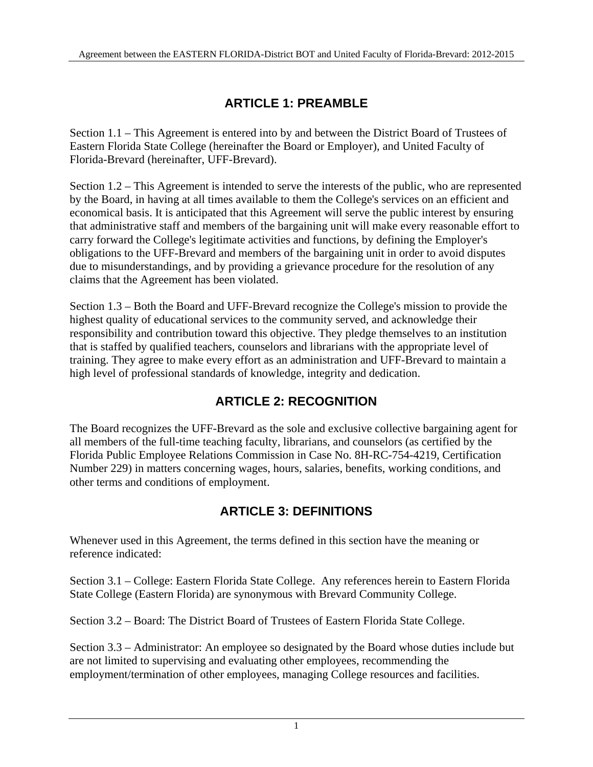## ARTICLE 1: PREAMBLE

Section 1.1 – This Agreement is entered into by and between the District Board of Trustees of Eastern Florida State College (hereinafter the Board or Employer), and United Faculty of Florida-Brevard (hereinafter, UFF-Brevard).

Section 1.2 – This Agreement is intended to serve the interests of the public, who are represented by the Board, in having at all times available to them the College's services on an efficient and economical basis. It is anticipated that this Agreement will serve the public interest by ensuring that administrative staff and members of the bargaining unit will make every reasonable effort to carry forward the College's legitimate activities and functions, by defining the Employer's obligations to the UFF-Brevard and members of the bargaining unit in order to avoid disputes due to misunderstandings, and by providing a grievance procedure for the resolution of any claims that the Agreement has been violated.

Section 1.3 – Both the Board and UFF-Brevard recognize the College's mission to provide the highest quality of educational services to the community served, and acknowledge their responsibility and contribution toward this objective. They pledge themselves to an institution that is staffed by qualified teachers, counselors and librarians with the appropriate level of training. They agree to make every effort as an administration and UFF-Brevard to maintain a high level of professional standards of knowledge, integrity and dedication.

## ARTICLE 2: RECOGNITION

The Board recognizes the UFF-Brevard as the sole and exclusive collective bargaining agent for all members of the full-time teaching faculty, librarians, and counselors (as certified by the Florida Public Employee Relations Commission in Case No. 8H-RC-754-4219, Certification Number 229) in matters concerning wages, hours, salaries, benefits, working conditions, and other terms and conditions of employment.

## ARTICLE 3: DEFINITIONS

Whenever used in this Agreement, the terms defined in this section have the meaning or reference indicated:

Section 3.1 – College: Eastern Florida State College. Any references herein to Eastern Florida State College (Eastern Florida) are synonymous with Brevard Community College.

Section 3.2 – Board: The District Board of Trustees of Eastern Florida State College.

Section 3.3 – Administrator: An employee so designated by the Board whose duties include but are not limited to supervising and evaluating other employees, recommending the employment/termination of other employees, managing College resources and facilities.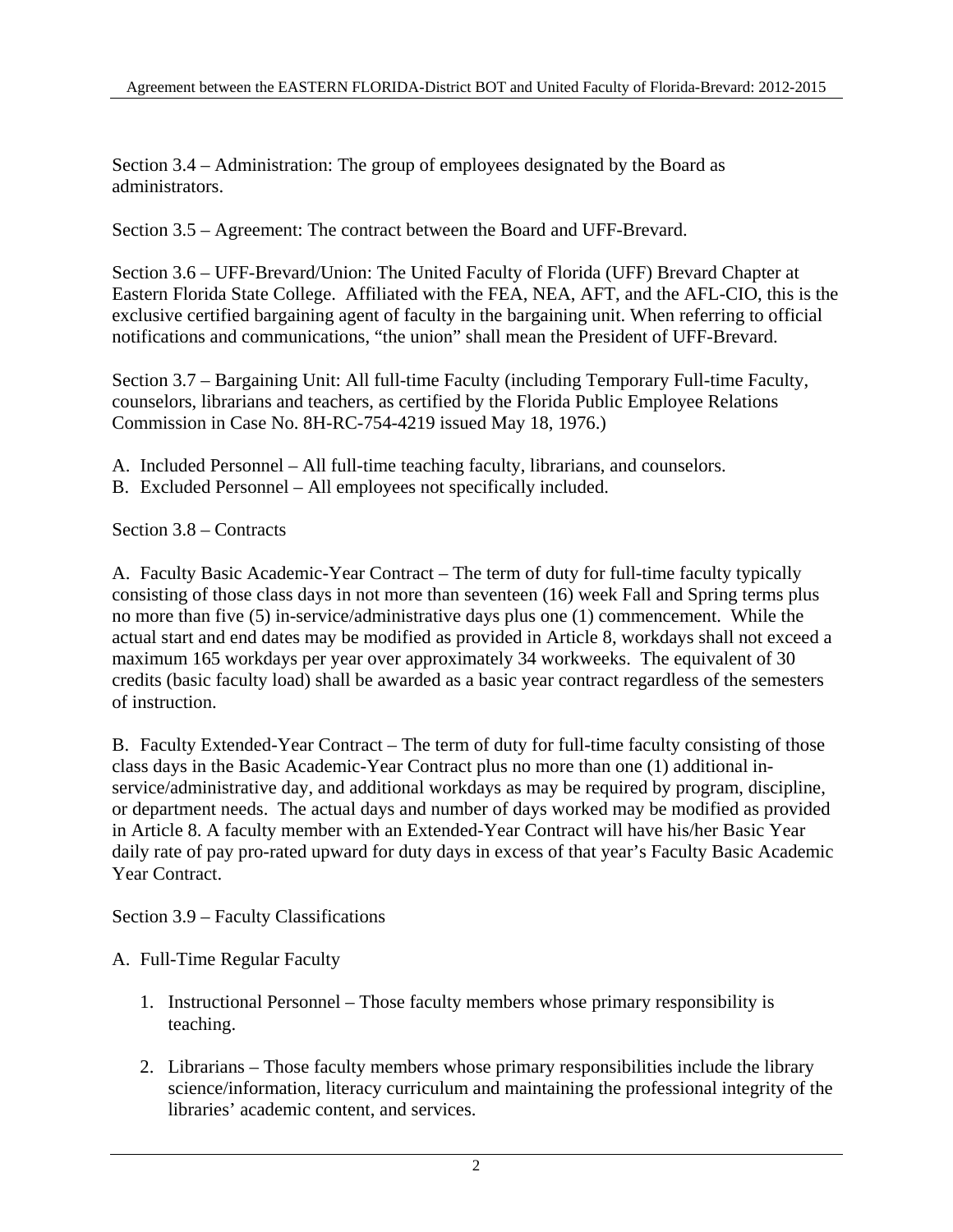Section 3.4 – Administration: The group of employees designated by the Board as administrators.

Section 3.5 – Agreement: The contract between the Board and UFF-Brevard.

Section 3.6 – UFF-Brevard/Union: The United Faculty of Florida (UFF) Brevard Chapter at Eastern Florida State College. Affiliated with the FEA, NEA, AFT, and the AFL-CIO, this is the exclusive certified bargaining agent of faculty in the bargaining unit. When referring to official notifications and communications, "the union" shall mean the President of UFF-Brevard.

Section 3.7 – Bargaining Unit: All full-time Faculty (including Temporary Full-time Faculty, counselors, librarians and teachers, as certified by the Florida Public Employee Relations Commission in Case No. 8H-RC-754-4219 issued May 18, 1976.)

A. Included Personnel – All full-time teaching faculty, librarians, and counselors.
B. Excluded Personnel – All employees not specifically included.

Section 3.8 – Contracts

A. Faculty Basic Academic-Year Contract – The term of duty for full-time faculty typically consisting of those class days in not more than seventeen (16) week Fall and Spring terms plus no more than five (5) in-service/administrative days plus one (1) commencement. While the actual start and end dates may be modified as provided in Article 8, workdays shall not exceed a maximum 165 workdays per year over approximately 34 workweeks. The equivalent of 30 credits (basic faculty load) shall be awarded as a basic year contract regardless of the semesters of instruction.

B. Faculty Extended-Year Contract – The term of duty for full-time faculty consisting of those class days in the Basic Academic-Year Contract plus no more than one (1) additional in-service/administrative day, and additional workdays as may be required by program, discipline, or department needs. The actual days and number of days worked may be modified as provided in Article 8. A faculty member with an Extended-Year Contract will have his/her Basic Year daily rate of pay pro-rated upward for duty days in excess of that year's Faculty Basic Academic Year Contract.

Section 3.9 – Faculty Classifications

A. Full-Time Regular Faculty

1. Instructional Personnel – Those faculty members whose primary responsibility is teaching.

2. Librarians – Those faculty members whose primary responsibilities include the library science/information, literacy curriculum and maintaining the professional integrity of the libraries' academic content, and services.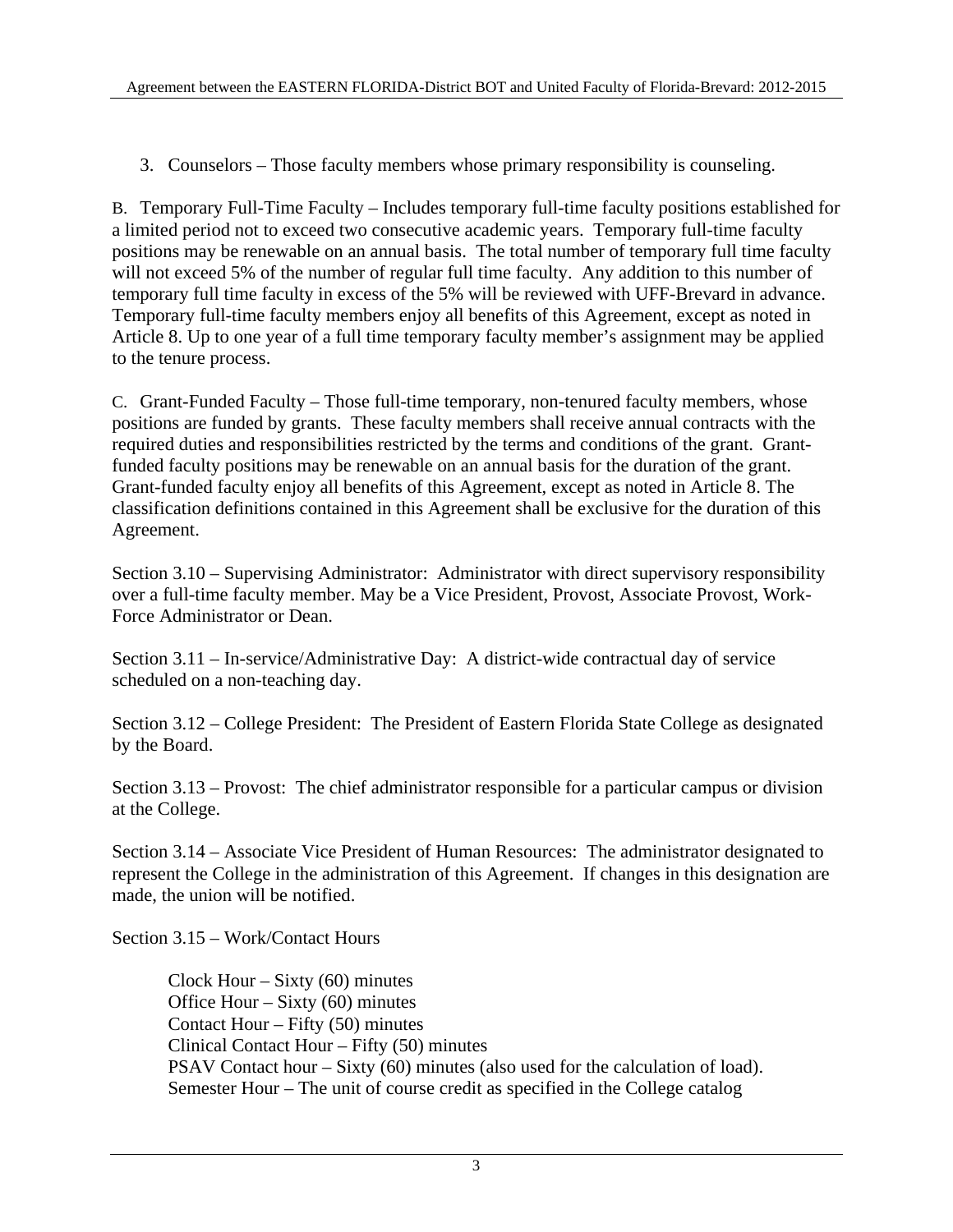3. Counselors – Those faculty members whose primary responsibility is counseling.

B. Temporary Full-Time Faculty – Includes temporary full-time faculty positions established for a limited period not to exceed two consecutive academic years. Temporary full-time faculty positions may be renewable on an annual basis. The total number of temporary full time faculty will not exceed 5% of the number of regular full time faculty. Any addition to this number of temporary full time faculty in excess of the 5% will be reviewed with UFF-Brevard in advance. Temporary full-time faculty members enjoy all benefits of this Agreement, except as noted in Article 8. Up to one year of a full time temporary faculty member's assignment may be applied to the tenure process.

C. Grant-Funded Faculty – Those full-time temporary, non-tenured faculty members, whose positions are funded by grants. These faculty members shall receive annual contracts with the required duties and responsibilities restricted by the terms and conditions of the grant. Grant-funded faculty positions may be renewable on an annual basis for the duration of the grant. Grant-funded faculty enjoy all benefits of this Agreement, except as noted in Article 8. The classification definitions contained in this Agreement shall be exclusive for the duration of this Agreement.

Section 3.10 – Supervising Administrator: Administrator with direct supervisory responsibility over a full-time faculty member. May be a Vice President, Provost, Associate Provost, Work-Force Administrator or Dean.

Section 3.11 – In-service/Administrative Day: A district-wide contractual day of service scheduled on a non-teaching day.

Section 3.12 – College President: The President of Eastern Florida State College as designated by the Board.

Section 3.13 – Provost: The chief administrator responsible for a particular campus or division at the College.

Section 3.14 – Associate Vice President of Human Resources: The administrator designated to represent the College in the administration of this Agreement. If changes in this designation are made, the union will be notified.

Section 3.15 – Work/Contact Hours

Clock Hour – Sixty (60) minutes
Office Hour – Sixty (60) minutes
Contact Hour – Fifty (50) minutes
Clinical Contact Hour – Fifty (50) minutes
PSAV Contact hour – Sixty (60) minutes (also used for the calculation of load).
Semester Hour – The unit of course credit as specified in the College catalog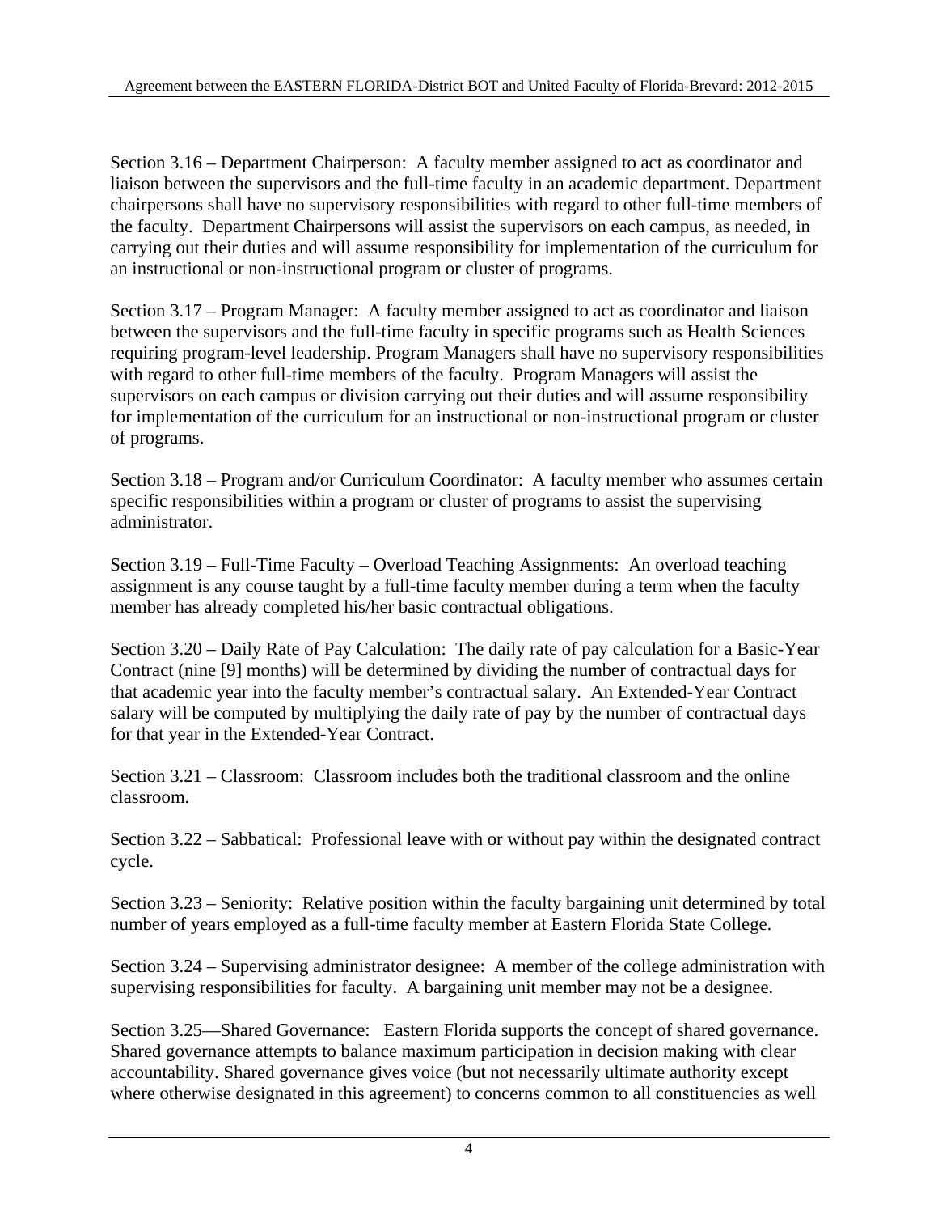Section 3.16 – Department Chairperson: A faculty member assigned to act as coordinator and liaison between the supervisors and the full-time faculty in an academic department. Department chairpersons shall have no supervisory responsibilities with regard to other full-time members of the faculty. Department Chairpersons will assist the supervisors on each campus, as needed, in carrying out their duties and will assume responsibility for implementation of the curriculum for an instructional or non-instructional program or cluster of programs.

Section 3.17 – Program Manager: A faculty member assigned to act as coordinator and liaison between the supervisors and the full-time faculty in specific programs such as Health Sciences requiring program-level leadership. Program Managers shall have no supervisory responsibilities with regard to other full-time members of the faculty. Program Managers will assist the supervisors on each campus or division carrying out their duties and will assume responsibility for implementation of the curriculum for an instructional or non-instructional program or cluster of programs.

Section 3.18 – Program and/or Curriculum Coordinator: A faculty member who assumes certain specific responsibilities within a program or cluster of programs to assist the supervising administrator.

Section 3.19 – Full-Time Faculty – Overload Teaching Assignments: An overload teaching assignment is any course taught by a full-time faculty member during a term when the faculty member has already completed his/her basic contractual obligations.

Section 3.20 – Daily Rate of Pay Calculation: The daily rate of pay calculation for a Basic-Year Contract (nine [9] months) will be determined by dividing the number of contractual days for that academic year into the faculty member's contractual salary. An Extended-Year Contract salary will be computed by multiplying the daily rate of pay by the number of contractual days for that year in the Extended-Year Contract.

Section 3.21 – Classroom: Classroom includes both the traditional classroom and the online classroom.

Section 3.22 – Sabbatical: Professional leave with or without pay within the designated contract cycle.

Section 3.23 – Seniority: Relative position within the faculty bargaining unit determined by total number of years employed as a full-time faculty member at Eastern Florida State College.

Section 3.24 – Supervising administrator designee: A member of the college administration with supervising responsibilities for faculty. A bargaining unit member may not be a designee.

Section 3.25—Shared Governance: Eastern Florida supports the concept of shared governance. Shared governance attempts to balance maximum participation in decision making with clear accountability. Shared governance gives voice (but not necessarily ultimate authority except where otherwise designated in this agreement) to concerns common to all constituencies as well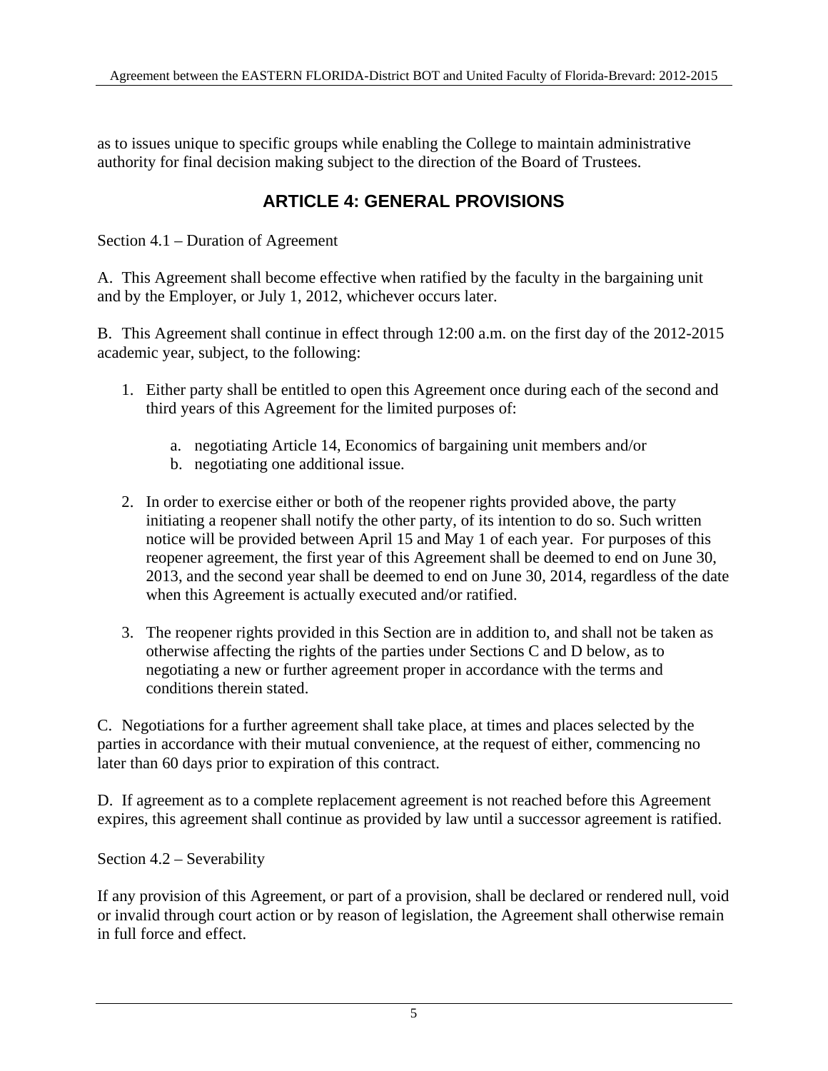as to issues unique to specific groups while enabling the College to maintain administrative authority for final decision making subject to the direction of the Board of Trustees.

## ARTICLE 4: GENERAL PROVISIONS

Section 4.1 – Duration of Agreement

A. This Agreement shall become effective when ratified by the faculty in the bargaining unit and by the Employer, or July 1, 2012, whichever occurs later.

B. This Agreement shall continue in effect through 12:00 a.m. on the first day of the 2012-2015 academic year, subject, to the following:

1. Either party shall be entitled to open this Agreement once during each of the second and third years of this Agreement for the limited purposes of:

    a. negotiating Article 14, Economics of bargaining unit members and/or
    b. negotiating one additional issue.

2. In order to exercise either or both of the reopener rights provided above, the party initiating a reopener shall notify the other party, of its intention to do so. Such written notice will be provided between April 15 and May 1 of each year. For purposes of this reopener agreement, the first year of this Agreement shall be deemed to end on June 30, 2013, and the second year shall be deemed to end on June 30, 2014, regardless of the date when this Agreement is actually executed and/or ratified.

3. The reopener rights provided in this Section are in addition to, and shall not be taken as otherwise affecting the rights of the parties under Sections C and D below, as to negotiating a new or further agreement proper in accordance with the terms and conditions therein stated.

C. Negotiations for a further agreement shall take place, at times and places selected by the parties in accordance with their mutual convenience, at the request of either, commencing no later than 60 days prior to expiration of this contract.

D. If agreement as to a complete replacement agreement is not reached before this Agreement expires, this agreement shall continue as provided by law until a successor agreement is ratified.

Section 4.2 – Severability

If any provision of this Agreement, or part of a provision, shall be declared or rendered null, void or invalid through court action or by reason of legislation, the Agreement shall otherwise remain in full force and effect.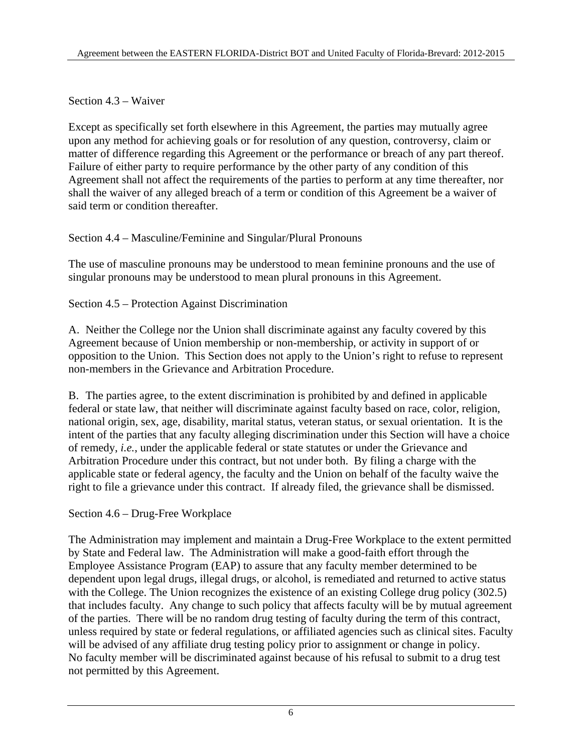### Section 4.3 – Waiver

Except as specifically set forth elsewhere in this Agreement, the parties may mutually agree upon any method for achieving goals or for resolution of any question, controversy, claim or matter of difference regarding this Agreement or the performance or breach of any part thereof. Failure of either party to require performance by the other party of any condition of this Agreement shall not affect the requirements of the parties to perform at any time thereafter, nor shall the waiver of any alleged breach of a term or condition of this Agreement be a waiver of said term or condition thereafter.

### Section 4.4 – Masculine/Feminine and Singular/Plural Pronouns

The use of masculine pronouns may be understood to mean feminine pronouns and the use of singular pronouns may be understood to mean plural pronouns in this Agreement.

### Section 4.5 – Protection Against Discrimination

A. Neither the College nor the Union shall discriminate against any faculty covered by this Agreement because of Union membership or non-membership, or activity in support of or opposition to the Union. This Section does not apply to the Union's right to refuse to represent non-members in the Grievance and Arbitration Procedure.

B. The parties agree, to the extent discrimination is prohibited by and defined in applicable federal or state law, that neither will discriminate against faculty based on race, color, religion, national origin, sex, age, disability, marital status, veteran status, or sexual orientation. It is the intent of the parties that any faculty alleging discrimination under this Section will have a choice of remedy, *i.e.*, under the applicable federal or state statutes or under the Grievance and Arbitration Procedure under this contract, but not under both. By filing a charge with the applicable state or federal agency, the faculty and the Union on behalf of the faculty waive the right to file a grievance under this contract. If already filed, the grievance shall be dismissed.

### Section 4.6 – Drug-Free Workplace

The Administration may implement and maintain a Drug-Free Workplace to the extent permitted by State and Federal law. The Administration will make a good-faith effort through the Employee Assistance Program (EAP) to assure that any faculty member determined to be dependent upon legal drugs, illegal drugs, or alcohol, is remediated and returned to active status with the College. The Union recognizes the existence of an existing College drug policy (302.5) that includes faculty. Any change to such policy that affects faculty will be by mutual agreement of the parties. There will be no random drug testing of faculty during the term of this contract, unless required by state or federal regulations, or affiliated agencies such as clinical sites. Faculty will be advised of any affiliate drug testing policy prior to assignment or change in policy. No faculty member will be discriminated against because of his refusal to submit to a drug test not permitted by this Agreement.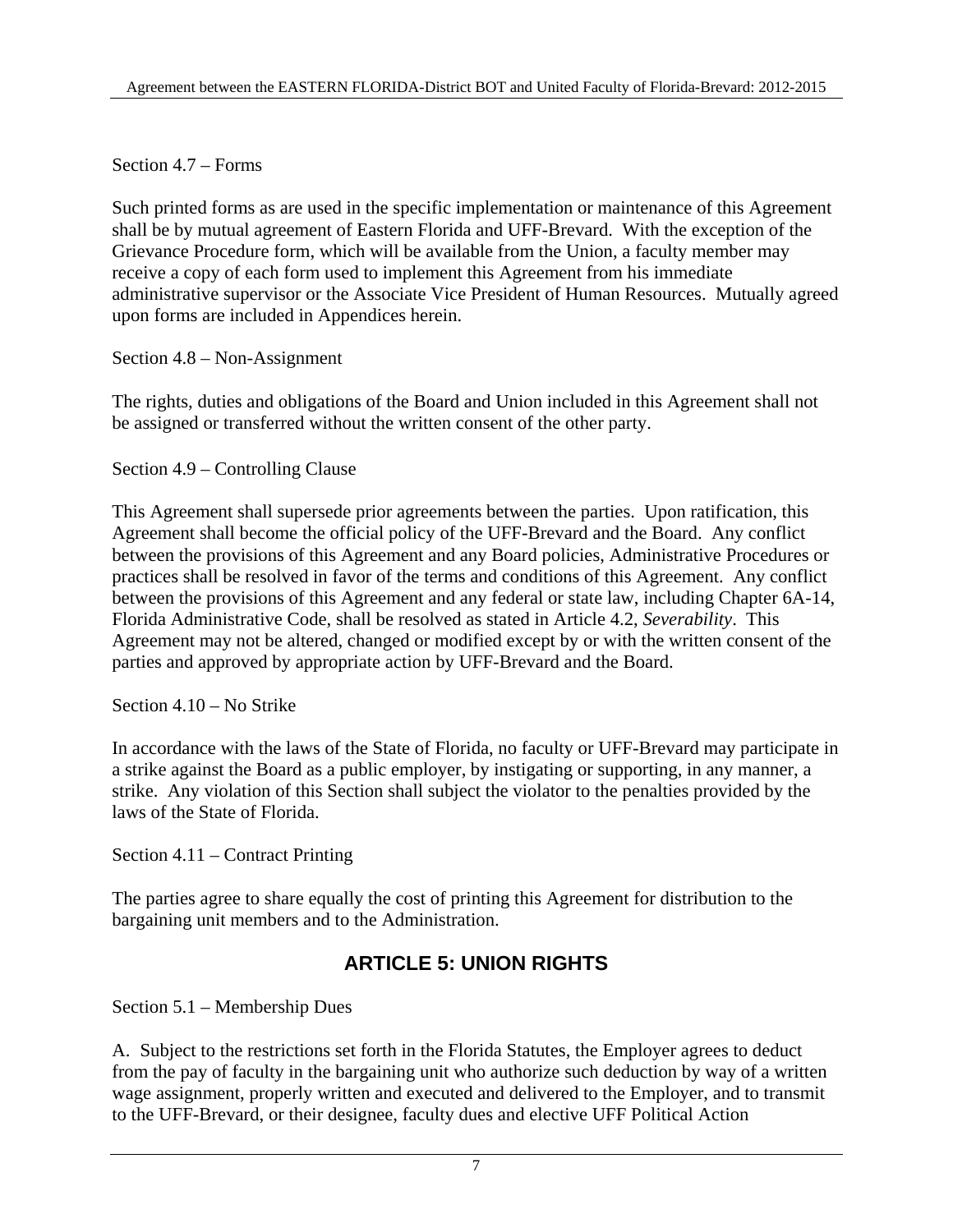Section 4.7 – Forms

Such printed forms as are used in the specific implementation or maintenance of this Agreement shall be by mutual agreement of Eastern Florida and UFF-Brevard. With the exception of the Grievance Procedure form, which will be available from the Union, a faculty member may receive a copy of each form used to implement this Agreement from his immediate administrative supervisor or the Associate Vice President of Human Resources. Mutually agreed upon forms are included in Appendices herein.

Section 4.8 – Non-Assignment

The rights, duties and obligations of the Board and Union included in this Agreement shall not be assigned or transferred without the written consent of the other party.

Section 4.9 – Controlling Clause

This Agreement shall supersede prior agreements between the parties. Upon ratification, this Agreement shall become the official policy of the UFF-Brevard and the Board. Any conflict between the provisions of this Agreement and any Board policies, Administrative Procedures or practices shall be resolved in favor of the terms and conditions of this Agreement. Any conflict between the provisions of this Agreement and any federal or state law, including Chapter 6A-14, Florida Administrative Code, shall be resolved as stated in Article 4.2, *Severability*. This Agreement may not be altered, changed or modified except by or with the written consent of the parties and approved by appropriate action by UFF-Brevard and the Board.

Section 4.10 – No Strike

In accordance with the laws of the State of Florida, no faculty or UFF-Brevard may participate in a strike against the Board as a public employer, by instigating or supporting, in any manner, a strike. Any violation of this Section shall subject the violator to the penalties provided by the laws of the State of Florida.

Section 4.11 – Contract Printing

The parties agree to share equally the cost of printing this Agreement for distribution to the bargaining unit members and to the Administration.

## ARTICLE 5: UNION RIGHTS

Section 5.1 – Membership Dues

A. Subject to the restrictions set forth in the Florida Statutes, the Employer agrees to deduct from the pay of faculty in the bargaining unit who authorize such deduction by way of a written wage assignment, properly written and executed and delivered to the Employer, and to transmit to the UFF-Brevard, or their designee, faculty dues and elective UFF Political Action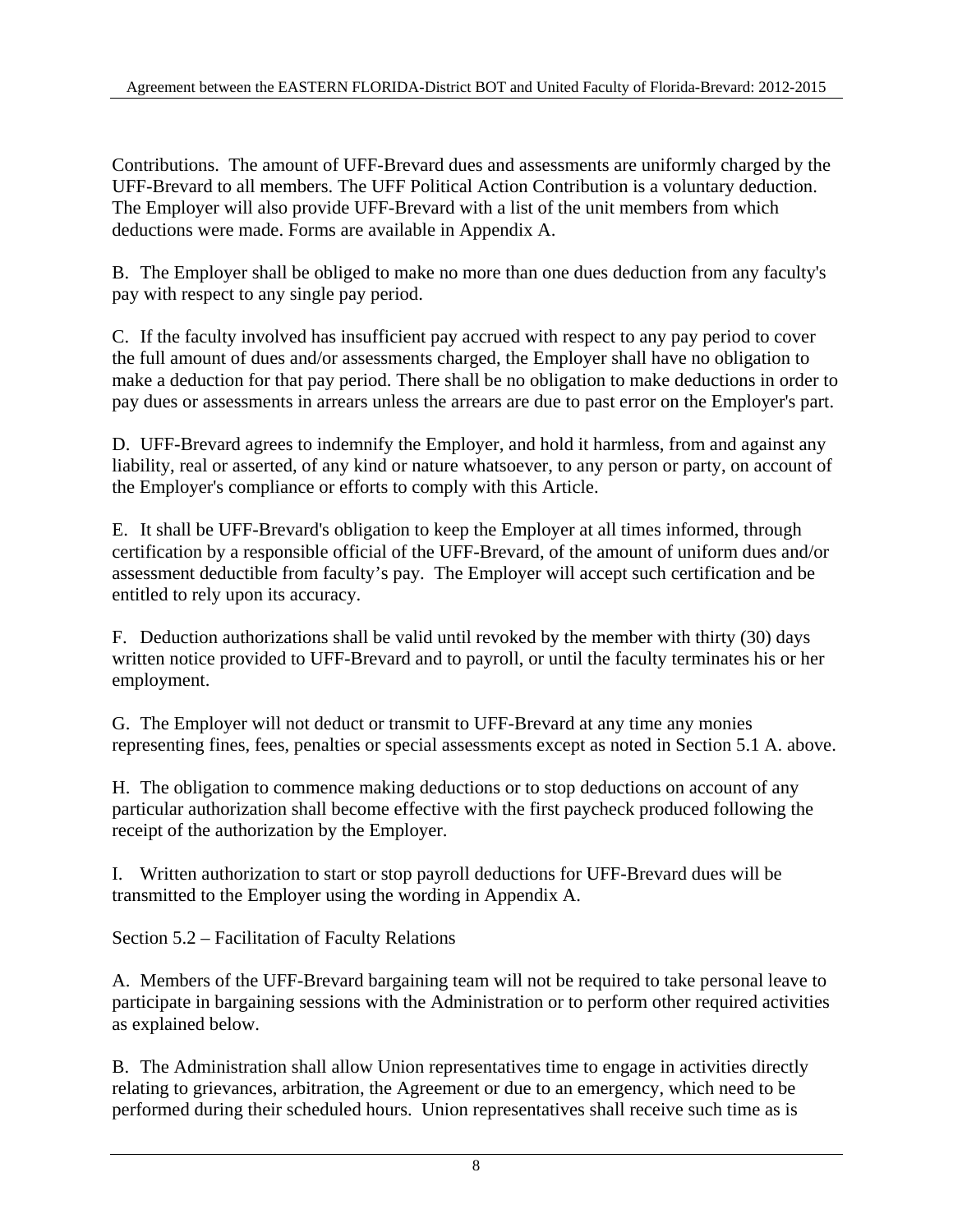Contributions. The amount of UFF-Brevard dues and assessments are uniformly charged by the UFF-Brevard to all members. The UFF Political Action Contribution is a voluntary deduction. The Employer will also provide UFF-Brevard with a list of the unit members from which deductions were made. Forms are available in Appendix A.

B. The Employer shall be obliged to make no more than one dues deduction from any faculty's pay with respect to any single pay period.

C. If the faculty involved has insufficient pay accrued with respect to any pay period to cover the full amount of dues and/or assessments charged, the Employer shall have no obligation to make a deduction for that pay period. There shall be no obligation to make deductions in order to pay dues or assessments in arrears unless the arrears are due to past error on the Employer's part.

D. UFF-Brevard agrees to indemnify the Employer, and hold it harmless, from and against any liability, real or asserted, of any kind or nature whatsoever, to any person or party, on account of the Employer's compliance or efforts to comply with this Article.

E. It shall be UFF-Brevard's obligation to keep the Employer at all times informed, through certification by a responsible official of the UFF-Brevard, of the amount of uniform dues and/or assessment deductible from faculty's pay. The Employer will accept such certification and be entitled to rely upon its accuracy.

F. Deduction authorizations shall be valid until revoked by the member with thirty (30) days written notice provided to UFF-Brevard and to payroll, or until the faculty terminates his or her employment.

G. The Employer will not deduct or transmit to UFF-Brevard at any time any monies representing fines, fees, penalties or special assessments except as noted in Section 5.1 A. above.

H. The obligation to commence making deductions or to stop deductions on account of any particular authorization shall become effective with the first paycheck produced following the receipt of the authorization by the Employer.

I. Written authorization to start or stop payroll deductions for UFF-Brevard dues will be transmitted to the Employer using the wording in Appendix A.

Section 5.2 – Facilitation of Faculty Relations

A. Members of the UFF-Brevard bargaining team will not be required to take personal leave to participate in bargaining sessions with the Administration or to perform other required activities as explained below.

B. The Administration shall allow Union representatives time to engage in activities directly relating to grievances, arbitration, the Agreement or due to an emergency, which need to be performed during their scheduled hours. Union representatives shall receive such time as is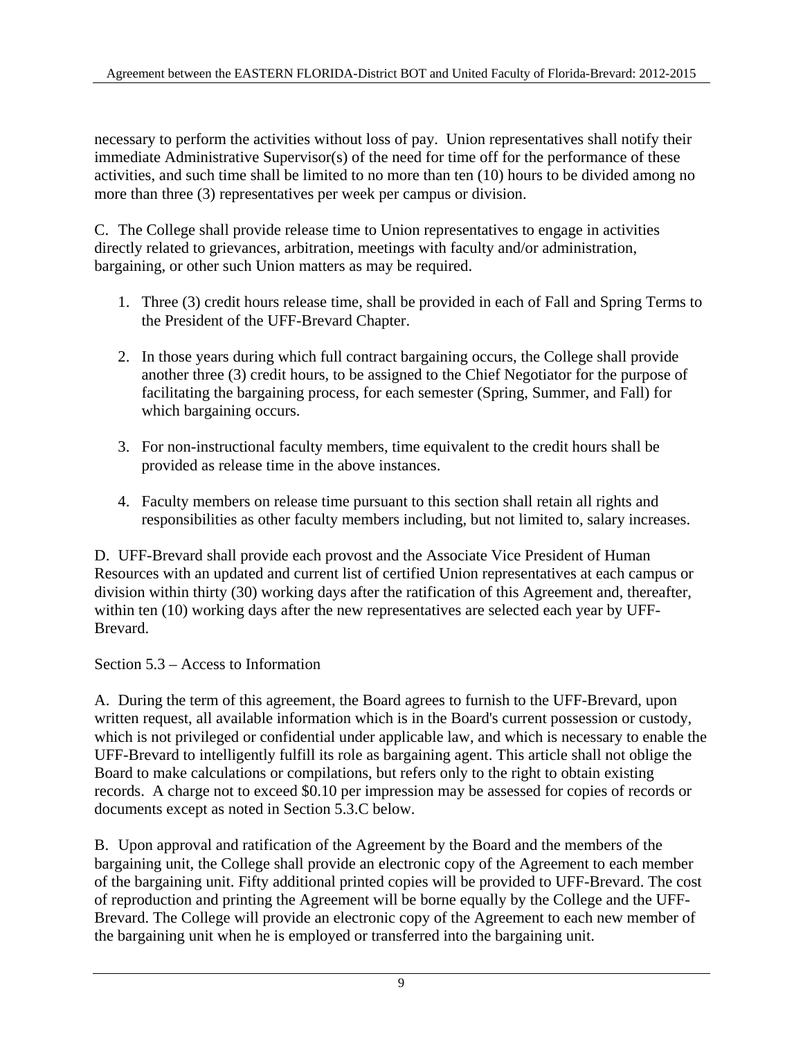necessary to perform the activities without loss of pay. Union representatives shall notify their immediate Administrative Supervisor(s) of the need for time off for the performance of these activities, and such time shall be limited to no more than ten (10) hours to be divided among no more than three (3) representatives per week per campus or division.

C. The College shall provide release time to Union representatives to engage in activities directly related to grievances, arbitration, meetings with faculty and/or administration, bargaining, or other such Union matters as may be required.

1. Three (3) credit hours release time, shall be provided in each of Fall and Spring Terms to the President of the UFF-Brevard Chapter.

2. In those years during which full contract bargaining occurs, the College shall provide another three (3) credit hours, to be assigned to the Chief Negotiator for the purpose of facilitating the bargaining process, for each semester (Spring, Summer, and Fall) for which bargaining occurs.

3. For non-instructional faculty members, time equivalent to the credit hours shall be provided as release time in the above instances.

4. Faculty members on release time pursuant to this section shall retain all rights and responsibilities as other faculty members including, but not limited to, salary increases.

D. UFF-Brevard shall provide each provost and the Associate Vice President of Human Resources with an updated and current list of certified Union representatives at each campus or division within thirty (30) working days after the ratification of this Agreement and, thereafter, within ten (10) working days after the new representatives are selected each year by UFF-Brevard.

Section 5.3 – Access to Information

A. During the term of this agreement, the Board agrees to furnish to the UFF-Brevard, upon written request, all available information which is in the Board's current possession or custody, which is not privileged or confidential under applicable law, and which is necessary to enable the UFF-Brevard to intelligently fulfill its role as bargaining agent. This article shall not oblige the Board to make calculations or compilations, but refers only to the right to obtain existing records. A charge not to exceed $0.10 per impression may be assessed for copies of records or documents except as noted in Section 5.3.C below.

B. Upon approval and ratification of the Agreement by the Board and the members of the bargaining unit, the College shall provide an electronic copy of the Agreement to each member of the bargaining unit. Fifty additional printed copies will be provided to UFF-Brevard. The cost of reproduction and printing the Agreement will be borne equally by the College and the UFF-Brevard. The College will provide an electronic copy of the Agreement to each new member of the bargaining unit when he is employed or transferred into the bargaining unit.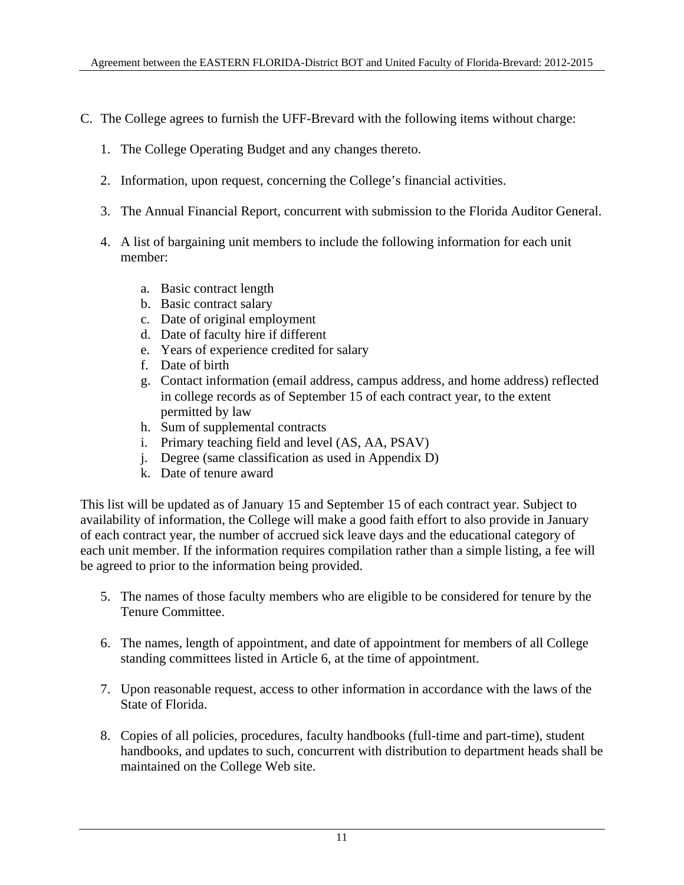C. The College agrees to furnish the UFF-Brevard with the following items without charge:

   1. The College Operating Budget and any changes thereto.

   2. Information, upon request, concerning the College's financial activities.

   3. The Annual Financial Report, concurrent with submission to the Florida Auditor General.

   4. A list of bargaining unit members to include the following information for each unit member:

      a. Basic contract length
      b. Basic contract salary
      c. Date of original employment
      d. Date of faculty hire if different
      e. Years of experience credited for salary
      f. Date of birth
      g. Contact information (email address, campus address, and home address) reflected in college records as of September 15 of each contract year, to the extent permitted by law
      h. Sum of supplemental contracts
      i. Primary teaching field and level (AS, AA, PSAV)
      j. Degree (same classification as used in Appendix D)
      k. Date of tenure award

This list will be updated as of January 15 and September 15 of each contract year. Subject to availability of information, the College will make a good faith effort to also provide in January of each contract year, the number of accrued sick leave days and the educational category of each unit member. If the information requires compilation rather than a simple listing, a fee will be agreed to prior to the information being provided.

   5. The names of those faculty members who are eligible to be considered for tenure by the Tenure Committee.

   6. The names, length of appointment, and date of appointment for members of all College standing committees listed in Article 6, at the time of appointment.

   7. Upon reasonable request, access to other information in accordance with the laws of the State of Florida.

   8. Copies of all policies, procedures, faculty handbooks (full-time and part-time), student handbooks, and updates to such, concurrent with distribution to department heads shall be maintained on the College Web site.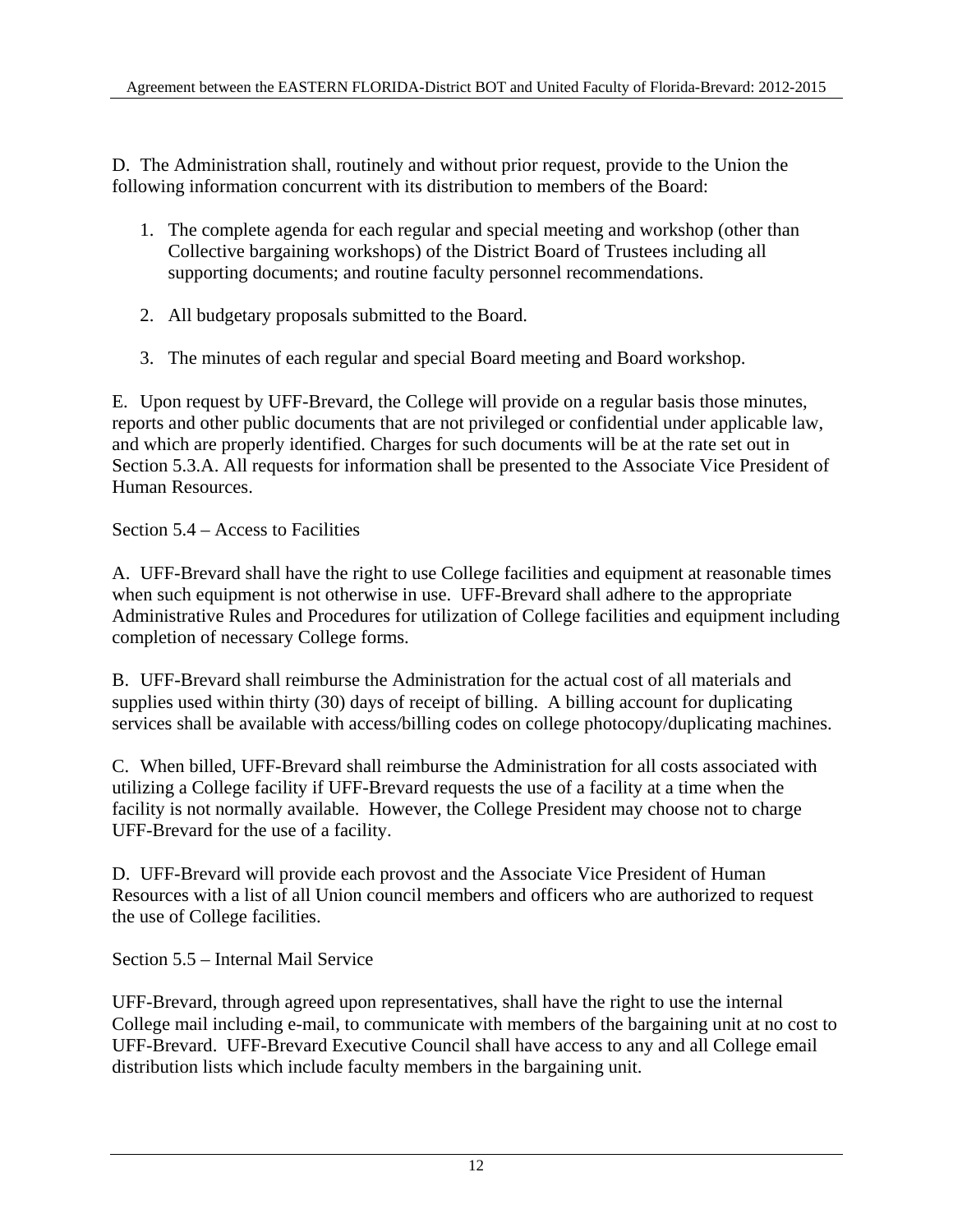D. The Administration shall, routinely and without prior request, provide to the Union the following information concurrent with its distribution to members of the Board:

1. The complete agenda for each regular and special meeting and workshop (other than Collective bargaining workshops) of the District Board of Trustees including all supporting documents; and routine faculty personnel recommendations.

2. All budgetary proposals submitted to the Board.

3. The minutes of each regular and special Board meeting and Board workshop.

E. Upon request by UFF-Brevard, the College will provide on a regular basis those minutes, reports and other public documents that are not privileged or confidential under applicable law, and which are properly identified. Charges for such documents will be at the rate set out in Section 5.3.A. All requests for information shall be presented to the Associate Vice President of Human Resources.

Section 5.4 – Access to Facilities

A. UFF-Brevard shall have the right to use College facilities and equipment at reasonable times when such equipment is not otherwise in use. UFF-Brevard shall adhere to the appropriate Administrative Rules and Procedures for utilization of College facilities and equipment including completion of necessary College forms.

B. UFF-Brevard shall reimburse the Administration for the actual cost of all materials and supplies used within thirty (30) days of receipt of billing. A billing account for duplicating services shall be available with access/billing codes on college photocopy/duplicating machines.

C. When billed, UFF-Brevard shall reimburse the Administration for all costs associated with utilizing a College facility if UFF-Brevard requests the use of a facility at a time when the facility is not normally available. However, the College President may choose not to charge UFF-Brevard for the use of a facility.

D. UFF-Brevard will provide each provost and the Associate Vice President of Human Resources with a list of all Union council members and officers who are authorized to request the use of College facilities.

Section 5.5 – Internal Mail Service

UFF-Brevard, through agreed upon representatives, shall have the right to use the internal College mail including e-mail, to communicate with members of the bargaining unit at no cost to UFF-Brevard. UFF-Brevard Executive Council shall have access to any and all College email distribution lists which include faculty members in the bargaining unit.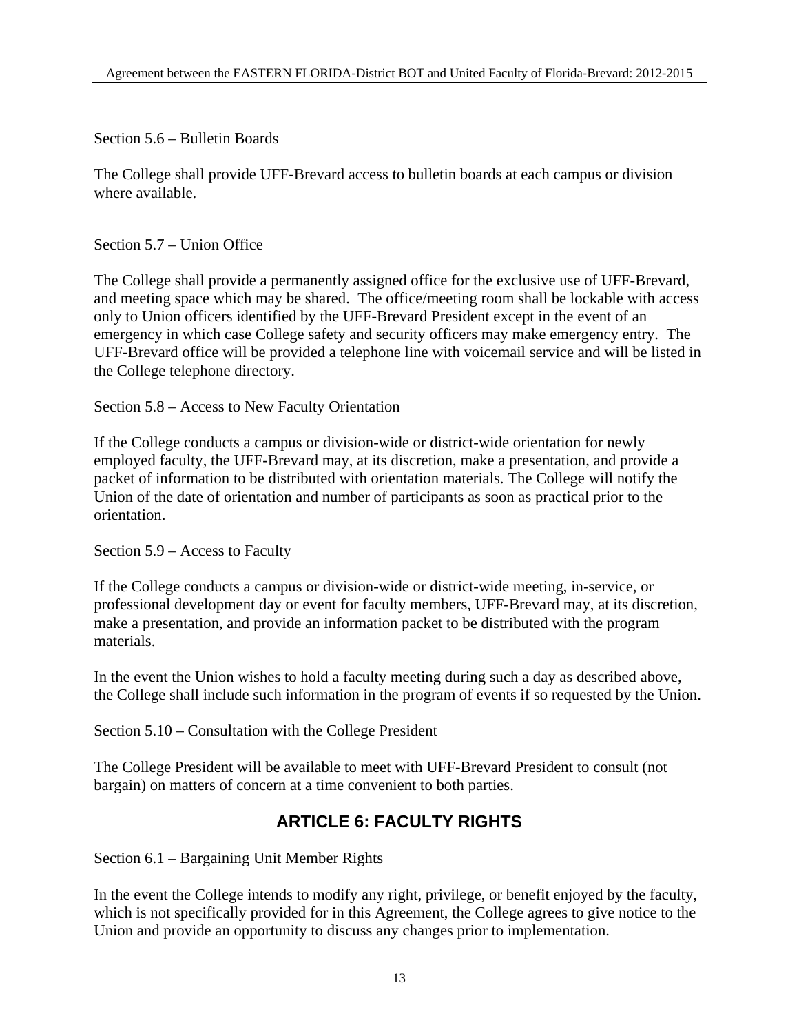Section 5.6 – Bulletin Boards

The College shall provide UFF-Brevard access to bulletin boards at each campus or division where available.

Section 5.7 – Union Office

The College shall provide a permanently assigned office for the exclusive use of UFF-Brevard, and meeting space which may be shared. The office/meeting room shall be lockable with access only to Union officers identified by the UFF-Brevard President except in the event of an emergency in which case College safety and security officers may make emergency entry. The UFF-Brevard office will be provided a telephone line with voicemail service and will be listed in the College telephone directory.

Section 5.8 – Access to New Faculty Orientation

If the College conducts a campus or division-wide or district-wide orientation for newly employed faculty, the UFF-Brevard may, at its discretion, make a presentation, and provide a packet of information to be distributed with orientation materials. The College will notify the Union of the date of orientation and number of participants as soon as practical prior to the orientation.

Section 5.9 – Access to Faculty

If the College conducts a campus or division-wide or district-wide meeting, in-service, or professional development day or event for faculty members, UFF-Brevard may, at its discretion, make a presentation, and provide an information packet to be distributed with the program materials.

In the event the Union wishes to hold a faculty meeting during such a day as described above, the College shall include such information in the program of events if so requested by the Union.

Section 5.10 – Consultation with the College President

The College President will be available to meet with UFF-Brevard President to consult (not bargain) on matters of concern at a time convenient to both parties.

## ARTICLE 6: FACULTY RIGHTS

Section 6.1 – Bargaining Unit Member Rights

In the event the College intends to modify any right, privilege, or benefit enjoyed by the faculty, which is not specifically provided for in this Agreement, the College agrees to give notice to the Union and provide an opportunity to discuss any changes prior to implementation.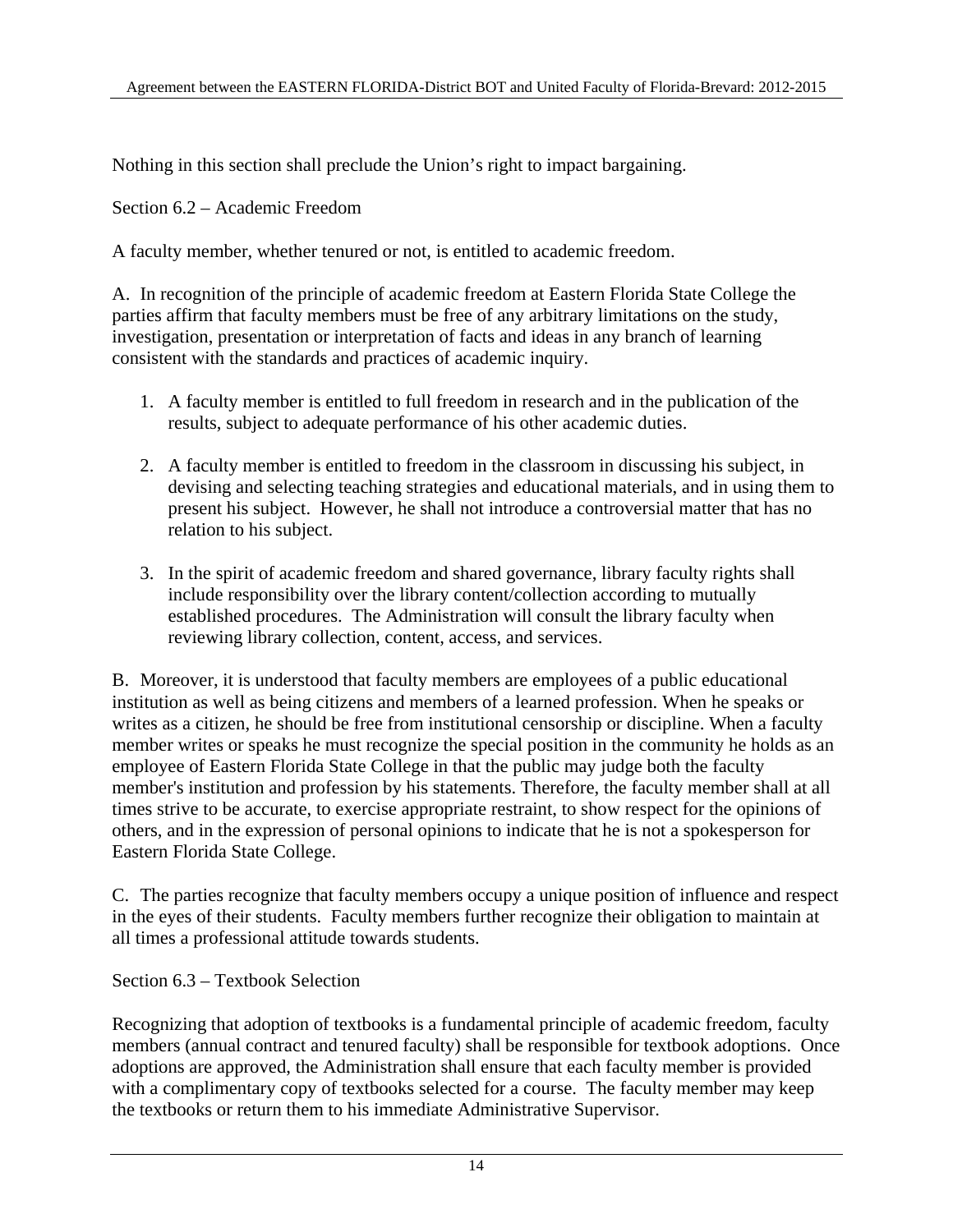Nothing in this section shall preclude the Union's right to impact bargaining.

## Section 6.2 – Academic Freedom

A faculty member, whether tenured or not, is entitled to academic freedom.

A. In recognition of the principle of academic freedom at Eastern Florida State College the parties affirm that faculty members must be free of any arbitrary limitations on the study, investigation, presentation or interpretation of facts and ideas in any branch of learning consistent with the standards and practices of academic inquiry.

1. A faculty member is entitled to full freedom in research and in the publication of the results, subject to adequate performance of his other academic duties.

2. A faculty member is entitled to freedom in the classroom in discussing his subject, in devising and selecting teaching strategies and educational materials, and in using them to present his subject. However, he shall not introduce a controversial matter that has no relation to his subject.

3. In the spirit of academic freedom and shared governance, library faculty rights shall include responsibility over the library content/collection according to mutually established procedures. The Administration will consult the library faculty when reviewing library collection, content, access, and services.

B. Moreover, it is understood that faculty members are employees of a public educational institution as well as being citizens and members of a learned profession. When he speaks or writes as a citizen, he should be free from institutional censorship or discipline. When a faculty member writes or speaks he must recognize the special position in the community he holds as an employee of Eastern Florida State College in that the public may judge both the faculty member's institution and profession by his statements. Therefore, the faculty member shall at all times strive to be accurate, to exercise appropriate restraint, to show respect for the opinions of others, and in the expression of personal opinions to indicate that he is not a spokesperson for Eastern Florida State College.

C. The parties recognize that faculty members occupy a unique position of influence and respect in the eyes of their students. Faculty members further recognize their obligation to maintain at all times a professional attitude towards students.

## Section 6.3 – Textbook Selection

Recognizing that adoption of textbooks is a fundamental principle of academic freedom, faculty members (annual contract and tenured faculty) shall be responsible for textbook adoptions. Once adoptions are approved, the Administration shall ensure that each faculty member is provided with a complimentary copy of textbooks selected for a course. The faculty member may keep the textbooks or return them to his immediate Administrative Supervisor.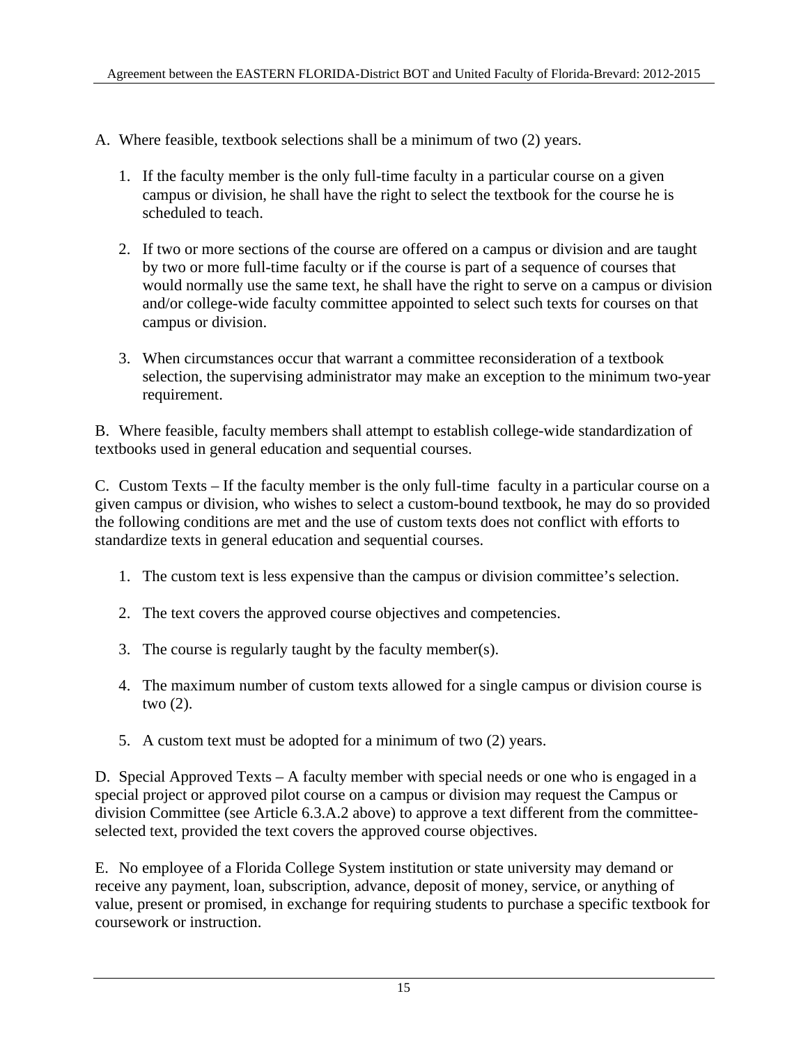A. Where feasible, textbook selections shall be a minimum of two (2) years.

1. If the faculty member is the only full-time faculty in a particular course on a given campus or division, he shall have the right to select the textbook for the course he is scheduled to teach.

2. If two or more sections of the course are offered on a campus or division and are taught by two or more full-time faculty or if the course is part of a sequence of courses that would normally use the same text, he shall have the right to serve on a campus or division and/or college-wide faculty committee appointed to select such texts for courses on that campus or division.

3. When circumstances occur that warrant a committee reconsideration of a textbook selection, the supervising administrator may make an exception to the minimum two-year requirement.

B. Where feasible, faculty members shall attempt to establish college-wide standardization of textbooks used in general education and sequential courses.

C. Custom Texts – If the faculty member is the only full-time faculty in a particular course on a given campus or division, who wishes to select a custom-bound textbook, he may do so provided the following conditions are met and the use of custom texts does not conflict with efforts to standardize texts in general education and sequential courses.

1. The custom text is less expensive than the campus or division committee's selection.

2. The text covers the approved course objectives and competencies.

3. The course is regularly taught by the faculty member(s).

4. The maximum number of custom texts allowed for a single campus or division course is two (2).

5. A custom text must be adopted for a minimum of two (2) years.

D. Special Approved Texts – A faculty member with special needs or one who is engaged in a special project or approved pilot course on a campus or division may request the Campus or division Committee (see Article 6.3.A.2 above) to approve a text different from the committee-selected text, provided the text covers the approved course objectives.

E. No employee of a Florida College System institution or state university may demand or receive any payment, loan, subscription, advance, deposit of money, service, or anything of value, present or promised, in exchange for requiring students to purchase a specific textbook for coursework or instruction.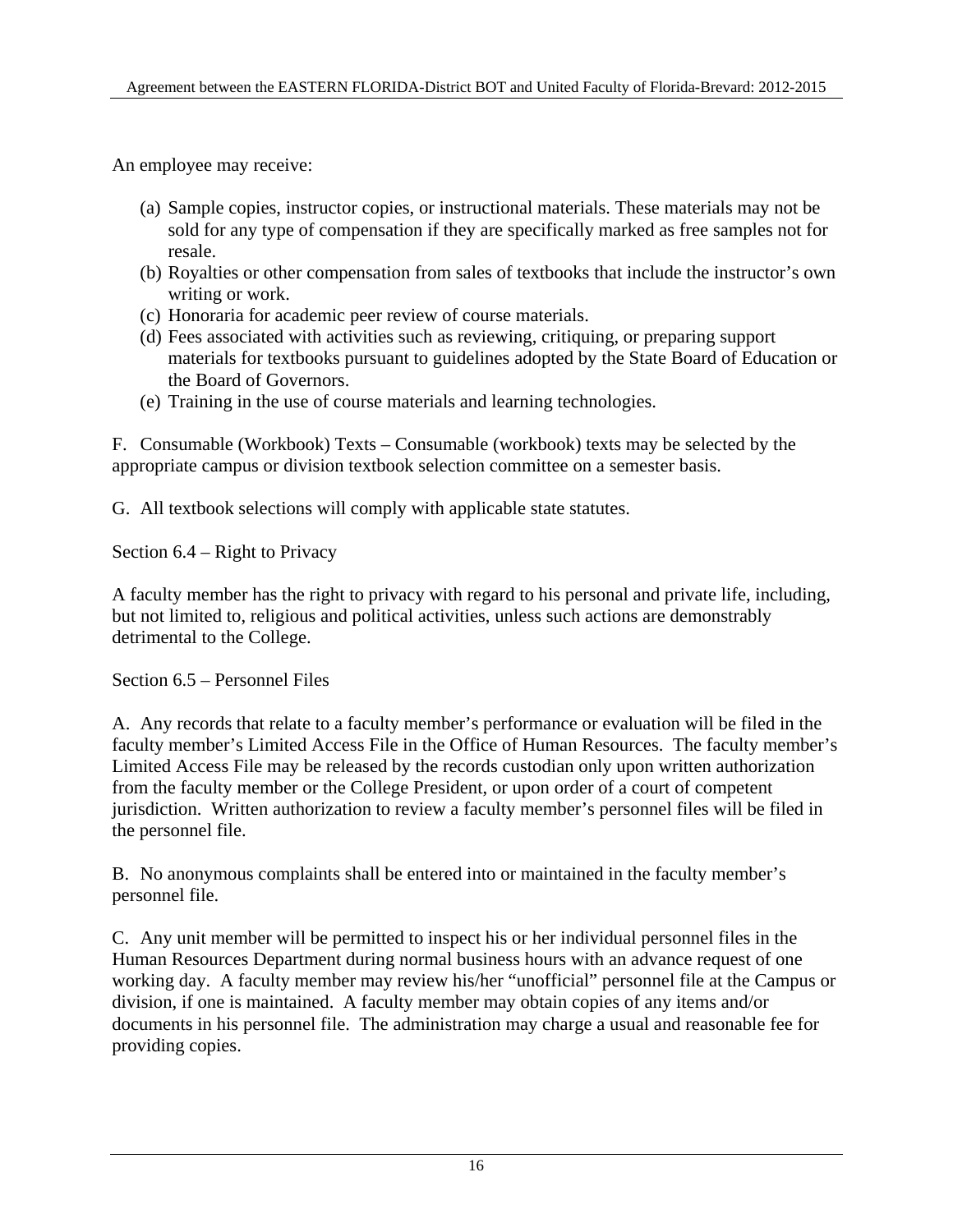An employee may receive:

(a) Sample copies, instructor copies, or instructional materials. These materials may not be sold for any type of compensation if they are specifically marked as free samples not for resale.
(b) Royalties or other compensation from sales of textbooks that include the instructor's own writing or work.
(c) Honoraria for academic peer review of course materials.
(d) Fees associated with activities such as reviewing, critiquing, or preparing support materials for textbooks pursuant to guidelines adopted by the State Board of Education or the Board of Governors.
(e) Training in the use of course materials and learning technologies.

F. Consumable (Workbook) Texts – Consumable (workbook) texts may be selected by the appropriate campus or division textbook selection committee on a semester basis.

G. All textbook selections will comply with applicable state statutes.

Section 6.4 – Right to Privacy

A faculty member has the right to privacy with regard to his personal and private life, including, but not limited to, religious and political activities, unless such actions are demonstrably detrimental to the College.

Section 6.5 – Personnel Files

A. Any records that relate to a faculty member's performance or evaluation will be filed in the faculty member's Limited Access File in the Office of Human Resources. The faculty member's Limited Access File may be released by the records custodian only upon written authorization from the faculty member or the College President, or upon order of a court of competent jurisdiction. Written authorization to review a faculty member's personnel files will be filed in the personnel file.

B. No anonymous complaints shall be entered into or maintained in the faculty member's personnel file.

C. Any unit member will be permitted to inspect his or her individual personnel files in the Human Resources Department during normal business hours with an advance request of one working day. A faculty member may review his/her "unofficial" personnel file at the Campus or division, if one is maintained. A faculty member may obtain copies of any items and/or documents in his personnel file. The administration may charge a usual and reasonable fee for providing copies.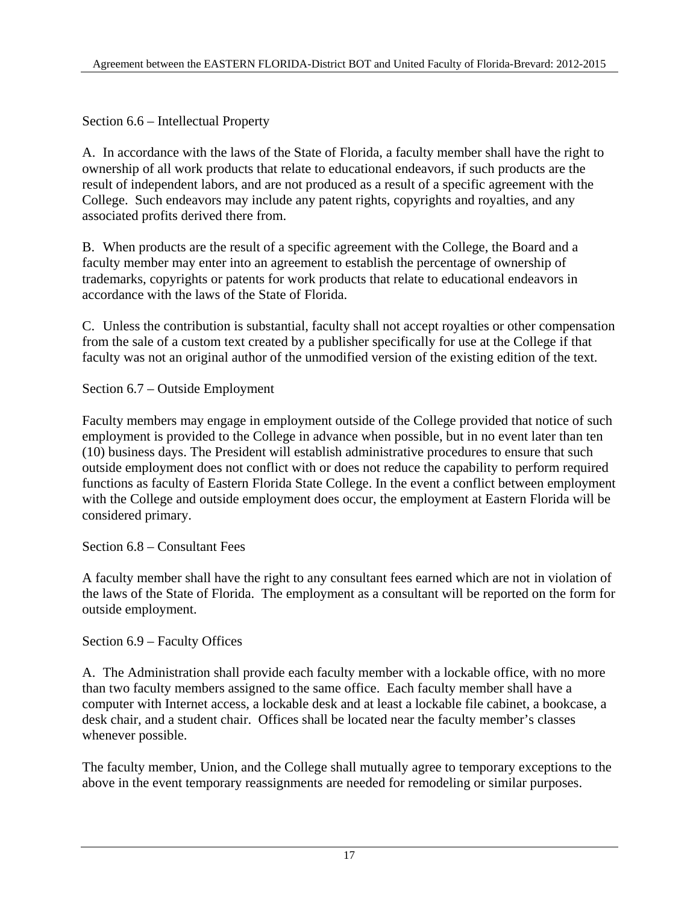## Section 6.6 – Intellectual Property

A. In accordance with the laws of the State of Florida, a faculty member shall have the right to ownership of all work products that relate to educational endeavors, if such products are the result of independent labors, and are not produced as a result of a specific agreement with the College. Such endeavors may include any patent rights, copyrights and royalties, and any associated profits derived there from.

B. When products are the result of a specific agreement with the College, the Board and a faculty member may enter into an agreement to establish the percentage of ownership of trademarks, copyrights or patents for work products that relate to educational endeavors in accordance with the laws of the State of Florida.

C. Unless the contribution is substantial, faculty shall not accept royalties or other compensation from the sale of a custom text created by a publisher specifically for use at the College if that faculty was not an original author of the unmodified version of the existing edition of the text.

## Section 6.7 – Outside Employment

Faculty members may engage in employment outside of the College provided that notice of such employment is provided to the College in advance when possible, but in no event later than ten (10) business days. The President will establish administrative procedures to ensure that such outside employment does not conflict with or does not reduce the capability to perform required functions as faculty of Eastern Florida State College. In the event a conflict between employment with the College and outside employment does occur, the employment at Eastern Florida will be considered primary.

## Section 6.8 – Consultant Fees

A faculty member shall have the right to any consultant fees earned which are not in violation of the laws of the State of Florida. The employment as a consultant will be reported on the form for outside employment.

## Section 6.9 – Faculty Offices

A. The Administration shall provide each faculty member with a lockable office, with no more than two faculty members assigned to the same office. Each faculty member shall have a computer with Internet access, a lockable desk and at least a lockable file cabinet, a bookcase, a desk chair, and a student chair. Offices shall be located near the faculty member's classes whenever possible.

The faculty member, Union, and the College shall mutually agree to temporary exceptions to the above in the event temporary reassignments are needed for remodeling or similar purposes.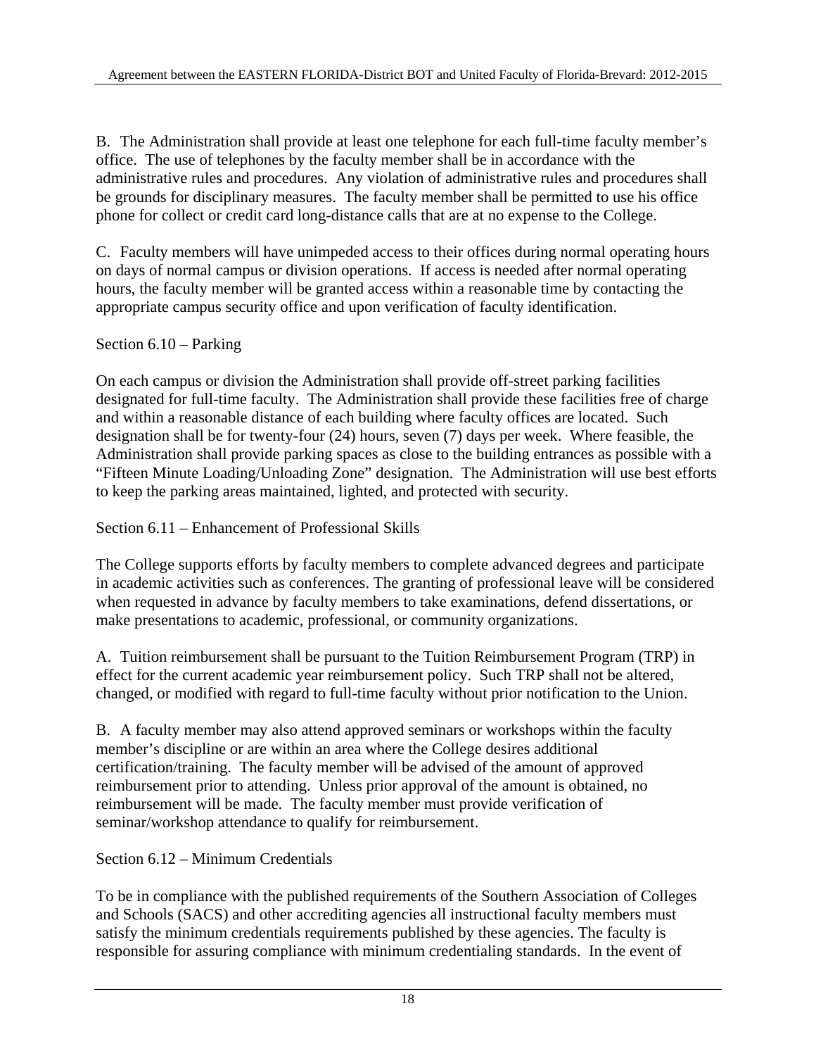B. The Administration shall provide at least one telephone for each full-time faculty member's office. The use of telephones by the faculty member shall be in accordance with the administrative rules and procedures. Any violation of administrative rules and procedures shall be grounds for disciplinary measures. The faculty member shall be permitted to use his office phone for collect or credit card long-distance calls that are at no expense to the College.

C. Faculty members will have unimpeded access to their offices during normal operating hours on days of normal campus or division operations. If access is needed after normal operating hours, the faculty member will be granted access within a reasonable time by contacting the appropriate campus security office and upon verification of faculty identification.

## Section 6.10 – Parking

On each campus or division the Administration shall provide off-street parking facilities designated for full-time faculty. The Administration shall provide these facilities free of charge and within a reasonable distance of each building where faculty offices are located. Such designation shall be for twenty-four (24) hours, seven (7) days per week. Where feasible, the Administration shall provide parking spaces as close to the building entrances as possible with a "Fifteen Minute Loading/Unloading Zone" designation. The Administration will use best efforts to keep the parking areas maintained, lighted, and protected with security.

## Section 6.11 – Enhancement of Professional Skills

The College supports efforts by faculty members to complete advanced degrees and participate in academic activities such as conferences. The granting of professional leave will be considered when requested in advance by faculty members to take examinations, defend dissertations, or make presentations to academic, professional, or community organizations.

A. Tuition reimbursement shall be pursuant to the Tuition Reimbursement Program (TRP) in effect for the current academic year reimbursement policy. Such TRP shall not be altered, changed, or modified with regard to full-time faculty without prior notification to the Union.

B. A faculty member may also attend approved seminars or workshops within the faculty member's discipline or are within an area where the College desires additional certification/training. The faculty member will be advised of the amount of approved reimbursement prior to attending. Unless prior approval of the amount is obtained, no reimbursement will be made. The faculty member must provide verification of seminar/workshop attendance to qualify for reimbursement.

## Section 6.12 – Minimum Credentials

To be in compliance with the published requirements of the Southern Association of Colleges and Schools (SACS) and other accrediting agencies all instructional faculty members must satisfy the minimum credentials requirements published by these agencies. The faculty is responsible for assuring compliance with minimum credentialing standards. In the event of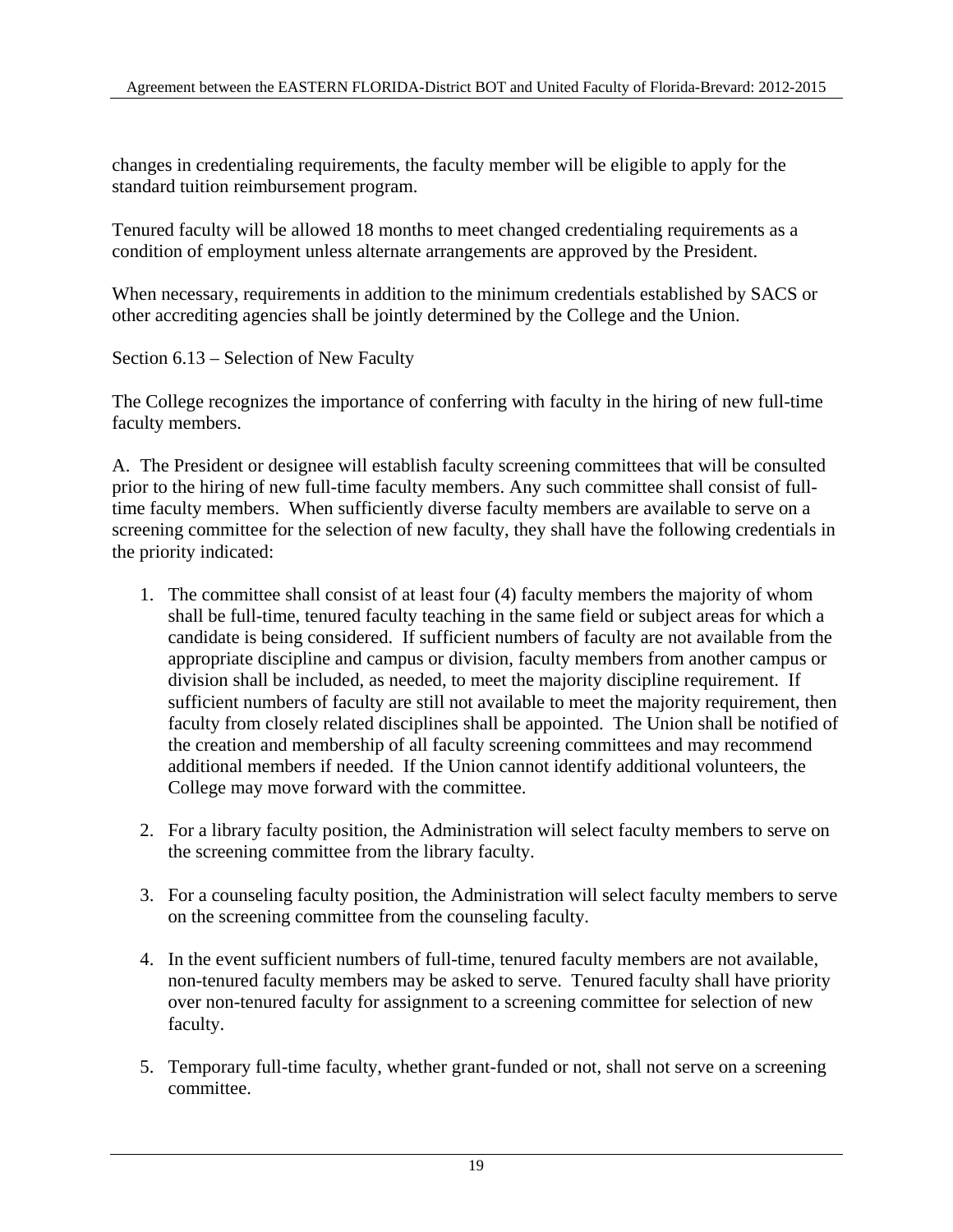changes in credentialing requirements, the faculty member will be eligible to apply for the standard tuition reimbursement program.

Tenured faculty will be allowed 18 months to meet changed credentialing requirements as a condition of employment unless alternate arrangements are approved by the President.

When necessary, requirements in addition to the minimum credentials established by SACS or other accrediting agencies shall be jointly determined by the College and the Union.

Section 6.13 – Selection of New Faculty

The College recognizes the importance of conferring with faculty in the hiring of new full-time faculty members.

A. The President or designee will establish faculty screening committees that will be consulted prior to the hiring of new full-time faculty members. Any such committee shall consist of full-time faculty members. When sufficiently diverse faculty members are available to serve on a screening committee for the selection of new faculty, they shall have the following credentials in the priority indicated:

1. The committee shall consist of at least four (4) faculty members the majority of whom shall be full-time, tenured faculty teaching in the same field or subject areas for which a candidate is being considered. If sufficient numbers of faculty are not available from the appropriate discipline and campus or division, faculty members from another campus or division shall be included, as needed, to meet the majority discipline requirement. If sufficient numbers of faculty are still not available to meet the majority requirement, then faculty from closely related disciplines shall be appointed. The Union shall be notified of the creation and membership of all faculty screening committees and may recommend additional members if needed. If the Union cannot identify additional volunteers, the College may move forward with the committee.

2. For a library faculty position, the Administration will select faculty members to serve on the screening committee from the library faculty.

3. For a counseling faculty position, the Administration will select faculty members to serve on the screening committee from the counseling faculty.

4. In the event sufficient numbers of full-time, tenured faculty members are not available, non-tenured faculty members may be asked to serve. Tenured faculty shall have priority over non-tenured faculty for assignment to a screening committee for selection of new faculty.

5. Temporary full-time faculty, whether grant-funded or not, shall not serve on a screening committee.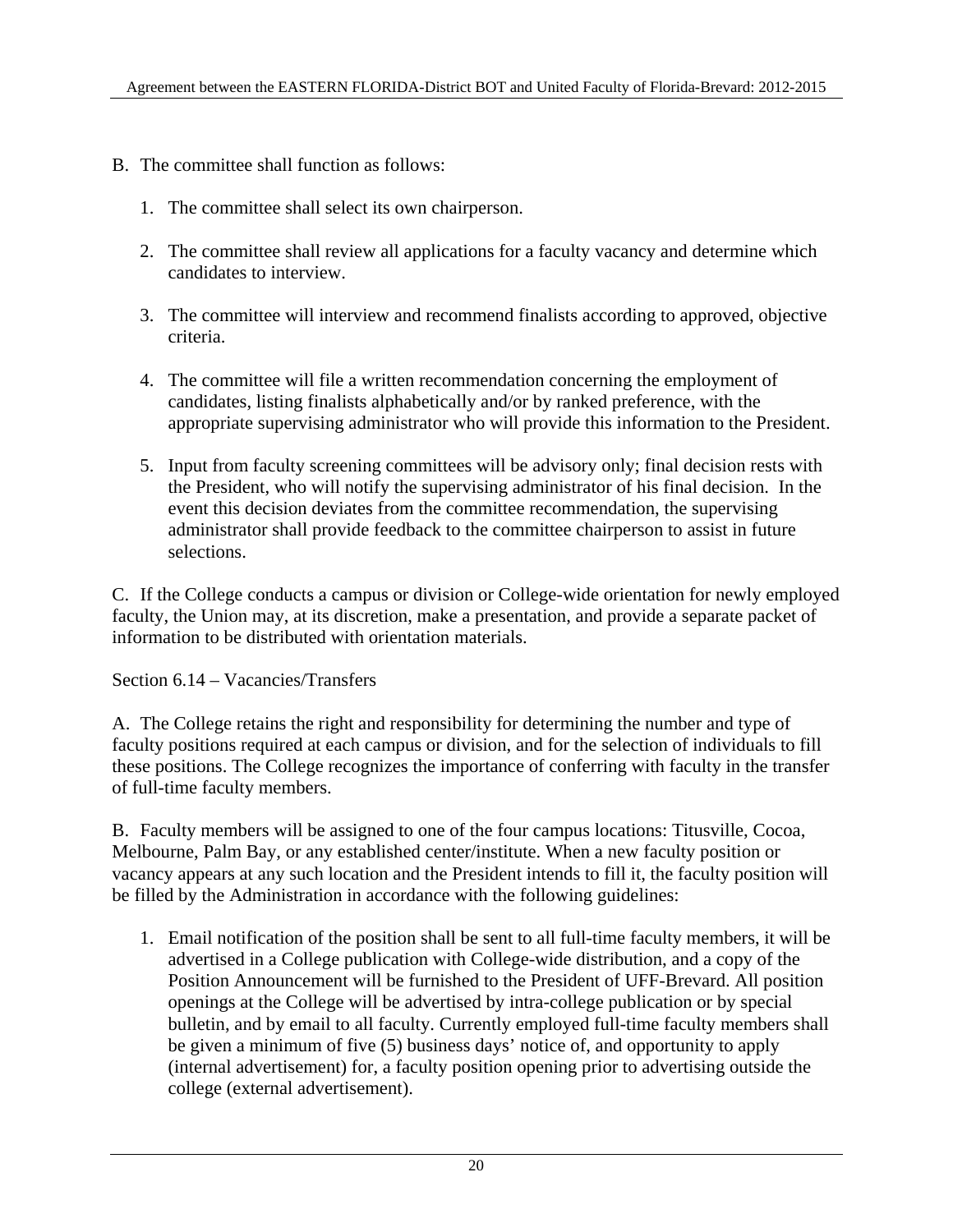B. The committee shall function as follows:

1. The committee shall select its own chairperson.

2. The committee shall review all applications for a faculty vacancy and determine which candidates to interview.

3. The committee will interview and recommend finalists according to approved, objective criteria.

4. The committee will file a written recommendation concerning the employment of candidates, listing finalists alphabetically and/or by ranked preference, with the appropriate supervising administrator who will provide this information to the President.

5. Input from faculty screening committees will be advisory only; final decision rests with the President, who will notify the supervising administrator of his final decision. In the event this decision deviates from the committee recommendation, the supervising administrator shall provide feedback to the committee chairperson to assist in future selections.

C. If the College conducts a campus or division or College-wide orientation for newly employed faculty, the Union may, at its discretion, make a presentation, and provide a separate packet of information to be distributed with orientation materials.

Section 6.14 – Vacancies/Transfers

A. The College retains the right and responsibility for determining the number and type of faculty positions required at each campus or division, and for the selection of individuals to fill these positions. The College recognizes the importance of conferring with faculty in the transfer of full-time faculty members.

B. Faculty members will be assigned to one of the four campus locations: Titusville, Cocoa, Melbourne, Palm Bay, or any established center/institute. When a new faculty position or vacancy appears at any such location and the President intends to fill it, the faculty position will be filled by the Administration in accordance with the following guidelines:

1. Email notification of the position shall be sent to all full-time faculty members, it will be advertised in a College publication with College-wide distribution, and a copy of the Position Announcement will be furnished to the President of UFF-Brevard. All position openings at the College will be advertised by intra-college publication or by special bulletin, and by email to all faculty. Currently employed full-time faculty members shall be given a minimum of five (5) business days' notice of, and opportunity to apply (internal advertisement) for, a faculty position opening prior to advertising outside the college (external advertisement).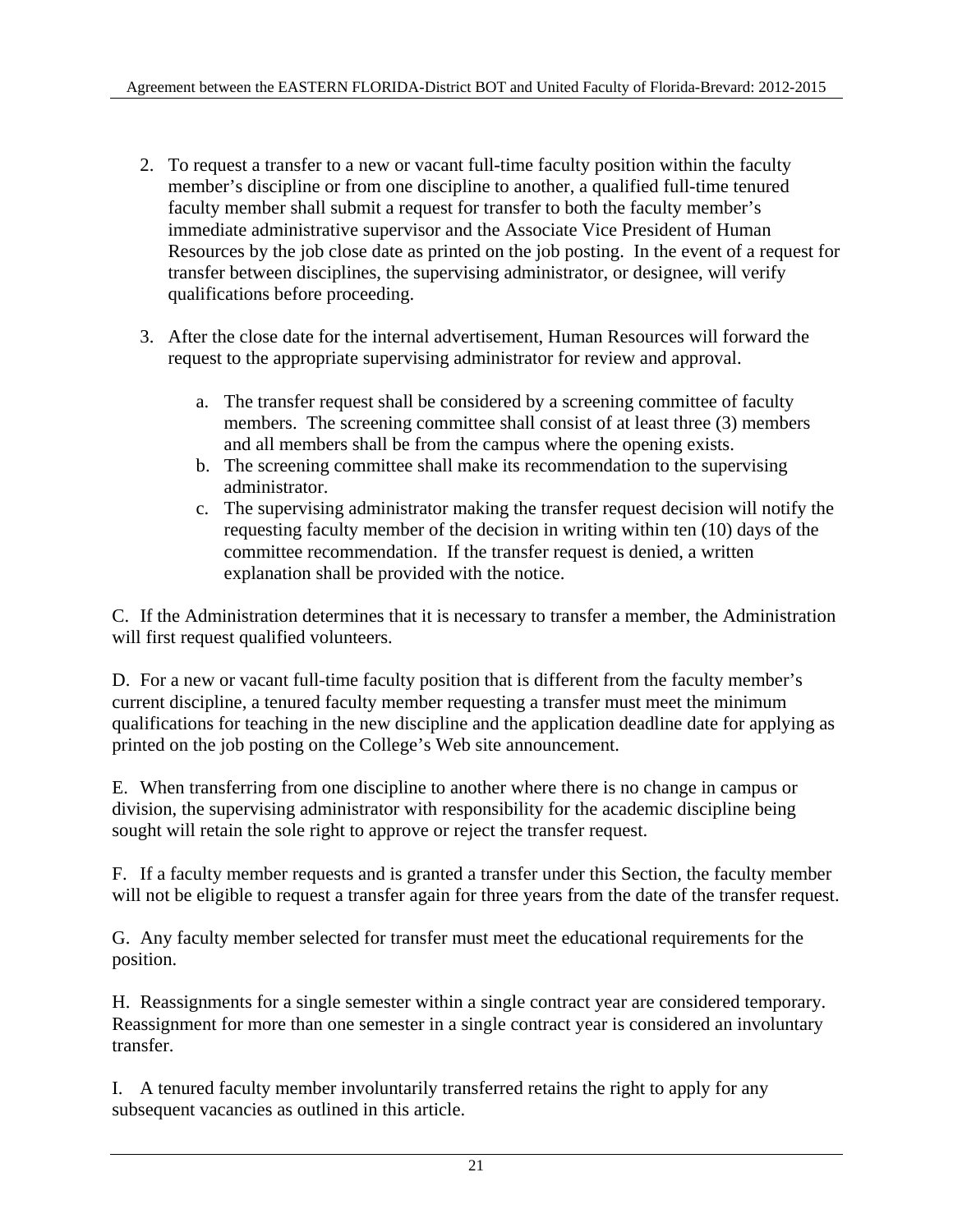2. To request a transfer to a new or vacant full-time faculty position within the faculty member's discipline or from one discipline to another, a qualified full-time tenured faculty member shall submit a request for transfer to both the faculty member's immediate administrative supervisor and the Associate Vice President of Human Resources by the job close date as printed on the job posting. In the event of a request for transfer between disciplines, the supervising administrator, or designee, will verify qualifications before proceeding.

3. After the close date for the internal advertisement, Human Resources will forward the request to the appropriate supervising administrator for review and approval.

    a. The transfer request shall be considered by a screening committee of faculty members. The screening committee shall consist of at least three (3) members and all members shall be from the campus where the opening exists.
    b. The screening committee shall make its recommendation to the supervising administrator.
    c. The supervising administrator making the transfer request decision will notify the requesting faculty member of the decision in writing within ten (10) days of the committee recommendation. If the transfer request is denied, a written explanation shall be provided with the notice.

C. If the Administration determines that it is necessary to transfer a member, the Administration will first request qualified volunteers.

D. For a new or vacant full-time faculty position that is different from the faculty member's current discipline, a tenured faculty member requesting a transfer must meet the minimum qualifications for teaching in the new discipline and the application deadline date for applying as printed on the job posting on the College's Web site announcement.

E. When transferring from one discipline to another where there is no change in campus or division, the supervising administrator with responsibility for the academic discipline being sought will retain the sole right to approve or reject the transfer request.

F. If a faculty member requests and is granted a transfer under this Section, the faculty member will not be eligible to request a transfer again for three years from the date of the transfer request.

G. Any faculty member selected for transfer must meet the educational requirements for the position.

H. Reassignments for a single semester within a single contract year are considered temporary. Reassignment for more than one semester in a single contract year is considered an involuntary transfer.

I. A tenured faculty member involuntarily transferred retains the right to apply for any subsequent vacancies as outlined in this article.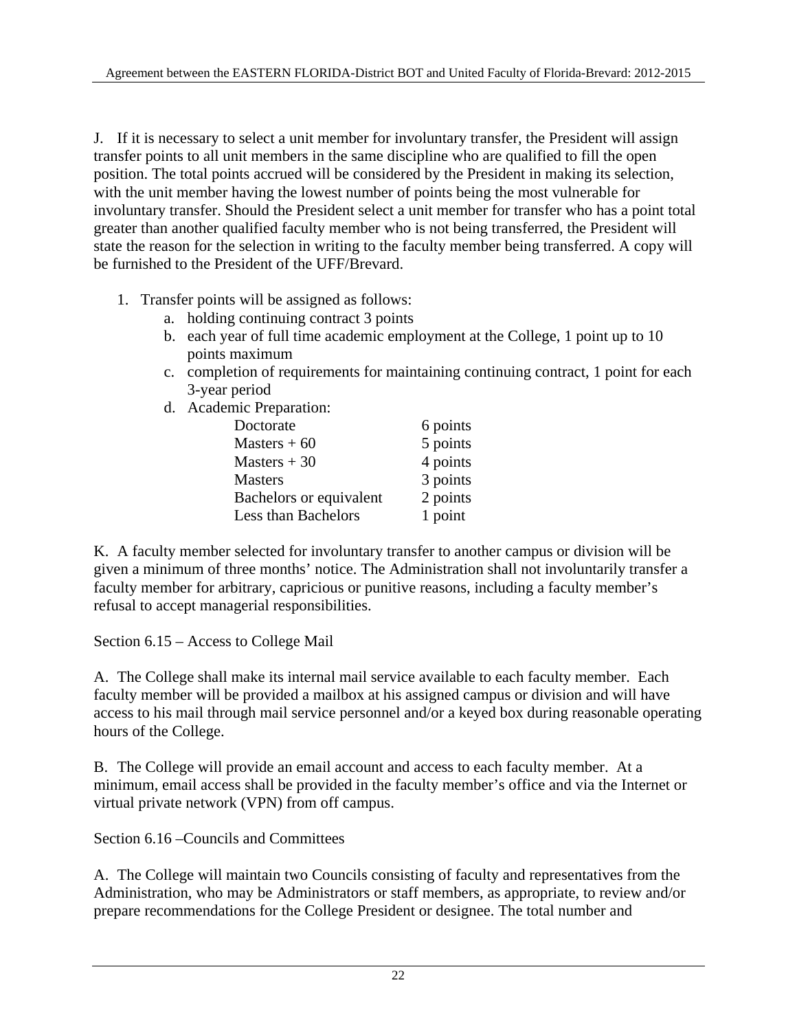J. If it is necessary to select a unit member for involuntary transfer, the President will assign transfer points to all unit members in the same discipline who are qualified to fill the open position. The total points accrued will be considered by the President in making its selection, with the unit member having the lowest number of points being the most vulnerable for involuntary transfer. Should the President select a unit member for transfer who has a point total greater than another qualified faculty member who is not being transferred, the President will state the reason for the selection in writing to the faculty member being transferred. A copy will be furnished to the President of the UFF/Brevard.

1. Transfer points will be assigned as follows:
    a. holding continuing contract 3 points
    b. each year of full time academic employment at the College, 1 point up to 10 points maximum
    c. completion of requirements for maintaining continuing contract, 1 point for each 3-year period
    d. Academic Preparation:

| | |
|---|---|
| Doctorate | 6 points |
| Masters + 60 | 5 points |
| Masters + 30 | 4 points |
| Masters | 3 points |
| Bachelors or equivalent | 2 points |
| Less than Bachelors | 1 point |

K. A faculty member selected for involuntary transfer to another campus or division will be given a minimum of three months' notice. The Administration shall not involuntarily transfer a faculty member for arbitrary, capricious or punitive reasons, including a faculty member's refusal to accept managerial responsibilities.

Section 6.15 – Access to College Mail

A. The College shall make its internal mail service available to each faculty member. Each faculty member will be provided a mailbox at his assigned campus or division and will have access to his mail through mail service personnel and/or a keyed box during reasonable operating hours of the College.

B. The College will provide an email account and access to each faculty member. At a minimum, email access shall be provided in the faculty member's office and via the Internet or virtual private network (VPN) from off campus.

Section 6.16 –Councils and Committees

A. The College will maintain two Councils consisting of faculty and representatives from the Administration, who may be Administrators or staff members, as appropriate, to review and/or prepare recommendations for the College President or designee. The total number and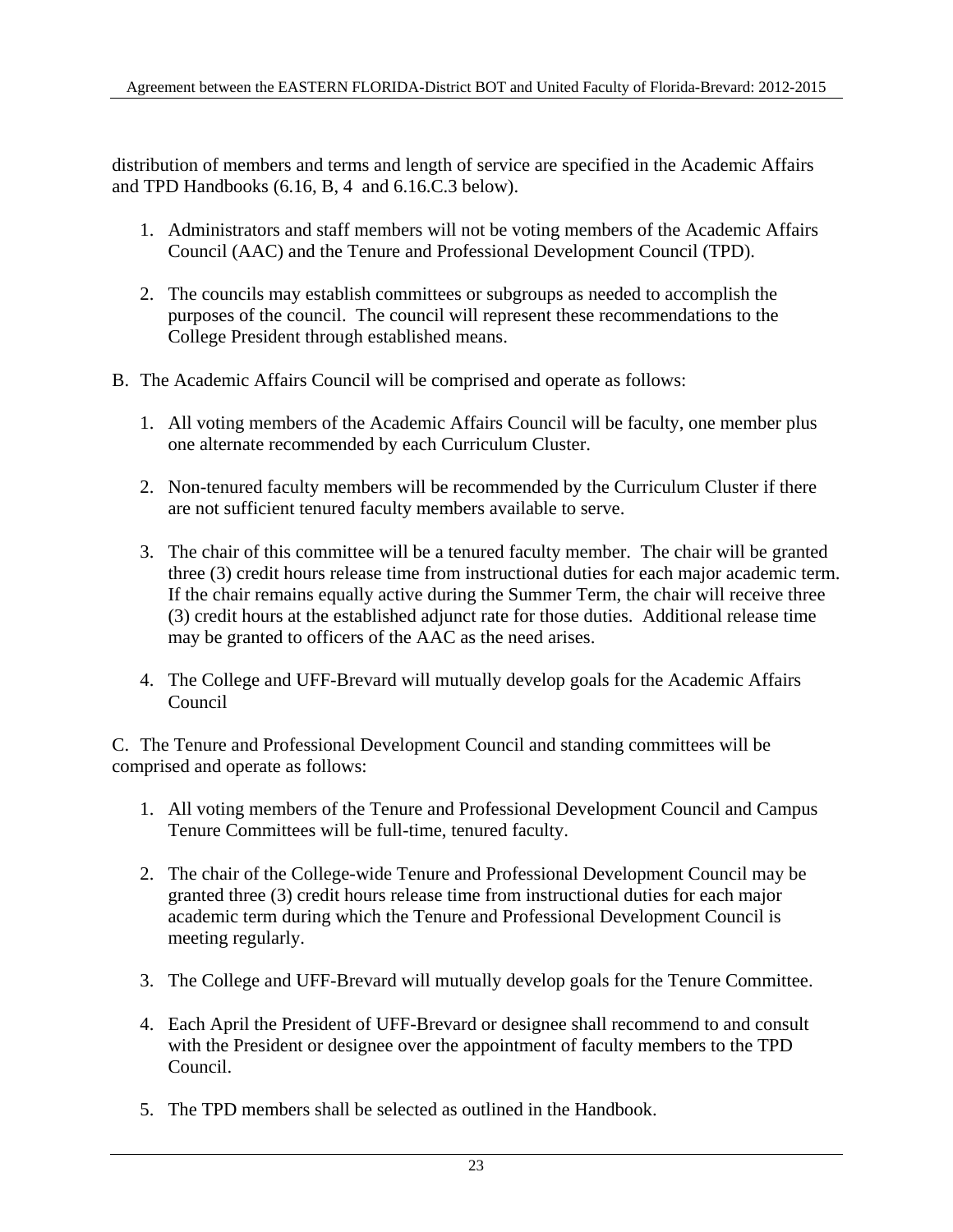distribution of members and terms and length of service are specified in the Academic Affairs and TPD Handbooks (6.16, B, 4 and 6.16.C.3 below).

1. Administrators and staff members will not be voting members of the Academic Affairs Council (AAC) and the Tenure and Professional Development Council (TPD).

2. The councils may establish committees or subgroups as needed to accomplish the purposes of the council. The council will represent these recommendations to the College President through established means.

B. The Academic Affairs Council will be comprised and operate as follows:

1. All voting members of the Academic Affairs Council will be faculty, one member plus one alternate recommended by each Curriculum Cluster.

2. Non-tenured faculty members will be recommended by the Curriculum Cluster if there are not sufficient tenured faculty members available to serve.

3. The chair of this committee will be a tenured faculty member. The chair will be granted three (3) credit hours release time from instructional duties for each major academic term. If the chair remains equally active during the Summer Term, the chair will receive three (3) credit hours at the established adjunct rate for those duties. Additional release time may be granted to officers of the AAC as the need arises.

4. The College and UFF-Brevard will mutually develop goals for the Academic Affairs Council

C. The Tenure and Professional Development Council and standing committees will be comprised and operate as follows:

1. All voting members of the Tenure and Professional Development Council and Campus Tenure Committees will be full-time, tenured faculty.

2. The chair of the College-wide Tenure and Professional Development Council may be granted three (3) credit hours release time from instructional duties for each major academic term during which the Tenure and Professional Development Council is meeting regularly.

3. The College and UFF-Brevard will mutually develop goals for the Tenure Committee.

4. Each April the President of UFF-Brevard or designee shall recommend to and consult with the President or designee over the appointment of faculty members to the TPD Council.

5. The TPD members shall be selected as outlined in the Handbook.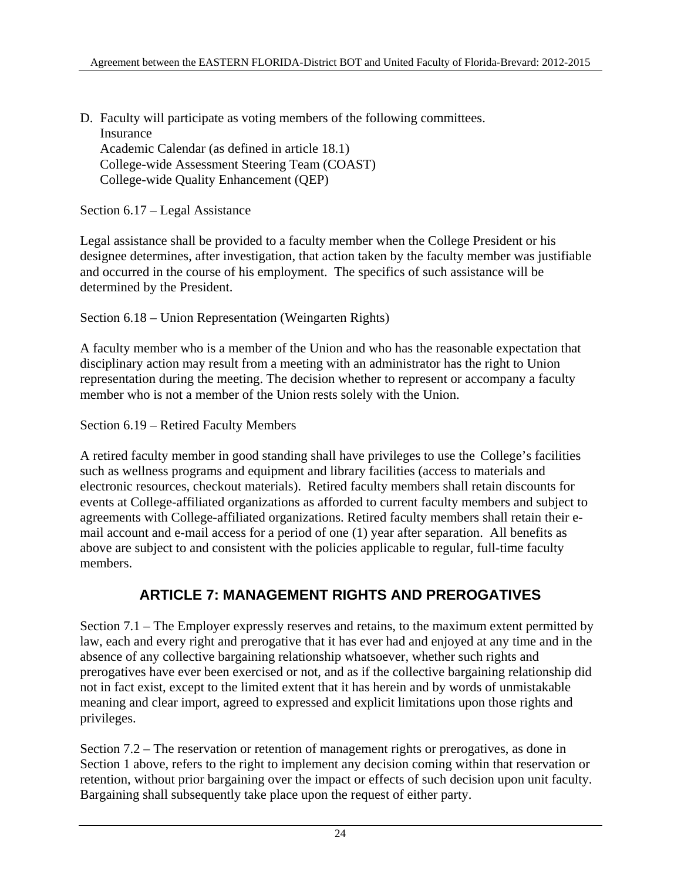D. Faculty will participate as voting members of the following committees.
   - Insurance
   - Academic Calendar (as defined in article 18.1)
   - College-wide Assessment Steering Team (COAST)
   - College-wide Quality Enhancement (QEP)

Section 6.17 – Legal Assistance

Legal assistance shall be provided to a faculty member when the College President or his designee determines, after investigation, that action taken by the faculty member was justifiable and occurred in the course of his employment. The specifics of such assistance will be determined by the President.

Section 6.18 – Union Representation (Weingarten Rights)

A faculty member who is a member of the Union and who has the reasonable expectation that disciplinary action may result from a meeting with an administrator has the right to Union representation during the meeting. The decision whether to represent or accompany a faculty member who is not a member of the Union rests solely with the Union.

Section 6.19 – Retired Faculty Members

A retired faculty member in good standing shall have privileges to use the College's facilities such as wellness programs and equipment and library facilities (access to materials and electronic resources, checkout materials). Retired faculty members shall retain discounts for events at College-affiliated organizations as afforded to current faculty members and subject to agreements with College-affiliated organizations. Retired faculty members shall retain their e-mail account and e-mail access for a period of one (1) year after separation. All benefits as above are subject to and consistent with the policies applicable to regular, full-time faculty members.

## ARTICLE 7: MANAGEMENT RIGHTS AND PREROGATIVES

Section 7.1 – The Employer expressly reserves and retains, to the maximum extent permitted by law, each and every right and prerogative that it has ever had and enjoyed at any time and in the absence of any collective bargaining relationship whatsoever, whether such rights and prerogatives have ever been exercised or not, and as if the collective bargaining relationship did not in fact exist, except to the limited extent that it has herein and by words of unmistakable meaning and clear import, agreed to expressed and explicit limitations upon those rights and privileges.

Section 7.2 – The reservation or retention of management rights or prerogatives, as done in Section 1 above, refers to the right to implement any decision coming within that reservation or retention, without prior bargaining over the impact or effects of such decision upon unit faculty. Bargaining shall subsequently take place upon the request of either party.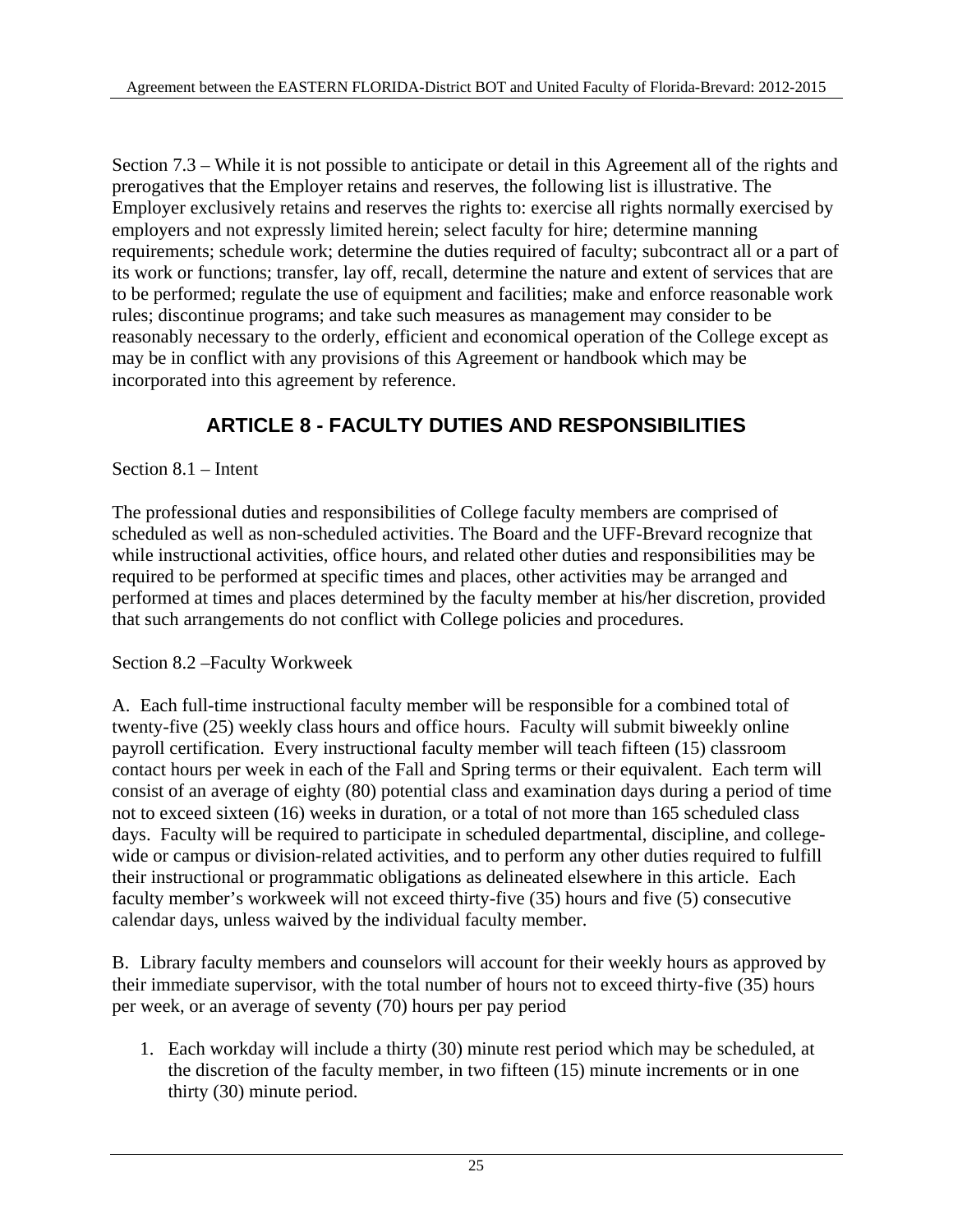Section 7.3 – While it is not possible to anticipate or detail in this Agreement all of the rights and prerogatives that the Employer retains and reserves, the following list is illustrative. The Employer exclusively retains and reserves the rights to: exercise all rights normally exercised by employers and not expressly limited herein; select faculty for hire; determine manning requirements; schedule work; determine the duties required of faculty; subcontract all or a part of its work or functions; transfer, lay off, recall, determine the nature and extent of services that are to be performed; regulate the use of equipment and facilities; make and enforce reasonable work rules; discontinue programs; and take such measures as management may consider to be reasonably necessary to the orderly, efficient and economical operation of the College except as may be in conflict with any provisions of this Agreement or handbook which may be incorporated into this agreement by reference.

## ARTICLE 8 - FACULTY DUTIES AND RESPONSIBILITIES

Section 8.1 – Intent

The professional duties and responsibilities of College faculty members are comprised of scheduled as well as non-scheduled activities. The Board and the UFF-Brevard recognize that while instructional activities, office hours, and related other duties and responsibilities may be required to be performed at specific times and places, other activities may be arranged and performed at times and places determined by the faculty member at his/her discretion, provided that such arrangements do not conflict with College policies and procedures.

Section 8.2 –Faculty Workweek

A. Each full-time instructional faculty member will be responsible for a combined total of twenty-five (25) weekly class hours and office hours. Faculty will submit biweekly online payroll certification. Every instructional faculty member will teach fifteen (15) classroom contact hours per week in each of the Fall and Spring terms or their equivalent. Each term will consist of an average of eighty (80) potential class and examination days during a period of time not to exceed sixteen (16) weeks in duration, or a total of not more than 165 scheduled class days. Faculty will be required to participate in scheduled departmental, discipline, and college-wide or campus or division-related activities, and to perform any other duties required to fulfill their instructional or programmatic obligations as delineated elsewhere in this article. Each faculty member's workweek will not exceed thirty-five (35) hours and five (5) consecutive calendar days, unless waived by the individual faculty member.

B. Library faculty members and counselors will account for their weekly hours as approved by their immediate supervisor, with the total number of hours not to exceed thirty-five (35) hours per week, or an average of seventy (70) hours per pay period

1. Each workday will include a thirty (30) minute rest period which may be scheduled, at the discretion of the faculty member, in two fifteen (15) minute increments or in one thirty (30) minute period.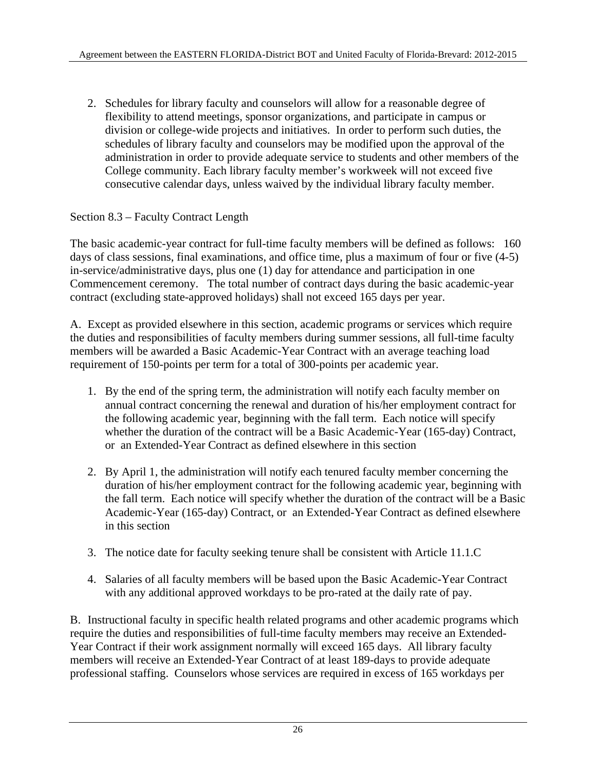2. Schedules for library faculty and counselors will allow for a reasonable degree of flexibility to attend meetings, sponsor organizations, and participate in campus or division or college-wide projects and initiatives. In order to perform such duties, the schedules of library faculty and counselors may be modified upon the approval of the administration in order to provide adequate service to students and other members of the College community. Each library faculty member's workweek will not exceed five consecutive calendar days, unless waived by the individual library faculty member.

Section 8.3 – Faculty Contract Length

The basic academic-year contract for full-time faculty members will be defined as follows: 160 days of class sessions, final examinations, and office time, plus a maximum of four or five (4-5) in-service/administrative days, plus one (1) day for attendance and participation in one Commencement ceremony. The total number of contract days during the basic academic-year contract (excluding state-approved holidays) shall not exceed 165 days per year.

A. Except as provided elsewhere in this section, academic programs or services which require the duties and responsibilities of faculty members during summer sessions, all full-time faculty members will be awarded a Basic Academic-Year Contract with an average teaching load requirement of 150-points per term for a total of 300-points per academic year.

1. By the end of the spring term, the administration will notify each faculty member on annual contract concerning the renewal and duration of his/her employment contract for the following academic year, beginning with the fall term. Each notice will specify whether the duration of the contract will be a Basic Academic-Year (165-day) Contract, or an Extended-Year Contract as defined elsewhere in this section

2. By April 1, the administration will notify each tenured faculty member concerning the duration of his/her employment contract for the following academic year, beginning with the fall term. Each notice will specify whether the duration of the contract will be a Basic Academic-Year (165-day) Contract, or an Extended-Year Contract as defined elsewhere in this section

3. The notice date for faculty seeking tenure shall be consistent with Article 11.1.C

4. Salaries of all faculty members will be based upon the Basic Academic-Year Contract with any additional approved workdays to be pro-rated at the daily rate of pay.

B. Instructional faculty in specific health related programs and other academic programs which require the duties and responsibilities of full-time faculty members may receive an Extended-Year Contract if their work assignment normally will exceed 165 days. All library faculty members will receive an Extended-Year Contract of at least 189-days to provide adequate professional staffing. Counselors whose services are required in excess of 165 workdays per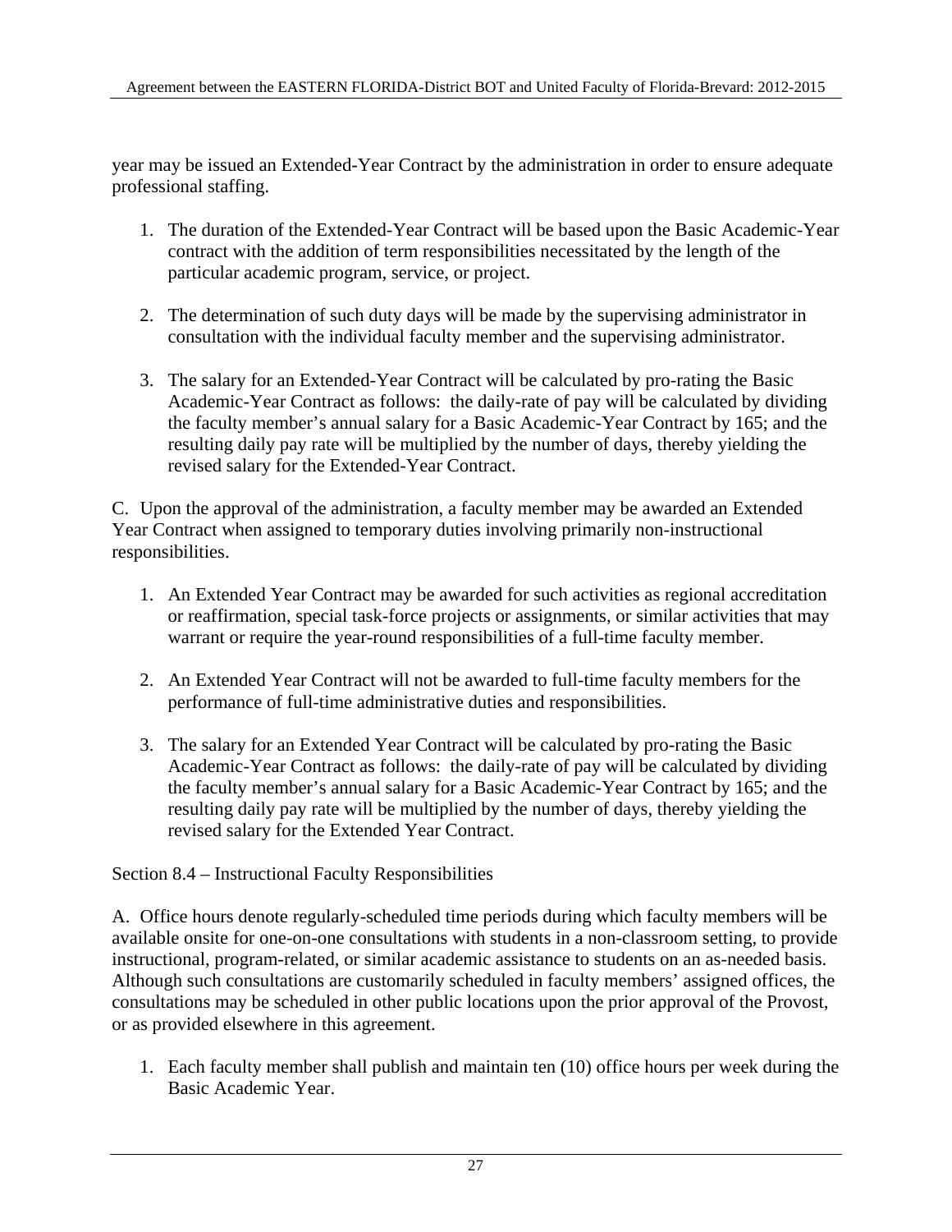year may be issued an Extended-Year Contract by the administration in order to ensure adequate professional staffing.

1. The duration of the Extended-Year Contract will be based upon the Basic Academic-Year contract with the addition of term responsibilities necessitated by the length of the particular academic program, service, or project.

2. The determination of such duty days will be made by the supervising administrator in consultation with the individual faculty member and the supervising administrator.

3. The salary for an Extended-Year Contract will be calculated by pro-rating the Basic Academic-Year Contract as follows: the daily-rate of pay will be calculated by dividing the faculty member's annual salary for a Basic Academic-Year Contract by 165; and the resulting daily pay rate will be multiplied by the number of days, thereby yielding the revised salary for the Extended-Year Contract.

C. Upon the approval of the administration, a faculty member may be awarded an Extended Year Contract when assigned to temporary duties involving primarily non-instructional responsibilities.

1. An Extended Year Contract may be awarded for such activities as regional accreditation or reaffirmation, special task-force projects or assignments, or similar activities that may warrant or require the year-round responsibilities of a full-time faculty member.

2. An Extended Year Contract will not be awarded to full-time faculty members for the performance of full-time administrative duties and responsibilities.

3. The salary for an Extended Year Contract will be calculated by pro-rating the Basic Academic-Year Contract as follows: the daily-rate of pay will be calculated by dividing the faculty member's annual salary for a Basic Academic-Year Contract by 165; and the resulting daily pay rate will be multiplied by the number of days, thereby yielding the revised salary for the Extended Year Contract.

## Section 8.4 – Instructional Faculty Responsibilities

A. Office hours denote regularly-scheduled time periods during which faculty members will be available onsite for one-on-one consultations with students in a non-classroom setting, to provide instructional, program-related, or similar academic assistance to students on an as-needed basis. Although such consultations are customarily scheduled in faculty members' assigned offices, the consultations may be scheduled in other public locations upon the prior approval of the Provost, or as provided elsewhere in this agreement.

1. Each faculty member shall publish and maintain ten (10) office hours per week during the Basic Academic Year.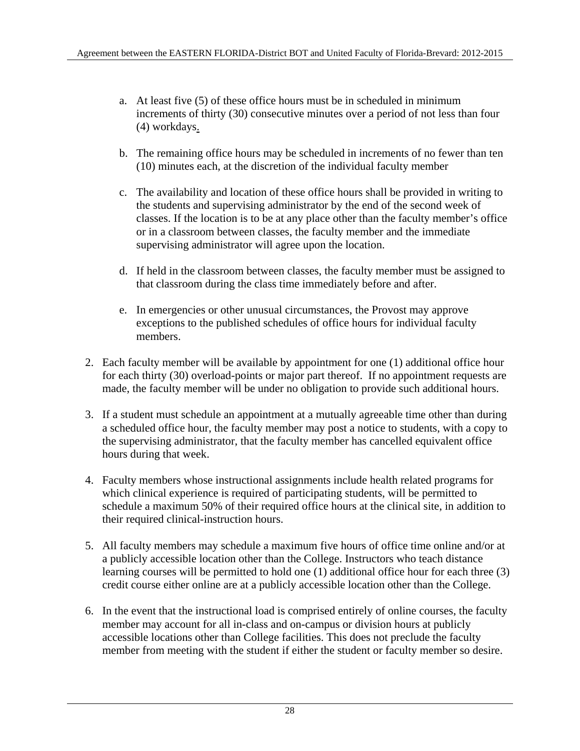a. At least five (5) of these office hours must be in scheduled in minimum increments of thirty (30) consecutive minutes over a period of not less than four (4) workdays.

b. The remaining office hours may be scheduled in increments of no fewer than ten (10) minutes each, at the discretion of the individual faculty member

c. The availability and location of these office hours shall be provided in writing to the students and supervising administrator by the end of the second week of classes. If the location is to be at any place other than the faculty member's office or in a classroom between classes, the faculty member and the immediate supervising administrator will agree upon the location.

d. If held in the classroom between classes, the faculty member must be assigned to that classroom during the class time immediately before and after.

e. In emergencies or other unusual circumstances, the Provost may approve exceptions to the published schedules of office hours for individual faculty members.

2. Each faculty member will be available by appointment for one (1) additional office hour for each thirty (30) overload-points or major part thereof. If no appointment requests are made, the faculty member will be under no obligation to provide such additional hours.

3. If a student must schedule an appointment at a mutually agreeable time other than during a scheduled office hour, the faculty member may post a notice to students, with a copy to the supervising administrator, that the faculty member has cancelled equivalent office hours during that week.

4. Faculty members whose instructional assignments include health related programs for which clinical experience is required of participating students, will be permitted to schedule a maximum 50% of their required office hours at the clinical site, in addition to their required clinical-instruction hours.

5. All faculty members may schedule a maximum five hours of office time online and/or at a publicly accessible location other than the College. Instructors who teach distance learning courses will be permitted to hold one (1) additional office hour for each three (3) credit course either online are at a publicly accessible location other than the College.

6. In the event that the instructional load is comprised entirely of online courses, the faculty member may account for all in-class and on-campus or division hours at publicly accessible locations other than College facilities. This does not preclude the faculty member from meeting with the student if either the student or faculty member so desire.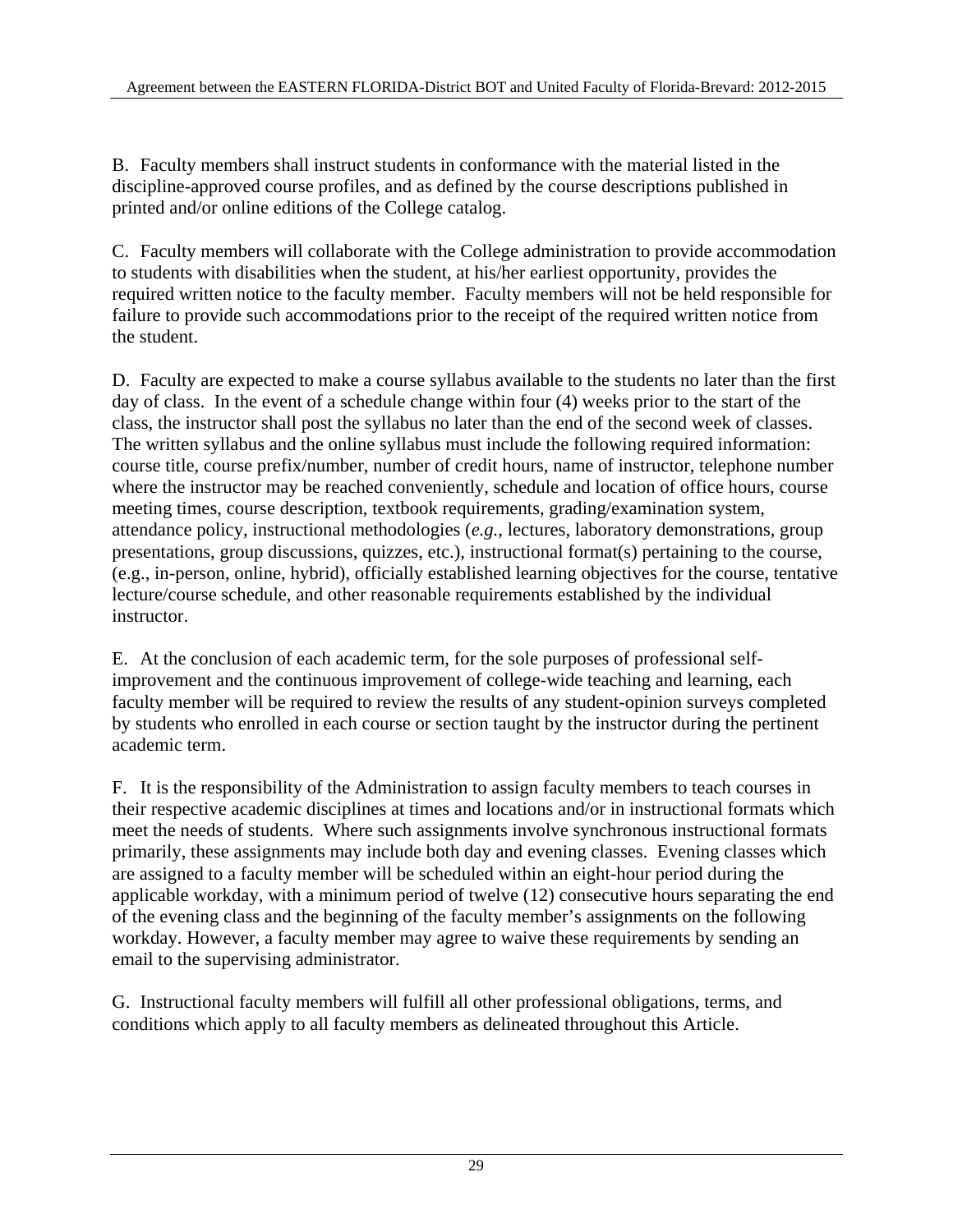B. Faculty members shall instruct students in conformance with the material listed in the discipline-approved course profiles, and as defined by the course descriptions published in printed and/or online editions of the College catalog.

C. Faculty members will collaborate with the College administration to provide accommodation to students with disabilities when the student, at his/her earliest opportunity, provides the required written notice to the faculty member. Faculty members will not be held responsible for failure to provide such accommodations prior to the receipt of the required written notice from the student.

D. Faculty are expected to make a course syllabus available to the students no later than the first day of class. In the event of a schedule change within four (4) weeks prior to the start of the class, the instructor shall post the syllabus no later than the end of the second week of classes. The written syllabus and the online syllabus must include the following required information: course title, course prefix/number, number of credit hours, name of instructor, telephone number where the instructor may be reached conveniently, schedule and location of office hours, course meeting times, course description, textbook requirements, grading/examination system, attendance policy, instructional methodologies (*e.g.*, lectures, laboratory demonstrations, group presentations, group discussions, quizzes, etc.), instructional format(s) pertaining to the course, (e.g., in-person, online, hybrid), officially established learning objectives for the course, tentative lecture/course schedule, and other reasonable requirements established by the individual instructor.

E. At the conclusion of each academic term, for the sole purposes of professional self-improvement and the continuous improvement of college-wide teaching and learning, each faculty member will be required to review the results of any student-opinion surveys completed by students who enrolled in each course or section taught by the instructor during the pertinent academic term.

F. It is the responsibility of the Administration to assign faculty members to teach courses in their respective academic disciplines at times and locations and/or in instructional formats which meet the needs of students. Where such assignments involve synchronous instructional formats primarily, these assignments may include both day and evening classes. Evening classes which are assigned to a faculty member will be scheduled within an eight-hour period during the applicable workday, with a minimum period of twelve (12) consecutive hours separating the end of the evening class and the beginning of the faculty member's assignments on the following workday. However, a faculty member may agree to waive these requirements by sending an email to the supervising administrator.

G. Instructional faculty members will fulfill all other professional obligations, terms, and conditions which apply to all faculty members as delineated throughout this Article.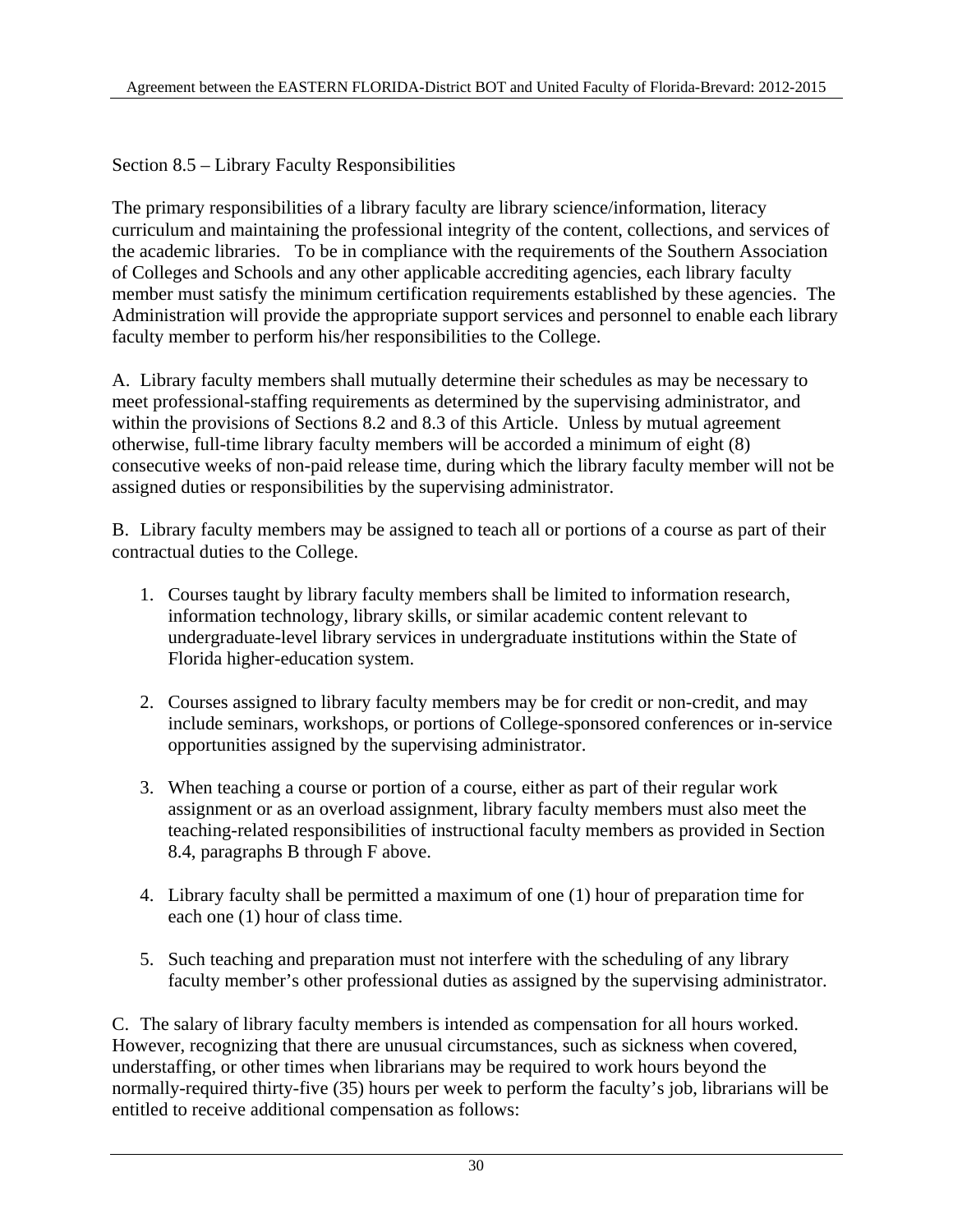## Section 8.5 – Library Faculty Responsibilities

The primary responsibilities of a library faculty are library science/information, literacy curriculum and maintaining the professional integrity of the content, collections, and services of the academic libraries. To be in compliance with the requirements of the Southern Association of Colleges and Schools and any other applicable accrediting agencies, each library faculty member must satisfy the minimum certification requirements established by these agencies. The Administration will provide the appropriate support services and personnel to enable each library faculty member to perform his/her responsibilities to the College.

A. Library faculty members shall mutually determine their schedules as may be necessary to meet professional-staffing requirements as determined by the supervising administrator, and within the provisions of Sections 8.2 and 8.3 of this Article. Unless by mutual agreement otherwise, full-time library faculty members will be accorded a minimum of eight (8) consecutive weeks of non-paid release time, during which the library faculty member will not be assigned duties or responsibilities by the supervising administrator.

B. Library faculty members may be assigned to teach all or portions of a course as part of their contractual duties to the College.

1. Courses taught by library faculty members shall be limited to information research, information technology, library skills, or similar academic content relevant to undergraduate-level library services in undergraduate institutions within the State of Florida higher-education system.

2. Courses assigned to library faculty members may be for credit or non-credit, and may include seminars, workshops, or portions of College-sponsored conferences or in-service opportunities assigned by the supervising administrator.

3. When teaching a course or portion of a course, either as part of their regular work assignment or as an overload assignment, library faculty members must also meet the teaching-related responsibilities of instructional faculty members as provided in Section 8.4, paragraphs B through F above.

4. Library faculty shall be permitted a maximum of one (1) hour of preparation time for each one (1) hour of class time.

5. Such teaching and preparation must not interfere with the scheduling of any library faculty member's other professional duties as assigned by the supervising administrator.

C. The salary of library faculty members is intended as compensation for all hours worked. However, recognizing that there are unusual circumstances, such as sickness when covered, understaffing, or other times when librarians may be required to work hours beyond the normally-required thirty-five (35) hours per week to perform the faculty's job, librarians will be entitled to receive additional compensation as follows: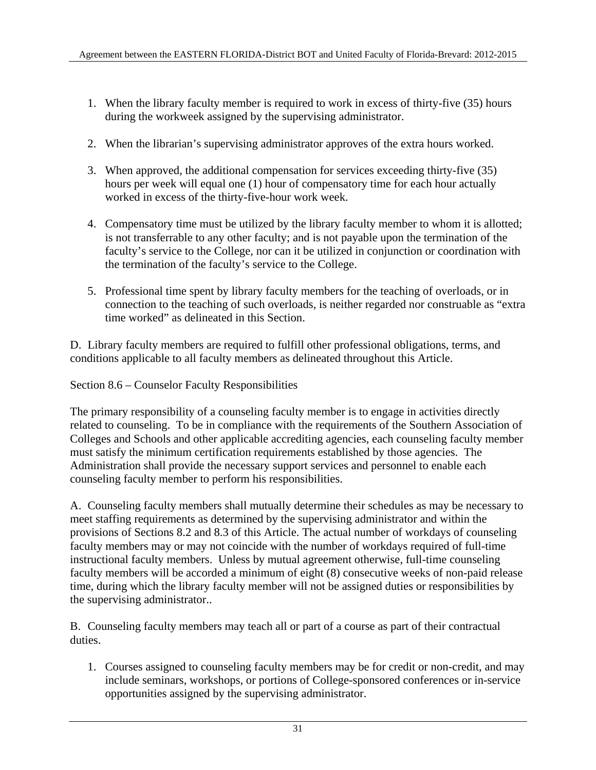1. When the library faculty member is required to work in excess of thirty-five (35) hours during the workweek assigned by the supervising administrator.

2. When the librarian's supervising administrator approves of the extra hours worked.

3. When approved, the additional compensation for services exceeding thirty-five (35) hours per week will equal one (1) hour of compensatory time for each hour actually worked in excess of the thirty-five-hour work week.

4. Compensatory time must be utilized by the library faculty member to whom it is allotted; is not transferrable to any other faculty; and is not payable upon the termination of the faculty's service to the College, nor can it be utilized in conjunction or coordination with the termination of the faculty's service to the College.

5. Professional time spent by library faculty members for the teaching of overloads, or in connection to the teaching of such overloads, is neither regarded nor construable as "extra time worked" as delineated in this Section.

D. Library faculty members are required to fulfill other professional obligations, terms, and conditions applicable to all faculty members as delineated throughout this Article.

Section 8.6 – Counselor Faculty Responsibilities

The primary responsibility of a counseling faculty member is to engage in activities directly related to counseling. To be in compliance with the requirements of the Southern Association of Colleges and Schools and other applicable accrediting agencies, each counseling faculty member must satisfy the minimum certification requirements established by those agencies. The Administration shall provide the necessary support services and personnel to enable each counseling faculty member to perform his responsibilities.

A. Counseling faculty members shall mutually determine their schedules as may be necessary to meet staffing requirements as determined by the supervising administrator and within the provisions of Sections 8.2 and 8.3 of this Article. The actual number of workdays of counseling faculty members may or may not coincide with the number of workdays required of full-time instructional faculty members. Unless by mutual agreement otherwise, full-time counseling faculty members will be accorded a minimum of eight (8) consecutive weeks of non-paid release time, during which the library faculty member will not be assigned duties or responsibilities by the supervising administrator..

B. Counseling faculty members may teach all or part of a course as part of their contractual duties.

1. Courses assigned to counseling faculty members may be for credit or non-credit, and may include seminars, workshops, or portions of College-sponsored conferences or in-service opportunities assigned by the supervising administrator.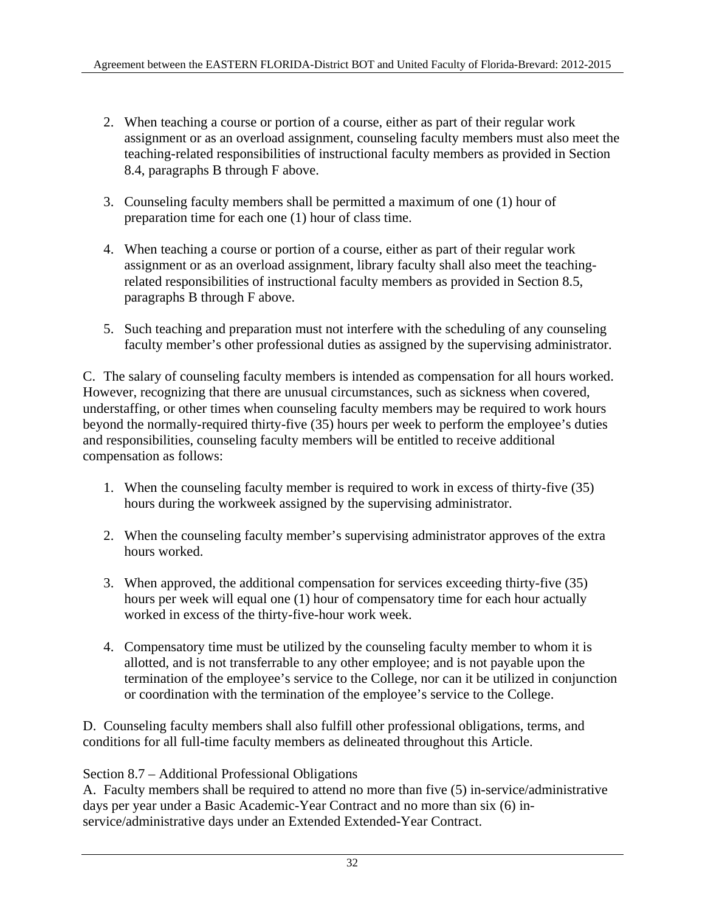2. When teaching a course or portion of a course, either as part of their regular work assignment or as an overload assignment, counseling faculty members must also meet the teaching-related responsibilities of instructional faculty members as provided in Section 8.4, paragraphs B through F above.

3. Counseling faculty members shall be permitted a maximum of one (1) hour of preparation time for each one (1) hour of class time.

4. When teaching a course or portion of a course, either as part of their regular work assignment or as an overload assignment, library faculty shall also meet the teaching-related responsibilities of instructional faculty members as provided in Section 8.5, paragraphs B through F above.

5. Such teaching and preparation must not interfere with the scheduling of any counseling faculty member's other professional duties as assigned by the supervising administrator.

C. The salary of counseling faculty members is intended as compensation for all hours worked. However, recognizing that there are unusual circumstances, such as sickness when covered, understaffing, or other times when counseling faculty members may be required to work hours beyond the normally-required thirty-five (35) hours per week to perform the employee's duties and responsibilities, counseling faculty members will be entitled to receive additional compensation as follows:

1. When the counseling faculty member is required to work in excess of thirty-five (35) hours during the workweek assigned by the supervising administrator.

2. When the counseling faculty member's supervising administrator approves of the extra hours worked.

3. When approved, the additional compensation for services exceeding thirty-five (35) hours per week will equal one (1) hour of compensatory time for each hour actually worked in excess of the thirty-five-hour work week.

4. Compensatory time must be utilized by the counseling faculty member to whom it is allotted, and is not transferrable to any other employee; and is not payable upon the termination of the employee's service to the College, nor can it be utilized in conjunction or coordination with the termination of the employee's service to the College.

D. Counseling faculty members shall also fulfill other professional obligations, terms, and conditions for all full-time faculty members as delineated throughout this Article.

Section 8.7 – Additional Professional Obligations

A. Faculty members shall be required to attend no more than five (5) in-service/administrative days per year under a Basic Academic-Year Contract and no more than six (6) in-service/administrative days under an Extended Extended-Year Contract.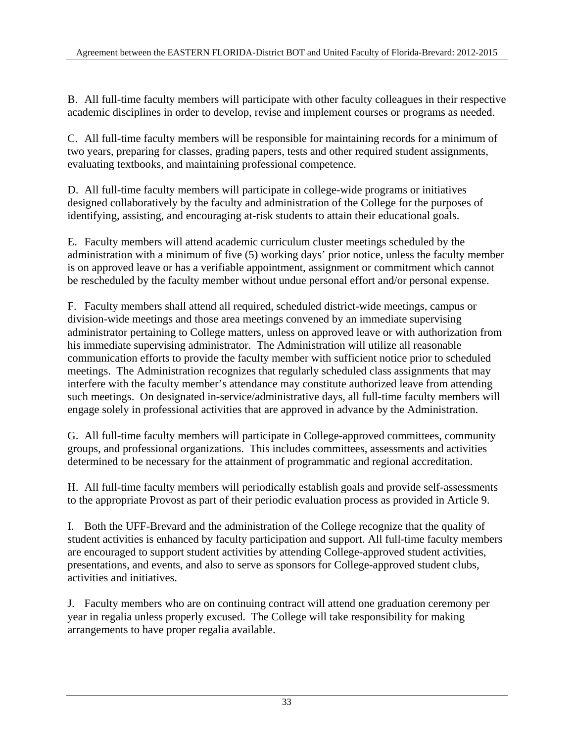B. All full-time faculty members will participate with other faculty colleagues in their respective academic disciplines in order to develop, revise and implement courses or programs as needed.

C. All full-time faculty members will be responsible for maintaining records for a minimum of two years, preparing for classes, grading papers, tests and other required student assignments, evaluating textbooks, and maintaining professional competence.

D. All full-time faculty members will participate in college-wide programs or initiatives designed collaboratively by the faculty and administration of the College for the purposes of identifying, assisting, and encouraging at-risk students to attain their educational goals.

E. Faculty members will attend academic curriculum cluster meetings scheduled by the administration with a minimum of five (5) working days' prior notice, unless the faculty member is on approved leave or has a verifiable appointment, assignment or commitment which cannot be rescheduled by the faculty member without undue personal effort and/or personal expense.

F. Faculty members shall attend all required, scheduled district-wide meetings, campus or division-wide meetings and those area meetings convened by an immediate supervising administrator pertaining to College matters, unless on approved leave or with authorization from his immediate supervising administrator. The Administration will utilize all reasonable communication efforts to provide the faculty member with sufficient notice prior to scheduled meetings. The Administration recognizes that regularly scheduled class assignments that may interfere with the faculty member's attendance may constitute authorized leave from attending such meetings. On designated in-service/administrative days, all full-time faculty members will engage solely in professional activities that are approved in advance by the Administration.

G. All full-time faculty members will participate in College-approved committees, community groups, and professional organizations. This includes committees, assessments and activities determined to be necessary for the attainment of programmatic and regional accreditation.

H. All full-time faculty members will periodically establish goals and provide self-assessments to the appropriate Provost as part of their periodic evaluation process as provided in Article 9.

I. Both the UFF-Brevard and the administration of the College recognize that the quality of student activities is enhanced by faculty participation and support. All full-time faculty members are encouraged to support student activities by attending College-approved student activities, presentations, and events, and also to serve as sponsors for College-approved student clubs, activities and initiatives.

J. Faculty members who are on continuing contract will attend one graduation ceremony per year in regalia unless properly excused. The College will take responsibility for making arrangements to have proper regalia available.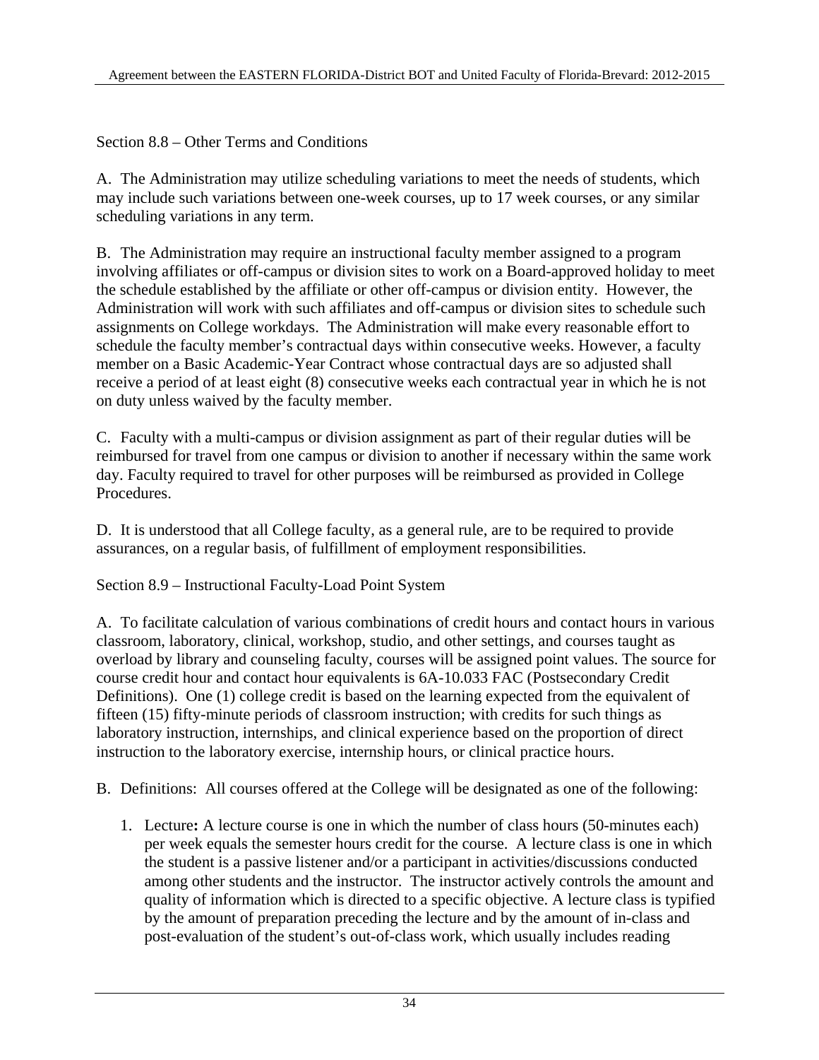Section 8.8 – Other Terms and Conditions

A. The Administration may utilize scheduling variations to meet the needs of students, which may include such variations between one-week courses, up to 17 week courses, or any similar scheduling variations in any term.

B. The Administration may require an instructional faculty member assigned to a program involving affiliates or off-campus or division sites to work on a Board-approved holiday to meet the schedule established by the affiliate or other off-campus or division entity. However, the Administration will work with such affiliates and off-campus or division sites to schedule such assignments on College workdays. The Administration will make every reasonable effort to schedule the faculty member's contractual days within consecutive weeks. However, a faculty member on a Basic Academic-Year Contract whose contractual days are so adjusted shall receive a period of at least eight (8) consecutive weeks each contractual year in which he is not on duty unless waived by the faculty member.

C. Faculty with a multi-campus or division assignment as part of their regular duties will be reimbursed for travel from one campus or division to another if necessary within the same work day. Faculty required to travel for other purposes will be reimbursed as provided in College Procedures.

D. It is understood that all College faculty, as a general rule, are to be required to provide assurances, on a regular basis, of fulfillment of employment responsibilities.

Section 8.9 – Instructional Faculty-Load Point System

A. To facilitate calculation of various combinations of credit hours and contact hours in various classroom, laboratory, clinical, workshop, studio, and other settings, and courses taught as overload by library and counseling faculty, courses will be assigned point values. The source for course credit hour and contact hour equivalents is 6A-10.033 FAC (Postsecondary Credit Definitions). One (1) college credit is based on the learning expected from the equivalent of fifteen (15) fifty-minute periods of classroom instruction; with credits for such things as laboratory instruction, internships, and clinical experience based on the proportion of direct instruction to the laboratory exercise, internship hours, or clinical practice hours.

B. Definitions: All courses offered at the College will be designated as one of the following:

1. Lecture**:** A lecture course is one in which the number of class hours (50-minutes each) per week equals the semester hours credit for the course. A lecture class is one in which the student is a passive listener and/or a participant in activities/discussions conducted among other students and the instructor. The instructor actively controls the amount and quality of information which is directed to a specific objective. A lecture class is typified by the amount of preparation preceding the lecture and by the amount of in-class and post-evaluation of the student's out-of-class work, which usually includes reading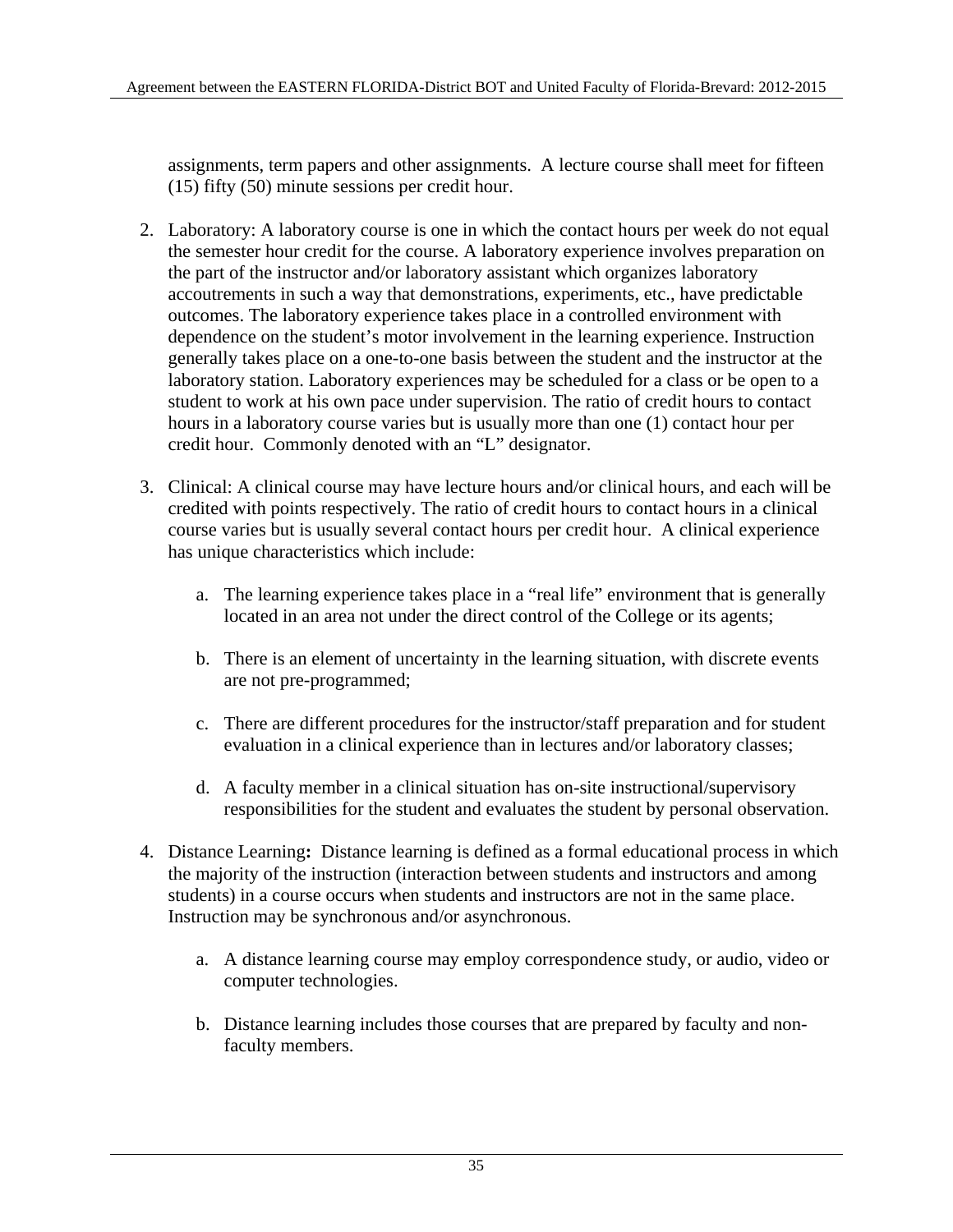assignments, term papers and other assignments. A lecture course shall meet for fifteen (15) fifty (50) minute sessions per credit hour.

2. Laboratory: A laboratory course is one in which the contact hours per week do not equal the semester hour credit for the course. A laboratory experience involves preparation on the part of the instructor and/or laboratory assistant which organizes laboratory accoutrements in such a way that demonstrations, experiments, etc., have predictable outcomes. The laboratory experience takes place in a controlled environment with dependence on the student's motor involvement in the learning experience. Instruction generally takes place on a one-to-one basis between the student and the instructor at the laboratory station. Laboratory experiences may be scheduled for a class or be open to a student to work at his own pace under supervision. The ratio of credit hours to contact hours in a laboratory course varies but is usually more than one (1) contact hour per credit hour. Commonly denoted with an "L" designator.

3. Clinical: A clinical course may have lecture hours and/or clinical hours, and each will be credited with points respectively. The ratio of credit hours to contact hours in a clinical course varies but is usually several contact hours per credit hour. A clinical experience has unique characteristics which include:

    a. The learning experience takes place in a "real life" environment that is generally located in an area not under the direct control of the College or its agents;

    b. There is an element of uncertainty in the learning situation, with discrete events are not pre-programmed;

    c. There are different procedures for the instructor/staff preparation and for student evaluation in a clinical experience than in lectures and/or laboratory classes;

    d. A faculty member in a clinical situation has on-site instructional/supervisory responsibilities for the student and evaluates the student by personal observation.

4. Distance Learning**:** Distance learning is defined as a formal educational process in which the majority of the instruction (interaction between students and instructors and among students) in a course occurs when students and instructors are not in the same place. Instruction may be synchronous and/or asynchronous.

    a. A distance learning course may employ correspondence study, or audio, video or computer technologies.

    b. Distance learning includes those courses that are prepared by faculty and non-faculty members.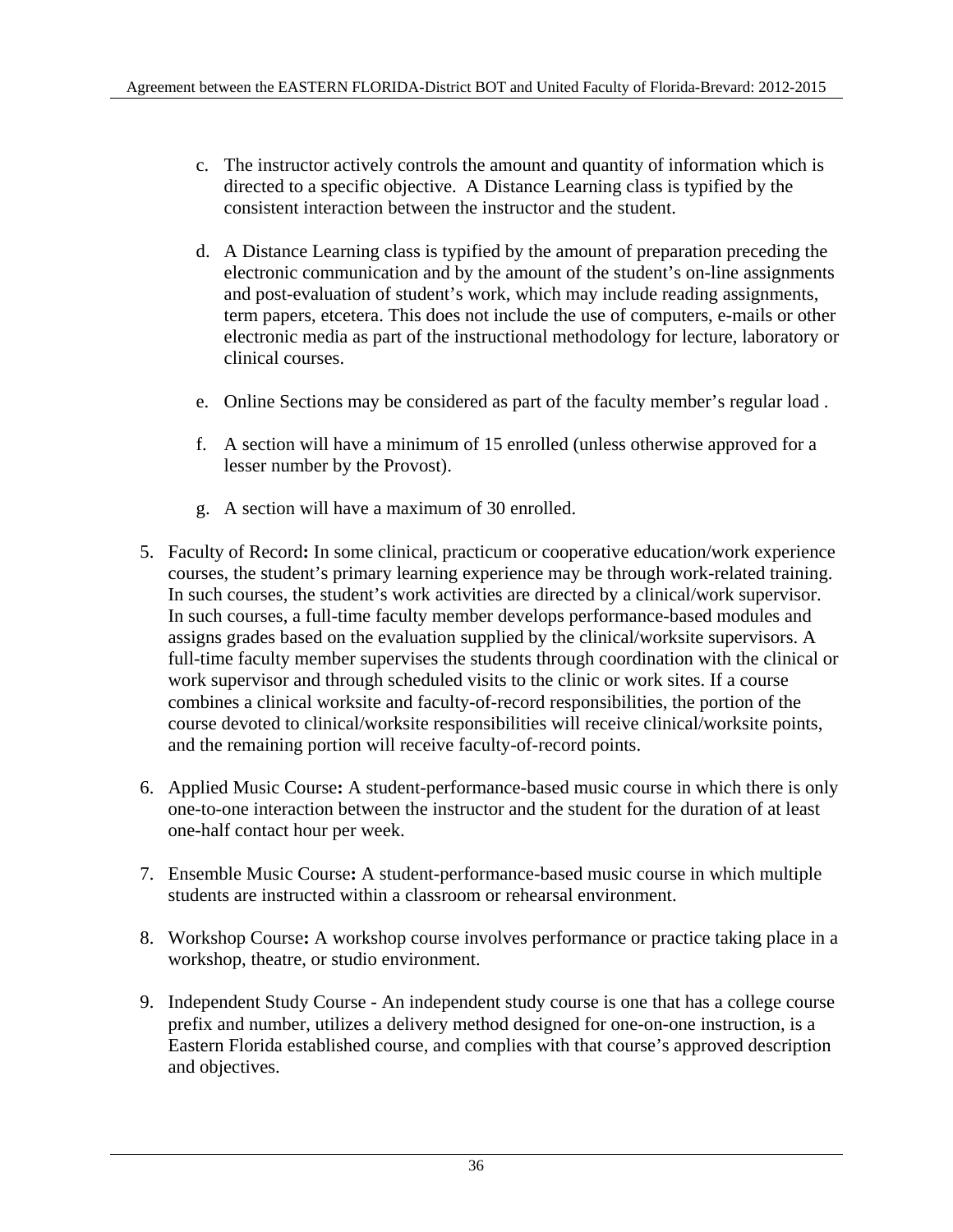c. The instructor actively controls the amount and quantity of information which is directed to a specific objective. A Distance Learning class is typified by the consistent interaction between the instructor and the student.

d. A Distance Learning class is typified by the amount of preparation preceding the electronic communication and by the amount of the student's on-line assignments and post-evaluation of student's work, which may include reading assignments, term papers, etcetera. This does not include the use of computers, e-mails or other electronic media as part of the instructional methodology for lecture, laboratory or clinical courses.

e. Online Sections may be considered as part of the faculty member's regular load .

f. A section will have a minimum of 15 enrolled (unless otherwise approved for a lesser number by the Provost).

g. A section will have a maximum of 30 enrolled.

5. Faculty of Record**:** In some clinical, practicum or cooperative education/work experience courses, the student's primary learning experience may be through work-related training. In such courses, the student's work activities are directed by a clinical/work supervisor. In such courses, a full-time faculty member develops performance-based modules and assigns grades based on the evaluation supplied by the clinical/worksite supervisors. A full-time faculty member supervises the students through coordination with the clinical or work supervisor and through scheduled visits to the clinic or work sites. If a course combines a clinical worksite and faculty-of-record responsibilities, the portion of the course devoted to clinical/worksite responsibilities will receive clinical/worksite points, and the remaining portion will receive faculty-of-record points.

6. Applied Music Course**:** A student-performance-based music course in which there is only one-to-one interaction between the instructor and the student for the duration of at least one-half contact hour per week.

7. Ensemble Music Course**:** A student-performance-based music course in which multiple students are instructed within a classroom or rehearsal environment.

8. Workshop Course**:** A workshop course involves performance or practice taking place in a workshop, theatre, or studio environment.

9. Independent Study Course - An independent study course is one that has a college course prefix and number, utilizes a delivery method designed for one-on-one instruction, is a Eastern Florida established course, and complies with that course's approved description and objectives.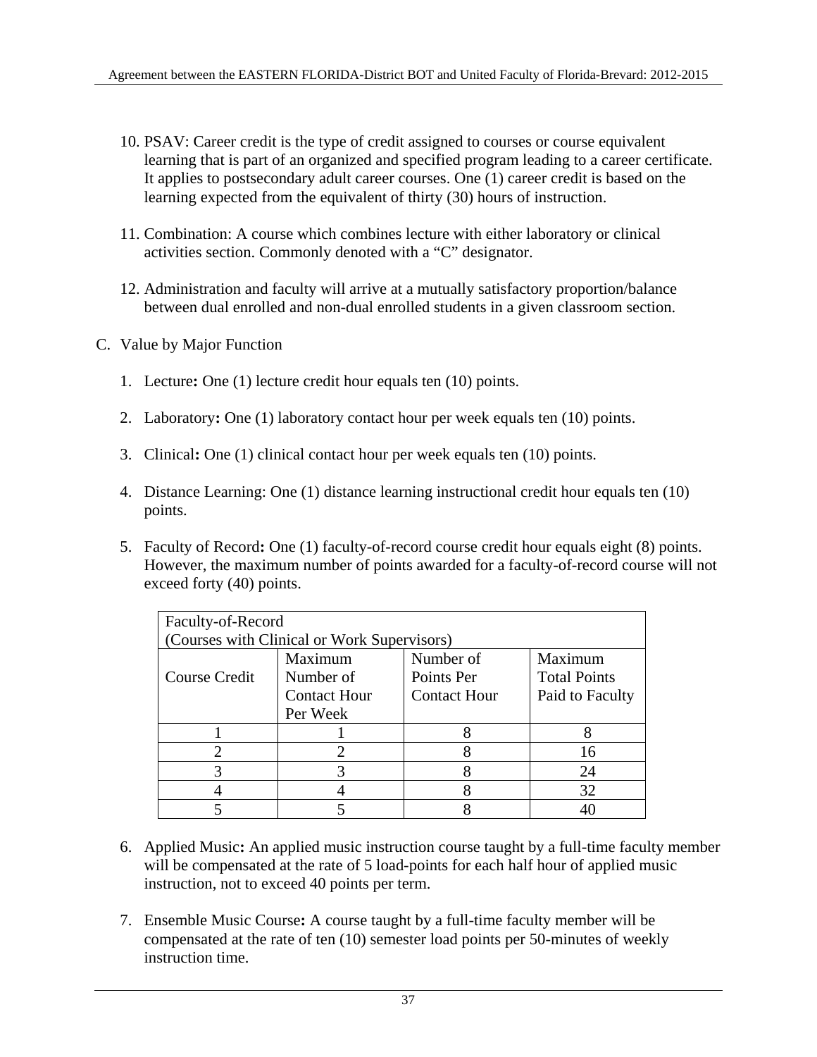10. PSAV: Career credit is the type of credit assigned to courses or course equivalent learning that is part of an organized and specified program leading to a career certificate. It applies to postsecondary adult career courses. One (1) career credit is based on the learning expected from the equivalent of thirty (30) hours of instruction.

11. Combination: A course which combines lecture with either laboratory or clinical activities section. Commonly denoted with a "C" designator.

12. Administration and faculty will arrive at a mutually satisfactory proportion/balance between dual enrolled and non-dual enrolled students in a given classroom section.

C. Value by Major Function

1. Lecture**:** One (1) lecture credit hour equals ten (10) points.

2. Laboratory**:** One (1) laboratory contact hour per week equals ten (10) points.

3. Clinical**:** One (1) clinical contact hour per week equals ten (10) points.

4. Distance Learning: One (1) distance learning instructional credit hour equals ten (10) points.

5. Faculty of Record**:** One (1) faculty-of-record course credit hour equals eight (8) points. However, the maximum number of points awarded for a faculty-of-record course will not exceed forty (40) points.

| Faculty-of-Record (Courses with Clinical or Work Supervisors) | | | |
|---|---|---|---|
| Course Credit | Maximum Number of Contact Hour Per Week | Number of Points Per Contact Hour | Maximum Total Points Paid to Faculty |
| 1 | 1 | 8 | 8 |
| 2 | 2 | 8 | 16 |
| 3 | 3 | 8 | 24 |
| 4 | 4 | 8 | 32 |
| 5 | 5 | 8 | 40 |

6. Applied Music**:** An applied music instruction course taught by a full-time faculty member will be compensated at the rate of 5 load-points for each half hour of applied music instruction, not to exceed 40 points per term.

7. Ensemble Music Course**:** A course taught by a full-time faculty member will be compensated at the rate of ten (10) semester load points per 50-minutes of weekly instruction time.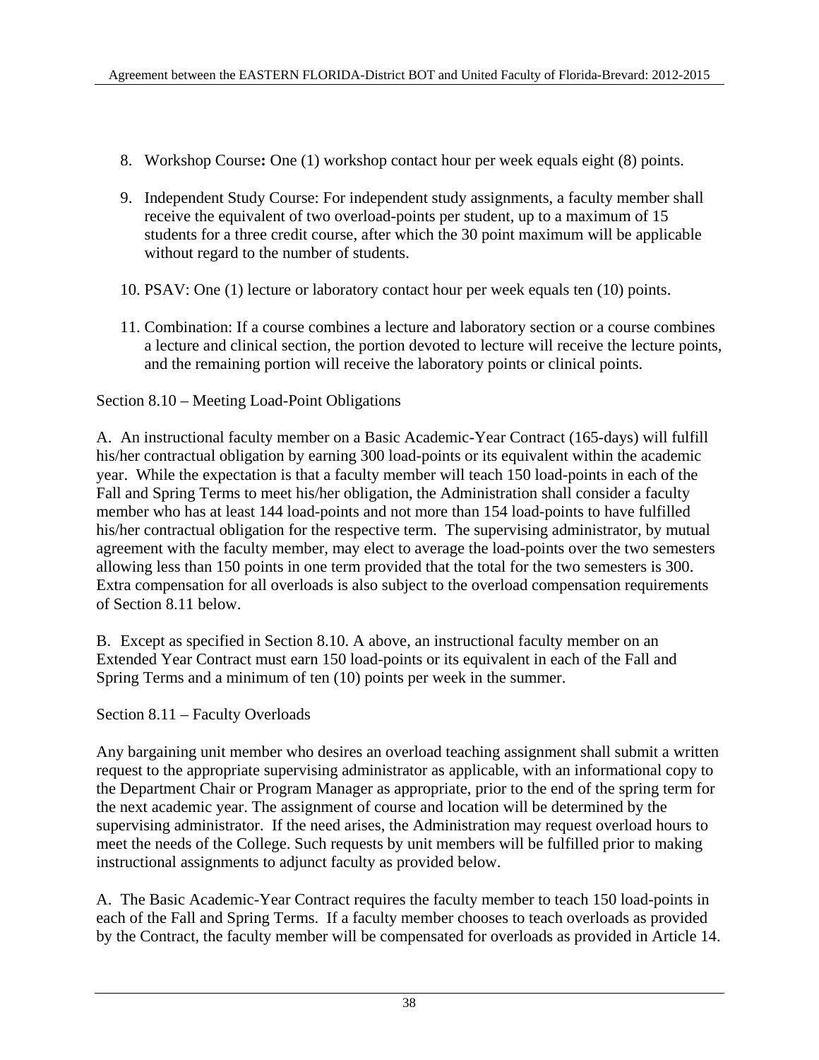8. Workshop Course**:** One (1) workshop contact hour per week equals eight (8) points.

9. Independent Study Course: For independent study assignments, a faculty member shall receive the equivalent of two overload-points per student, up to a maximum of 15 students for a three credit course, after which the 30 point maximum will be applicable without regard to the number of students.

10. PSAV: One (1) lecture or laboratory contact hour per week equals ten (10) points.

11. Combination: If a course combines a lecture and laboratory section or a course combines a lecture and clinical section, the portion devoted to lecture will receive the lecture points, and the remaining portion will receive the laboratory points or clinical points.

Section 8.10 – Meeting Load-Point Obligations

A. An instructional faculty member on a Basic Academic-Year Contract (165-days) will fulfill his/her contractual obligation by earning 300 load-points or its equivalent within the academic year. While the expectation is that a faculty member will teach 150 load-points in each of the Fall and Spring Terms to meet his/her obligation, the Administration shall consider a faculty member who has at least 144 load-points and not more than 154 load-points to have fulfilled his/her contractual obligation for the respective term. The supervising administrator, by mutual agreement with the faculty member, may elect to average the load-points over the two semesters allowing less than 150 points in one term provided that the total for the two semesters is 300. Extra compensation for all overloads is also subject to the overload compensation requirements of Section 8.11 below.

B. Except as specified in Section 8.10. A above, an instructional faculty member on an Extended Year Contract must earn 150 load-points or its equivalent in each of the Fall and Spring Terms and a minimum of ten (10) points per week in the summer.

Section 8.11 – Faculty Overloads

Any bargaining unit member who desires an overload teaching assignment shall submit a written request to the appropriate supervising administrator as applicable, with an informational copy to the Department Chair or Program Manager as appropriate, prior to the end of the spring term for the next academic year. The assignment of course and location will be determined by the supervising administrator. If the need arises, the Administration may request overload hours to meet the needs of the College. Such requests by unit members will be fulfilled prior to making instructional assignments to adjunct faculty as provided below.

A. The Basic Academic-Year Contract requires the faculty member to teach 150 load-points in each of the Fall and Spring Terms. If a faculty member chooses to teach overloads as provided by the Contract, the faculty member will be compensated for overloads as provided in Article 14.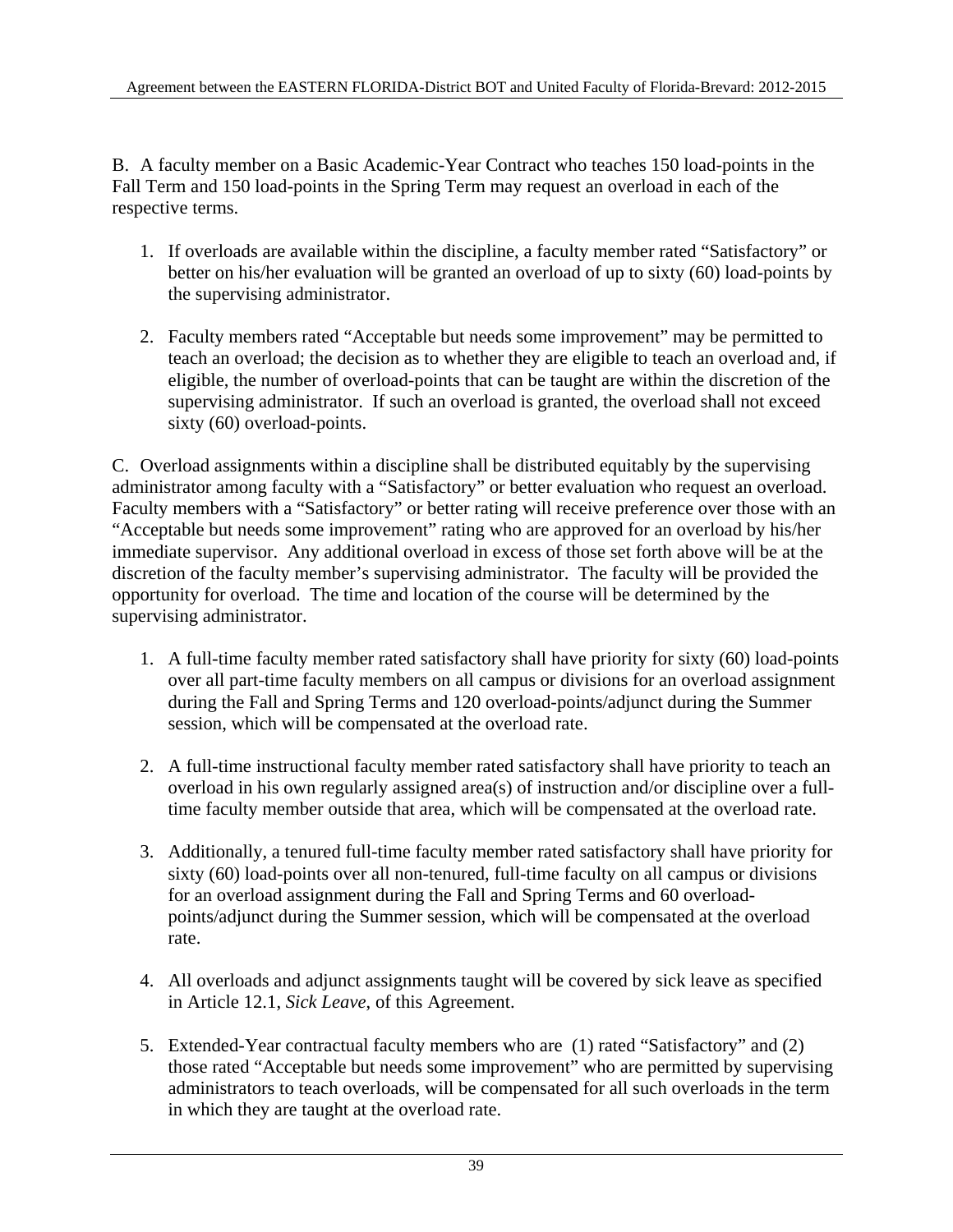B. A faculty member on a Basic Academic-Year Contract who teaches 150 load-points in the Fall Term and 150 load-points in the Spring Term may request an overload in each of the respective terms.

1. If overloads are available within the discipline, a faculty member rated "Satisfactory" or better on his/her evaluation will be granted an overload of up to sixty (60) load-points by the supervising administrator.

2. Faculty members rated "Acceptable but needs some improvement" may be permitted to teach an overload; the decision as to whether they are eligible to teach an overload and, if eligible, the number of overload-points that can be taught are within the discretion of the supervising administrator. If such an overload is granted, the overload shall not exceed sixty (60) overload-points.

C. Overload assignments within a discipline shall be distributed equitably by the supervising administrator among faculty with a "Satisfactory" or better evaluation who request an overload. Faculty members with a "Satisfactory" or better rating will receive preference over those with an "Acceptable but needs some improvement" rating who are approved for an overload by his/her immediate supervisor. Any additional overload in excess of those set forth above will be at the discretion of the faculty member's supervising administrator. The faculty will be provided the opportunity for overload. The time and location of the course will be determined by the supervising administrator.

1. A full-time faculty member rated satisfactory shall have priority for sixty (60) load-points over all part-time faculty members on all campus or divisions for an overload assignment during the Fall and Spring Terms and 120 overload-points/adjunct during the Summer session, which will be compensated at the overload rate.

2. A full-time instructional faculty member rated satisfactory shall have priority to teach an overload in his own regularly assigned area(s) of instruction and/or discipline over a full-time faculty member outside that area, which will be compensated at the overload rate.

3. Additionally, a tenured full-time faculty member rated satisfactory shall have priority for sixty (60) load-points over all non-tenured, full-time faculty on all campus or divisions for an overload assignment during the Fall and Spring Terms and 60 overload-points/adjunct during the Summer session, which will be compensated at the overload rate.

4. All overloads and adjunct assignments taught will be covered by sick leave as specified in Article 12.1, *Sick Leave*, of this Agreement.

5. Extended-Year contractual faculty members who are (1) rated "Satisfactory" and (2) those rated "Acceptable but needs some improvement" who are permitted by supervising administrators to teach overloads, will be compensated for all such overloads in the term in which they are taught at the overload rate.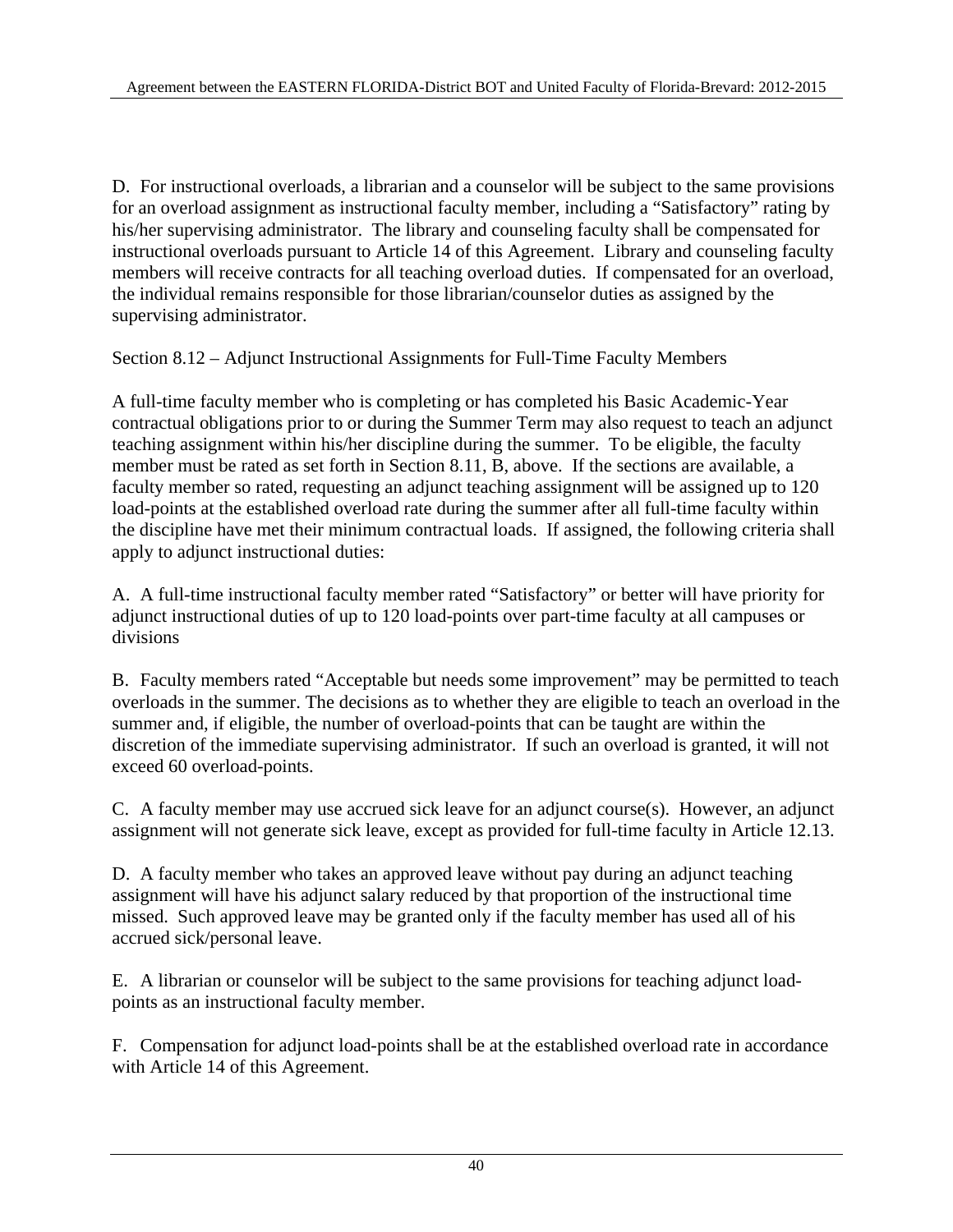D. For instructional overloads, a librarian and a counselor will be subject to the same provisions for an overload assignment as instructional faculty member, including a "Satisfactory" rating by his/her supervising administrator. The library and counseling faculty shall be compensated for instructional overloads pursuant to Article 14 of this Agreement. Library and counseling faculty members will receive contracts for all teaching overload duties. If compensated for an overload, the individual remains responsible for those librarian/counselor duties as assigned by the supervising administrator.

Section 8.12 – Adjunct Instructional Assignments for Full-Time Faculty Members

A full-time faculty member who is completing or has completed his Basic Academic-Year contractual obligations prior to or during the Summer Term may also request to teach an adjunct teaching assignment within his/her discipline during the summer. To be eligible, the faculty member must be rated as set forth in Section 8.11, B, above. If the sections are available, a faculty member so rated, requesting an adjunct teaching assignment will be assigned up to 120 load-points at the established overload rate during the summer after all full-time faculty within the discipline have met their minimum contractual loads. If assigned, the following criteria shall apply to adjunct instructional duties:

A. A full-time instructional faculty member rated "Satisfactory" or better will have priority for adjunct instructional duties of up to 120 load-points over part-time faculty at all campuses or divisions

B. Faculty members rated "Acceptable but needs some improvement" may be permitted to teach overloads in the summer. The decisions as to whether they are eligible to teach an overload in the summer and, if eligible, the number of overload-points that can be taught are within the discretion of the immediate supervising administrator. If such an overload is granted, it will not exceed 60 overload-points.

C. A faculty member may use accrued sick leave for an adjunct course(s). However, an adjunct assignment will not generate sick leave, except as provided for full-time faculty in Article 12.13.

D. A faculty member who takes an approved leave without pay during an adjunct teaching assignment will have his adjunct salary reduced by that proportion of the instructional time missed. Such approved leave may be granted only if the faculty member has used all of his accrued sick/personal leave.

E. A librarian or counselor will be subject to the same provisions for teaching adjunct load-points as an instructional faculty member.

F. Compensation for adjunct load-points shall be at the established overload rate in accordance with Article 14 of this Agreement.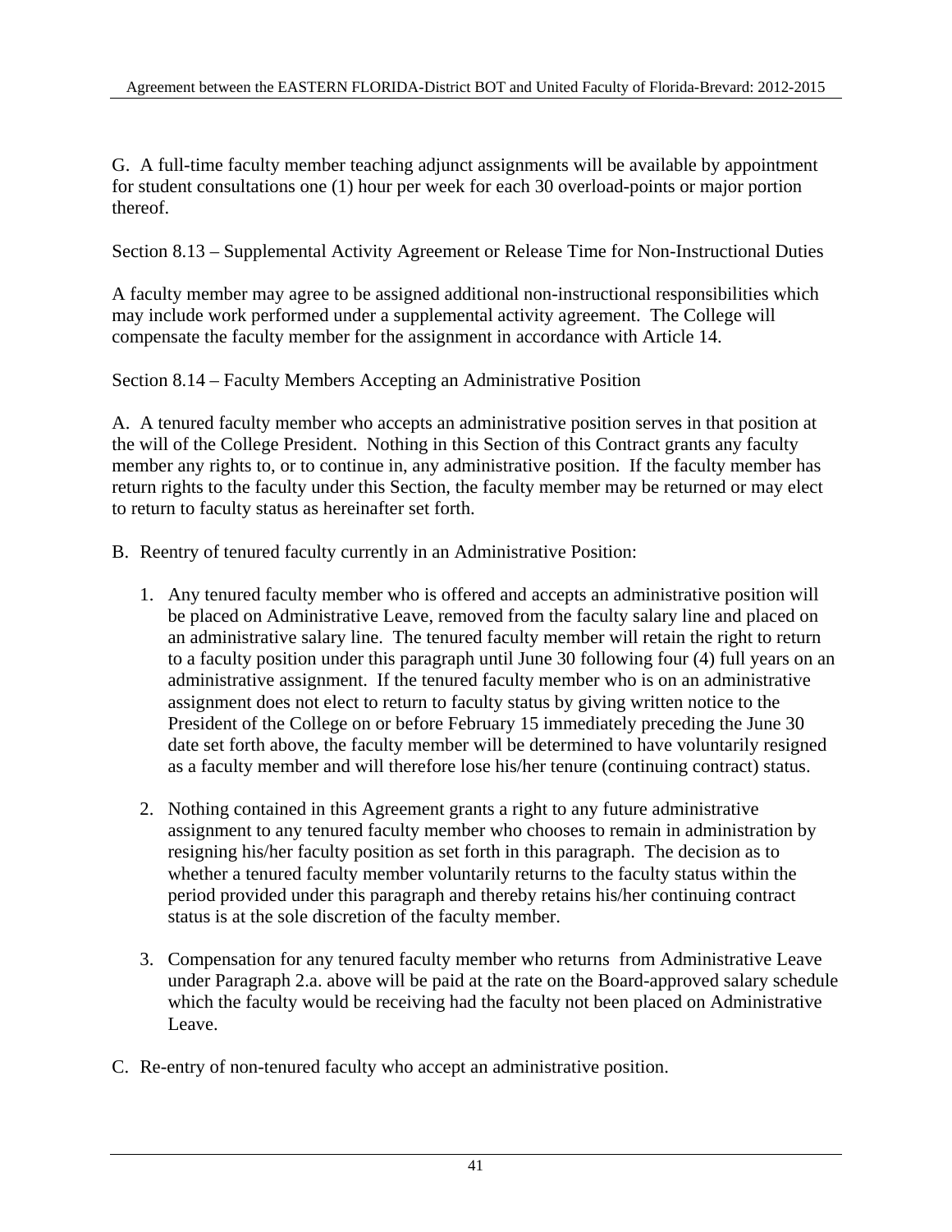G. A full-time faculty member teaching adjunct assignments will be available by appointment for student consultations one (1) hour per week for each 30 overload-points or major portion thereof.

Section 8.13 – Supplemental Activity Agreement or Release Time for Non-Instructional Duties

A faculty member may agree to be assigned additional non-instructional responsibilities which may include work performed under a supplemental activity agreement. The College will compensate the faculty member for the assignment in accordance with Article 14.

Section 8.14 – Faculty Members Accepting an Administrative Position

A. A tenured faculty member who accepts an administrative position serves in that position at the will of the College President. Nothing in this Section of this Contract grants any faculty member any rights to, or to continue in, any administrative position. If the faculty member has return rights to the faculty under this Section, the faculty member may be returned or may elect to return to faculty status as hereinafter set forth.

B. Reentry of tenured faculty currently in an Administrative Position:

1. Any tenured faculty member who is offered and accepts an administrative position will be placed on Administrative Leave, removed from the faculty salary line and placed on an administrative salary line. The tenured faculty member will retain the right to return to a faculty position under this paragraph until June 30 following four (4) full years on an administrative assignment. If the tenured faculty member who is on an administrative assignment does not elect to return to faculty status by giving written notice to the President of the College on or before February 15 immediately preceding the June 30 date set forth above, the faculty member will be determined to have voluntarily resigned as a faculty member and will therefore lose his/her tenure (continuing contract) status.

2. Nothing contained in this Agreement grants a right to any future administrative assignment to any tenured faculty member who chooses to remain in administration by resigning his/her faculty position as set forth in this paragraph. The decision as to whether a tenured faculty member voluntarily returns to the faculty status within the period provided under this paragraph and thereby retains his/her continuing contract status is at the sole discretion of the faculty member.

3. Compensation for any tenured faculty member who returns from Administrative Leave under Paragraph 2.a. above will be paid at the rate on the Board-approved salary schedule which the faculty would be receiving had the faculty not been placed on Administrative Leave.

C. Re-entry of non-tenured faculty who accept an administrative position.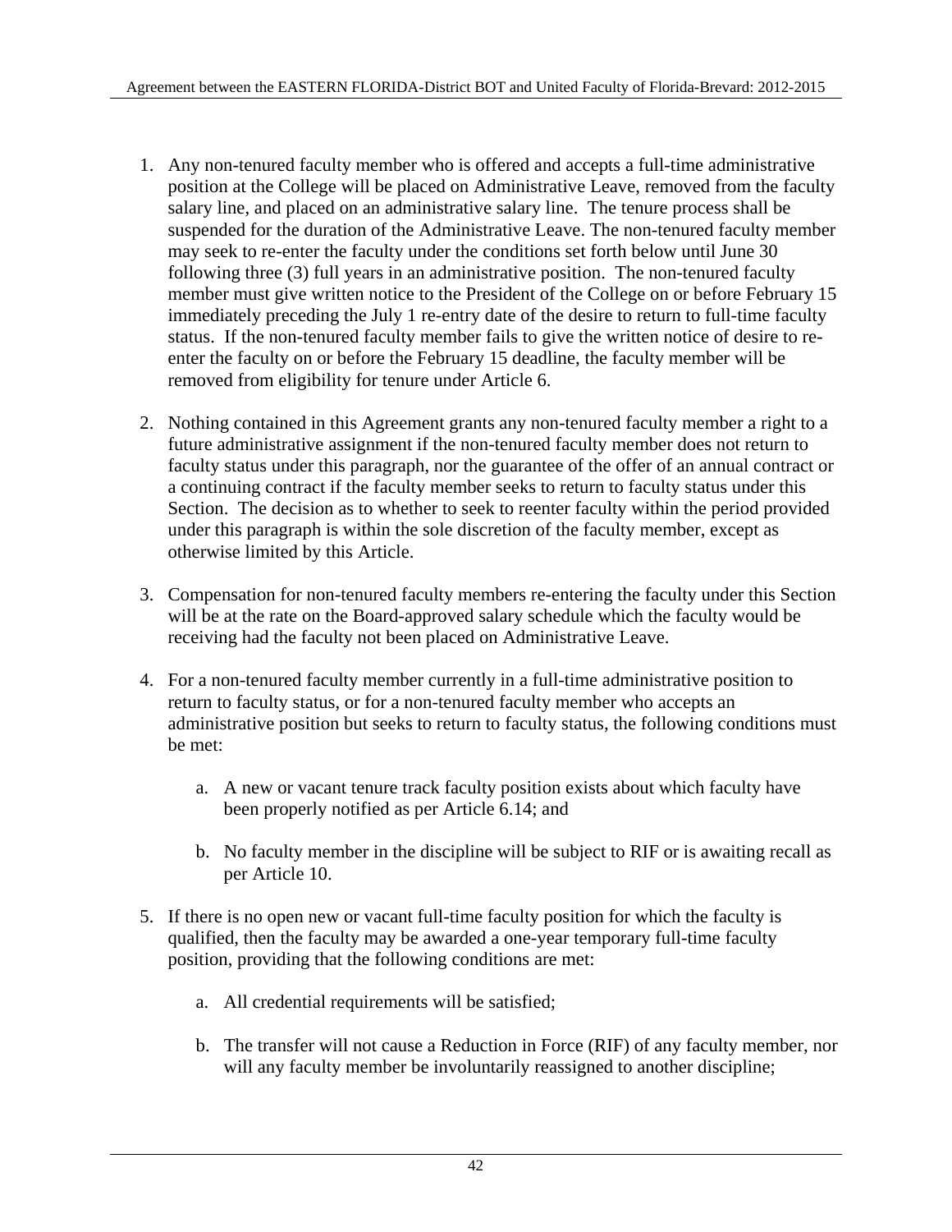1. Any non-tenured faculty member who is offered and accepts a full-time administrative position at the College will be placed on Administrative Leave, removed from the faculty salary line, and placed on an administrative salary line. The tenure process shall be suspended for the duration of the Administrative Leave. The non-tenured faculty member may seek to re-enter the faculty under the conditions set forth below until June 30 following three (3) full years in an administrative position. The non-tenured faculty member must give written notice to the President of the College on or before February 15 immediately preceding the July 1 re-entry date of the desire to return to full-time faculty status. If the non-tenured faculty member fails to give the written notice of desire to re-enter the faculty on or before the February 15 deadline, the faculty member will be removed from eligibility for tenure under Article 6.

2. Nothing contained in this Agreement grants any non-tenured faculty member a right to a future administrative assignment if the non-tenured faculty member does not return to faculty status under this paragraph, nor the guarantee of the offer of an annual contract or a continuing contract if the faculty member seeks to return to faculty status under this Section. The decision as to whether to seek to reenter faculty within the period provided under this paragraph is within the sole discretion of the faculty member, except as otherwise limited by this Article.

3. Compensation for non-tenured faculty members re-entering the faculty under this Section will be at the rate on the Board-approved salary schedule which the faculty would be receiving had the faculty not been placed on Administrative Leave.

4. For a non-tenured faculty member currently in a full-time administrative position to return to faculty status, or for a non-tenured faculty member who accepts an administrative position but seeks to return to faculty status, the following conditions must be met:

   a. A new or vacant tenure track faculty position exists about which faculty have been properly notified as per Article 6.14; and

   b. No faculty member in the discipline will be subject to RIF or is awaiting recall as per Article 10.

5. If there is no open new or vacant full-time faculty position for which the faculty is qualified, then the faculty may be awarded a one-year temporary full-time faculty position, providing that the following conditions are met:

   a. All credential requirements will be satisfied;

   b. The transfer will not cause a Reduction in Force (RIF) of any faculty member, nor will any faculty member be involuntarily reassigned to another discipline;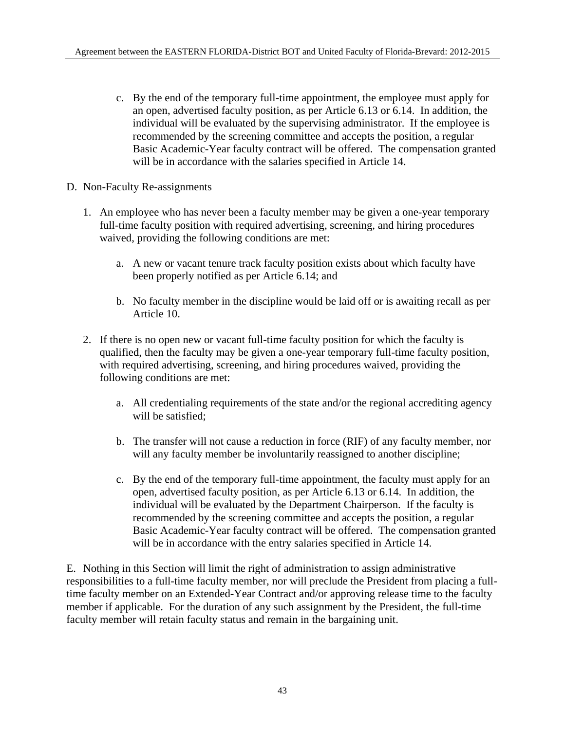c. By the end of the temporary full-time appointment, the employee must apply for an open, advertised faculty position, as per Article 6.13 or 6.14. In addition, the individual will be evaluated by the supervising administrator. If the employee is recommended by the screening committee and accepts the position, a regular Basic Academic-Year faculty contract will be offered. The compensation granted will be in accordance with the salaries specified in Article 14.

D. Non-Faculty Re-assignments

1. An employee who has never been a faculty member may be given a one-year temporary full-time faculty position with required advertising, screening, and hiring procedures waived, providing the following conditions are met:

   a. A new or vacant tenure track faculty position exists about which faculty have been properly notified as per Article 6.14; and

   b. No faculty member in the discipline would be laid off or is awaiting recall as per Article 10.

2. If there is no open new or vacant full-time faculty position for which the faculty is qualified, then the faculty may be given a one-year temporary full-time faculty position, with required advertising, screening, and hiring procedures waived, providing the following conditions are met:

   a. All credentialing requirements of the state and/or the regional accrediting agency will be satisfied;

   b. The transfer will not cause a reduction in force (RIF) of any faculty member, nor will any faculty member be involuntarily reassigned to another discipline;

   c. By the end of the temporary full-time appointment, the faculty must apply for an open, advertised faculty position, as per Article 6.13 or 6.14. In addition, the individual will be evaluated by the Department Chairperson. If the faculty is recommended by the screening committee and accepts the position, a regular Basic Academic-Year faculty contract will be offered. The compensation granted will be in accordance with the entry salaries specified in Article 14.

E. Nothing in this Section will limit the right of administration to assign administrative responsibilities to a full-time faculty member, nor will preclude the President from placing a full-time faculty member on an Extended-Year Contract and/or approving release time to the faculty member if applicable. For the duration of any such assignment by the President, the full-time faculty member will retain faculty status and remain in the bargaining unit.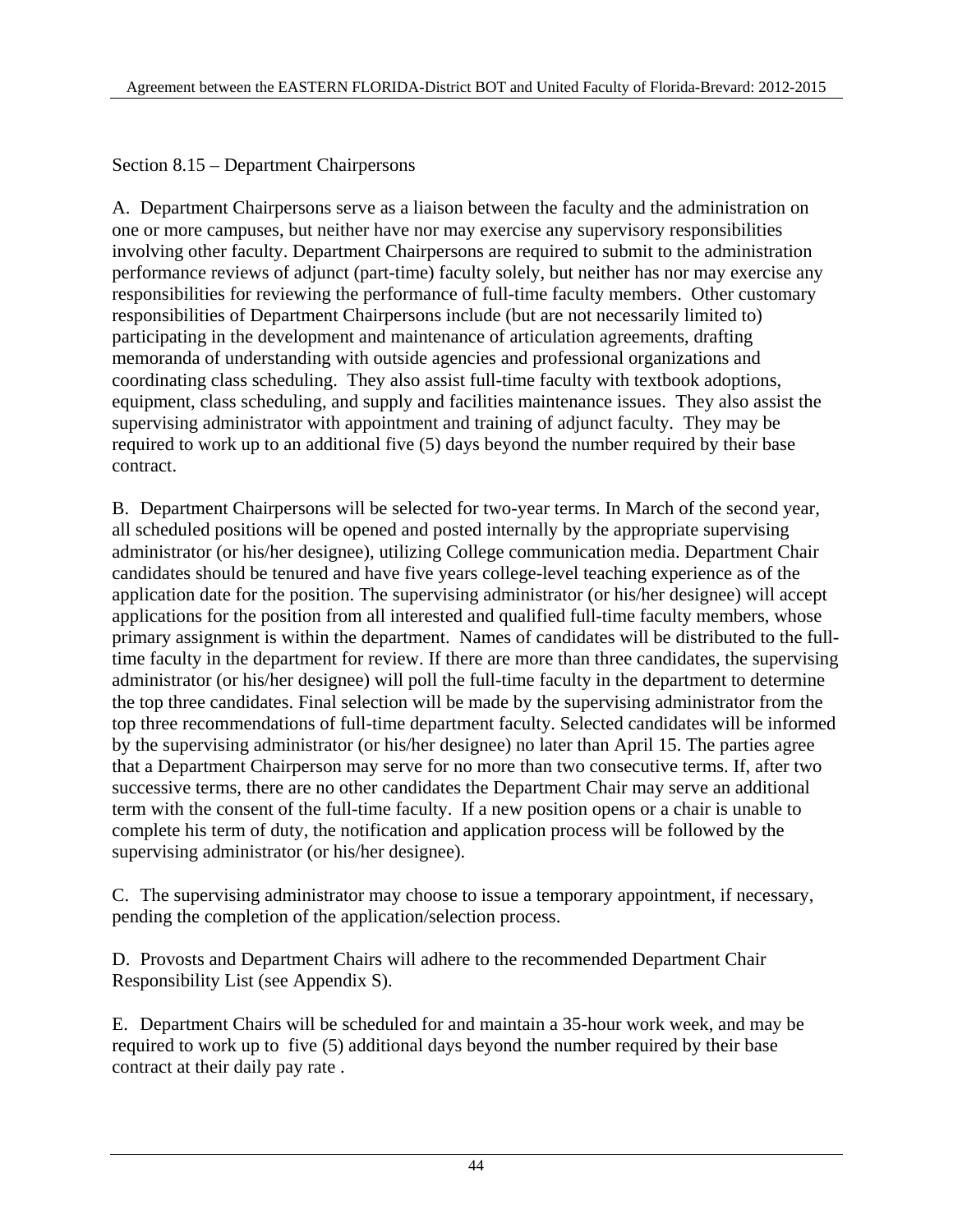Section 8.15 – Department Chairpersons

A. Department Chairpersons serve as a liaison between the faculty and the administration on one or more campuses, but neither have nor may exercise any supervisory responsibilities involving other faculty. Department Chairpersons are required to submit to the administration performance reviews of adjunct (part-time) faculty solely, but neither has nor may exercise any responsibilities for reviewing the performance of full-time faculty members. Other customary responsibilities of Department Chairpersons include (but are not necessarily limited to) participating in the development and maintenance of articulation agreements, drafting memoranda of understanding with outside agencies and professional organizations and coordinating class scheduling. They also assist full-time faculty with textbook adoptions, equipment, class scheduling, and supply and facilities maintenance issues. They also assist the supervising administrator with appointment and training of adjunct faculty. They may be required to work up to an additional five (5) days beyond the number required by their base contract.

B. Department Chairpersons will be selected for two-year terms. In March of the second year, all scheduled positions will be opened and posted internally by the appropriate supervising administrator (or his/her designee), utilizing College communication media. Department Chair candidates should be tenured and have five years college-level teaching experience as of the application date for the position. The supervising administrator (or his/her designee) will accept applications for the position from all interested and qualified full-time faculty members, whose primary assignment is within the department. Names of candidates will be distributed to the full-time faculty in the department for review. If there are more than three candidates, the supervising administrator (or his/her designee) will poll the full-time faculty in the department to determine the top three candidates. Final selection will be made by the supervising administrator from the top three recommendations of full-time department faculty. Selected candidates will be informed by the supervising administrator (or his/her designee) no later than April 15. The parties agree that a Department Chairperson may serve for no more than two consecutive terms. If, after two successive terms, there are no other candidates the Department Chair may serve an additional term with the consent of the full-time faculty. If a new position opens or a chair is unable to complete his term of duty, the notification and application process will be followed by the supervising administrator (or his/her designee).

C. The supervising administrator may choose to issue a temporary appointment, if necessary, pending the completion of the application/selection process.

D. Provosts and Department Chairs will adhere to the recommended Department Chair Responsibility List (see Appendix S).

E. Department Chairs will be scheduled for and maintain a 35-hour work week, and may be required to work up to five (5) additional days beyond the number required by their base contract at their daily pay rate .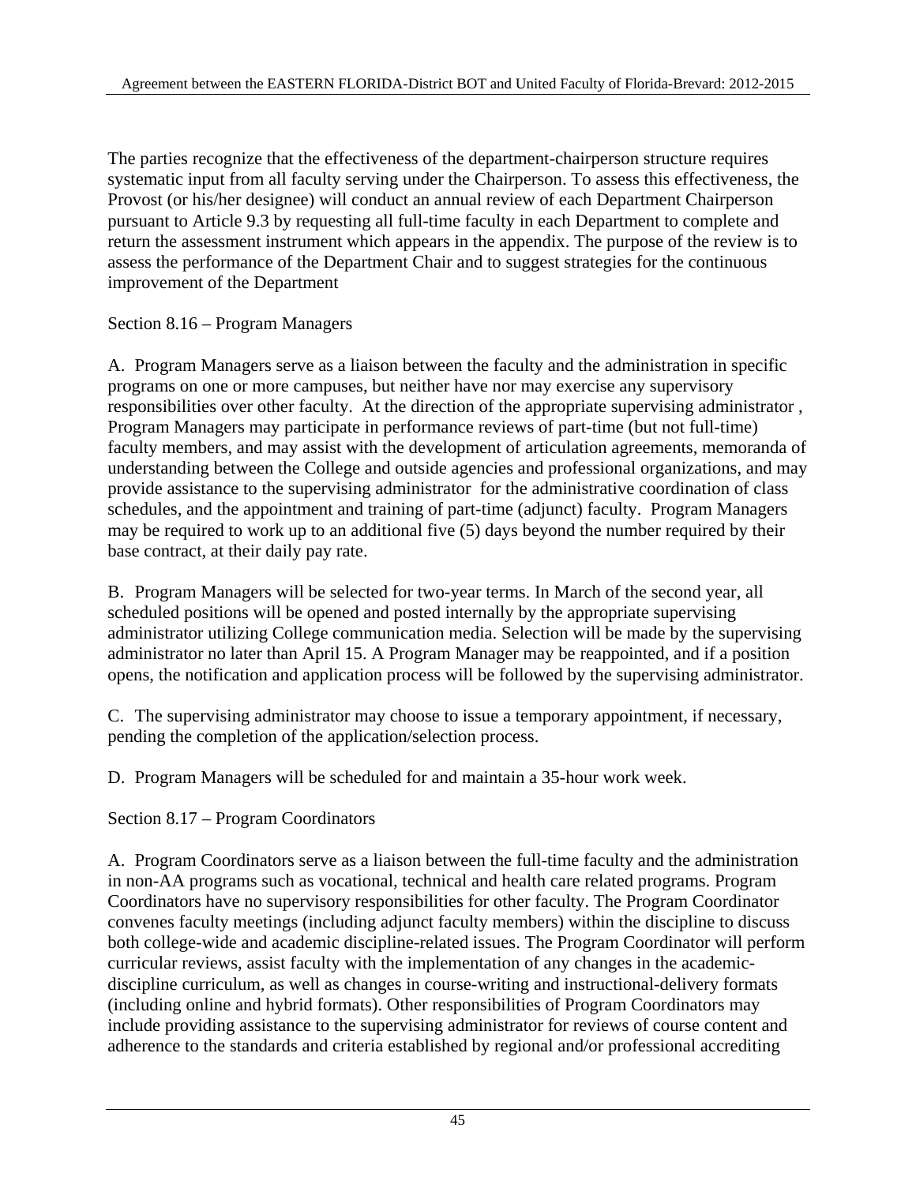The parties recognize that the effectiveness of the department-chairperson structure requires systematic input from all faculty serving under the Chairperson. To assess this effectiveness, the Provost (or his/her designee) will conduct an annual review of each Department Chairperson pursuant to Article 9.3 by requesting all full-time faculty in each Department to complete and return the assessment instrument which appears in the appendix. The purpose of the review is to assess the performance of the Department Chair and to suggest strategies for the continuous improvement of the Department

Section 8.16 – Program Managers

A. Program Managers serve as a liaison between the faculty and the administration in specific programs on one or more campuses, but neither have nor may exercise any supervisory responsibilities over other faculty. At the direction of the appropriate supervising administrator , Program Managers may participate in performance reviews of part-time (but not full-time) faculty members, and may assist with the development of articulation agreements, memoranda of understanding between the College and outside agencies and professional organizations, and may provide assistance to the supervising administrator for the administrative coordination of class schedules, and the appointment and training of part-time (adjunct) faculty. Program Managers may be required to work up to an additional five (5) days beyond the number required by their base contract, at their daily pay rate.

B. Program Managers will be selected for two-year terms. In March of the second year, all scheduled positions will be opened and posted internally by the appropriate supervising administrator utilizing College communication media. Selection will be made by the supervising administrator no later than April 15. A Program Manager may be reappointed, and if a position opens, the notification and application process will be followed by the supervising administrator.

C. The supervising administrator may choose to issue a temporary appointment, if necessary, pending the completion of the application/selection process.

D. Program Managers will be scheduled for and maintain a 35-hour work week.

Section 8.17 – Program Coordinators

A. Program Coordinators serve as a liaison between the full-time faculty and the administration in non-AA programs such as vocational, technical and health care related programs. Program Coordinators have no supervisory responsibilities for other faculty. The Program Coordinator convenes faculty meetings (including adjunct faculty members) within the discipline to discuss both college-wide and academic discipline-related issues. The Program Coordinator will perform curricular reviews, assist faculty with the implementation of any changes in the academic-discipline curriculum, as well as changes in course-writing and instructional-delivery formats (including online and hybrid formats). Other responsibilities of Program Coordinators may include providing assistance to the supervising administrator for reviews of course content and adherence to the standards and criteria established by regional and/or professional accrediting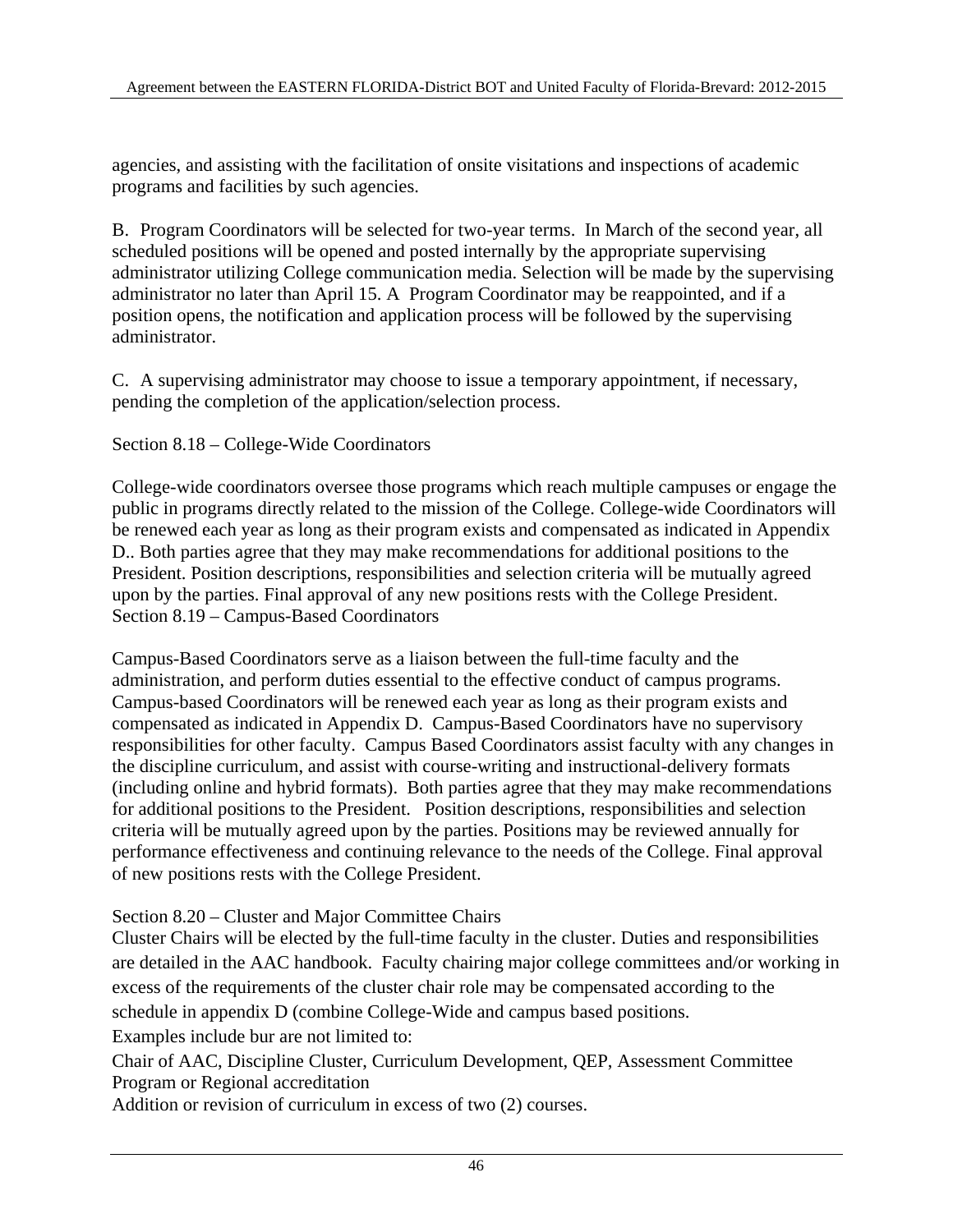agencies, and assisting with the facilitation of onsite visitations and inspections of academic programs and facilities by such agencies.

B. Program Coordinators will be selected for two-year terms. In March of the second year, all scheduled positions will be opened and posted internally by the appropriate supervising administrator utilizing College communication media. Selection will be made by the supervising administrator no later than April 15. A Program Coordinator may be reappointed, and if a position opens, the notification and application process will be followed by the supervising administrator.

C. A supervising administrator may choose to issue a temporary appointment, if necessary, pending the completion of the application/selection process.

Section 8.18 – College-Wide Coordinators

College-wide coordinators oversee those programs which reach multiple campuses or engage the public in programs directly related to the mission of the College. College-wide Coordinators will be renewed each year as long as their program exists and compensated as indicated in Appendix D.. Both parties agree that they may make recommendations for additional positions to the President. Position descriptions, responsibilities and selection criteria will be mutually agreed upon by the parties. Final approval of any new positions rests with the College President.

Section 8.19 – Campus-Based Coordinators

Campus-Based Coordinators serve as a liaison between the full-time faculty and the administration, and perform duties essential to the effective conduct of campus programs. Campus-based Coordinators will be renewed each year as long as their program exists and compensated as indicated in Appendix D. Campus-Based Coordinators have no supervisory responsibilities for other faculty. Campus Based Coordinators assist faculty with any changes in the discipline curriculum, and assist with course-writing and instructional-delivery formats (including online and hybrid formats). Both parties agree that they may make recommendations for additional positions to the President. Position descriptions, responsibilities and selection criteria will be mutually agreed upon by the parties. Positions may be reviewed annually for performance effectiveness and continuing relevance to the needs of the College. Final approval of new positions rests with the College President.

Section 8.20 – Cluster and Major Committee Chairs

Cluster Chairs will be elected by the full-time faculty in the cluster. Duties and responsibilities are detailed in the AAC handbook. Faculty chairing major college committees and/or working in excess of the requirements of the cluster chair role may be compensated according to the schedule in appendix D (combine College-Wide and campus based positions.

Examples include bur are not limited to:

Chair of AAC, Discipline Cluster, Curriculum Development, QEP, Assessment Committee
Program or Regional accreditation
Addition or revision of curriculum in excess of two (2) courses.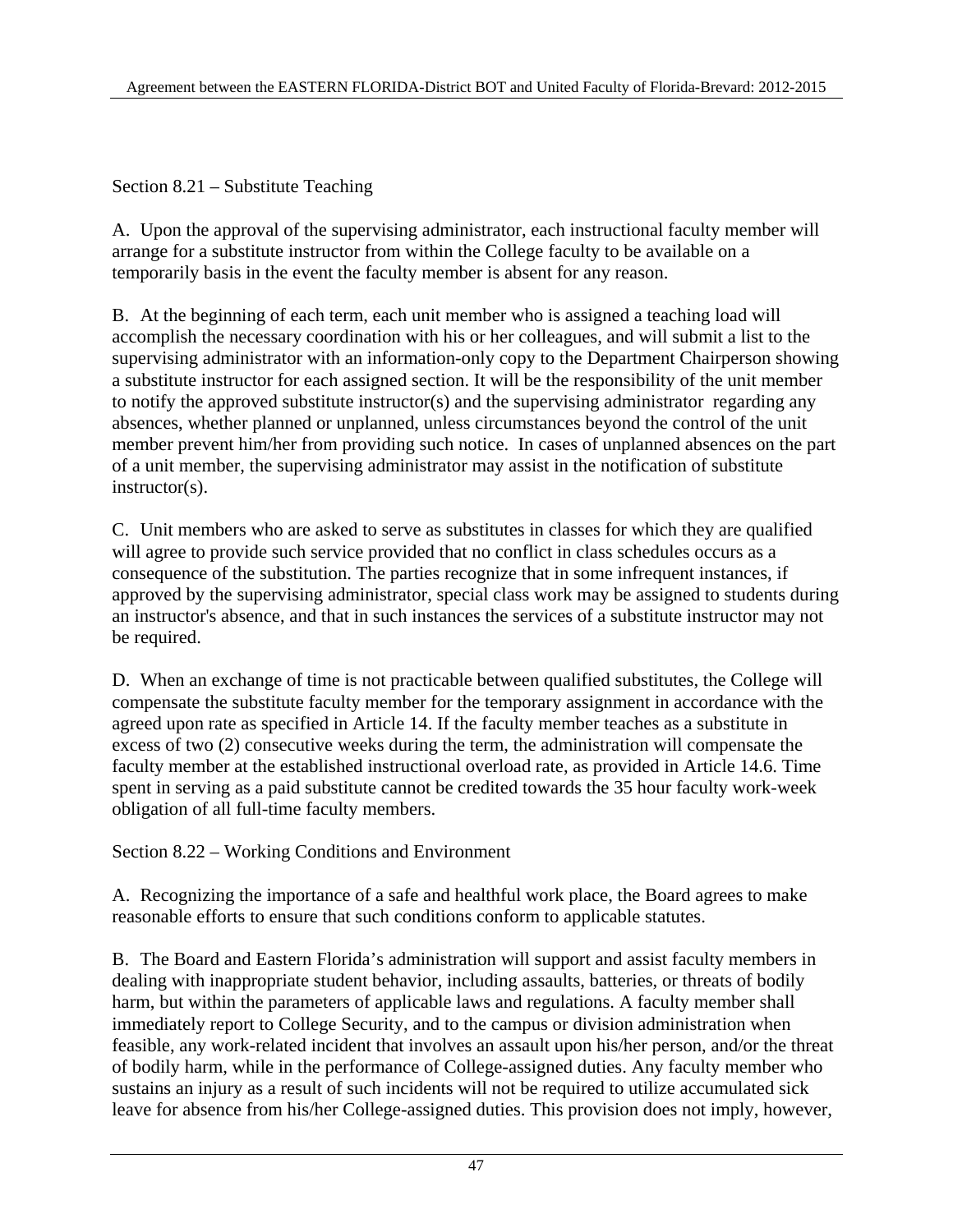Section 8.21 – Substitute Teaching

A. Upon the approval of the supervising administrator, each instructional faculty member will arrange for a substitute instructor from within the College faculty to be available on a temporarily basis in the event the faculty member is absent for any reason.

B. At the beginning of each term, each unit member who is assigned a teaching load will accomplish the necessary coordination with his or her colleagues, and will submit a list to the supervising administrator with an information-only copy to the Department Chairperson showing a substitute instructor for each assigned section. It will be the responsibility of the unit member to notify the approved substitute instructor(s) and the supervising administrator regarding any absences, whether planned or unplanned, unless circumstances beyond the control of the unit member prevent him/her from providing such notice. In cases of unplanned absences on the part of a unit member, the supervising administrator may assist in the notification of substitute instructor(s).

C. Unit members who are asked to serve as substitutes in classes for which they are qualified will agree to provide such service provided that no conflict in class schedules occurs as a consequence of the substitution. The parties recognize that in some infrequent instances, if approved by the supervising administrator, special class work may be assigned to students during an instructor's absence, and that in such instances the services of a substitute instructor may not be required.

D. When an exchange of time is not practicable between qualified substitutes, the College will compensate the substitute faculty member for the temporary assignment in accordance with the agreed upon rate as specified in Article 14. If the faculty member teaches as a substitute in excess of two (2) consecutive weeks during the term, the administration will compensate the faculty member at the established instructional overload rate, as provided in Article 14.6. Time spent in serving as a paid substitute cannot be credited towards the 35 hour faculty work-week obligation of all full-time faculty members.

Section 8.22 – Working Conditions and Environment

A. Recognizing the importance of a safe and healthful work place, the Board agrees to make reasonable efforts to ensure that such conditions conform to applicable statutes.

B. The Board and Eastern Florida's administration will support and assist faculty members in dealing with inappropriate student behavior, including assaults, batteries, or threats of bodily harm, but within the parameters of applicable laws and regulations. A faculty member shall immediately report to College Security, and to the campus or division administration when feasible, any work-related incident that involves an assault upon his/her person, and/or the threat of bodily harm, while in the performance of College-assigned duties. Any faculty member who sustains an injury as a result of such incidents will not be required to utilize accumulated sick leave for absence from his/her College-assigned duties. This provision does not imply, however,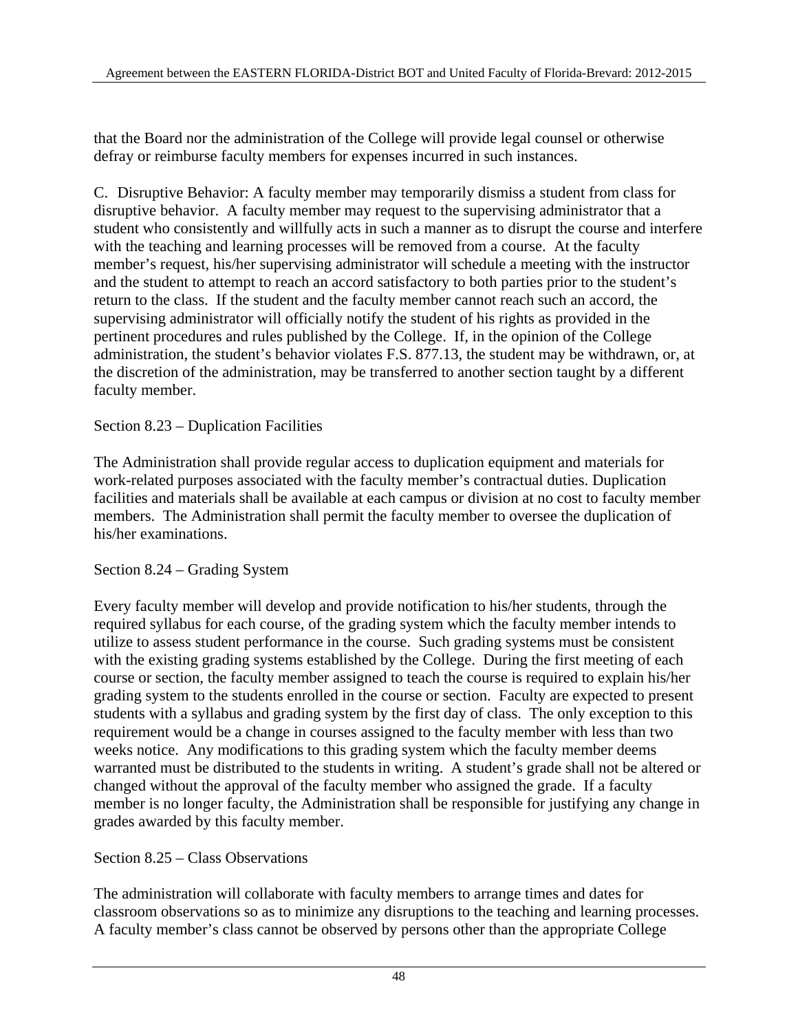that the Board nor the administration of the College will provide legal counsel or otherwise defray or reimburse faculty members for expenses incurred in such instances.

C. Disruptive Behavior: A faculty member may temporarily dismiss a student from class for disruptive behavior. A faculty member may request to the supervising administrator that a student who consistently and willfully acts in such a manner as to disrupt the course and interfere with the teaching and learning processes will be removed from a course. At the faculty member's request, his/her supervising administrator will schedule a meeting with the instructor and the student to attempt to reach an accord satisfactory to both parties prior to the student's return to the class. If the student and the faculty member cannot reach such an accord, the supervising administrator will officially notify the student of his rights as provided in the pertinent procedures and rules published by the College. If, in the opinion of the College administration, the student's behavior violates F.S. 877.13, the student may be withdrawn, or, at the discretion of the administration, may be transferred to another section taught by a different faculty member.

Section 8.23 – Duplication Facilities

The Administration shall provide regular access to duplication equipment and materials for work-related purposes associated with the faculty member's contractual duties. Duplication facilities and materials shall be available at each campus or division at no cost to faculty member members. The Administration shall permit the faculty member to oversee the duplication of his/her examinations.

Section 8.24 – Grading System

Every faculty member will develop and provide notification to his/her students, through the required syllabus for each course, of the grading system which the faculty member intends to utilize to assess student performance in the course. Such grading systems must be consistent with the existing grading systems established by the College. During the first meeting of each course or section, the faculty member assigned to teach the course is required to explain his/her grading system to the students enrolled in the course or section. Faculty are expected to present students with a syllabus and grading system by the first day of class. The only exception to this requirement would be a change in courses assigned to the faculty member with less than two weeks notice. Any modifications to this grading system which the faculty member deems warranted must be distributed to the students in writing. A student's grade shall not be altered or changed without the approval of the faculty member who assigned the grade. If a faculty member is no longer faculty, the Administration shall be responsible for justifying any change in grades awarded by this faculty member.

Section 8.25 – Class Observations

The administration will collaborate with faculty members to arrange times and dates for classroom observations so as to minimize any disruptions to the teaching and learning processes. A faculty member's class cannot be observed by persons other than the appropriate College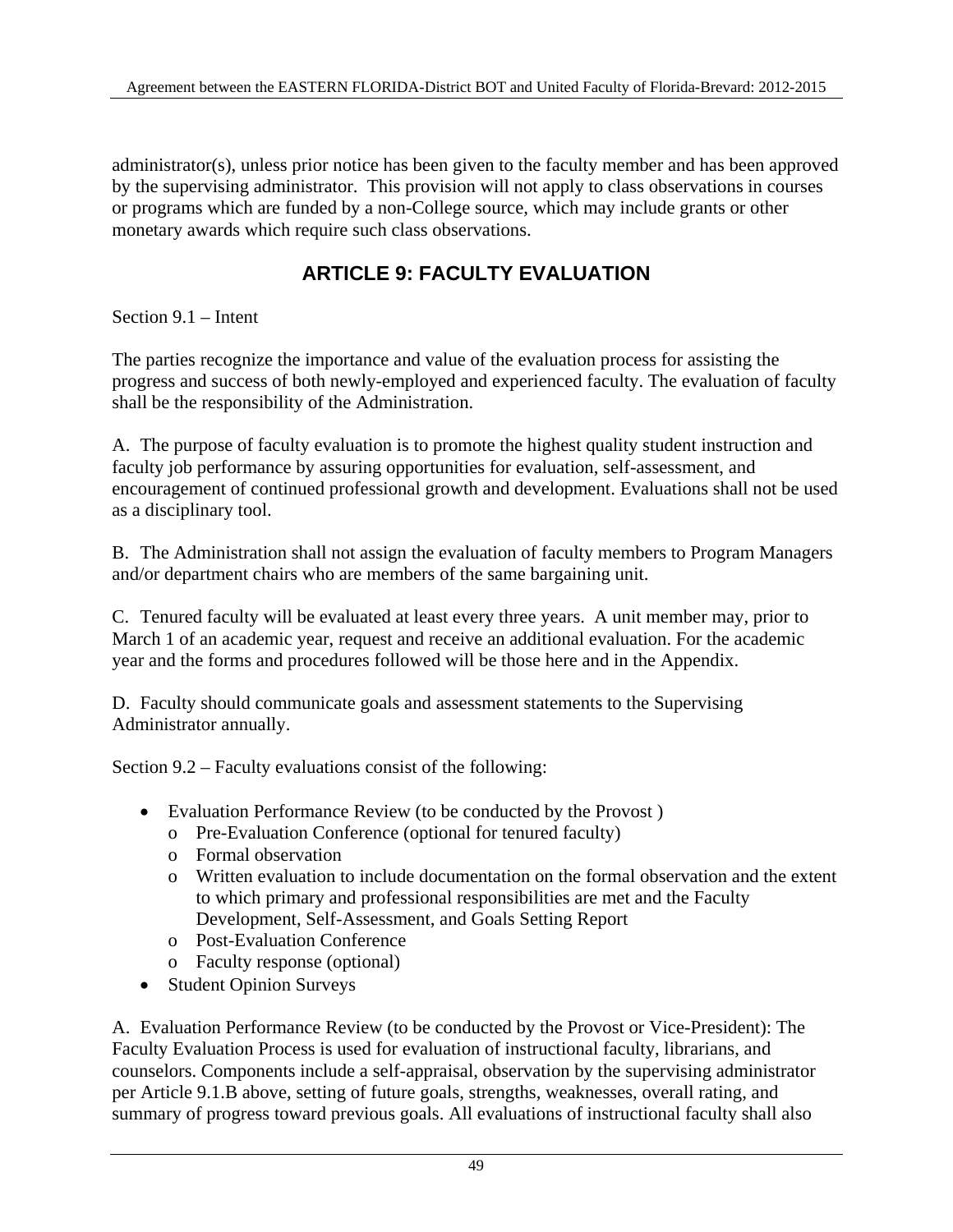administrator(s), unless prior notice has been given to the faculty member and has been approved by the supervising administrator. This provision will not apply to class observations in courses or programs which are funded by a non-College source, which may include grants or other monetary awards which require such class observations.

## ARTICLE 9: FACULTY EVALUATION

Section 9.1 – Intent

The parties recognize the importance and value of the evaluation process for assisting the progress and success of both newly-employed and experienced faculty. The evaluation of faculty shall be the responsibility of the Administration.

A. The purpose of faculty evaluation is to promote the highest quality student instruction and faculty job performance by assuring opportunities for evaluation, self-assessment, and encouragement of continued professional growth and development. Evaluations shall not be used as a disciplinary tool.

B. The Administration shall not assign the evaluation of faculty members to Program Managers and/or department chairs who are members of the same bargaining unit.

C. Tenured faculty will be evaluated at least every three years. A unit member may, prior to March 1 of an academic year, request and receive an additional evaluation. For the academic year and the forms and procedures followed will be those here and in the Appendix.

D. Faculty should communicate goals and assessment statements to the Supervising Administrator annually.

Section 9.2 – Faculty evaluations consist of the following:

- Evaluation Performance Review (to be conducted by the Provost )
  - Pre-Evaluation Conference (optional for tenured faculty)
  - Formal observation
  - Written evaluation to include documentation on the formal observation and the extent to which primary and professional responsibilities are met and the Faculty Development, Self-Assessment, and Goals Setting Report
  - Post-Evaluation Conference
  - Faculty response (optional)
- Student Opinion Surveys

A. Evaluation Performance Review (to be conducted by the Provost or Vice-President): The Faculty Evaluation Process is used for evaluation of instructional faculty, librarians, and counselors. Components include a self-appraisal, observation by the supervising administrator per Article 9.1.B above, setting of future goals, strengths, weaknesses, overall rating, and summary of progress toward previous goals. All evaluations of instructional faculty shall also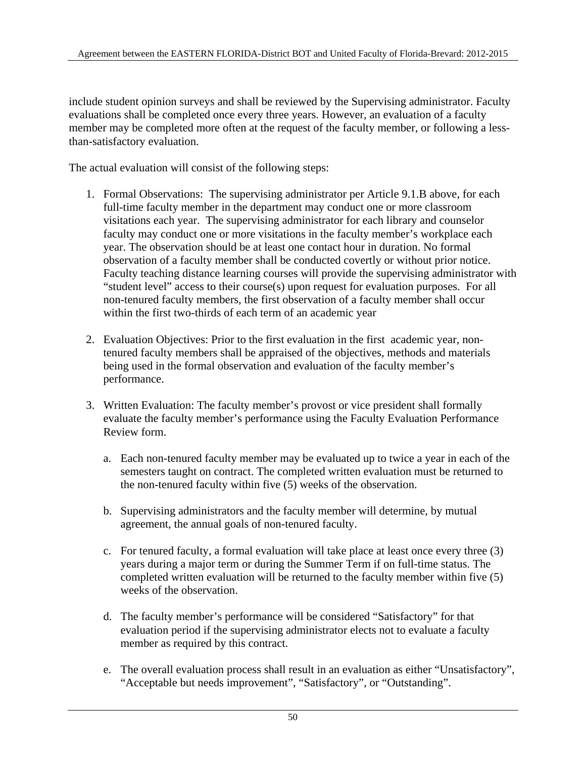include student opinion surveys and shall be reviewed by the Supervising administrator. Faculty evaluations shall be completed once every three years. However, an evaluation of a faculty member may be completed more often at the request of the faculty member, or following a less-than-satisfactory evaluation.

The actual evaluation will consist of the following steps:

1. Formal Observations: The supervising administrator per Article 9.1.B above, for each full-time faculty member in the department may conduct one or more classroom visitations each year. The supervising administrator for each library and counselor faculty may conduct one or more visitations in the faculty member's workplace each year. The observation should be at least one contact hour in duration. No formal observation of a faculty member shall be conducted covertly or without prior notice. Faculty teaching distance learning courses will provide the supervising administrator with "student level" access to their course(s) upon request for evaluation purposes. For all non-tenured faculty members, the first observation of a faculty member shall occur within the first two-thirds of each term of an academic year

2. Evaluation Objectives: Prior to the first evaluation in the first academic year, non-tenured faculty members shall be appraised of the objectives, methods and materials being used in the formal observation and evaluation of the faculty member's performance.

3. Written Evaluation: The faculty member's provost or vice president shall formally evaluate the faculty member's performance using the Faculty Evaluation Performance Review form.

   a. Each non-tenured faculty member may be evaluated up to twice a year in each of the semesters taught on contract. The completed written evaluation must be returned to the non-tenured faculty within five (5) weeks of the observation.

   b. Supervising administrators and the faculty member will determine, by mutual agreement, the annual goals of non-tenured faculty.

   c. For tenured faculty, a formal evaluation will take place at least once every three (3) years during a major term or during the Summer Term if on full-time status. The completed written evaluation will be returned to the faculty member within five (5) weeks of the observation.

   d. The faculty member's performance will be considered "Satisfactory" for that evaluation period if the supervising administrator elects not to evaluate a faculty member as required by this contract.

   e. The overall evaluation process shall result in an evaluation as either "Unsatisfactory", "Acceptable but needs improvement", "Satisfactory", or "Outstanding".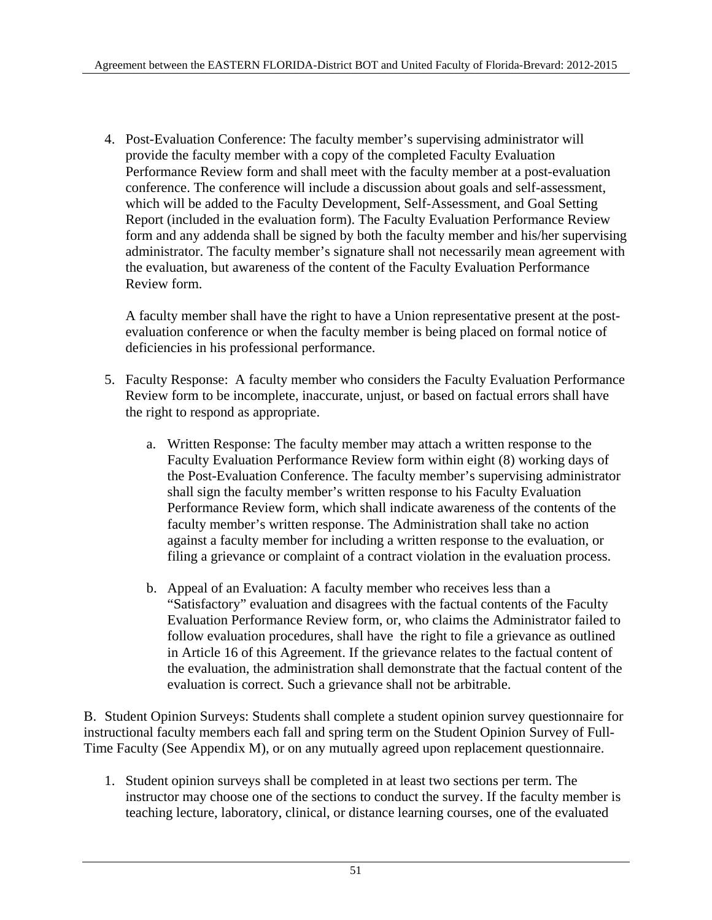4. Post-Evaluation Conference: The faculty member's supervising administrator will provide the faculty member with a copy of the completed Faculty Evaluation Performance Review form and shall meet with the faculty member at a post-evaluation conference. The conference will include a discussion about goals and self-assessment, which will be added to the Faculty Development, Self-Assessment, and Goal Setting Report (included in the evaluation form). The Faculty Evaluation Performance Review form and any addenda shall be signed by both the faculty member and his/her supervising administrator. The faculty member's signature shall not necessarily mean agreement with the evaluation, but awareness of the content of the Faculty Evaluation Performance Review form.

   A faculty member shall have the right to have a Union representative present at the post-evaluation conference or when the faculty member is being placed on formal notice of deficiencies in his professional performance.

5. Faculty Response: A faculty member who considers the Faculty Evaluation Performance Review form to be incomplete, inaccurate, unjust, or based on factual errors shall have the right to respond as appropriate.

   a. Written Response: The faculty member may attach a written response to the Faculty Evaluation Performance Review form within eight (8) working days of the Post-Evaluation Conference. The faculty member's supervising administrator shall sign the faculty member's written response to his Faculty Evaluation Performance Review form, which shall indicate awareness of the contents of the faculty member's written response. The Administration shall take no action against a faculty member for including a written response to the evaluation, or filing a grievance or complaint of a contract violation in the evaluation process.

   b. Appeal of an Evaluation: A faculty member who receives less than a "Satisfactory" evaluation and disagrees with the factual contents of the Faculty Evaluation Performance Review form, or, who claims the Administrator failed to follow evaluation procedures, shall have the right to file a grievance as outlined in Article 16 of this Agreement. If the grievance relates to the factual content of the evaluation, the administration shall demonstrate that the factual content of the evaluation is correct. Such a grievance shall not be arbitrable.

B. Student Opinion Surveys: Students shall complete a student opinion survey questionnaire for instructional faculty members each fall and spring term on the Student Opinion Survey of Full-Time Faculty (See Appendix M), or on any mutually agreed upon replacement questionnaire.

1. Student opinion surveys shall be completed in at least two sections per term. The instructor may choose one of the sections to conduct the survey. If the faculty member is teaching lecture, laboratory, clinical, or distance learning courses, one of the evaluated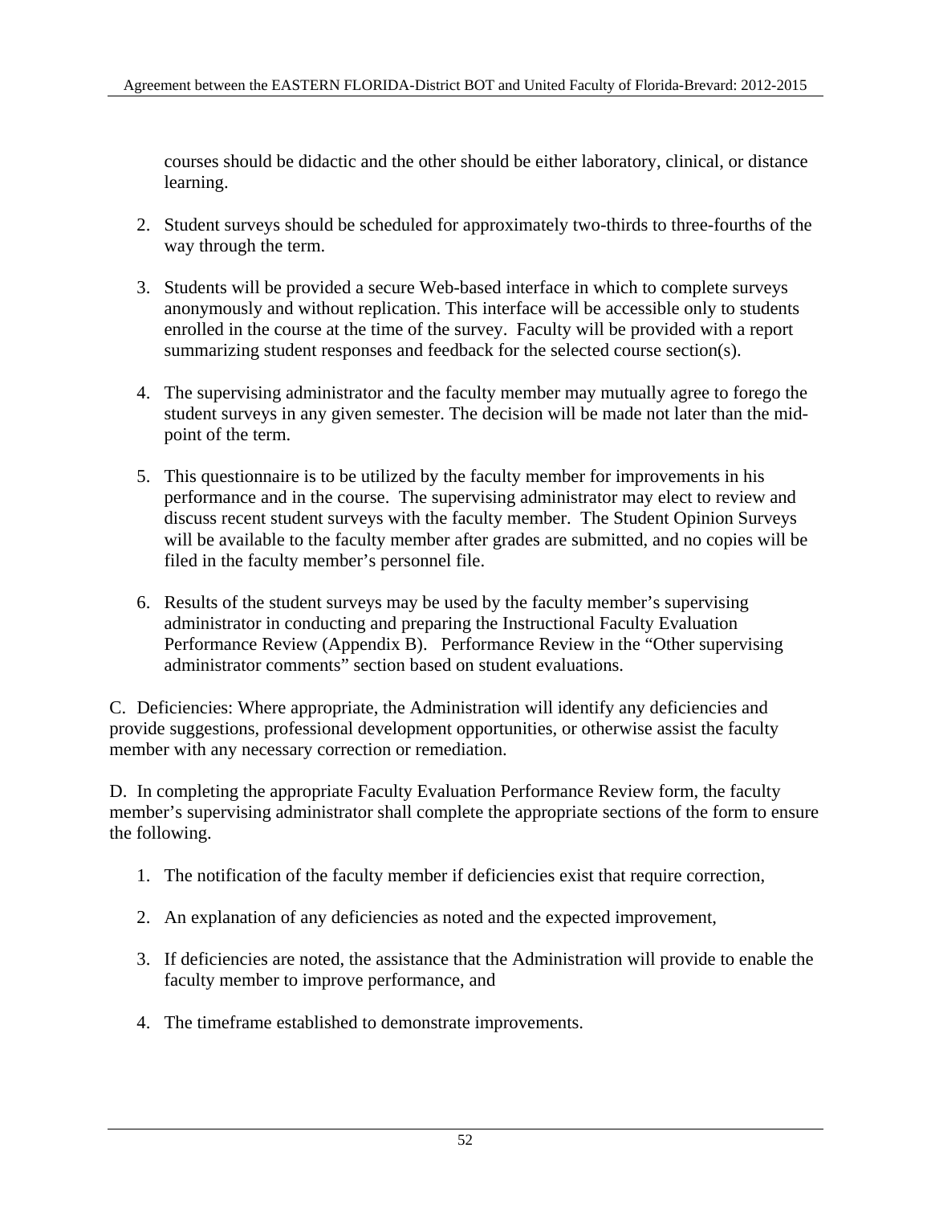courses should be didactic and the other should be either laboratory, clinical, or distance learning.

2. Student surveys should be scheduled for approximately two-thirds to three-fourths of the way through the term.

3. Students will be provided a secure Web-based interface in which to complete surveys anonymously and without replication. This interface will be accessible only to students enrolled in the course at the time of the survey. Faculty will be provided with a report summarizing student responses and feedback for the selected course section(s).

4. The supervising administrator and the faculty member may mutually agree to forego the student surveys in any given semester. The decision will be made not later than the mid-point of the term.

5. This questionnaire is to be utilized by the faculty member for improvements in his performance and in the course. The supervising administrator may elect to review and discuss recent student surveys with the faculty member. The Student Opinion Surveys will be available to the faculty member after grades are submitted, and no copies will be filed in the faculty member's personnel file.

6. Results of the student surveys may be used by the faculty member's supervising administrator in conducting and preparing the Instructional Faculty Evaluation Performance Review (Appendix B). Performance Review in the "Other supervising administrator comments" section based on student evaluations.

C. Deficiencies: Where appropriate, the Administration will identify any deficiencies and provide suggestions, professional development opportunities, or otherwise assist the faculty member with any necessary correction or remediation.

D. In completing the appropriate Faculty Evaluation Performance Review form, the faculty member's supervising administrator shall complete the appropriate sections of the form to ensure the following.

1. The notification of the faculty member if deficiencies exist that require correction,

2. An explanation of any deficiencies as noted and the expected improvement,

3. If deficiencies are noted, the assistance that the Administration will provide to enable the faculty member to improve performance, and

4. The timeframe established to demonstrate improvements.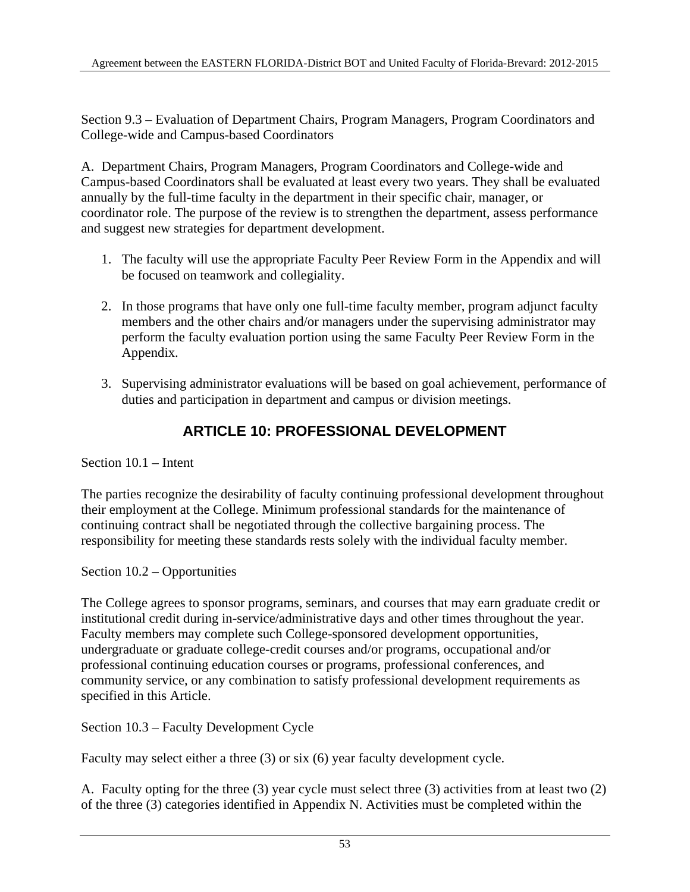Section 9.3 – Evaluation of Department Chairs, Program Managers, Program Coordinators and College-wide and Campus-based Coordinators

A. Department Chairs, Program Managers, Program Coordinators and College-wide and Campus-based Coordinators shall be evaluated at least every two years. They shall be evaluated annually by the full-time faculty in the department in their specific chair, manager, or coordinator role. The purpose of the review is to strengthen the department, assess performance and suggest new strategies for department development.

1. The faculty will use the appropriate Faculty Peer Review Form in the Appendix and will be focused on teamwork and collegiality.

2. In those programs that have only one full-time faculty member, program adjunct faculty members and the other chairs and/or managers under the supervising administrator may perform the faculty evaluation portion using the same Faculty Peer Review Form in the Appendix.

3. Supervising administrator evaluations will be based on goal achievement, performance of duties and participation in department and campus or division meetings.

## ARTICLE 10: PROFESSIONAL DEVELOPMENT

Section 10.1 – Intent

The parties recognize the desirability of faculty continuing professional development throughout their employment at the College. Minimum professional standards for the maintenance of continuing contract shall be negotiated through the collective bargaining process. The responsibility for meeting these standards rests solely with the individual faculty member.

Section 10.2 – Opportunities

The College agrees to sponsor programs, seminars, and courses that may earn graduate credit or institutional credit during in-service/administrative days and other times throughout the year. Faculty members may complete such College-sponsored development opportunities, undergraduate or graduate college-credit courses and/or programs, occupational and/or professional continuing education courses or programs, professional conferences, and community service, or any combination to satisfy professional development requirements as specified in this Article.

Section 10.3 – Faculty Development Cycle

Faculty may select either a three (3) or six (6) year faculty development cycle.

A. Faculty opting for the three (3) year cycle must select three (3) activities from at least two (2) of the three (3) categories identified in Appendix N. Activities must be completed within the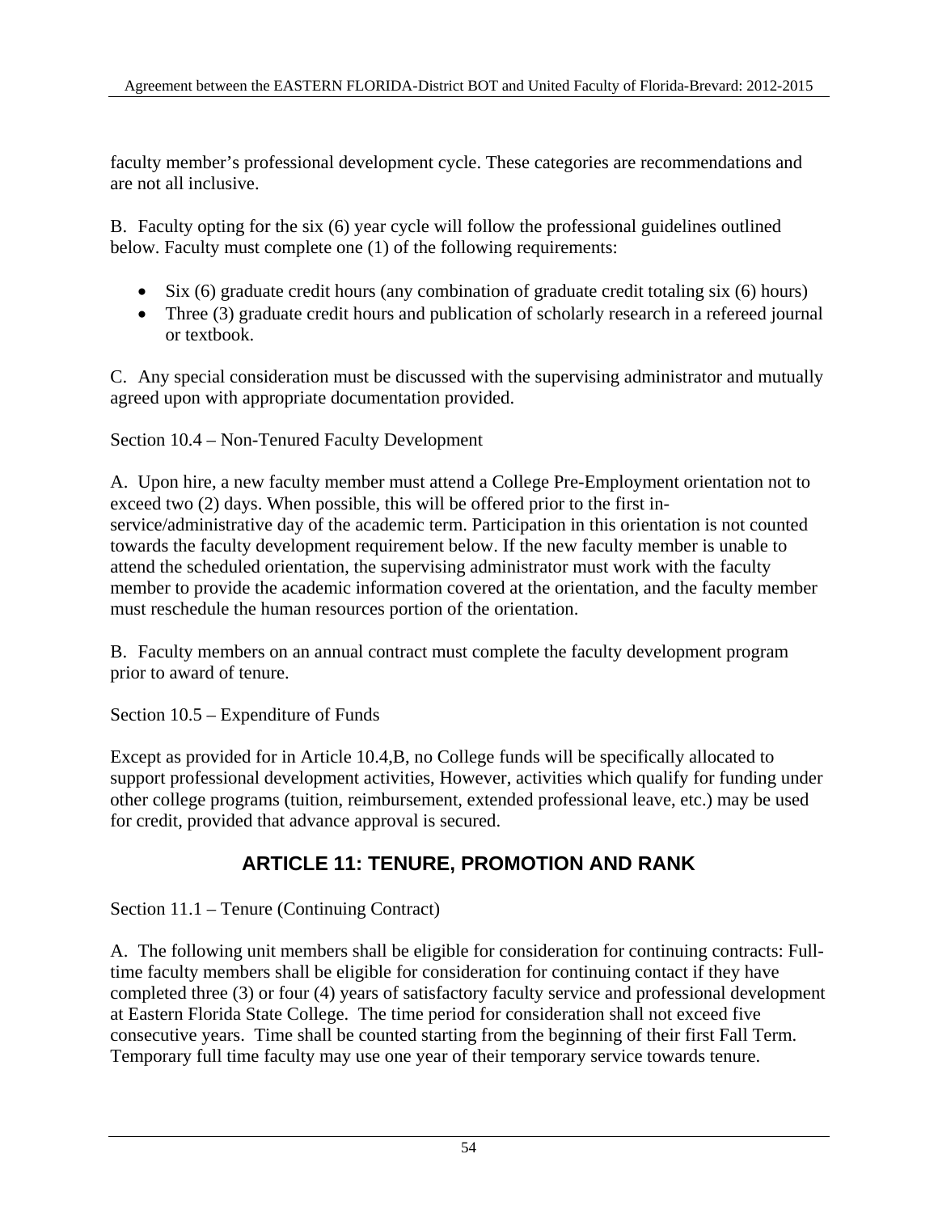faculty member's professional development cycle. These categories are recommendations and are not all inclusive.

B. Faculty opting for the six (6) year cycle will follow the professional guidelines outlined below. Faculty must complete one (1) of the following requirements:

- Six (6) graduate credit hours (any combination of graduate credit totaling six (6) hours)
- Three (3) graduate credit hours and publication of scholarly research in a refereed journal or textbook.

C. Any special consideration must be discussed with the supervising administrator and mutually agreed upon with appropriate documentation provided.

Section 10.4 – Non-Tenured Faculty Development

A. Upon hire, a new faculty member must attend a College Pre-Employment orientation not to exceed two (2) days. When possible, this will be offered prior to the first in-service/administrative day of the academic term. Participation in this orientation is not counted towards the faculty development requirement below. If the new faculty member is unable to attend the scheduled orientation, the supervising administrator must work with the faculty member to provide the academic information covered at the orientation, and the faculty member must reschedule the human resources portion of the orientation.

B. Faculty members on an annual contract must complete the faculty development program prior to award of tenure.

Section 10.5 – Expenditure of Funds

Except as provided for in Article 10.4,B, no College funds will be specifically allocated to support professional development activities, However, activities which qualify for funding under other college programs (tuition, reimbursement, extended professional leave, etc.) may be used for credit, provided that advance approval is secured.

## ARTICLE 11: TENURE, PROMOTION AND RANK

Section 11.1 – Tenure (Continuing Contract)

A. The following unit members shall be eligible for consideration for continuing contracts: Full-time faculty members shall be eligible for consideration for continuing contact if they have completed three (3) or four (4) years of satisfactory faculty service and professional development at Eastern Florida State College. The time period for consideration shall not exceed five consecutive years. Time shall be counted starting from the beginning of their first Fall Term. Temporary full time faculty may use one year of their temporary service towards tenure.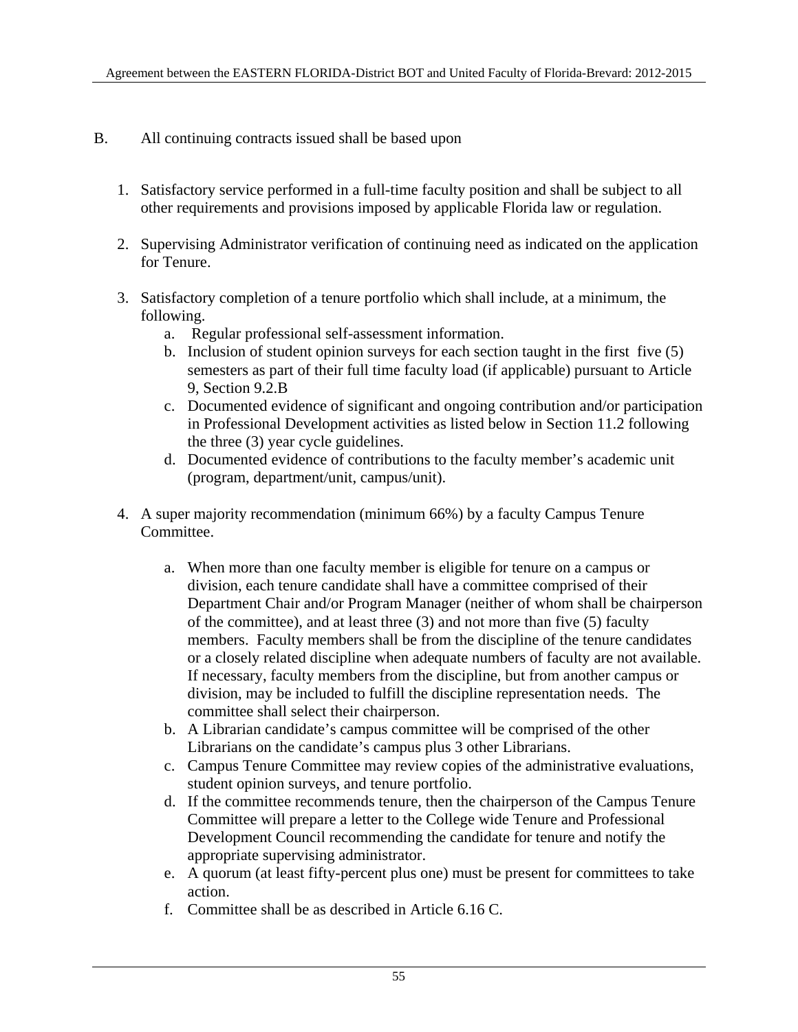B. All continuing contracts issued shall be based upon

1. Satisfactory service performed in a full-time faculty position and shall be subject to all other requirements and provisions imposed by applicable Florida law or regulation.

2. Supervising Administrator verification of continuing need as indicated on the application for Tenure.

3. Satisfactory completion of a tenure portfolio which shall include, at a minimum, the following.
   a. Regular professional self-assessment information.
   b. Inclusion of student opinion surveys for each section taught in the first five (5) semesters as part of their full time faculty load (if applicable) pursuant to Article 9, Section 9.2.B
   c. Documented evidence of significant and ongoing contribution and/or participation in Professional Development activities as listed below in Section 11.2 following the three (3) year cycle guidelines.
   d. Documented evidence of contributions to the faculty member's academic unit (program, department/unit, campus/unit).

4. A super majority recommendation (minimum 66%) by a faculty Campus Tenure Committee.

   a. When more than one faculty member is eligible for tenure on a campus or division, each tenure candidate shall have a committee comprised of their Department Chair and/or Program Manager (neither of whom shall be chairperson of the committee), and at least three (3) and not more than five (5) faculty members. Faculty members shall be from the discipline of the tenure candidates or a closely related discipline when adequate numbers of faculty are not available. If necessary, faculty members from the discipline, but from another campus or division, may be included to fulfill the discipline representation needs. The committee shall select their chairperson.
   b. A Librarian candidate's campus committee will be comprised of the other Librarians on the candidate's campus plus 3 other Librarians.
   c. Campus Tenure Committee may review copies of the administrative evaluations, student opinion surveys, and tenure portfolio.
   d. If the committee recommends tenure, then the chairperson of the Campus Tenure Committee will prepare a letter to the College wide Tenure and Professional Development Council recommending the candidate for tenure and notify the appropriate supervising administrator.
   e. A quorum (at least fifty-percent plus one) must be present for committees to take action.
   f. Committee shall be as described in Article 6.16 C.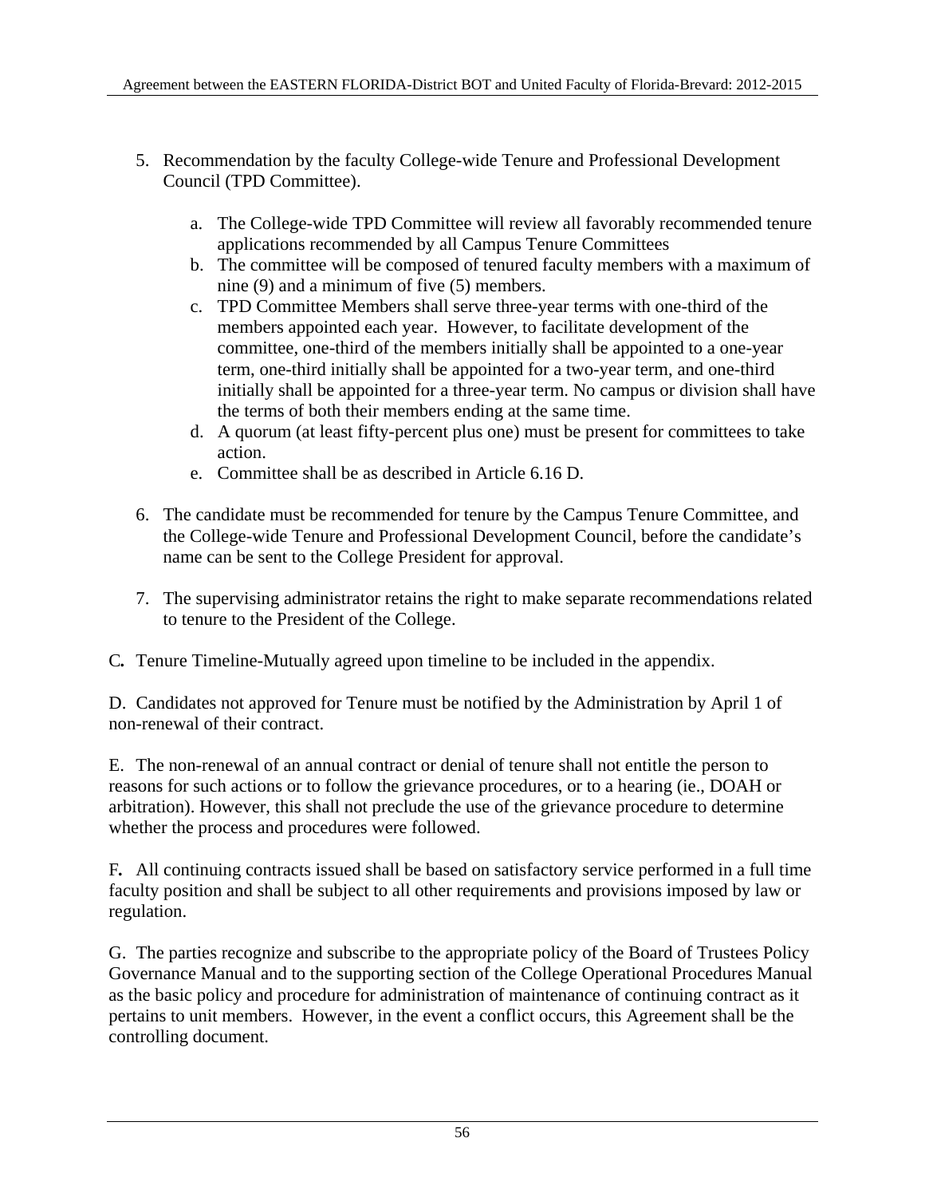5. Recommendation by the faculty College-wide Tenure and Professional Development Council (TPD Committee).

    a. The College-wide TPD Committee will review all favorably recommended tenure applications recommended by all Campus Tenure Committees
    b. The committee will be composed of tenured faculty members with a maximum of nine (9) and a minimum of five (5) members.
    c. TPD Committee Members shall serve three-year terms with one-third of the members appointed each year. However, to facilitate development of the committee, one-third of the members initially shall be appointed to a one-year term, one-third initially shall be appointed for a two-year term, and one-third initially shall be appointed for a three-year term. No campus or division shall have the terms of both their members ending at the same time.
    d. A quorum (at least fifty-percent plus one) must be present for committees to take action.
    e. Committee shall be as described in Article 6.16 D.

6. The candidate must be recommended for tenure by the Campus Tenure Committee, and the College-wide Tenure and Professional Development Council, before the candidate's name can be sent to the College President for approval.

7. The supervising administrator retains the right to make separate recommendations related to tenure to the President of the College.

C. Tenure Timeline-Mutually agreed upon timeline to be included in the appendix.

D. Candidates not approved for Tenure must be notified by the Administration by April 1 of non-renewal of their contract.

E. The non-renewal of an annual contract or denial of tenure shall not entitle the person to reasons for such actions or to follow the grievance procedures, or to a hearing (ie., DOAH or arbitration). However, this shall not preclude the use of the grievance procedure to determine whether the process and procedures were followed.

F. All continuing contracts issued shall be based on satisfactory service performed in a full time faculty position and shall be subject to all other requirements and provisions imposed by law or regulation.

G. The parties recognize and subscribe to the appropriate policy of the Board of Trustees Policy Governance Manual and to the supporting section of the College Operational Procedures Manual as the basic policy and procedure for administration of maintenance of continuing contract as it pertains to unit members. However, in the event a conflict occurs, this Agreement shall be the controlling document.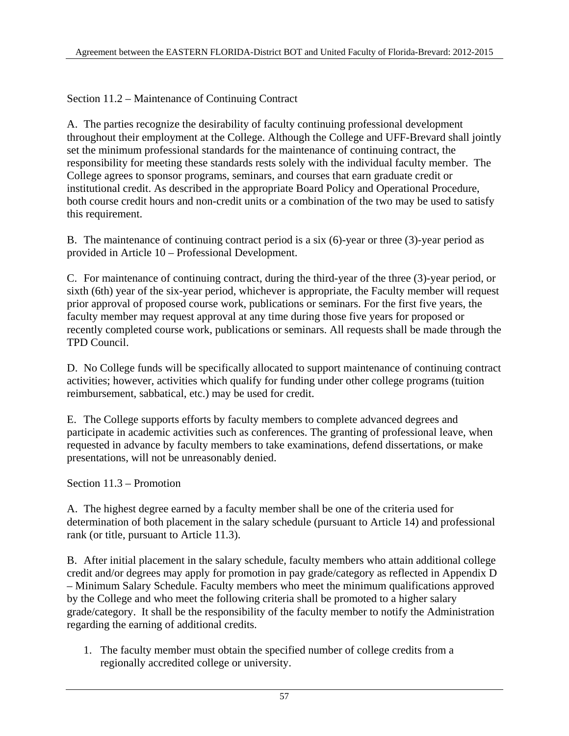Section 11.2 – Maintenance of Continuing Contract

A. The parties recognize the desirability of faculty continuing professional development throughout their employment at the College. Although the College and UFF-Brevard shall jointly set the minimum professional standards for the maintenance of continuing contract, the responsibility for meeting these standards rests solely with the individual faculty member. The College agrees to sponsor programs, seminars, and courses that earn graduate credit or institutional credit. As described in the appropriate Board Policy and Operational Procedure, both course credit hours and non-credit units or a combination of the two may be used to satisfy this requirement.

B. The maintenance of continuing contract period is a six (6)-year or three (3)-year period as provided in Article 10 – Professional Development.

C. For maintenance of continuing contract, during the third-year of the three (3)-year period, or sixth (6th) year of the six-year period, whichever is appropriate, the Faculty member will request prior approval of proposed course work, publications or seminars. For the first five years, the faculty member may request approval at any time during those five years for proposed or recently completed course work, publications or seminars. All requests shall be made through the TPD Council.

D. No College funds will be specifically allocated to support maintenance of continuing contract activities; however, activities which qualify for funding under other college programs (tuition reimbursement, sabbatical, etc.) may be used for credit.

E. The College supports efforts by faculty members to complete advanced degrees and participate in academic activities such as conferences. The granting of professional leave, when requested in advance by faculty members to take examinations, defend dissertations, or make presentations, will not be unreasonably denied.

Section 11.3 – Promotion

A. The highest degree earned by a faculty member shall be one of the criteria used for determination of both placement in the salary schedule (pursuant to Article 14) and professional rank (or title, pursuant to Article 11.3).

B. After initial placement in the salary schedule, faculty members who attain additional college credit and/or degrees may apply for promotion in pay grade/category as reflected in Appendix D – Minimum Salary Schedule. Faculty members who meet the minimum qualifications approved by the College and who meet the following criteria shall be promoted to a higher salary grade/category. It shall be the responsibility of the faculty member to notify the Administration regarding the earning of additional credits.

1. The faculty member must obtain the specified number of college credits from a regionally accredited college or university.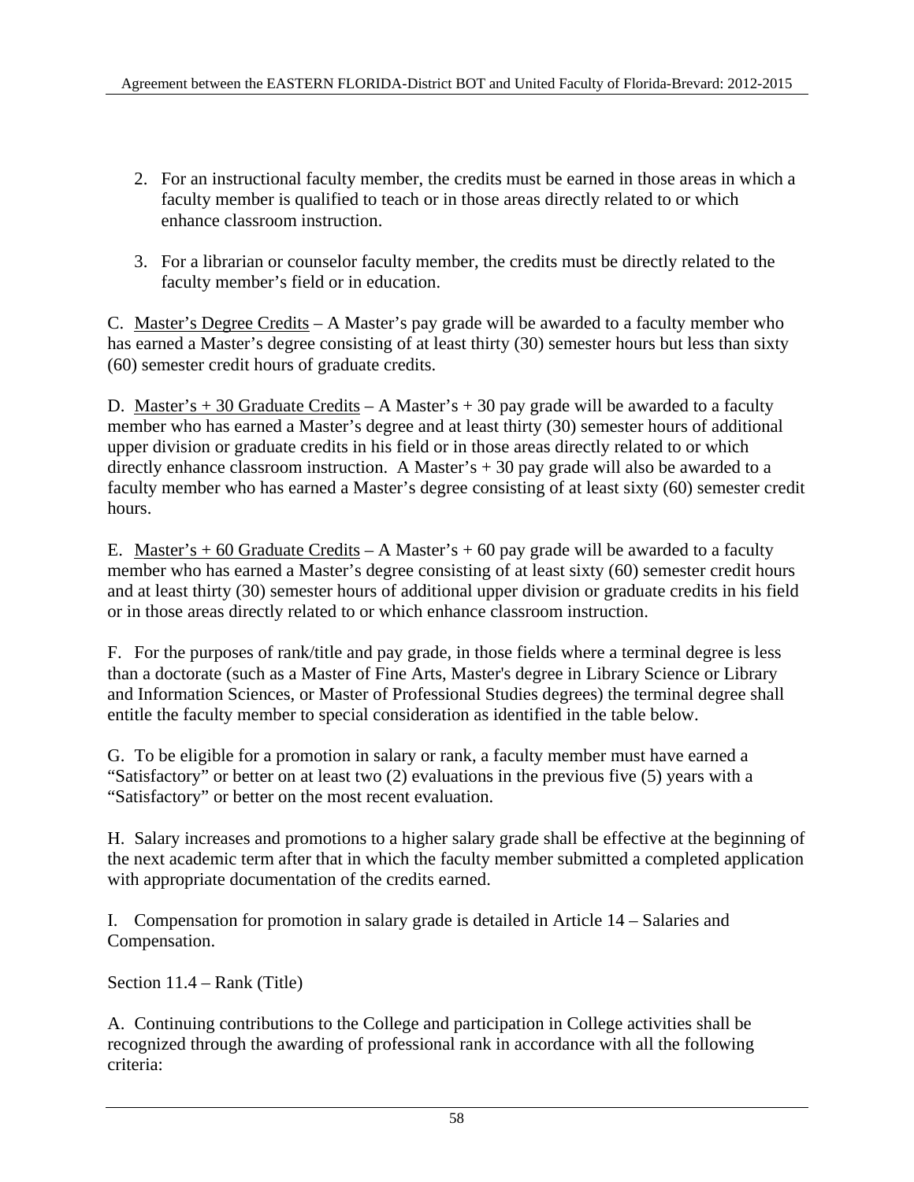2. For an instructional faculty member, the credits must be earned in those areas in which a faculty member is qualified to teach or in those areas directly related to or which enhance classroom instruction.

3. For a librarian or counselor faculty member, the credits must be directly related to the faculty member's field or in education.

C. <u>Master's Degree Credits</u> – A Master's pay grade will be awarded to a faculty member who has earned a Master's degree consisting of at least thirty (30) semester hours but less than sixty (60) semester credit hours of graduate credits.

D. <u>Master's + 30 Graduate Credits</u> – A Master's + 30 pay grade will be awarded to a faculty member who has earned a Master's degree and at least thirty (30) semester hours of additional upper division or graduate credits in his field or in those areas directly related to or which directly enhance classroom instruction. A Master's + 30 pay grade will also be awarded to a faculty member who has earned a Master's degree consisting of at least sixty (60) semester credit hours.

E. <u>Master's + 60 Graduate Credits</u> – A Master's + 60 pay grade will be awarded to a faculty member who has earned a Master's degree consisting of at least sixty (60) semester credit hours and at least thirty (30) semester hours of additional upper division or graduate credits in his field or in those areas directly related to or which enhance classroom instruction.

F. For the purposes of rank/title and pay grade, in those fields where a terminal degree is less than a doctorate (such as a Master of Fine Arts, Master's degree in Library Science or Library and Information Sciences, or Master of Professional Studies degrees) the terminal degree shall entitle the faculty member to special consideration as identified in the table below.

G. To be eligible for a promotion in salary or rank, a faculty member must have earned a "Satisfactory" or better on at least two (2) evaluations in the previous five (5) years with a "Satisfactory" or better on the most recent evaluation.

H. Salary increases and promotions to a higher salary grade shall be effective at the beginning of the next academic term after that in which the faculty member submitted a completed application with appropriate documentation of the credits earned.

I. Compensation for promotion in salary grade is detailed in Article 14 – Salaries and Compensation.

Section 11.4 – Rank (Title)

A. Continuing contributions to the College and participation in College activities shall be recognized through the awarding of professional rank in accordance with all the following criteria: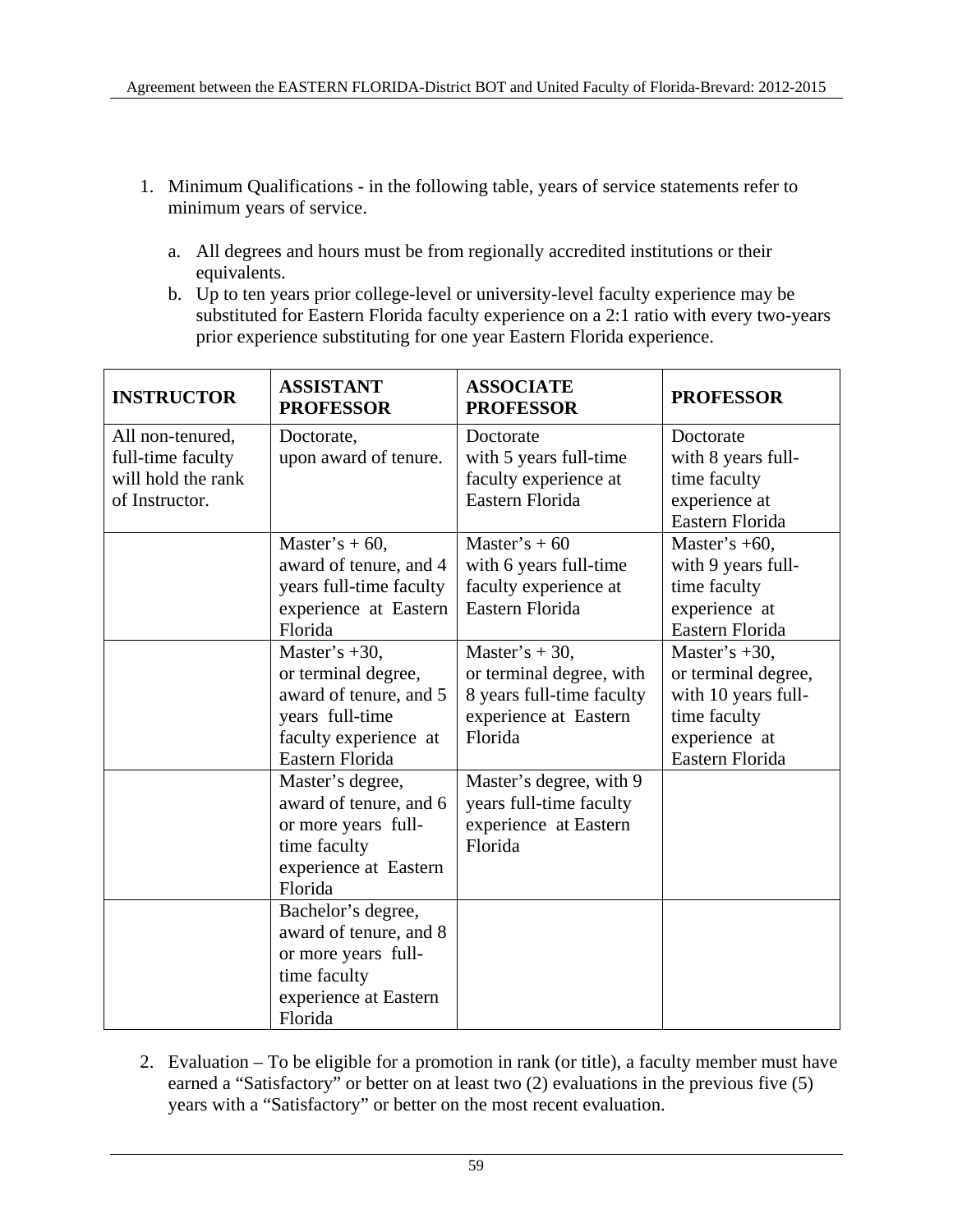1. Minimum Qualifications - in the following table, years of service statements refer to minimum years of service.

   a. All degrees and hours must be from regionally accredited institutions or their equivalents.

   b. Up to ten years prior college-level or university-level faculty experience may be substituted for Eastern Florida faculty experience on a 2:1 ratio with every two-years prior experience substituting for one year Eastern Florida experience.

| **INSTRUCTOR** | **ASSISTANT PROFESSOR** | **ASSOCIATE PROFESSOR** | **PROFESSOR** |
|---|---|---|---|
| All non-tenured, full-time faculty will hold the rank of Instructor. | Doctorate, upon award of tenure. | Doctorate with 5 years full-time faculty experience at Eastern Florida | Doctorate with 8 years full-time faculty experience at Eastern Florida |
| | Master's + 60, award of tenure, and 4 years full-time faculty experience at Eastern Florida | Master's + 60 with 6 years full-time faculty experience at Eastern Florida | Master's +60, with 9 years full-time faculty experience at Eastern Florida |
| | Master's +30, or terminal degree, award of tenure, and 5 years full-time faculty experience at Eastern Florida | Master's + 30, or terminal degree, with 8 years full-time faculty experience at Eastern Florida | Master's +30, or terminal degree, with 10 years full-time faculty experience at Eastern Florida |
| | Master's degree, award of tenure, and 6 or more years full-time faculty experience at Eastern Florida | Master's degree, with 9 years full-time faculty experience at Eastern Florida | |
| | Bachelor's degree, award of tenure, and 8 or more years full-time faculty experience at Eastern Florida | | |

2. Evaluation – To be eligible for a promotion in rank (or title), a faculty member must have earned a "Satisfactory" or better on at least two (2) evaluations in the previous five (5) years with a "Satisfactory" or better on the most recent evaluation.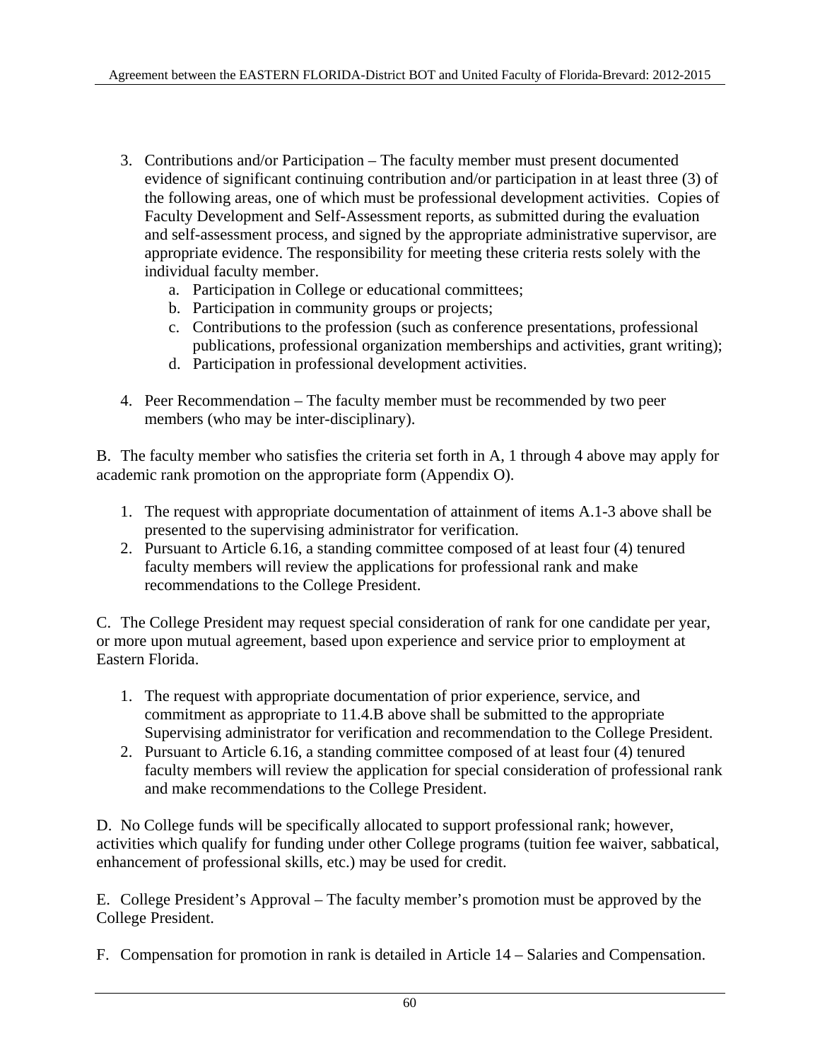3. Contributions and/or Participation – The faculty member must present documented evidence of significant continuing contribution and/or participation in at least three (3) of the following areas, one of which must be professional development activities. Copies of Faculty Development and Self-Assessment reports, as submitted during the evaluation and self-assessment process, and signed by the appropriate administrative supervisor, are appropriate evidence. The responsibility for meeting these criteria rests solely with the individual faculty member.
    a. Participation in College or educational committees;
    b. Participation in community groups or projects;
    c. Contributions to the profession (such as conference presentations, professional publications, professional organization memberships and activities, grant writing);
    d. Participation in professional development activities.

4. Peer Recommendation – The faculty member must be recommended by two peer members (who may be inter-disciplinary).

B. The faculty member who satisfies the criteria set forth in A, 1 through 4 above may apply for academic rank promotion on the appropriate form (Appendix O).

1. The request with appropriate documentation of attainment of items A.1-3 above shall be presented to the supervising administrator for verification.
2. Pursuant to Article 6.16, a standing committee composed of at least four (4) tenured faculty members will review the applications for professional rank and make recommendations to the College President.

C. The College President may request special consideration of rank for one candidate per year, or more upon mutual agreement, based upon experience and service prior to employment at Eastern Florida.

1. The request with appropriate documentation of prior experience, service, and commitment as appropriate to 11.4.B above shall be submitted to the appropriate Supervising administrator for verification and recommendation to the College President.
2. Pursuant to Article 6.16, a standing committee composed of at least four (4) tenured faculty members will review the application for special consideration of professional rank and make recommendations to the College President.

D. No College funds will be specifically allocated to support professional rank; however, activities which qualify for funding under other College programs (tuition fee waiver, sabbatical, enhancement of professional skills, etc.) may be used for credit.

E. College President's Approval – The faculty member's promotion must be approved by the College President.

F. Compensation for promotion in rank is detailed in Article 14 – Salaries and Compensation.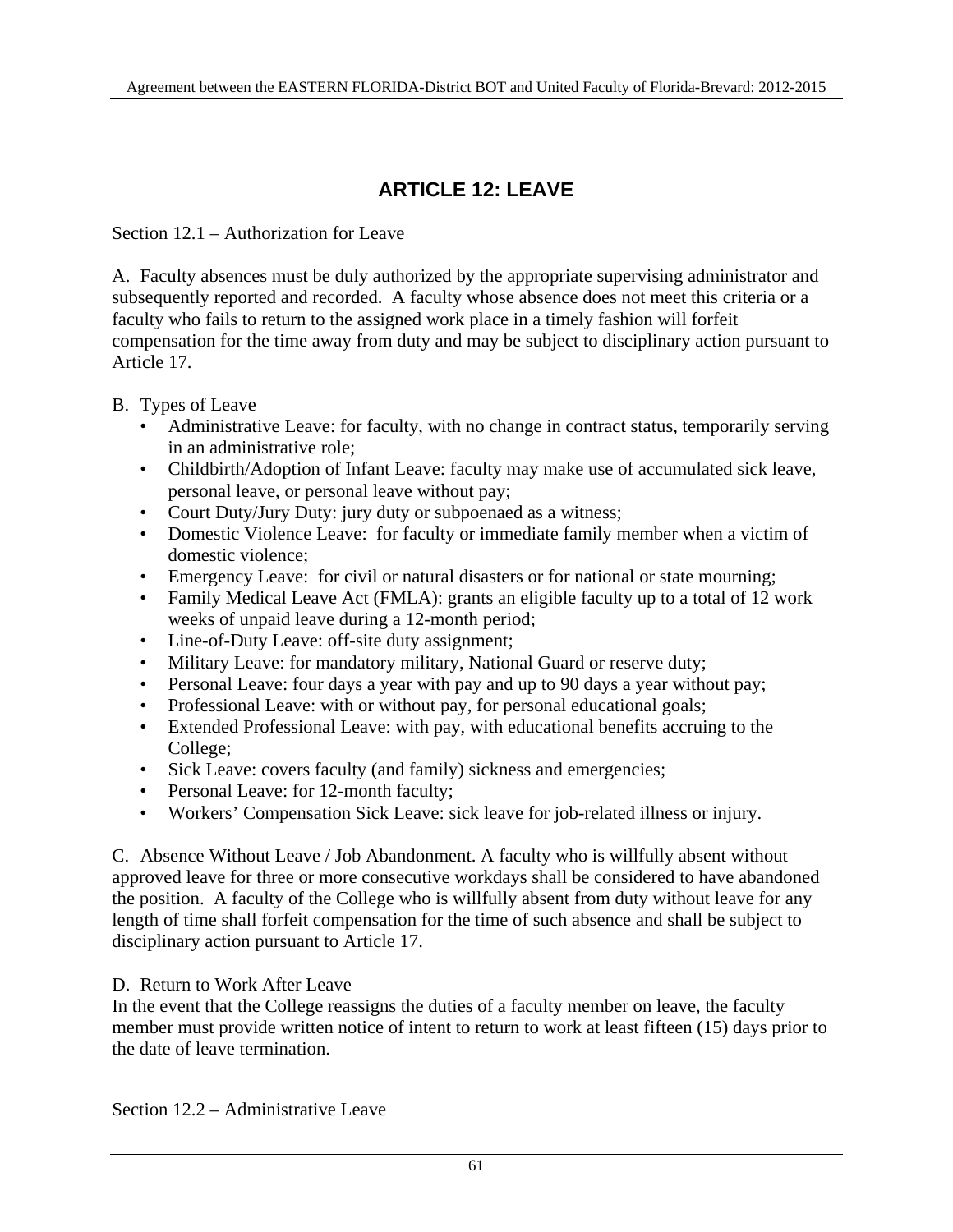# ARTICLE 12: LEAVE

Section 12.1 – Authorization for Leave

A. Faculty absences must be duly authorized by the appropriate supervising administrator and subsequently reported and recorded. A faculty whose absence does not meet this criteria or a faculty who fails to return to the assigned work place in a timely fashion will forfeit compensation for the time away from duty and may be subject to disciplinary action pursuant to Article 17.

B. Types of Leave

- Administrative Leave: for faculty, with no change in contract status, temporarily serving in an administrative role;
- Childbirth/Adoption of Infant Leave: faculty may make use of accumulated sick leave, personal leave, or personal leave without pay;
- Court Duty/Jury Duty: jury duty or subpoenaed as a witness;
- Domestic Violence Leave: for faculty or immediate family member when a victim of domestic violence;
- Emergency Leave: for civil or natural disasters or for national or state mourning;
- Family Medical Leave Act (FMLA): grants an eligible faculty up to a total of 12 work weeks of unpaid leave during a 12-month period;
- Line-of-Duty Leave: off-site duty assignment;
- Military Leave: for mandatory military, National Guard or reserve duty;
- Personal Leave: four days a year with pay and up to 90 days a year without pay;
- Professional Leave: with or without pay, for personal educational goals;
- Extended Professional Leave: with pay, with educational benefits accruing to the College;
- Sick Leave: covers faculty (and family) sickness and emergencies;
- Personal Leave: for 12-month faculty;
- Workers' Compensation Sick Leave: sick leave for job-related illness or injury.

C. Absence Without Leave / Job Abandonment. A faculty who is willfully absent without approved leave for three or more consecutive workdays shall be considered to have abandoned the position. A faculty of the College who is willfully absent from duty without leave for any length of time shall forfeit compensation for the time of such absence and shall be subject to disciplinary action pursuant to Article 17.

D. Return to Work After Leave

In the event that the College reassigns the duties of a faculty member on leave, the faculty member must provide written notice of intent to return to work at least fifteen (15) days prior to the date of leave termination.

Section 12.2 – Administrative Leave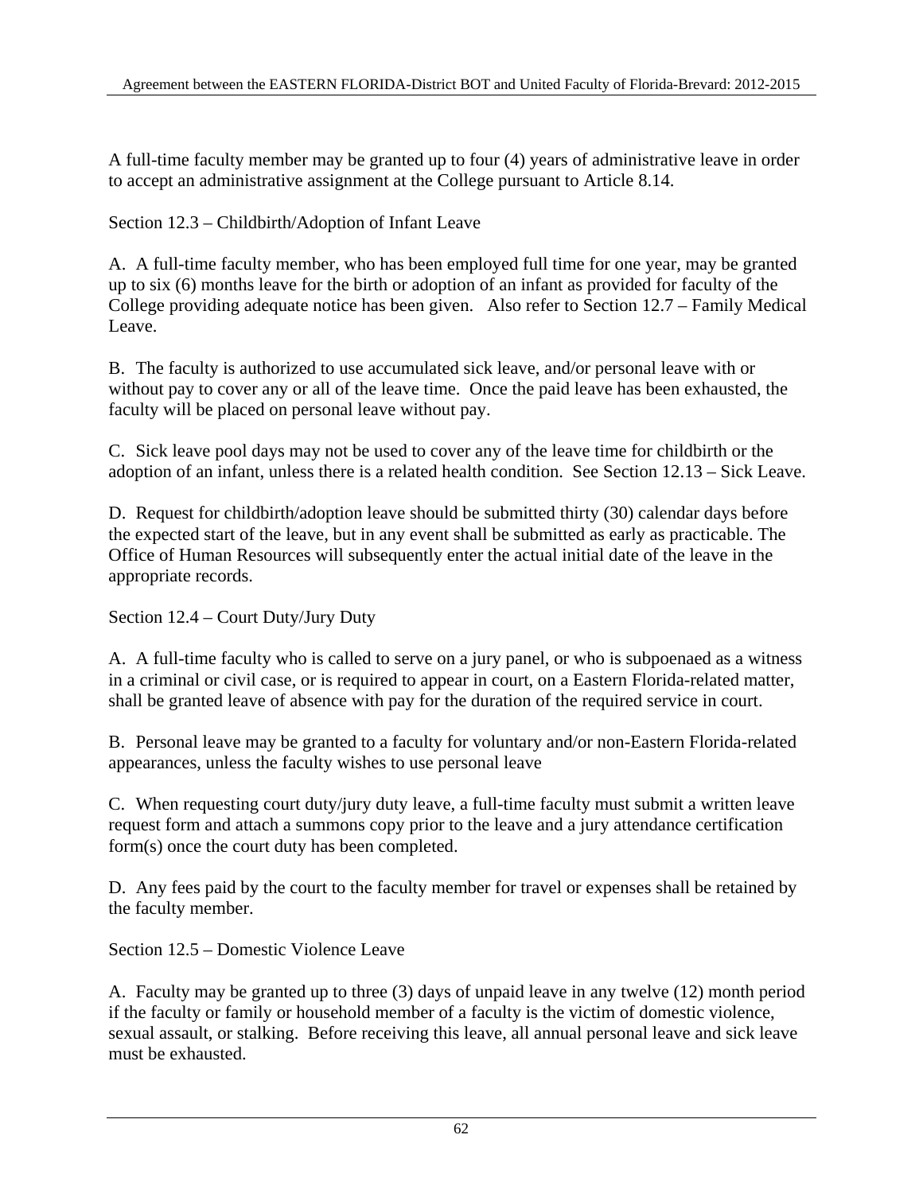A full-time faculty member may be granted up to four (4) years of administrative leave in order to accept an administrative assignment at the College pursuant to Article 8.14.

## Section 12.3 – Childbirth/Adoption of Infant Leave

A. A full-time faculty member, who has been employed full time for one year, may be granted up to six (6) months leave for the birth or adoption of an infant as provided for faculty of the College providing adequate notice has been given. Also refer to Section 12.7 – Family Medical Leave.

B. The faculty is authorized to use accumulated sick leave, and/or personal leave with or without pay to cover any or all of the leave time. Once the paid leave has been exhausted, the faculty will be placed on personal leave without pay.

C. Sick leave pool days may not be used to cover any of the leave time for childbirth or the adoption of an infant, unless there is a related health condition. See Section 12.13 – Sick Leave.

D. Request for childbirth/adoption leave should be submitted thirty (30) calendar days before the expected start of the leave, but in any event shall be submitted as early as practicable. The Office of Human Resources will subsequently enter the actual initial date of the leave in the appropriate records.

## Section 12.4 – Court Duty/Jury Duty

A. A full-time faculty who is called to serve on a jury panel, or who is subpoenaed as a witness in a criminal or civil case, or is required to appear in court, on a Eastern Florida-related matter, shall be granted leave of absence with pay for the duration of the required service in court.

B. Personal leave may be granted to a faculty for voluntary and/or non-Eastern Florida-related appearances, unless the faculty wishes to use personal leave

C. When requesting court duty/jury duty leave, a full-time faculty must submit a written leave request form and attach a summons copy prior to the leave and a jury attendance certification form(s) once the court duty has been completed.

D. Any fees paid by the court to the faculty member for travel or expenses shall be retained by the faculty member.

## Section 12.5 – Domestic Violence Leave

A. Faculty may be granted up to three (3) days of unpaid leave in any twelve (12) month period if the faculty or family or household member of a faculty is the victim of domestic violence, sexual assault, or stalking. Before receiving this leave, all annual personal leave and sick leave must be exhausted.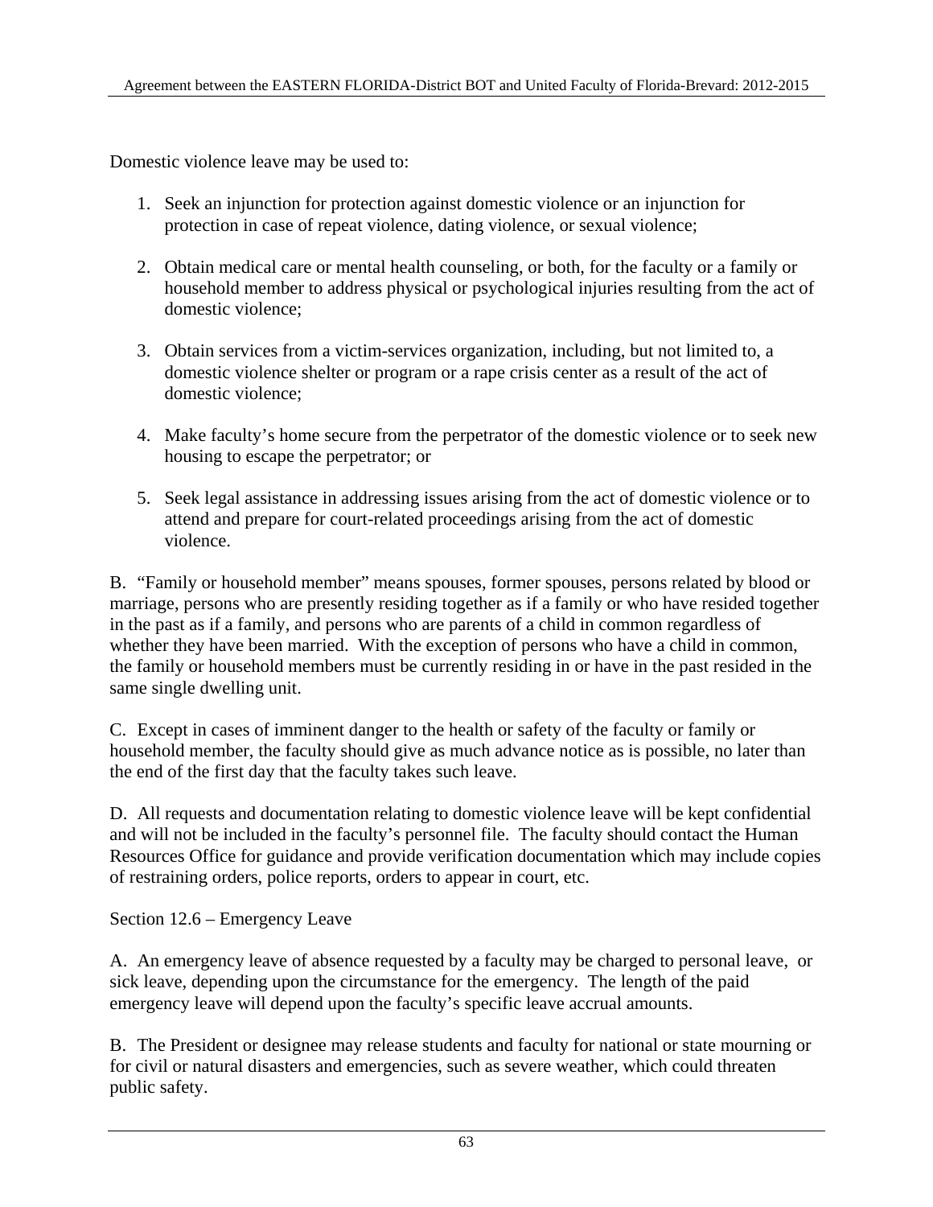Domestic violence leave may be used to:

1. Seek an injunction for protection against domestic violence or an injunction for protection in case of repeat violence, dating violence, or sexual violence;

2. Obtain medical care or mental health counseling, or both, for the faculty or a family or household member to address physical or psychological injuries resulting from the act of domestic violence;

3. Obtain services from a victim-services organization, including, but not limited to, a domestic violence shelter or program or a rape crisis center as a result of the act of domestic violence;

4. Make faculty's home secure from the perpetrator of the domestic violence or to seek new housing to escape the perpetrator; or

5. Seek legal assistance in addressing issues arising from the act of domestic violence or to attend and prepare for court-related proceedings arising from the act of domestic violence.

B. "Family or household member" means spouses, former spouses, persons related by blood or marriage, persons who are presently residing together as if a family or who have resided together in the past as if a family, and persons who are parents of a child in common regardless of whether they have been married. With the exception of persons who have a child in common, the family or household members must be currently residing in or have in the past resided in the same single dwelling unit.

C. Except in cases of imminent danger to the health or safety of the faculty or family or household member, the faculty should give as much advance notice as is possible, no later than the end of the first day that the faculty takes such leave.

D. All requests and documentation relating to domestic violence leave will be kept confidential and will not be included in the faculty's personnel file. The faculty should contact the Human Resources Office for guidance and provide verification documentation which may include copies of restraining orders, police reports, orders to appear in court, etc.

Section 12.6 – Emergency Leave

A. An emergency leave of absence requested by a faculty may be charged to personal leave, or sick leave, depending upon the circumstance for the emergency. The length of the paid emergency leave will depend upon the faculty's specific leave accrual amounts.

B. The President or designee may release students and faculty for national or state mourning or for civil or natural disasters and emergencies, such as severe weather, which could threaten public safety.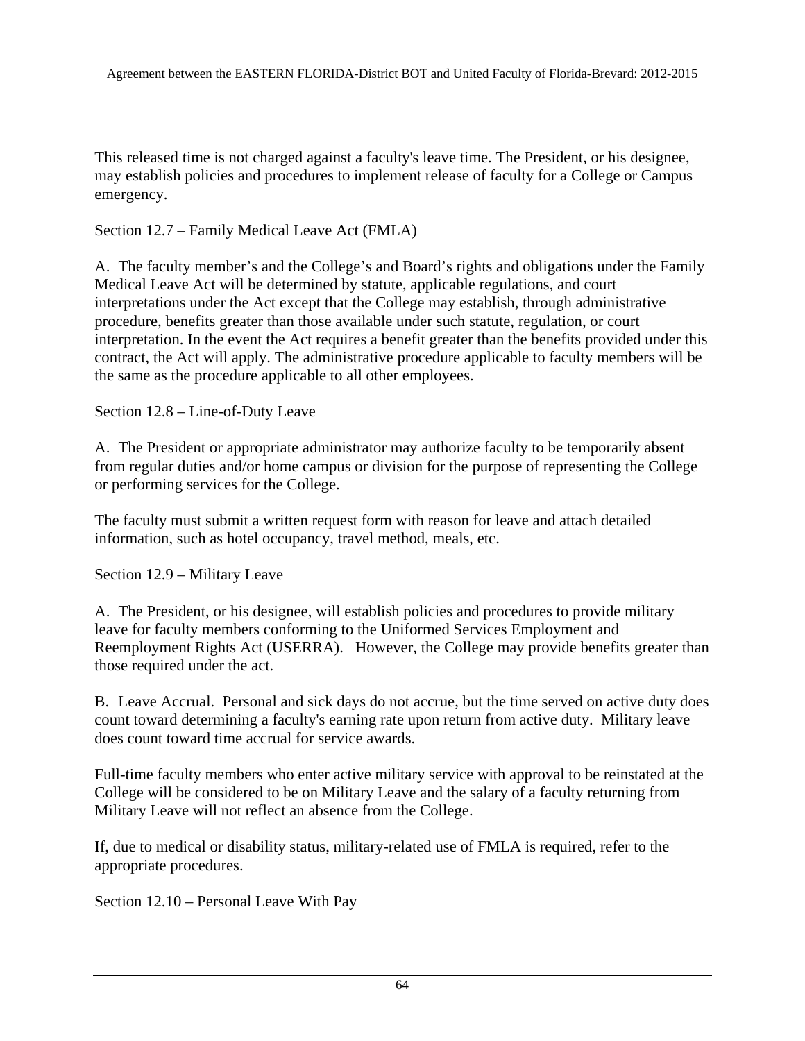This released time is not charged against a faculty's leave time. The President, or his designee, may establish policies and procedures to implement release of faculty for a College or Campus emergency.

## Section 12.7 – Family Medical Leave Act (FMLA)

A. The faculty member's and the College's and Board's rights and obligations under the Family Medical Leave Act will be determined by statute, applicable regulations, and court interpretations under the Act except that the College may establish, through administrative procedure, benefits greater than those available under such statute, regulation, or court interpretation. In the event the Act requires a benefit greater than the benefits provided under this contract, the Act will apply. The administrative procedure applicable to faculty members will be the same as the procedure applicable to all other employees.

## Section 12.8 – Line-of-Duty Leave

A. The President or appropriate administrator may authorize faculty to be temporarily absent from regular duties and/or home campus or division for the purpose of representing the College or performing services for the College.

The faculty must submit a written request form with reason for leave and attach detailed information, such as hotel occupancy, travel method, meals, etc.

## Section 12.9 – Military Leave

A. The President, or his designee, will establish policies and procedures to provide military leave for faculty members conforming to the Uniformed Services Employment and Reemployment Rights Act (USERRA). However, the College may provide benefits greater than those required under the act.

B. Leave Accrual. Personal and sick days do not accrue, but the time served on active duty does count toward determining a faculty's earning rate upon return from active duty. Military leave does count toward time accrual for service awards.

Full-time faculty members who enter active military service with approval to be reinstated at the College will be considered to be on Military Leave and the salary of a faculty returning from Military Leave will not reflect an absence from the College.

If, due to medical or disability status, military-related use of FMLA is required, refer to the appropriate procedures.

## Section 12.10 – Personal Leave With Pay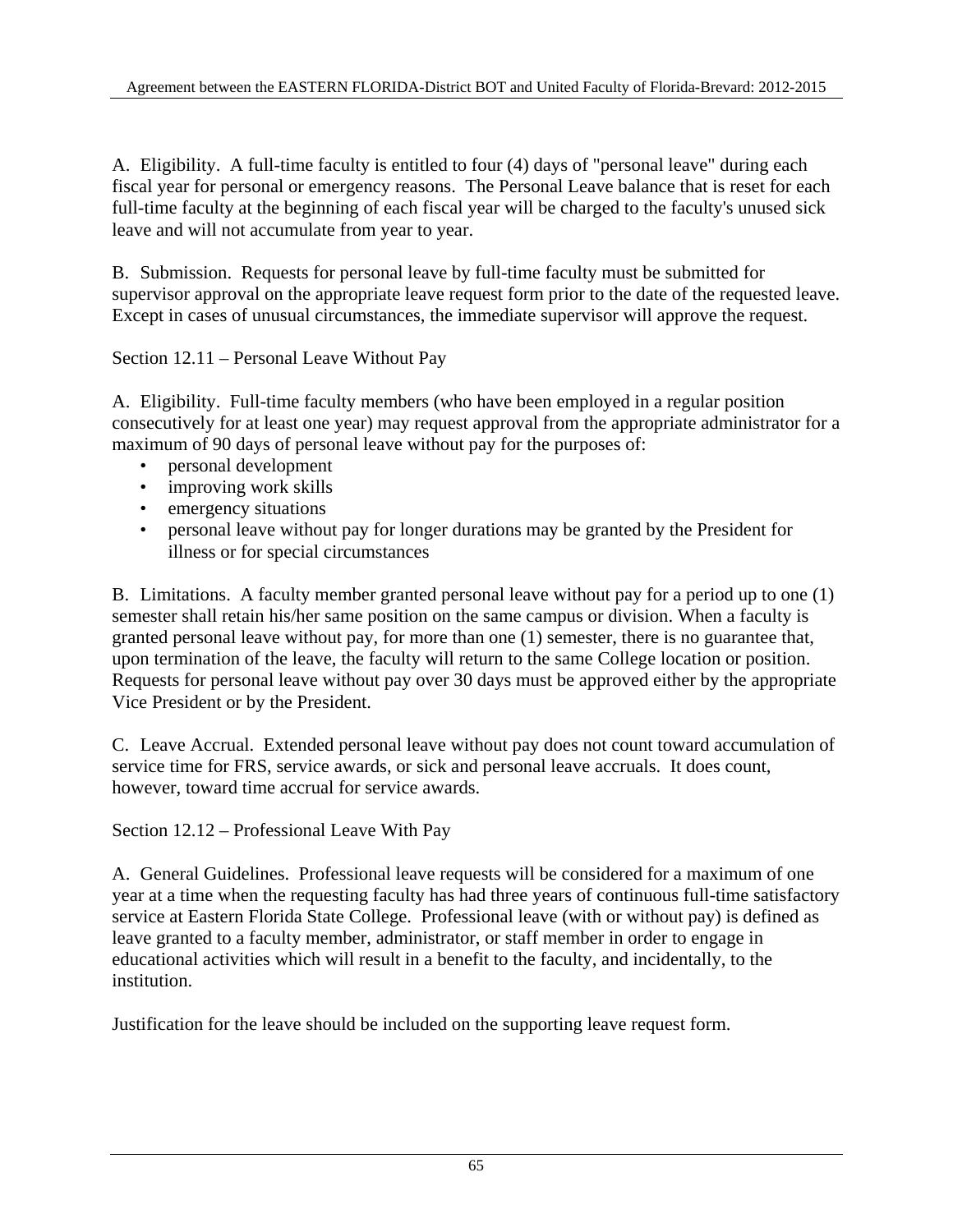A. Eligibility. A full-time faculty is entitled to four (4) days of "personal leave" during each fiscal year for personal or emergency reasons. The Personal Leave balance that is reset for each full-time faculty at the beginning of each fiscal year will be charged to the faculty's unused sick leave and will not accumulate from year to year.

B. Submission. Requests for personal leave by full-time faculty must be submitted for supervisor approval on the appropriate leave request form prior to the date of the requested leave. Except in cases of unusual circumstances, the immediate supervisor will approve the request.

Section 12.11 – Personal Leave Without Pay

A. Eligibility. Full-time faculty members (who have been employed in a regular position consecutively for at least one year) may request approval from the appropriate administrator for a maximum of 90 days of personal leave without pay for the purposes of:

- personal development
- improving work skills
- emergency situations
- personal leave without pay for longer durations may be granted by the President for illness or for special circumstances

B. Limitations. A faculty member granted personal leave without pay for a period up to one (1) semester shall retain his/her same position on the same campus or division. When a faculty is granted personal leave without pay, for more than one (1) semester, there is no guarantee that, upon termination of the leave, the faculty will return to the same College location or position. Requests for personal leave without pay over 30 days must be approved either by the appropriate Vice President or by the President.

C. Leave Accrual. Extended personal leave without pay does not count toward accumulation of service time for FRS, service awards, or sick and personal leave accruals. It does count, however, toward time accrual for service awards.

Section 12.12 – Professional Leave With Pay

A. General Guidelines. Professional leave requests will be considered for a maximum of one year at a time when the requesting faculty has had three years of continuous full-time satisfactory service at Eastern Florida State College. Professional leave (with or without pay) is defined as leave granted to a faculty member, administrator, or staff member in order to engage in educational activities which will result in a benefit to the faculty, and incidentally, to the institution.

Justification for the leave should be included on the supporting leave request form.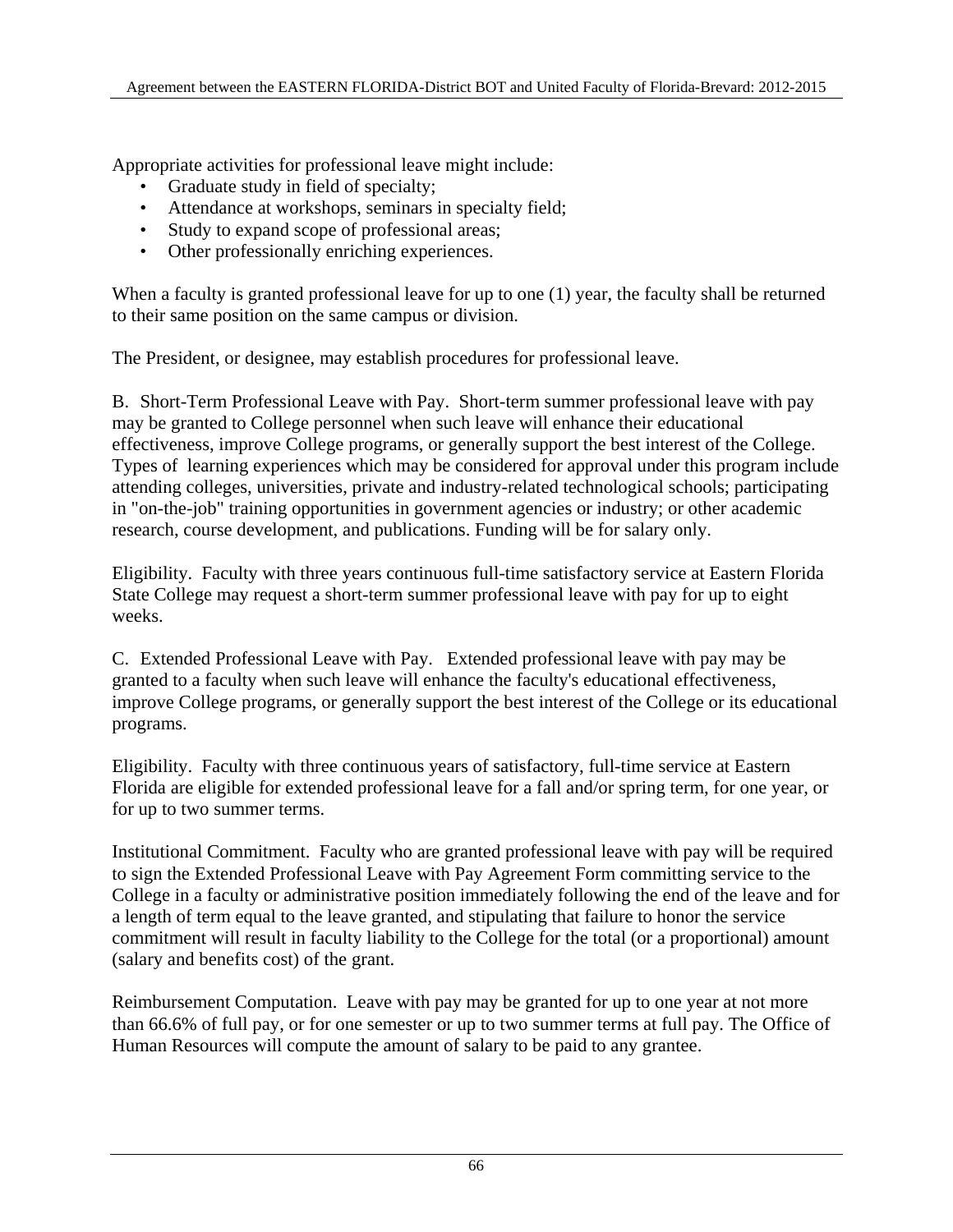Appropriate activities for professional leave might include:

- Graduate study in field of specialty;
- Attendance at workshops, seminars in specialty field;
- Study to expand scope of professional areas;
- Other professionally enriching experiences.

When a faculty is granted professional leave for up to one (1) year, the faculty shall be returned to their same position on the same campus or division.

The President, or designee, may establish procedures for professional leave.

B. Short-Term Professional Leave with Pay. Short-term summer professional leave with pay may be granted to College personnel when such leave will enhance their educational effectiveness, improve College programs, or generally support the best interest of the College. Types of learning experiences which may be considered for approval under this program include attending colleges, universities, private and industry-related technological schools; participating in "on-the-job" training opportunities in government agencies or industry; or other academic research, course development, and publications. Funding will be for salary only.

Eligibility. Faculty with three years continuous full-time satisfactory service at Eastern Florida State College may request a short-term summer professional leave with pay for up to eight weeks.

C. Extended Professional Leave with Pay. Extended professional leave with pay may be granted to a faculty when such leave will enhance the faculty's educational effectiveness, improve College programs, or generally support the best interest of the College or its educational programs.

Eligibility. Faculty with three continuous years of satisfactory, full-time service at Eastern Florida are eligible for extended professional leave for a fall and/or spring term, for one year, or for up to two summer terms.

Institutional Commitment. Faculty who are granted professional leave with pay will be required to sign the Extended Professional Leave with Pay Agreement Form committing service to the College in a faculty or administrative position immediately following the end of the leave and for a length of term equal to the leave granted, and stipulating that failure to honor the service commitment will result in faculty liability to the College for the total (or a proportional) amount (salary and benefits cost) of the grant.

Reimbursement Computation. Leave with pay may be granted for up to one year at not more than 66.6% of full pay, or for one semester or up to two summer terms at full pay. The Office of Human Resources will compute the amount of salary to be paid to any grantee.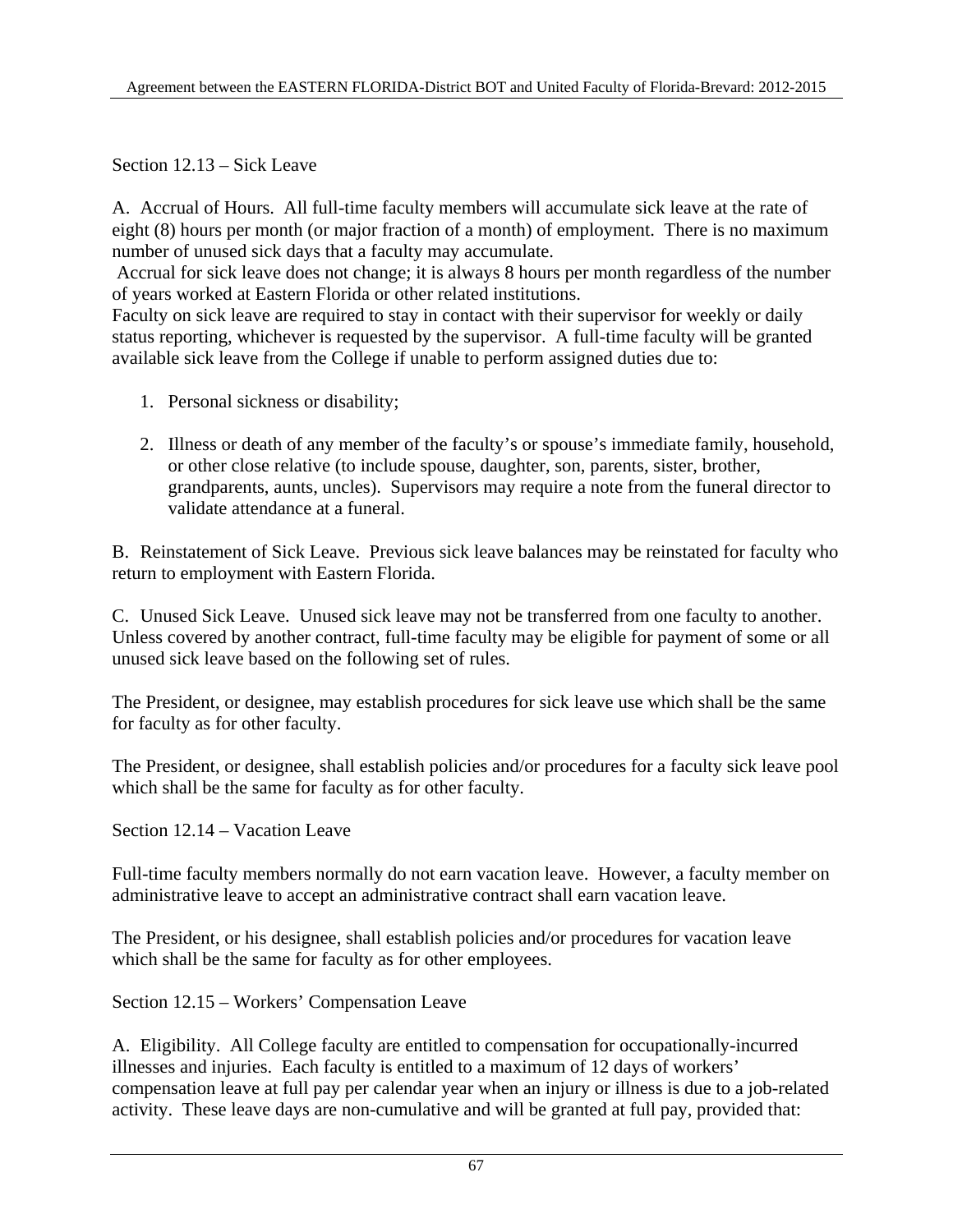Section 12.13 – Sick Leave

A. Accrual of Hours. All full-time faculty members will accumulate sick leave at the rate of eight (8) hours per month (or major fraction of a month) of employment. There is no maximum number of unused sick days that a faculty may accumulate.
Accrual for sick leave does not change; it is always 8 hours per month regardless of the number of years worked at Eastern Florida or other related institutions.
Faculty on sick leave are required to stay in contact with their supervisor for weekly or daily status reporting, whichever is requested by the supervisor. A full-time faculty will be granted available sick leave from the College if unable to perform assigned duties due to:

1. Personal sickness or disability;

2. Illness or death of any member of the faculty's or spouse's immediate family, household, or other close relative (to include spouse, daughter, son, parents, sister, brother, grandparents, aunts, uncles). Supervisors may require a note from the funeral director to validate attendance at a funeral.

B. Reinstatement of Sick Leave. Previous sick leave balances may be reinstated for faculty who return to employment with Eastern Florida.

C. Unused Sick Leave. Unused sick leave may not be transferred from one faculty to another. Unless covered by another contract, full-time faculty may be eligible for payment of some or all unused sick leave based on the following set of rules.

The President, or designee, may establish procedures for sick leave use which shall be the same for faculty as for other faculty.

The President, or designee, shall establish policies and/or procedures for a faculty sick leave pool which shall be the same for faculty as for other faculty.

Section 12.14 – Vacation Leave

Full-time faculty members normally do not earn vacation leave. However, a faculty member on administrative leave to accept an administrative contract shall earn vacation leave.

The President, or his designee, shall establish policies and/or procedures for vacation leave which shall be the same for faculty as for other employees.

Section 12.15 – Workers' Compensation Leave

A. Eligibility. All College faculty are entitled to compensation for occupationally-incurred illnesses and injuries. Each faculty is entitled to a maximum of 12 days of workers' compensation leave at full pay per calendar year when an injury or illness is due to a job-related activity. These leave days are non-cumulative and will be granted at full pay, provided that: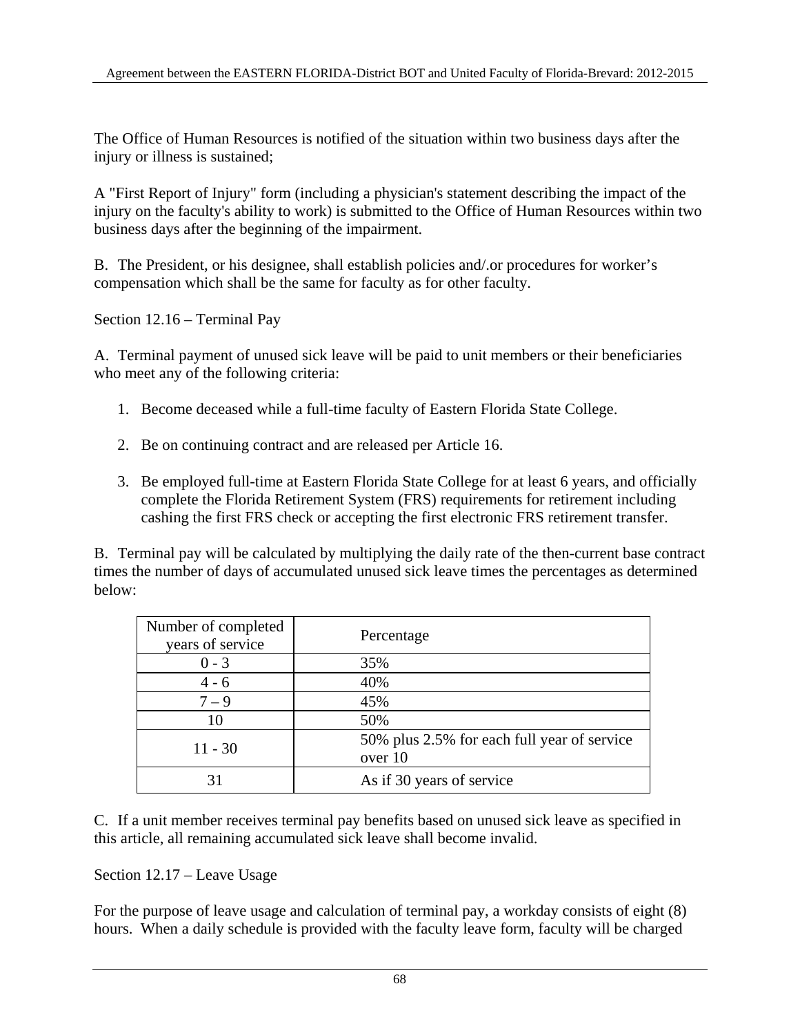The Office of Human Resources is notified of the situation within two business days after the injury or illness is sustained;

A "First Report of Injury" form (including a physician's statement describing the impact of the injury on the faculty's ability to work) is submitted to the Office of Human Resources within two business days after the beginning of the impairment.

B. The President, or his designee, shall establish policies and/.or procedures for worker's compensation which shall be the same for faculty as for other faculty.

Section 12.16 – Terminal Pay

A. Terminal payment of unused sick leave will be paid to unit members or their beneficiaries who meet any of the following criteria:

1. Become deceased while a full-time faculty of Eastern Florida State College.

2. Be on continuing contract and are released per Article 16.

3. Be employed full-time at Eastern Florida State College for at least 6 years, and officially complete the Florida Retirement System (FRS) requirements for retirement including cashing the first FRS check or accepting the first electronic FRS retirement transfer.

B. Terminal pay will be calculated by multiplying the daily rate of the then-current base contract times the number of days of accumulated unused sick leave times the percentages as determined below:

| Number of completed years of service | Percentage |
|---|---|
| 0 - 3 | 35% |
| 4 - 6 | 40% |
| 7 – 9 | 45% |
| 10 | 50% |
| 11 - 30 | 50% plus 2.5% for each full year of service over 10 |
| 31 | As if 30 years of service |

C. If a unit member receives terminal pay benefits based on unused sick leave as specified in this article, all remaining accumulated sick leave shall become invalid.

Section 12.17 – Leave Usage

For the purpose of leave usage and calculation of terminal pay, a workday consists of eight (8) hours. When a daily schedule is provided with the faculty leave form, faculty will be charged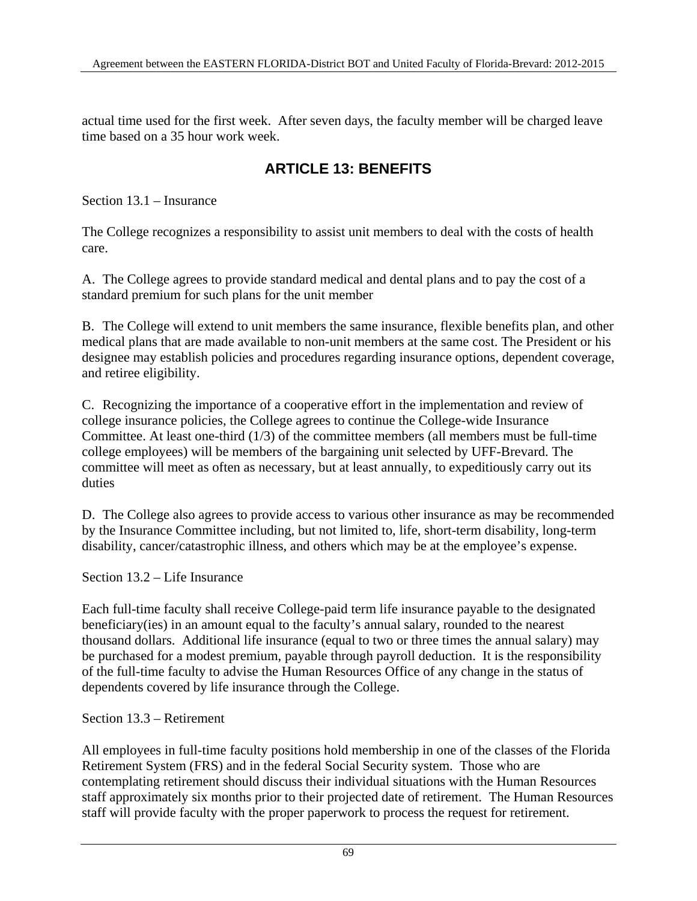actual time used for the first week. After seven days, the faculty member will be charged leave time based on a 35 hour work week.

# ARTICLE 13: BENEFITS

Section 13.1 – Insurance

The College recognizes a responsibility to assist unit members to deal with the costs of health care.

A. The College agrees to provide standard medical and dental plans and to pay the cost of a standard premium for such plans for the unit member

B. The College will extend to unit members the same insurance, flexible benefits plan, and other medical plans that are made available to non-unit members at the same cost. The President or his designee may establish policies and procedures regarding insurance options, dependent coverage, and retiree eligibility.

C. Recognizing the importance of a cooperative effort in the implementation and review of college insurance policies, the College agrees to continue the College-wide Insurance Committee. At least one-third (1/3) of the committee members (all members must be full-time college employees) will be members of the bargaining unit selected by UFF-Brevard. The committee will meet as often as necessary, but at least annually, to expeditiously carry out its duties

D. The College also agrees to provide access to various other insurance as may be recommended by the Insurance Committee including, but not limited to, life, short-term disability, long-term disability, cancer/catastrophic illness, and others which may be at the employee's expense.

Section 13.2 – Life Insurance

Each full-time faculty shall receive College-paid term life insurance payable to the designated beneficiary(ies) in an amount equal to the faculty's annual salary, rounded to the nearest thousand dollars. Additional life insurance (equal to two or three times the annual salary) may be purchased for a modest premium, payable through payroll deduction. It is the responsibility of the full-time faculty to advise the Human Resources Office of any change in the status of dependents covered by life insurance through the College.

Section 13.3 – Retirement

All employees in full-time faculty positions hold membership in one of the classes of the Florida Retirement System (FRS) and in the federal Social Security system. Those who are contemplating retirement should discuss their individual situations with the Human Resources staff approximately six months prior to their projected date of retirement. The Human Resources staff will provide faculty with the proper paperwork to process the request for retirement.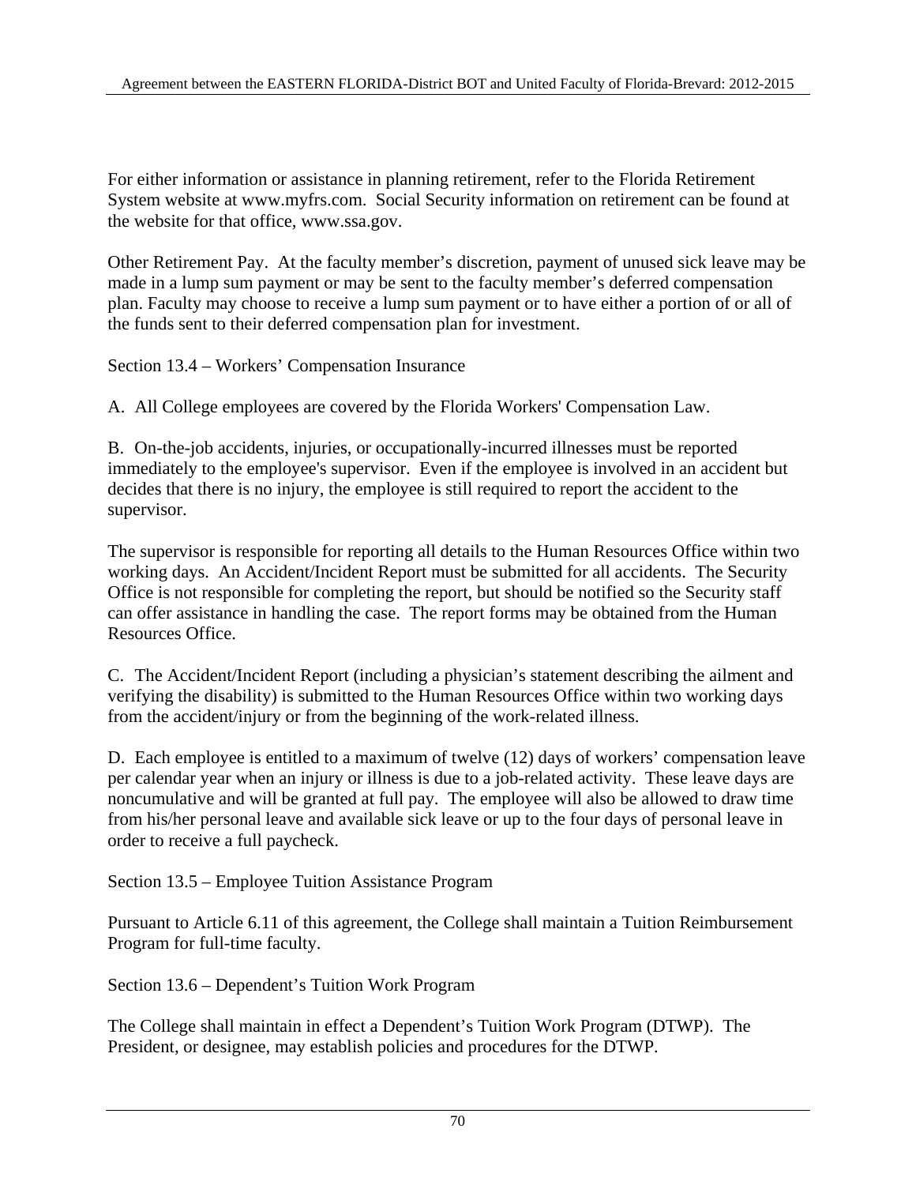For either information or assistance in planning retirement, refer to the Florida Retirement System website at www.myfrs.com. Social Security information on retirement can be found at the website for that office, www.ssa.gov.

Other Retirement Pay. At the faculty member's discretion, payment of unused sick leave may be made in a lump sum payment or may be sent to the faculty member's deferred compensation plan. Faculty may choose to receive a lump sum payment or to have either a portion of or all of the funds sent to their deferred compensation plan for investment.

Section 13.4 – Workers' Compensation Insurance

A. All College employees are covered by the Florida Workers' Compensation Law.

B. On-the-job accidents, injuries, or occupationally-incurred illnesses must be reported immediately to the employee's supervisor. Even if the employee is involved in an accident but decides that there is no injury, the employee is still required to report the accident to the supervisor.

The supervisor is responsible for reporting all details to the Human Resources Office within two working days. An Accident/Incident Report must be submitted for all accidents. The Security Office is not responsible for completing the report, but should be notified so the Security staff can offer assistance in handling the case. The report forms may be obtained from the Human Resources Office.

C. The Accident/Incident Report (including a physician's statement describing the ailment and verifying the disability) is submitted to the Human Resources Office within two working days from the accident/injury or from the beginning of the work-related illness.

D. Each employee is entitled to a maximum of twelve (12) days of workers' compensation leave per calendar year when an injury or illness is due to a job-related activity. These leave days are noncumulative and will be granted at full pay. The employee will also be allowed to draw time from his/her personal leave and available sick leave or up to the four days of personal leave in order to receive a full paycheck.

Section 13.5 – Employee Tuition Assistance Program

Pursuant to Article 6.11 of this agreement, the College shall maintain a Tuition Reimbursement Program for full-time faculty.

Section 13.6 – Dependent's Tuition Work Program

The College shall maintain in effect a Dependent's Tuition Work Program (DTWP). The President, or designee, may establish policies and procedures for the DTWP.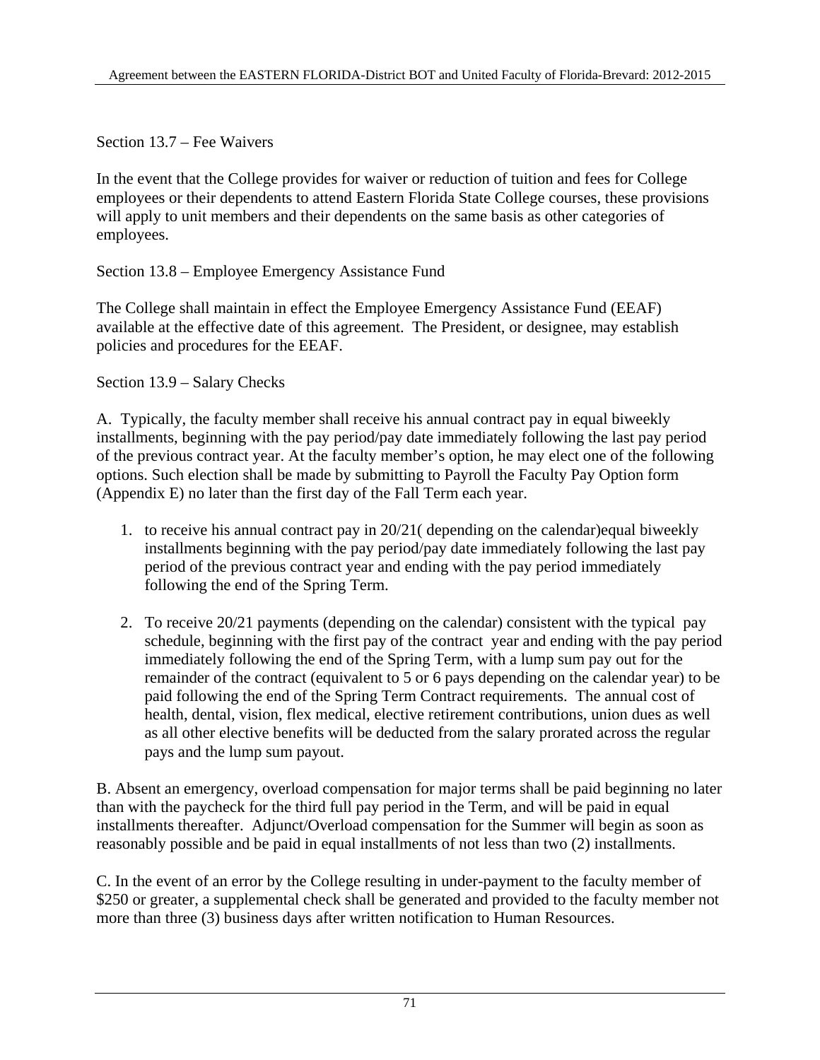Section 13.7 – Fee Waivers

In the event that the College provides for waiver or reduction of tuition and fees for College employees or their dependents to attend Eastern Florida State College courses, these provisions will apply to unit members and their dependents on the same basis as other categories of employees.

Section 13.8 – Employee Emergency Assistance Fund

The College shall maintain in effect the Employee Emergency Assistance Fund (EEAF) available at the effective date of this agreement. The President, or designee, may establish policies and procedures for the EEAF.

Section 13.9 – Salary Checks

A. Typically, the faculty member shall receive his annual contract pay in equal biweekly installments, beginning with the pay period/pay date immediately following the last pay period of the previous contract year. At the faculty member's option, he may elect one of the following options. Such election shall be made by submitting to Payroll the Faculty Pay Option form (Appendix E) no later than the first day of the Fall Term each year.

1. to receive his annual contract pay in 20/21( depending on the calendar)equal biweekly installments beginning with the pay period/pay date immediately following the last pay period of the previous contract year and ending with the pay period immediately following the end of the Spring Term.

2. To receive 20/21 payments (depending on the calendar) consistent with the typical pay schedule, beginning with the first pay of the contract year and ending with the pay period immediately following the end of the Spring Term, with a lump sum pay out for the remainder of the contract (equivalent to 5 or 6 pays depending on the calendar year) to be paid following the end of the Spring Term Contract requirements. The annual cost of health, dental, vision, flex medical, elective retirement contributions, union dues as well as all other elective benefits will be deducted from the salary prorated across the regular pays and the lump sum payout.

B. Absent an emergency, overload compensation for major terms shall be paid beginning no later than with the paycheck for the third full pay period in the Term, and will be paid in equal installments thereafter. Adjunct/Overload compensation for the Summer will begin as soon as reasonably possible and be paid in equal installments of not less than two (2) installments.

C. In the event of an error by the College resulting in under-payment to the faculty member of $250 or greater, a supplemental check shall be generated and provided to the faculty member not more than three (3) business days after written notification to Human Resources.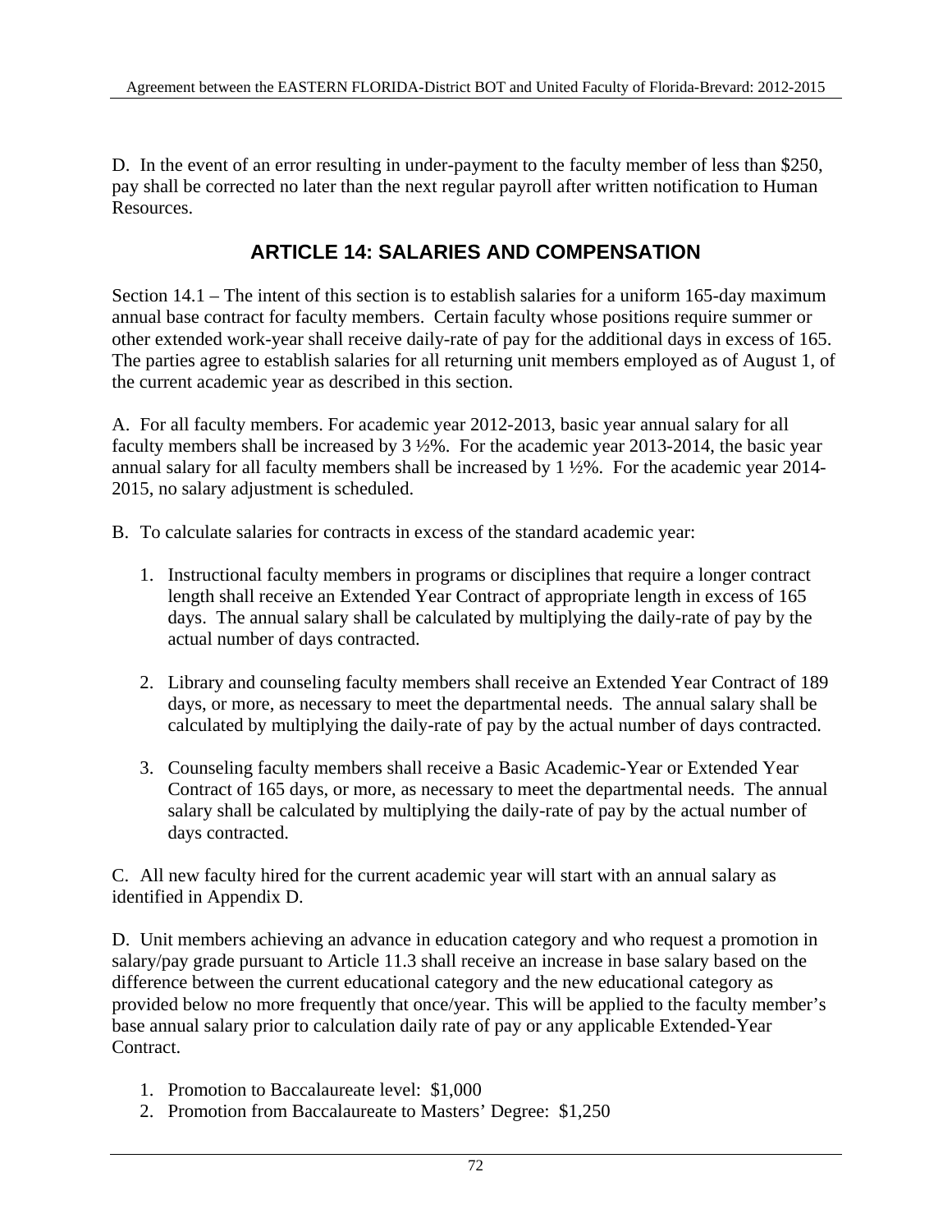D. In the event of an error resulting in under-payment to the faculty member of less than $250, pay shall be corrected no later than the next regular payroll after written notification to Human Resources.

## ARTICLE 14: SALARIES AND COMPENSATION

Section 14.1 – The intent of this section is to establish salaries for a uniform 165-day maximum annual base contract for faculty members. Certain faculty whose positions require summer or other extended work-year shall receive daily-rate of pay for the additional days in excess of 165. The parties agree to establish salaries for all returning unit members employed as of August 1, of the current academic year as described in this section.

A. For all faculty members. For academic year 2012-2013, basic year annual salary for all faculty members shall be increased by 3 ½%. For the academic year 2013-2014, the basic year annual salary for all faculty members shall be increased by 1 ½%. For the academic year 2014-2015, no salary adjustment is scheduled.

B. To calculate salaries for contracts in excess of the standard academic year:

1. Instructional faculty members in programs or disciplines that require a longer contract length shall receive an Extended Year Contract of appropriate length in excess of 165 days. The annual salary shall be calculated by multiplying the daily-rate of pay by the actual number of days contracted.

2. Library and counseling faculty members shall receive an Extended Year Contract of 189 days, or more, as necessary to meet the departmental needs. The annual salary shall be calculated by multiplying the daily-rate of pay by the actual number of days contracted.

3. Counseling faculty members shall receive a Basic Academic-Year or Extended Year Contract of 165 days, or more, as necessary to meet the departmental needs. The annual salary shall be calculated by multiplying the daily-rate of pay by the actual number of days contracted.

C. All new faculty hired for the current academic year will start with an annual salary as identified in Appendix D.

D. Unit members achieving an advance in education category and who request a promotion in salary/pay grade pursuant to Article 11.3 shall receive an increase in base salary based on the difference between the current educational category and the new educational category as provided below no more frequently that once/year. This will be applied to the faculty member's base annual salary prior to calculation daily rate of pay or any applicable Extended-Year Contract.

1. Promotion to Baccalaureate level: $1,000
2. Promotion from Baccalaureate to Masters' Degree: $1,250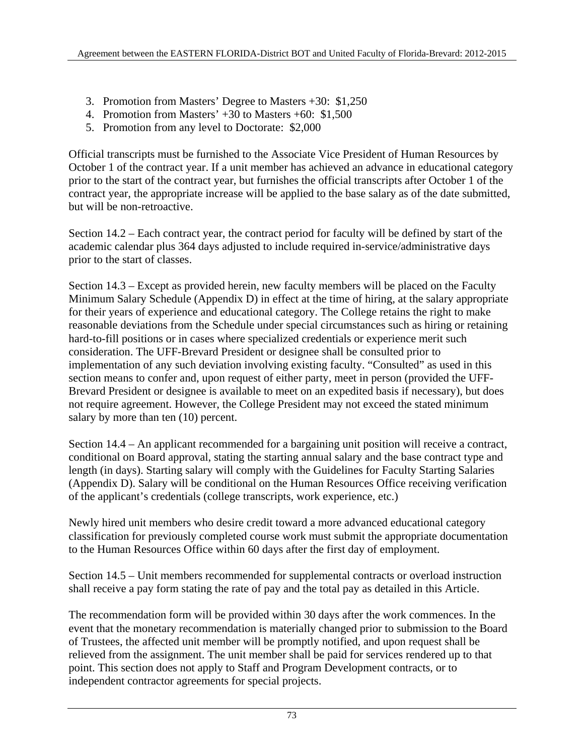3. Promotion from Masters' Degree to Masters +30: $1,250
4. Promotion from Masters' +30 to Masters +60: $1,500
5. Promotion from any level to Doctorate: $2,000

Official transcripts must be furnished to the Associate Vice President of Human Resources by October 1 of the contract year. If a unit member has achieved an advance in educational category prior to the start of the contract year, but furnishes the official transcripts after October 1 of the contract year, the appropriate increase will be applied to the base salary as of the date submitted, but will be non-retroactive.

Section 14.2 – Each contract year, the contract period for faculty will be defined by start of the academic calendar plus 364 days adjusted to include required in-service/administrative days prior to the start of classes.

Section 14.3 – Except as provided herein, new faculty members will be placed on the Faculty Minimum Salary Schedule (Appendix D) in effect at the time of hiring, at the salary appropriate for their years of experience and educational category. The College retains the right to make reasonable deviations from the Schedule under special circumstances such as hiring or retaining hard-to-fill positions or in cases where specialized credentials or experience merit such consideration. The UFF-Brevard President or designee shall be consulted prior to implementation of any such deviation involving existing faculty. "Consulted" as used in this section means to confer and, upon request of either party, meet in person (provided the UFF-Brevard President or designee is available to meet on an expedited basis if necessary), but does not require agreement. However, the College President may not exceed the stated minimum salary by more than ten (10) percent.

Section 14.4 – An applicant recommended for a bargaining unit position will receive a contract, conditional on Board approval, stating the starting annual salary and the base contract type and length (in days). Starting salary will comply with the Guidelines for Faculty Starting Salaries (Appendix D). Salary will be conditional on the Human Resources Office receiving verification of the applicant's credentials (college transcripts, work experience, etc.)

Newly hired unit members who desire credit toward a more advanced educational category classification for previously completed course work must submit the appropriate documentation to the Human Resources Office within 60 days after the first day of employment.

Section 14.5 – Unit members recommended for supplemental contracts or overload instruction shall receive a pay form stating the rate of pay and the total pay as detailed in this Article.

The recommendation form will be provided within 30 days after the work commences. In the event that the monetary recommendation is materially changed prior to submission to the Board of Trustees, the affected unit member will be promptly notified, and upon request shall be relieved from the assignment. The unit member shall be paid for services rendered up to that point. This section does not apply to Staff and Program Development contracts, or to independent contractor agreements for special projects.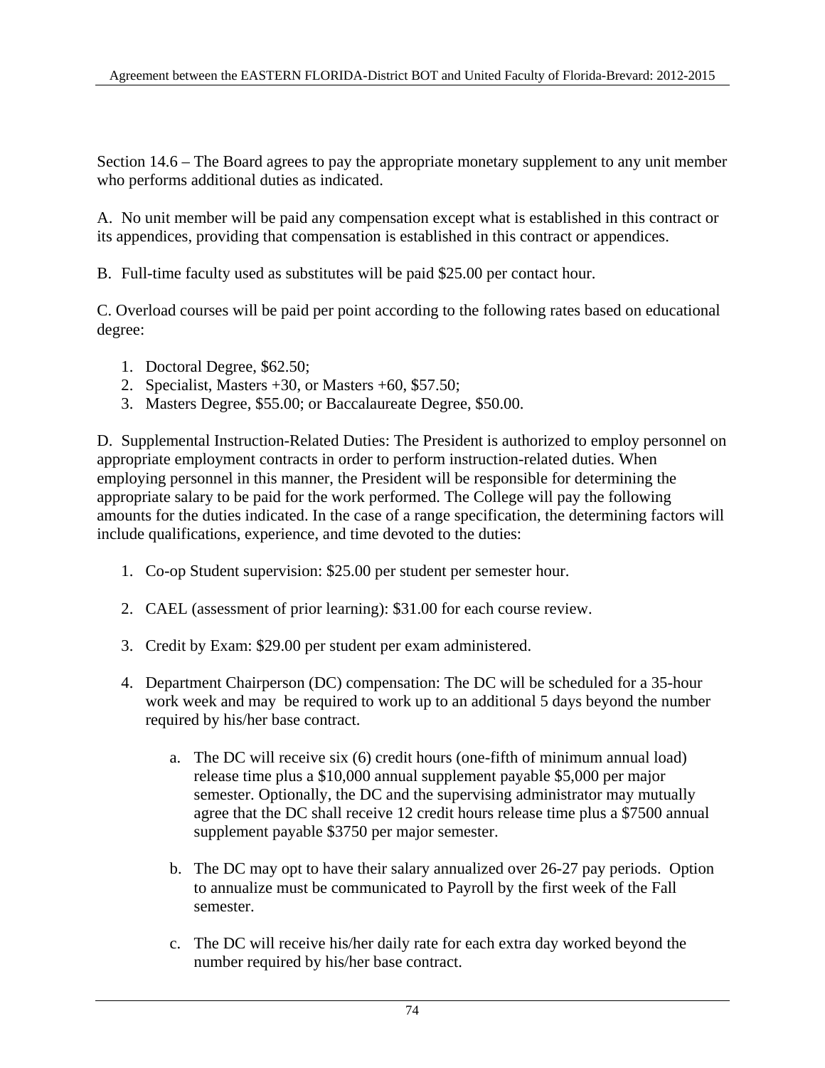Section 14.6 – The Board agrees to pay the appropriate monetary supplement to any unit member who performs additional duties as indicated.

A. No unit member will be paid any compensation except what is established in this contract or its appendices, providing that compensation is established in this contract or appendices.

B. Full-time faculty used as substitutes will be paid $25.00 per contact hour.

C. Overload courses will be paid per point according to the following rates based on educational degree:

1. Doctoral Degree, $62.50;
2. Specialist, Masters +30, or Masters +60, $57.50;
3. Masters Degree, $55.00; or Baccalaureate Degree, $50.00.

D. Supplemental Instruction-Related Duties: The President is authorized to employ personnel on appropriate employment contracts in order to perform instruction-related duties. When employing personnel in this manner, the President will be responsible for determining the appropriate salary to be paid for the work performed. The College will pay the following amounts for the duties indicated. In the case of a range specification, the determining factors will include qualifications, experience, and time devoted to the duties:

1. Co-op Student supervision: $25.00 per student per semester hour.

2. CAEL (assessment of prior learning): $31.00 for each course review.

3. Credit by Exam: $29.00 per student per exam administered.

4. Department Chairperson (DC) compensation: The DC will be scheduled for a 35-hour work week and may be required to work up to an additional 5 days beyond the number required by his/her base contract.

    a. The DC will receive six (6) credit hours (one-fifth of minimum annual load) release time plus a $10,000 annual supplement payable $5,000 per major semester. Optionally, the DC and the supervising administrator may mutually agree that the DC shall receive 12 credit hours release time plus a $7500 annual supplement payable $3750 per major semester.

    b. The DC may opt to have their salary annualized over 26-27 pay periods. Option to annualize must be communicated to Payroll by the first week of the Fall semester.

    c. The DC will receive his/her daily rate for each extra day worked beyond the number required by his/her base contract.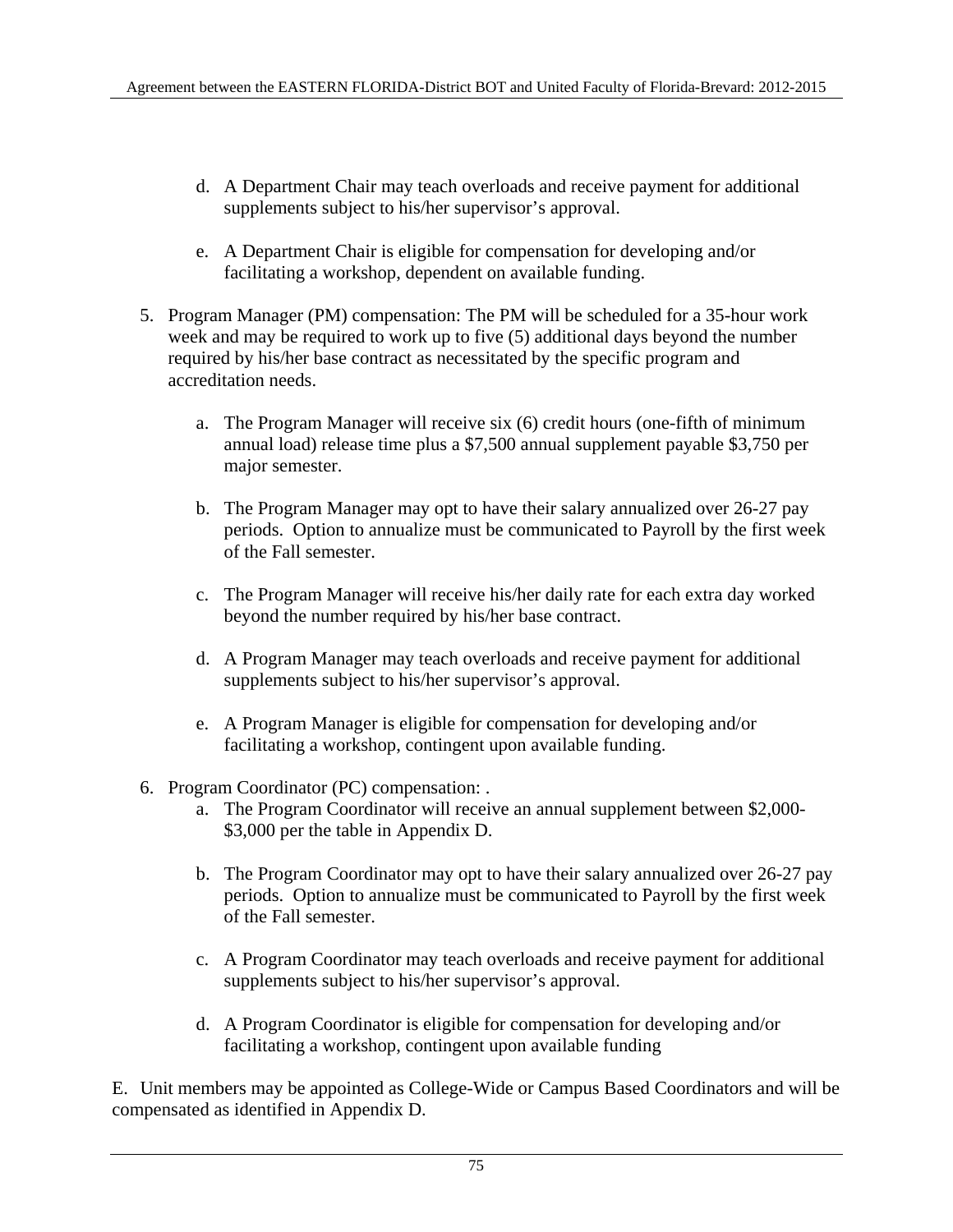d. A Department Chair may teach overloads and receive payment for additional supplements subject to his/her supervisor's approval.

e. A Department Chair is eligible for compensation for developing and/or facilitating a workshop, dependent on available funding.

5. Program Manager (PM) compensation: The PM will be scheduled for a 35-hour work week and may be required to work up to five (5) additional days beyond the number required by his/her base contract as necessitated by the specific program and accreditation needs.

   a. The Program Manager will receive six (6) credit hours (one-fifth of minimum annual load) release time plus a $7,500 annual supplement payable $3,750 per major semester.

   b. The Program Manager may opt to have their salary annualized over 26-27 pay periods. Option to annualize must be communicated to Payroll by the first week of the Fall semester.

   c. The Program Manager will receive his/her daily rate for each extra day worked beyond the number required by his/her base contract.

   d. A Program Manager may teach overloads and receive payment for additional supplements subject to his/her supervisor's approval.

   e. A Program Manager is eligible for compensation for developing and/or facilitating a workshop, contingent upon available funding.

6. Program Coordinator (PC) compensation: .

   a. The Program Coordinator will receive an annual supplement between $2,000-$3,000 per the table in Appendix D.

   b. The Program Coordinator may opt to have their salary annualized over 26-27 pay periods. Option to annualize must be communicated to Payroll by the first week of the Fall semester.

   c. A Program Coordinator may teach overloads and receive payment for additional supplements subject to his/her supervisor's approval.

   d. A Program Coordinator is eligible for compensation for developing and/or facilitating a workshop, contingent upon available funding

E. Unit members may be appointed as College-Wide or Campus Based Coordinators and will be compensated as identified in Appendix D.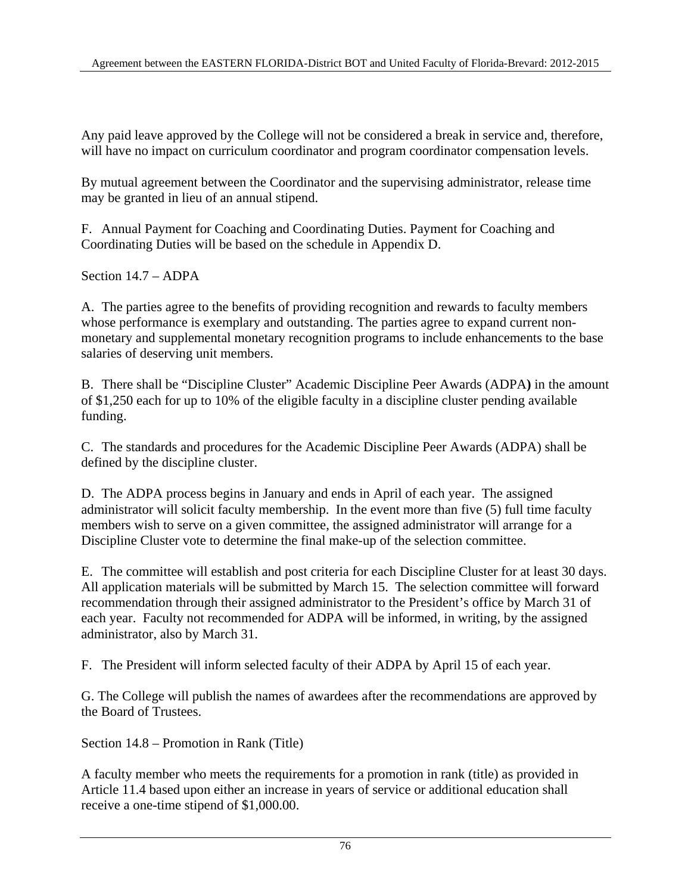Any paid leave approved by the College will not be considered a break in service and, therefore, will have no impact on curriculum coordinator and program coordinator compensation levels.

By mutual agreement between the Coordinator and the supervising administrator, release time may be granted in lieu of an annual stipend.

F. Annual Payment for Coaching and Coordinating Duties. Payment for Coaching and Coordinating Duties will be based on the schedule in Appendix D.

Section 14.7 – ADPA

A. The parties agree to the benefits of providing recognition and rewards to faculty members whose performance is exemplary and outstanding. The parties agree to expand current non-monetary and supplemental monetary recognition programs to include enhancements to the base salaries of deserving unit members.

B. There shall be "Discipline Cluster" Academic Discipline Peer Awards (ADPA**)** in the amount of $1,250 each for up to 10% of the eligible faculty in a discipline cluster pending available funding.

C. The standards and procedures for the Academic Discipline Peer Awards (ADPA) shall be defined by the discipline cluster.

D. The ADPA process begins in January and ends in April of each year. The assigned administrator will solicit faculty membership. In the event more than five (5) full time faculty members wish to serve on a given committee, the assigned administrator will arrange for a Discipline Cluster vote to determine the final make-up of the selection committee.

E. The committee will establish and post criteria for each Discipline Cluster for at least 30 days. All application materials will be submitted by March 15. The selection committee will forward recommendation through their assigned administrator to the President's office by March 31 of each year. Faculty not recommended for ADPA will be informed, in writing, by the assigned administrator, also by March 31.

F. The President will inform selected faculty of their ADPA by April 15 of each year.

G. The College will publish the names of awardees after the recommendations are approved by the Board of Trustees.

Section 14.8 – Promotion in Rank (Title)

A faculty member who meets the requirements for a promotion in rank (title) as provided in Article 11.4 based upon either an increase in years of service or additional education shall receive a one-time stipend of $1,000.00.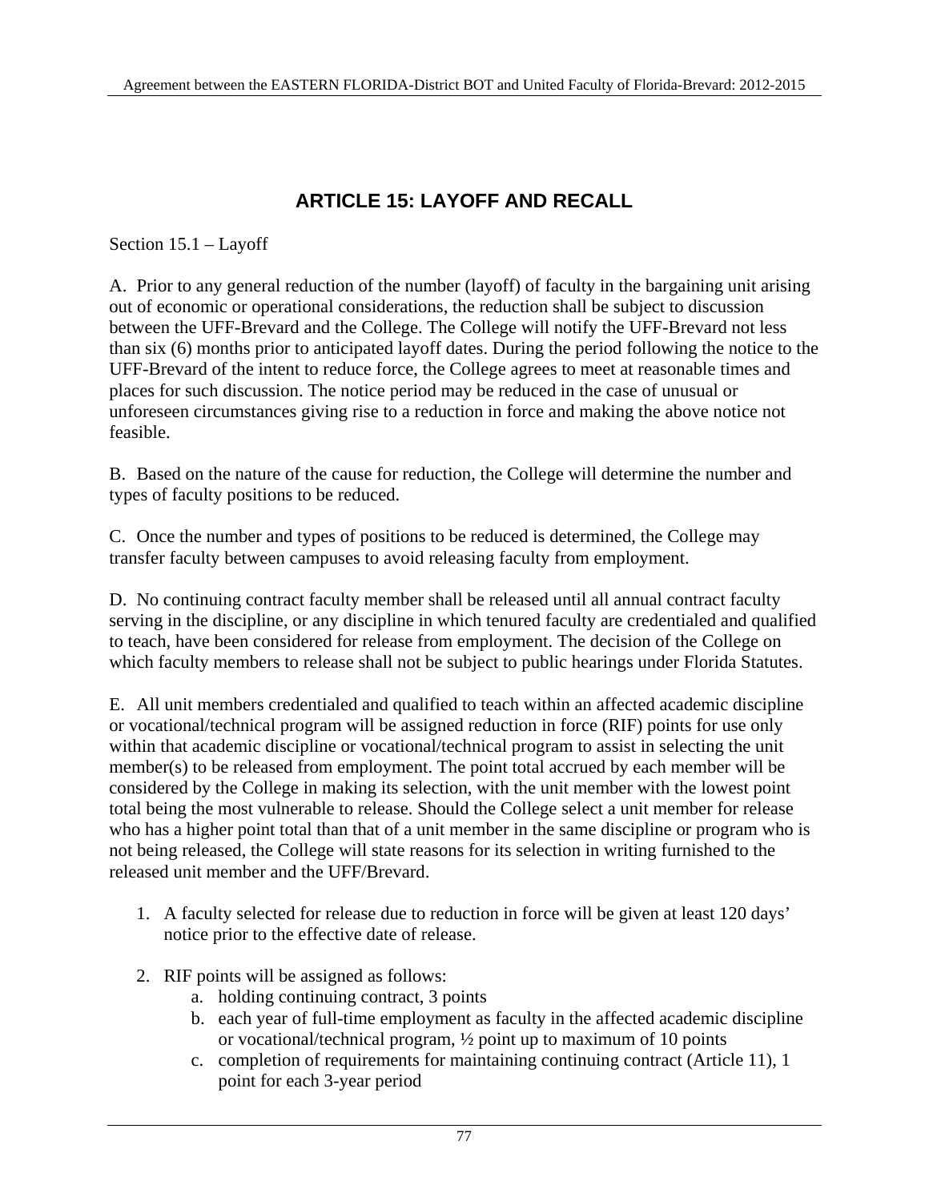# ARTICLE 15: LAYOFF AND RECALL

Section 15.1 – Layoff

A. Prior to any general reduction of the number (layoff) of faculty in the bargaining unit arising out of economic or operational considerations, the reduction shall be subject to discussion between the UFF-Brevard and the College. The College will notify the UFF-Brevard not less than six (6) months prior to anticipated layoff dates. During the period following the notice to the UFF-Brevard of the intent to reduce force, the College agrees to meet at reasonable times and places for such discussion. The notice period may be reduced in the case of unusual or unforeseen circumstances giving rise to a reduction in force and making the above notice not feasible.

B. Based on the nature of the cause for reduction, the College will determine the number and types of faculty positions to be reduced.

C. Once the number and types of positions to be reduced is determined, the College may transfer faculty between campuses to avoid releasing faculty from employment.

D. No continuing contract faculty member shall be released until all annual contract faculty serving in the discipline, or any discipline in which tenured faculty are credentialed and qualified to teach, have been considered for release from employment. The decision of the College on which faculty members to release shall not be subject to public hearings under Florida Statutes.

E. All unit members credentialed and qualified to teach within an affected academic discipline or vocational/technical program will be assigned reduction in force (RIF) points for use only within that academic discipline or vocational/technical program to assist in selecting the unit member(s) to be released from employment. The point total accrued by each member will be considered by the College in making its selection, with the unit member with the lowest point total being the most vulnerable to release. Should the College select a unit member for release who has a higher point total than that of a unit member in the same discipline or program who is not being released, the College will state reasons for its selection in writing furnished to the released unit member and the UFF/Brevard.

1. A faculty selected for release due to reduction in force will be given at least 120 days' notice prior to the effective date of release.

2. RIF points will be assigned as follows:
   a. holding continuing contract, 3 points
   b. each year of full-time employment as faculty in the affected academic discipline or vocational/technical program, ½ point up to maximum of 10 points
   c. completion of requirements for maintaining continuing contract (Article 11), 1 point for each 3-year period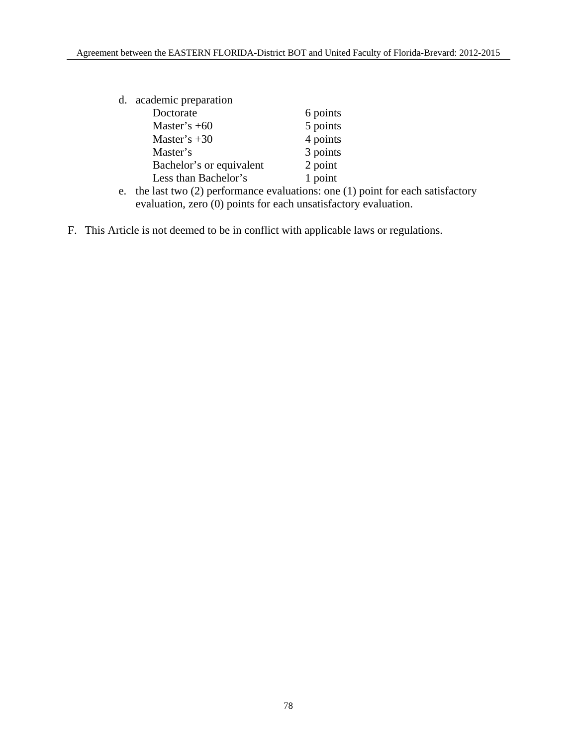d. academic preparation

| | |
|---|---|
| Doctorate | 6 points |
| Master's +60 | 5 points |
| Master's +30 | 4 points |
| Master's | 3 points |
| Bachelor's or equivalent | 2 point |
| Less than Bachelor's | 1 point |

e. the last two (2) performance evaluations: one (1) point for each satisfactory evaluation, zero (0) points for each unsatisfactory evaluation.

F. This Article is not deemed to be in conflict with applicable laws or regulations.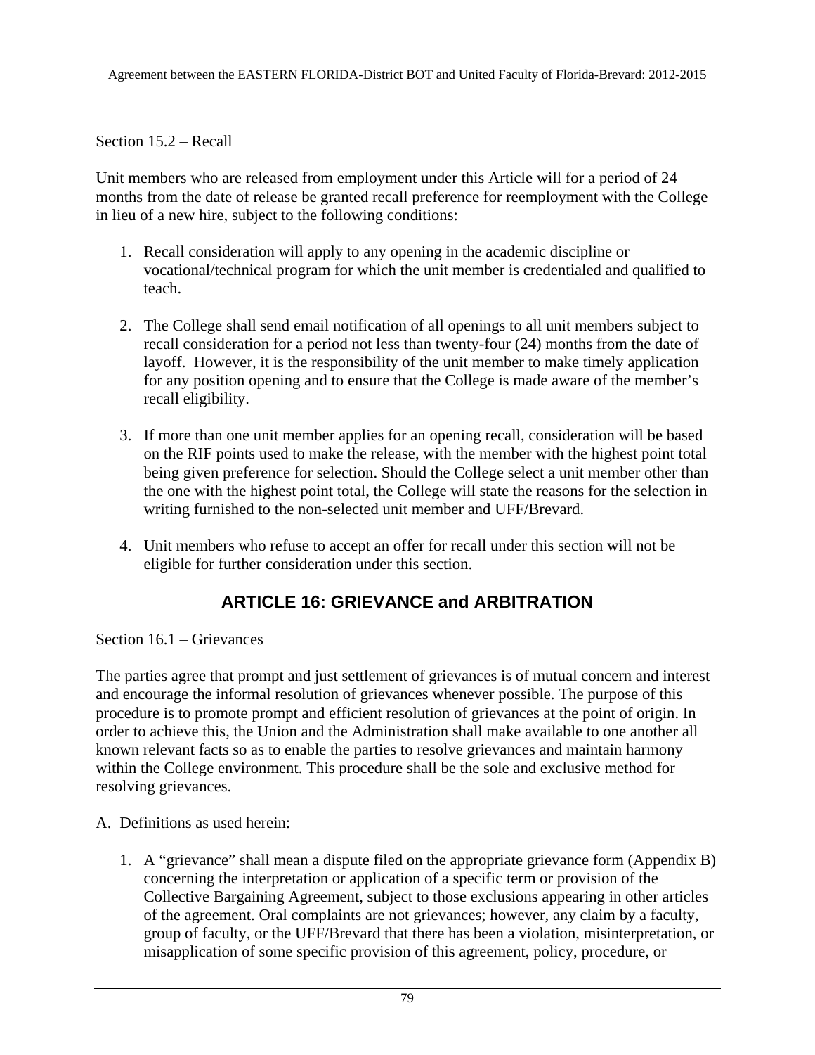Section 15.2 – Recall

Unit members who are released from employment under this Article will for a period of 24 months from the date of release be granted recall preference for reemployment with the College in lieu of a new hire, subject to the following conditions:

1. Recall consideration will apply to any opening in the academic discipline or vocational/technical program for which the unit member is credentialed and qualified to teach.

2. The College shall send email notification of all openings to all unit members subject to recall consideration for a period not less than twenty-four (24) months from the date of layoff. However, it is the responsibility of the unit member to make timely application for any position opening and to ensure that the College is made aware of the member's recall eligibility.

3. If more than one unit member applies for an opening recall, consideration will be based on the RIF points used to make the release, with the member with the highest point total being given preference for selection. Should the College select a unit member other than the one with the highest point total, the College will state the reasons for the selection in writing furnished to the non-selected unit member and UFF/Brevard.

4. Unit members who refuse to accept an offer for recall under this section will not be eligible for further consideration under this section.

## ARTICLE 16: GRIEVANCE and ARBITRATION

Section 16.1 – Grievances

The parties agree that prompt and just settlement of grievances is of mutual concern and interest and encourage the informal resolution of grievances whenever possible. The purpose of this procedure is to promote prompt and efficient resolution of grievances at the point of origin. In order to achieve this, the Union and the Administration shall make available to one another all known relevant facts so as to enable the parties to resolve grievances and maintain harmony within the College environment. This procedure shall be the sole and exclusive method for resolving grievances.

A. Definitions as used herein:

1. A "grievance" shall mean a dispute filed on the appropriate grievance form (Appendix B) concerning the interpretation or application of a specific term or provision of the Collective Bargaining Agreement, subject to those exclusions appearing in other articles of the agreement. Oral complaints are not grievances; however, any claim by a faculty, group of faculty, or the UFF/Brevard that there has been a violation, misinterpretation, or misapplication of some specific provision of this agreement, policy, procedure, or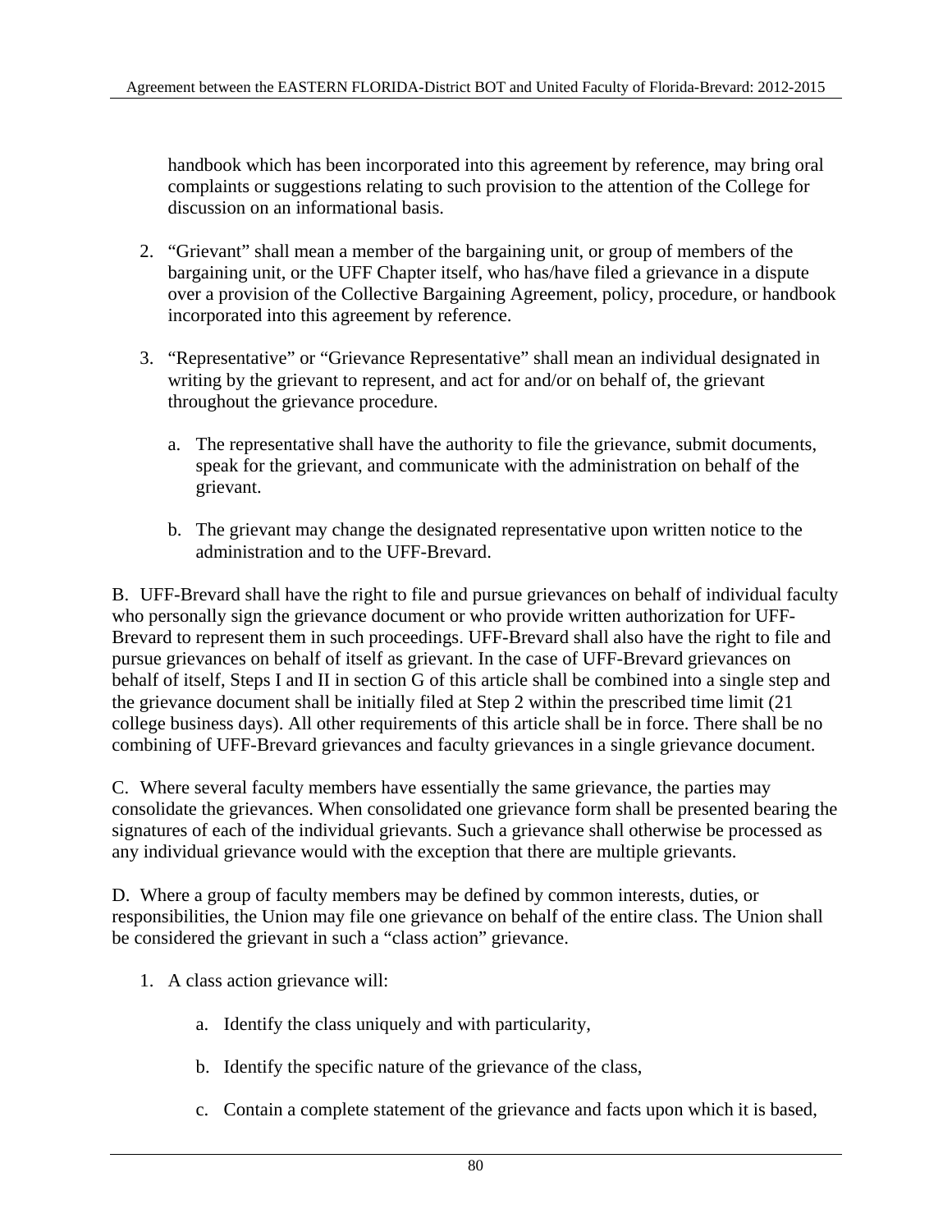handbook which has been incorporated into this agreement by reference, may bring oral complaints or suggestions relating to such provision to the attention of the College for discussion on an informational basis.

2. “Grievant” shall mean a member of the bargaining unit, or group of members of the bargaining unit, or the UFF Chapter itself, who has/have filed a grievance in a dispute over a provision of the Collective Bargaining Agreement, policy, procedure, or handbook incorporated into this agreement by reference.

3. “Representative” or “Grievance Representative” shall mean an individual designated in writing by the grievant to represent, and act for and/or on behalf of, the grievant throughout the grievance procedure.

   a. The representative shall have the authority to file the grievance, submit documents, speak for the grievant, and communicate with the administration on behalf of the grievant.

   b. The grievant may change the designated representative upon written notice to the administration and to the UFF-Brevard.

B. UFF-Brevard shall have the right to file and pursue grievances on behalf of individual faculty who personally sign the grievance document or who provide written authorization for UFF-Brevard to represent them in such proceedings. UFF-Brevard shall also have the right to file and pursue grievances on behalf of itself as grievant. In the case of UFF-Brevard grievances on behalf of itself, Steps I and II in section G of this article shall be combined into a single step and the grievance document shall be initially filed at Step 2 within the prescribed time limit (21 college business days). All other requirements of this article shall be in force. There shall be no combining of UFF-Brevard grievances and faculty grievances in a single grievance document.

C. Where several faculty members have essentially the same grievance, the parties may consolidate the grievances. When consolidated one grievance form shall be presented bearing the signatures of each of the individual grievants. Such a grievance shall otherwise be processed as any individual grievance would with the exception that there are multiple grievants.

D. Where a group of faculty members may be defined by common interests, duties, or responsibilities, the Union may file one grievance on behalf of the entire class. The Union shall be considered the grievant in such a “class action” grievance.

1. A class action grievance will:

   a. Identify the class uniquely and with particularity,

   b. Identify the specific nature of the grievance of the class,

   c. Contain a complete statement of the grievance and facts upon which it is based,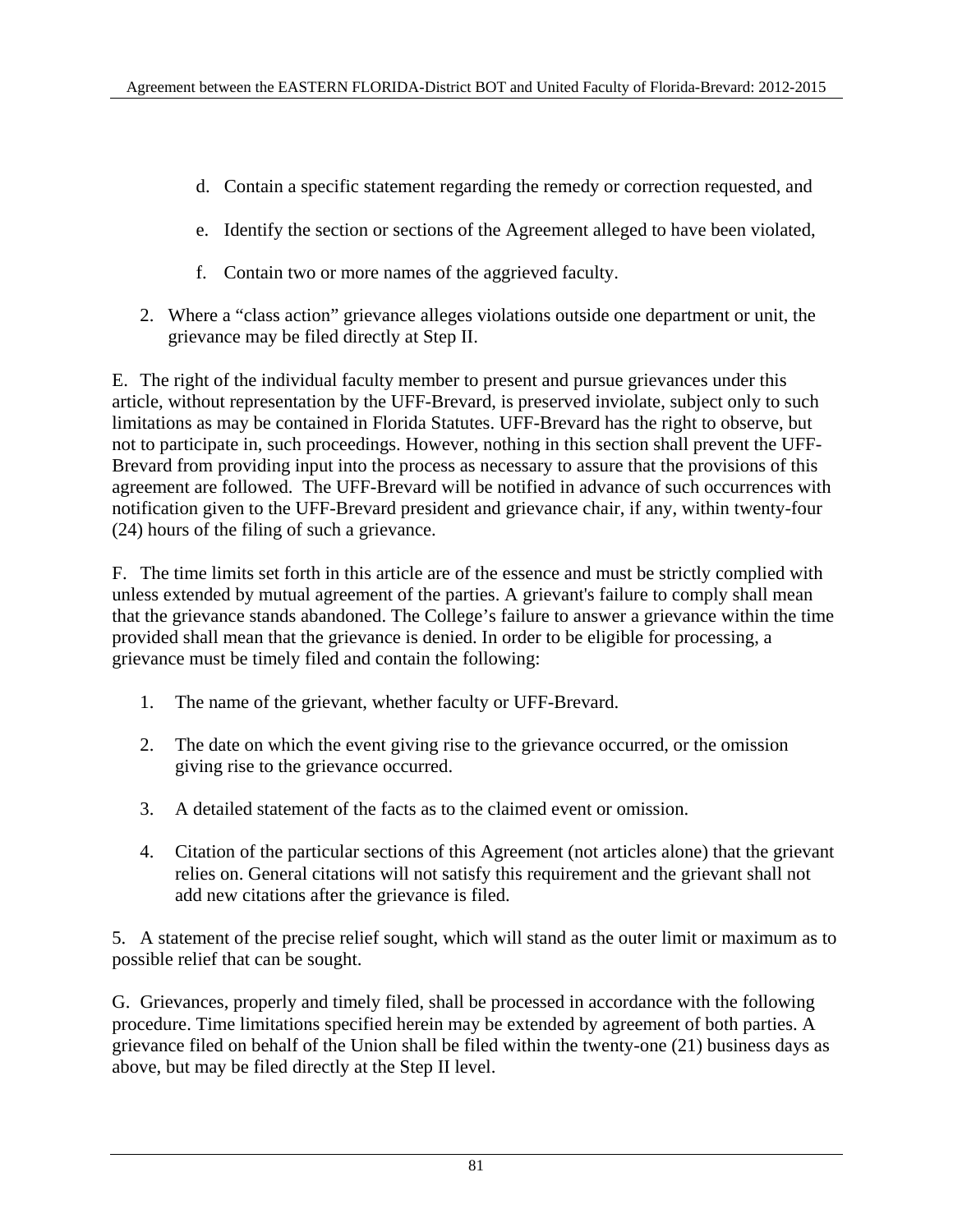d. Contain a specific statement regarding the remedy or correction requested, and

e. Identify the section or sections of the Agreement alleged to have been violated,

f. Contain two or more names of the aggrieved faculty.

2. Where a "class action" grievance alleges violations outside one department or unit, the grievance may be filed directly at Step II.

E. The right of the individual faculty member to present and pursue grievances under this article, without representation by the UFF-Brevard, is preserved inviolate, subject only to such limitations as may be contained in Florida Statutes. UFF-Brevard has the right to observe, but not to participate in, such proceedings. However, nothing in this section shall prevent the UFF-Brevard from providing input into the process as necessary to assure that the provisions of this agreement are followed. The UFF-Brevard will be notified in advance of such occurrences with notification given to the UFF-Brevard president and grievance chair, if any, within twenty-four (24) hours of the filing of such a grievance.

F. The time limits set forth in this article are of the essence and must be strictly complied with unless extended by mutual agreement of the parties. A grievant's failure to comply shall mean that the grievance stands abandoned. The College's failure to answer a grievance within the time provided shall mean that the grievance is denied. In order to be eligible for processing, a grievance must be timely filed and contain the following:

1. The name of the grievant, whether faculty or UFF-Brevard.

2. The date on which the event giving rise to the grievance occurred, or the omission giving rise to the grievance occurred.

3. A detailed statement of the facts as to the claimed event or omission.

4. Citation of the particular sections of this Agreement (not articles alone) that the grievant relies on. General citations will not satisfy this requirement and the grievant shall not add new citations after the grievance is filed.

5. A statement of the precise relief sought, which will stand as the outer limit or maximum as to possible relief that can be sought.

G. Grievances, properly and timely filed, shall be processed in accordance with the following procedure. Time limitations specified herein may be extended by agreement of both parties. A grievance filed on behalf of the Union shall be filed within the twenty-one (21) business days as above, but may be filed directly at the Step II level.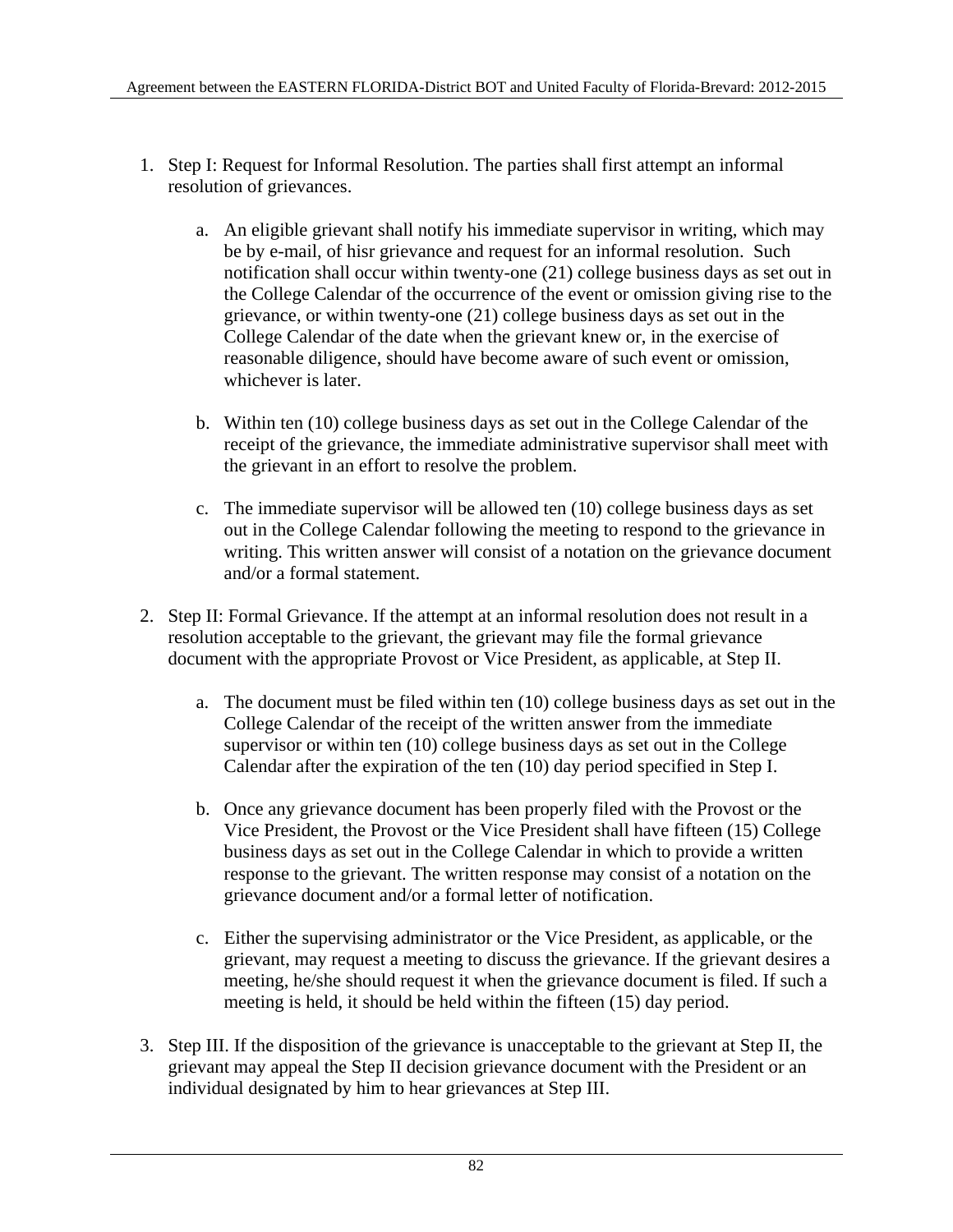1. Step I: Request for Informal Resolution. The parties shall first attempt an informal resolution of grievances.

    a. An eligible grievant shall notify his immediate supervisor in writing, which may be by e-mail, of hisr grievance and request for an informal resolution. Such notification shall occur within twenty-one (21) college business days as set out in the College Calendar of the occurrence of the event or omission giving rise to the grievance, or within twenty-one (21) college business days as set out in the College Calendar of the date when the grievant knew or, in the exercise of reasonable diligence, should have become aware of such event or omission, whichever is later.

    b. Within ten (10) college business days as set out in the College Calendar of the receipt of the grievance, the immediate administrative supervisor shall meet with the grievant in an effort to resolve the problem.

    c. The immediate supervisor will be allowed ten (10) college business days as set out in the College Calendar following the meeting to respond to the grievance in writing. This written answer will consist of a notation on the grievance document and/or a formal statement.

2. Step II: Formal Grievance. If the attempt at an informal resolution does not result in a resolution acceptable to the grievant, the grievant may file the formal grievance document with the appropriate Provost or Vice President, as applicable, at Step II.

    a. The document must be filed within ten (10) college business days as set out in the College Calendar of the receipt of the written answer from the immediate supervisor or within ten (10) college business days as set out in the College Calendar after the expiration of the ten (10) day period specified in Step I.

    b. Once any grievance document has been properly filed with the Provost or the Vice President, the Provost or the Vice President shall have fifteen (15) College business days as set out in the College Calendar in which to provide a written response to the grievant. The written response may consist of a notation on the grievance document and/or a formal letter of notification.

    c. Either the supervising administrator or the Vice President, as applicable, or the grievant, may request a meeting to discuss the grievance. If the grievant desires a meeting, he/she should request it when the grievance document is filed. If such a meeting is held, it should be held within the fifteen (15) day period.

3. Step III. If the disposition of the grievance is unacceptable to the grievant at Step II, the grievant may appeal the Step II decision grievance document with the President or an individual designated by him to hear grievances at Step III.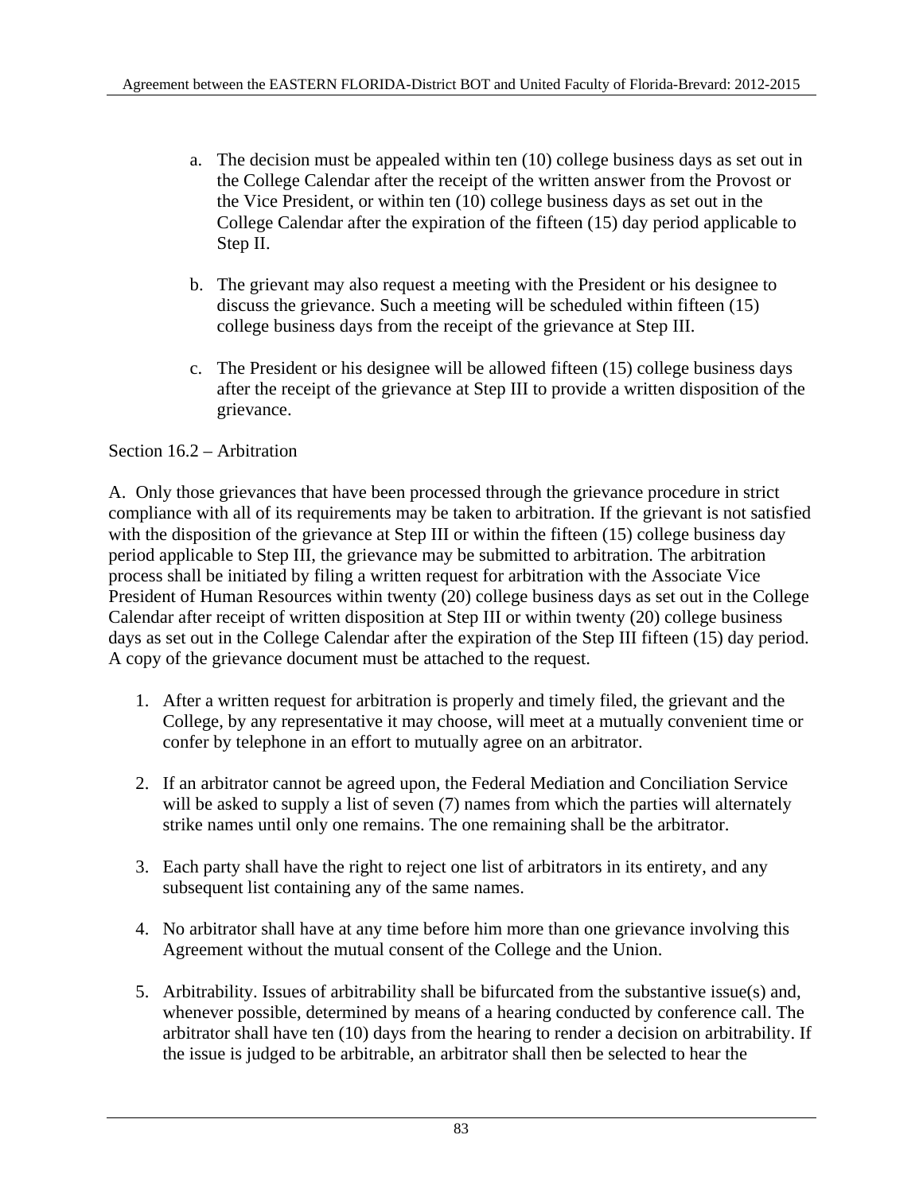a. The decision must be appealed within ten (10) college business days as set out in the College Calendar after the receipt of the written answer from the Provost or the Vice President, or within ten (10) college business days as set out in the College Calendar after the expiration of the fifteen (15) day period applicable to Step II.

b. The grievant may also request a meeting with the President or his designee to discuss the grievance. Such a meeting will be scheduled within fifteen (15) college business days from the receipt of the grievance at Step III.

c. The President or his designee will be allowed fifteen (15) college business days after the receipt of the grievance at Step III to provide a written disposition of the grievance.

Section 16.2 – Arbitration

A. Only those grievances that have been processed through the grievance procedure in strict compliance with all of its requirements may be taken to arbitration. If the grievant is not satisfied with the disposition of the grievance at Step III or within the fifteen (15) college business day period applicable to Step III, the grievance may be submitted to arbitration. The arbitration process shall be initiated by filing a written request for arbitration with the Associate Vice President of Human Resources within twenty (20) college business days as set out in the College Calendar after receipt of written disposition at Step III or within twenty (20) college business days as set out in the College Calendar after the expiration of the Step III fifteen (15) day period. A copy of the grievance document must be attached to the request.

1. After a written request for arbitration is properly and timely filed, the grievant and the College, by any representative it may choose, will meet at a mutually convenient time or confer by telephone in an effort to mutually agree on an arbitrator.

2. If an arbitrator cannot be agreed upon, the Federal Mediation and Conciliation Service will be asked to supply a list of seven (7) names from which the parties will alternately strike names until only one remains. The one remaining shall be the arbitrator.

3. Each party shall have the right to reject one list of arbitrators in its entirety, and any subsequent list containing any of the same names.

4. No arbitrator shall have at any time before him more than one grievance involving this Agreement without the mutual consent of the College and the Union.

5. Arbitrability. Issues of arbitrability shall be bifurcated from the substantive issue(s) and, whenever possible, determined by means of a hearing conducted by conference call. The arbitrator shall have ten (10) days from the hearing to render a decision on arbitrability. If the issue is judged to be arbitrable, an arbitrator shall then be selected to hear the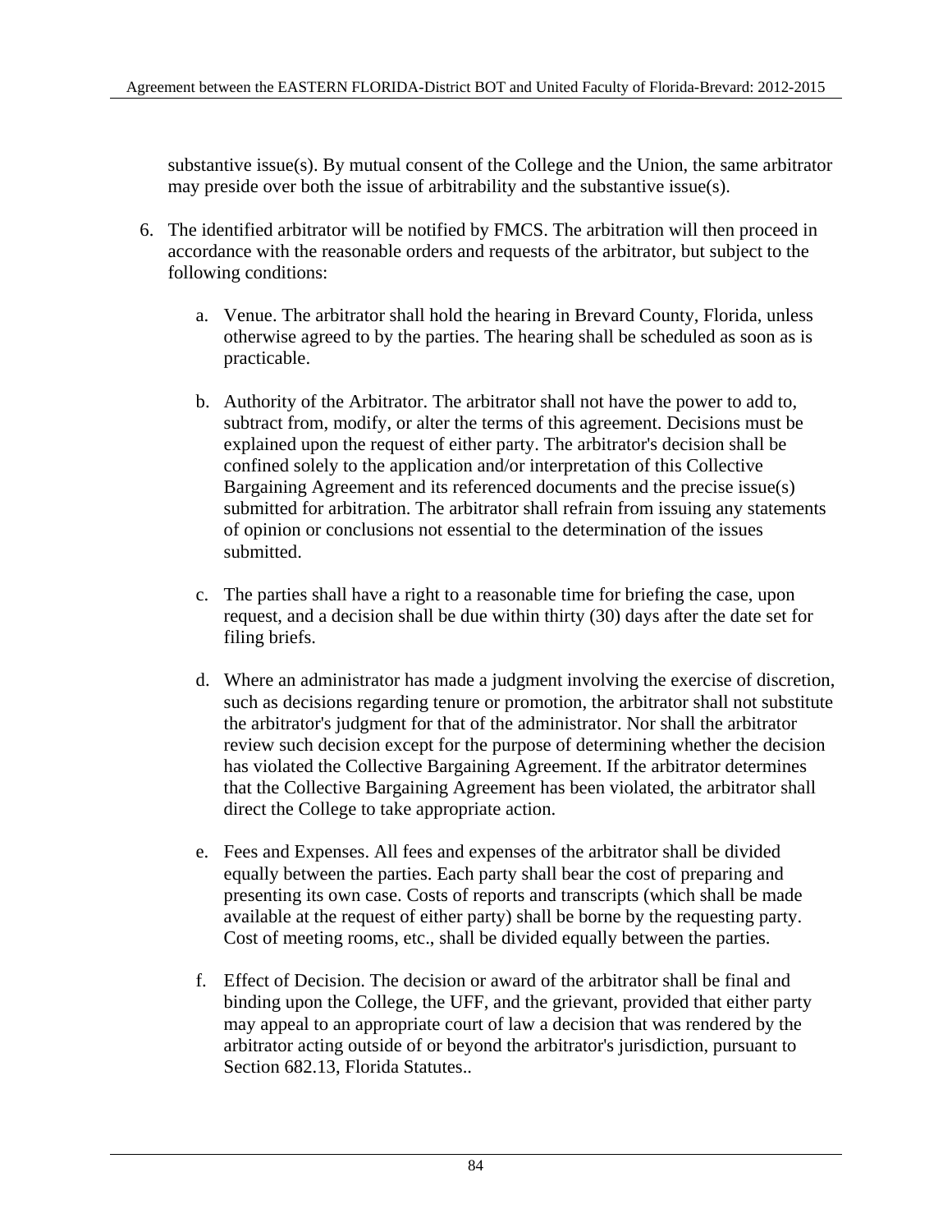substantive issue(s). By mutual consent of the College and the Union, the same arbitrator may preside over both the issue of arbitrability and the substantive issue(s).

6. The identified arbitrator will be notified by FMCS. The arbitration will then proceed in accordance with the reasonable orders and requests of the arbitrator, but subject to the following conditions:

   a. Venue. The arbitrator shall hold the hearing in Brevard County, Florida, unless otherwise agreed to by the parties. The hearing shall be scheduled as soon as is practicable.

   b. Authority of the Arbitrator. The arbitrator shall not have the power to add to, subtract from, modify, or alter the terms of this agreement. Decisions must be explained upon the request of either party. The arbitrator's decision shall be confined solely to the application and/or interpretation of this Collective Bargaining Agreement and its referenced documents and the precise issue(s) submitted for arbitration. The arbitrator shall refrain from issuing any statements of opinion or conclusions not essential to the determination of the issues submitted.

   c. The parties shall have a right to a reasonable time for briefing the case, upon request, and a decision shall be due within thirty (30) days after the date set for filing briefs.

   d. Where an administrator has made a judgment involving the exercise of discretion, such as decisions regarding tenure or promotion, the arbitrator shall not substitute the arbitrator's judgment for that of the administrator. Nor shall the arbitrator review such decision except for the purpose of determining whether the decision has violated the Collective Bargaining Agreement. If the arbitrator determines that the Collective Bargaining Agreement has been violated, the arbitrator shall direct the College to take appropriate action.

   e. Fees and Expenses. All fees and expenses of the arbitrator shall be divided equally between the parties. Each party shall bear the cost of preparing and presenting its own case. Costs of reports and transcripts (which shall be made available at the request of either party) shall be borne by the requesting party. Cost of meeting rooms, etc., shall be divided equally between the parties.

   f. Effect of Decision. The decision or award of the arbitrator shall be final and binding upon the College, the UFF, and the grievant, provided that either party may appeal to an appropriate court of law a decision that was rendered by the arbitrator acting outside of or beyond the arbitrator's jurisdiction, pursuant to Section 682.13, Florida Statutes..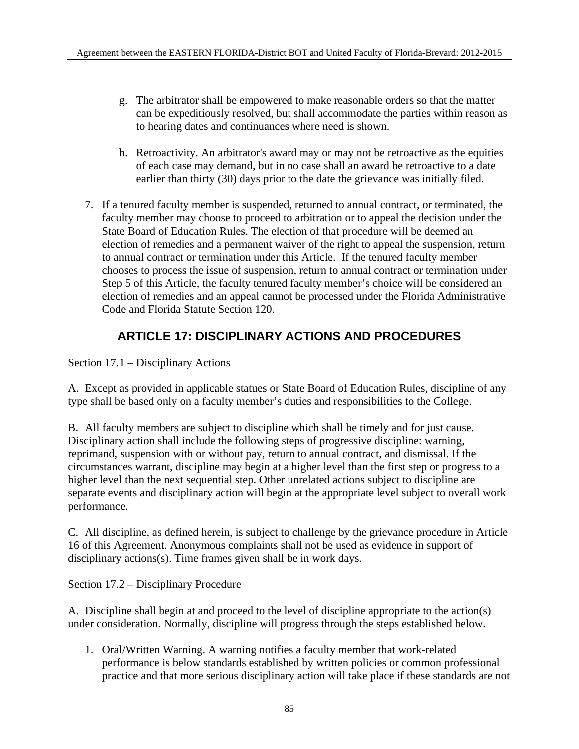g. The arbitrator shall be empowered to make reasonable orders so that the matter can be expeditiously resolved, but shall accommodate the parties within reason as to hearing dates and continuances where need is shown.

h. Retroactivity. An arbitrator's award may or may not be retroactive as the equities of each case may demand, but in no case shall an award be retroactive to a date earlier than thirty (30) days prior to the date the grievance was initially filed.

7. If a tenured faculty member is suspended, returned to annual contract, or terminated, the faculty member may choose to proceed to arbitration or to appeal the decision under the State Board of Education Rules. The election of that procedure will be deemed an election of remedies and a permanent waiver of the right to appeal the suspension, return to annual contract or termination under this Article. If the tenured faculty member chooses to process the issue of suspension, return to annual contract or termination under Step 5 of this Article, the faculty tenured faculty member's choice will be considered an election of remedies and an appeal cannot be processed under the Florida Administrative Code and Florida Statute Section 120.

## ARTICLE 17: DISCIPLINARY ACTIONS AND PROCEDURES

Section 17.1 – Disciplinary Actions

A. Except as provided in applicable statues or State Board of Education Rules, discipline of any type shall be based only on a faculty member's duties and responsibilities to the College.

B. All faculty members are subject to discipline which shall be timely and for just cause. Disciplinary action shall include the following steps of progressive discipline: warning, reprimand, suspension with or without pay, return to annual contract, and dismissal. If the circumstances warrant, discipline may begin at a higher level than the first step or progress to a higher level than the next sequential step. Other unrelated actions subject to discipline are separate events and disciplinary action will begin at the appropriate level subject to overall work performance.

C. All discipline, as defined herein, is subject to challenge by the grievance procedure in Article 16 of this Agreement. Anonymous complaints shall not be used as evidence in support of disciplinary actions(s). Time frames given shall be in work days.

Section 17.2 – Disciplinary Procedure

A. Discipline shall begin at and proceed to the level of discipline appropriate to the action(s) under consideration. Normally, discipline will progress through the steps established below.

1. Oral/Written Warning. A warning notifies a faculty member that work-related performance is below standards established by written policies or common professional practice and that more serious disciplinary action will take place if these standards are not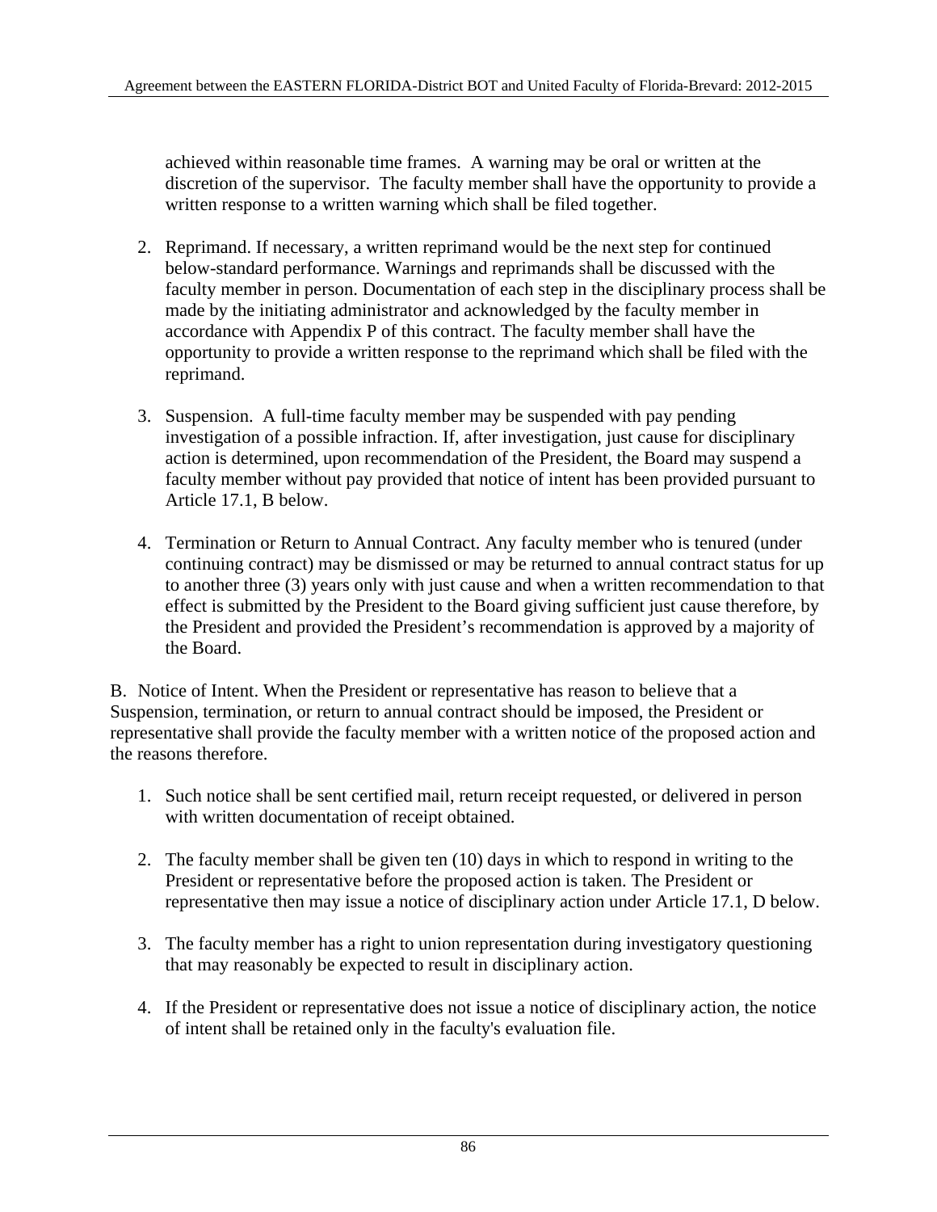achieved within reasonable time frames. A warning may be oral or written at the discretion of the supervisor. The faculty member shall have the opportunity to provide a written response to a written warning which shall be filed together.

2. Reprimand. If necessary, a written reprimand would be the next step for continued below-standard performance. Warnings and reprimands shall be discussed with the faculty member in person. Documentation of each step in the disciplinary process shall be made by the initiating administrator and acknowledged by the faculty member in accordance with Appendix P of this contract. The faculty member shall have the opportunity to provide a written response to the reprimand which shall be filed with the reprimand.

3. Suspension. A full-time faculty member may be suspended with pay pending investigation of a possible infraction. If, after investigation, just cause for disciplinary action is determined, upon recommendation of the President, the Board may suspend a faculty member without pay provided that notice of intent has been provided pursuant to Article 17.1, B below.

4. Termination or Return to Annual Contract. Any faculty member who is tenured (under continuing contract) may be dismissed or may be returned to annual contract status for up to another three (3) years only with just cause and when a written recommendation to that effect is submitted by the President to the Board giving sufficient just cause therefore, by the President and provided the President's recommendation is approved by a majority of the Board.

B. Notice of Intent. When the President or representative has reason to believe that a Suspension, termination, or return to annual contract should be imposed, the President or representative shall provide the faculty member with a written notice of the proposed action and the reasons therefore.

1. Such notice shall be sent certified mail, return receipt requested, or delivered in person with written documentation of receipt obtained.

2. The faculty member shall be given ten (10) days in which to respond in writing to the President or representative before the proposed action is taken. The President or representative then may issue a notice of disciplinary action under Article 17.1, D below.

3. The faculty member has a right to union representation during investigatory questioning that may reasonably be expected to result in disciplinary action.

4. If the President or representative does not issue a notice of disciplinary action, the notice of intent shall be retained only in the faculty's evaluation file.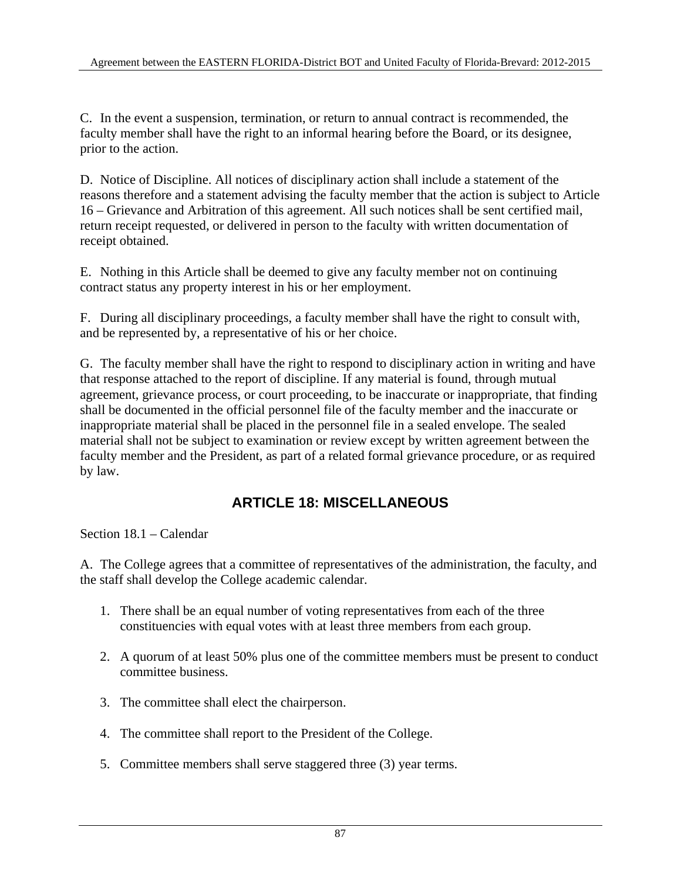C. In the event a suspension, termination, or return to annual contract is recommended, the faculty member shall have the right to an informal hearing before the Board, or its designee, prior to the action.

D. Notice of Discipline. All notices of disciplinary action shall include a statement of the reasons therefore and a statement advising the faculty member that the action is subject to Article 16 – Grievance and Arbitration of this agreement. All such notices shall be sent certified mail, return receipt requested, or delivered in person to the faculty with written documentation of receipt obtained.

E. Nothing in this Article shall be deemed to give any faculty member not on continuing contract status any property interest in his or her employment.

F. During all disciplinary proceedings, a faculty member shall have the right to consult with, and be represented by, a representative of his or her choice.

G. The faculty member shall have the right to respond to disciplinary action in writing and have that response attached to the report of discipline. If any material is found, through mutual agreement, grievance process, or court proceeding, to be inaccurate or inappropriate, that finding shall be documented in the official personnel file of the faculty member and the inaccurate or inappropriate material shall be placed in the personnel file in a sealed envelope. The sealed material shall not be subject to examination or review except by written agreement between the faculty member and the President, as part of a related formal grievance procedure, or as required by law.

## ARTICLE 18: MISCELLANEOUS

Section 18.1 – Calendar

A. The College agrees that a committee of representatives of the administration, the faculty, and the staff shall develop the College academic calendar.

1. There shall be an equal number of voting representatives from each of the three constituencies with equal votes with at least three members from each group.
2. A quorum of at least 50% plus one of the committee members must be present to conduct committee business.
3. The committee shall elect the chairperson.
4. The committee shall report to the President of the College.
5. Committee members shall serve staggered three (3) year terms.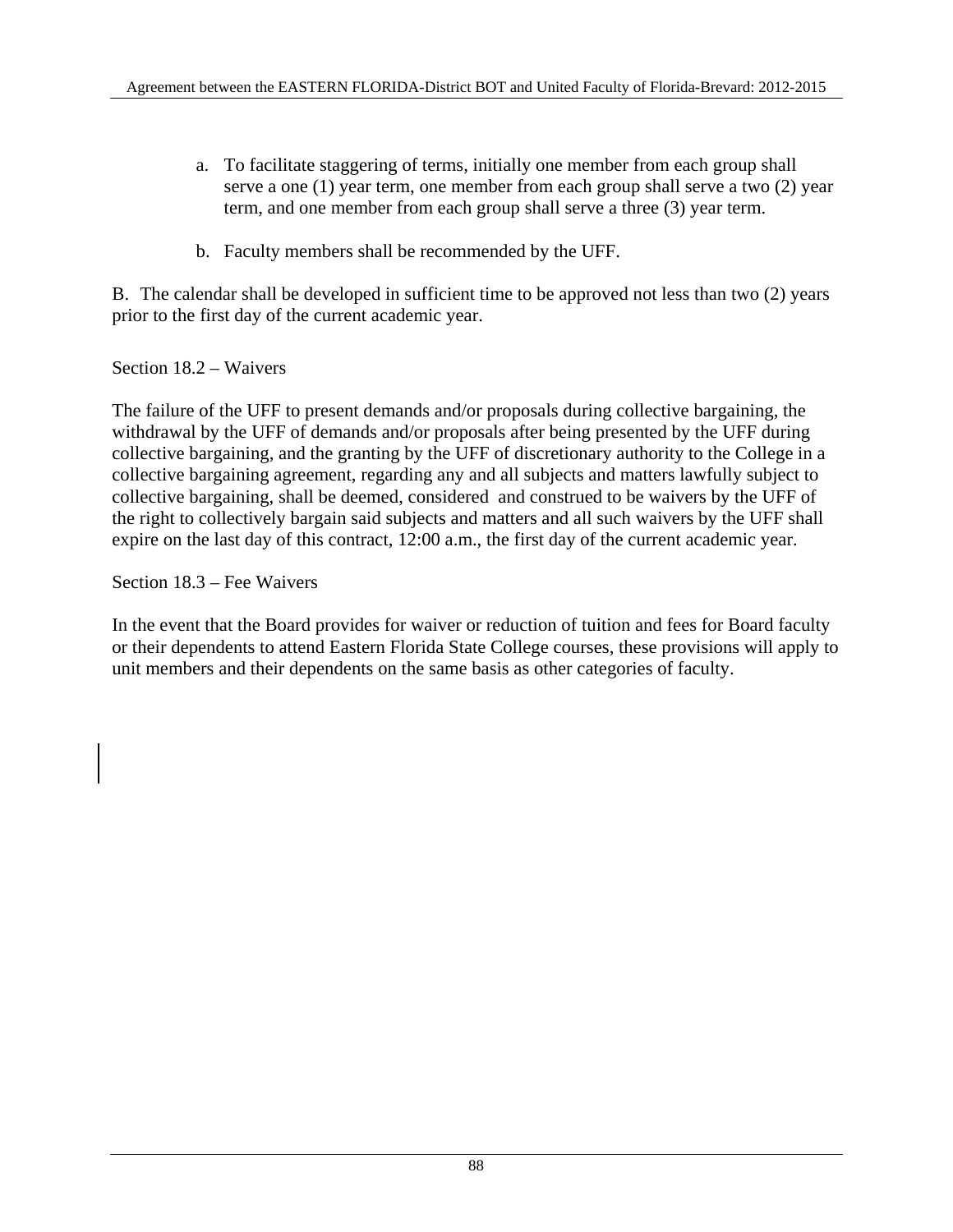a. To facilitate staggering of terms, initially one member from each group shall serve a one (1) year term, one member from each group shall serve a two (2) year term, and one member from each group shall serve a three (3) year term.

b. Faculty members shall be recommended by the UFF.

B. The calendar shall be developed in sufficient time to be approved not less than two (2) years prior to the first day of the current academic year.

Section 18.2 – Waivers

The failure of the UFF to present demands and/or proposals during collective bargaining, the withdrawal by the UFF of demands and/or proposals after being presented by the UFF during collective bargaining, and the granting by the UFF of discretionary authority to the College in a collective bargaining agreement, regarding any and all subjects and matters lawfully subject to collective bargaining, shall be deemed, considered and construed to be waivers by the UFF of the right to collectively bargain said subjects and matters and all such waivers by the UFF shall expire on the last day of this contract, 12:00 a.m., the first day of the current academic year.

Section 18.3 – Fee Waivers

In the event that the Board provides for waiver or reduction of tuition and fees for Board faculty or their dependents to attend Eastern Florida State College courses, these provisions will apply to unit members and their dependents on the same basis as other categories of faculty.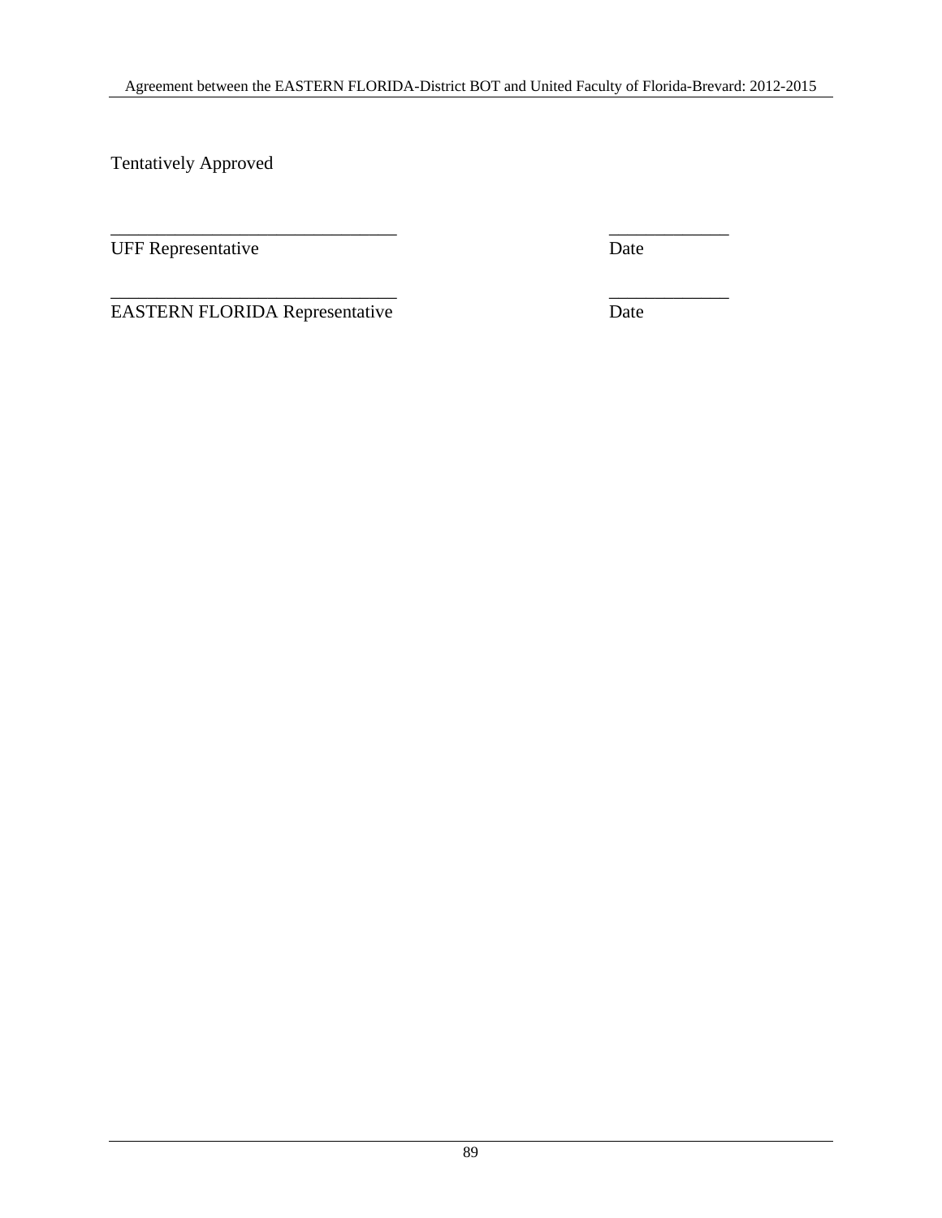Tentatively Approved

_______________________________ _____________
UFF Representative Date

_______________________________ _____________
EASTERN FLORIDA Representative Date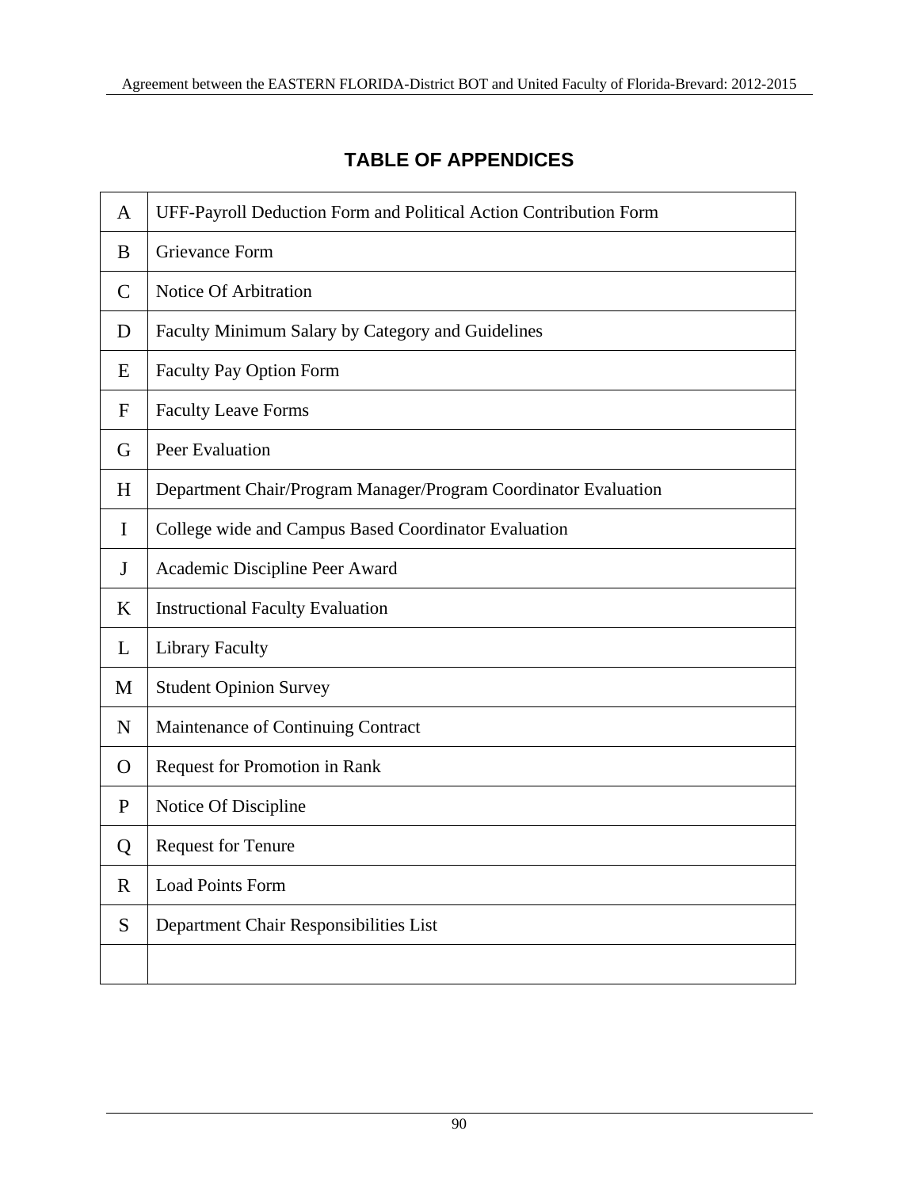# TABLE OF APPENDICES

| | |
|---|---|
| A | UFF-Payroll Deduction Form and Political Action Contribution Form |
| B | Grievance Form |
| C | Notice Of Arbitration |
| D | Faculty Minimum Salary by Category and Guidelines |
| E | Faculty Pay Option Form |
| F | Faculty Leave Forms |
| G | Peer Evaluation |
| H | Department Chair/Program Manager/Program Coordinator Evaluation |
| I | College wide and Campus Based Coordinator Evaluation |
| J | Academic Discipline Peer Award |
| K | Instructional Faculty Evaluation |
| L | Library Faculty |
| M | Student Opinion Survey |
| N | Maintenance of Continuing Contract |
| O | Request for Promotion in Rank |
| P | Notice Of Discipline |
| Q | Request for Tenure |
| R | Load Points Form |
| S | Department Chair Responsibilities List |
| | |